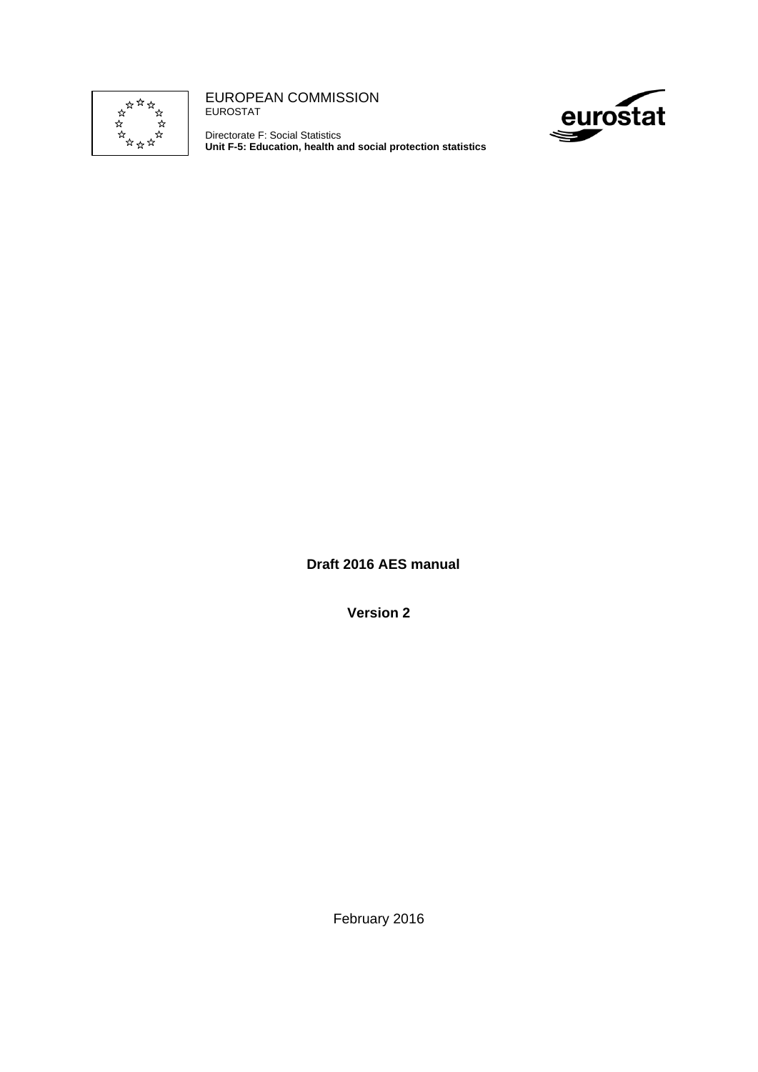EUROPEAN COMMISSION
EUROSTAT

Directorate F: Social Statistics
**Unit F-5: Education, health and social protection statistics**

# Draft 2016 AES manual

## Version 2

February 2016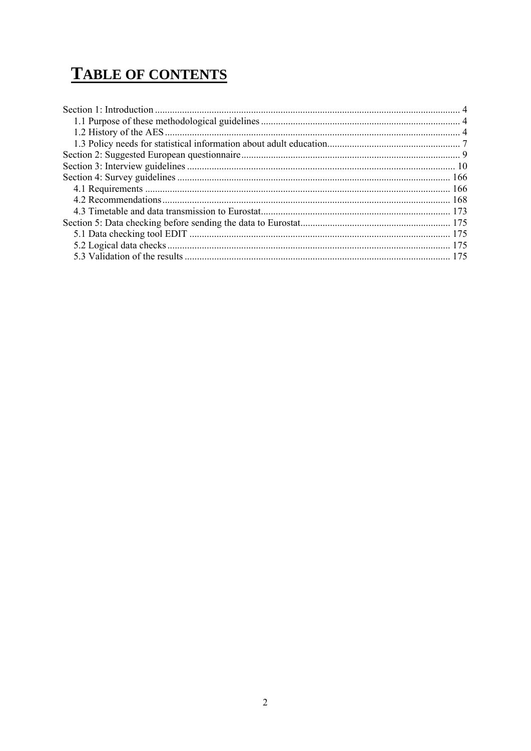# TABLE OF CONTENTS

Section 1: Introduction ........................................................................................................................... 4
- 1.1 Purpose of these methodological guidelines ................................................................................ 4
- 1.2 History of the AES ....................................................................................................................... 4
- 1.3 Policy needs for statistical information about adult education...................................................... 7

Section 2: Suggested European questionnaire ........................................................................................ 9

Section 3: Interview guidelines ............................................................................................................ 10

Section 4: Survey guidelines ............................................................................................................... 166
- 4.1 Requirements ........................................................................................................................... 166
- 4.2 Recommendations .................................................................................................................... 168
- 4.3 Timetable and data transmission to Eurostat............................................................................ 173

Section 5: Data checking before sending the data to Eurostat............................................................ 175
- 5.1 Data checking tool EDIT .......................................................................................................... 175
- 5.2 Logical data checks .................................................................................................................. 175
- 5.3 Validation of the results ............................................................................................................ 175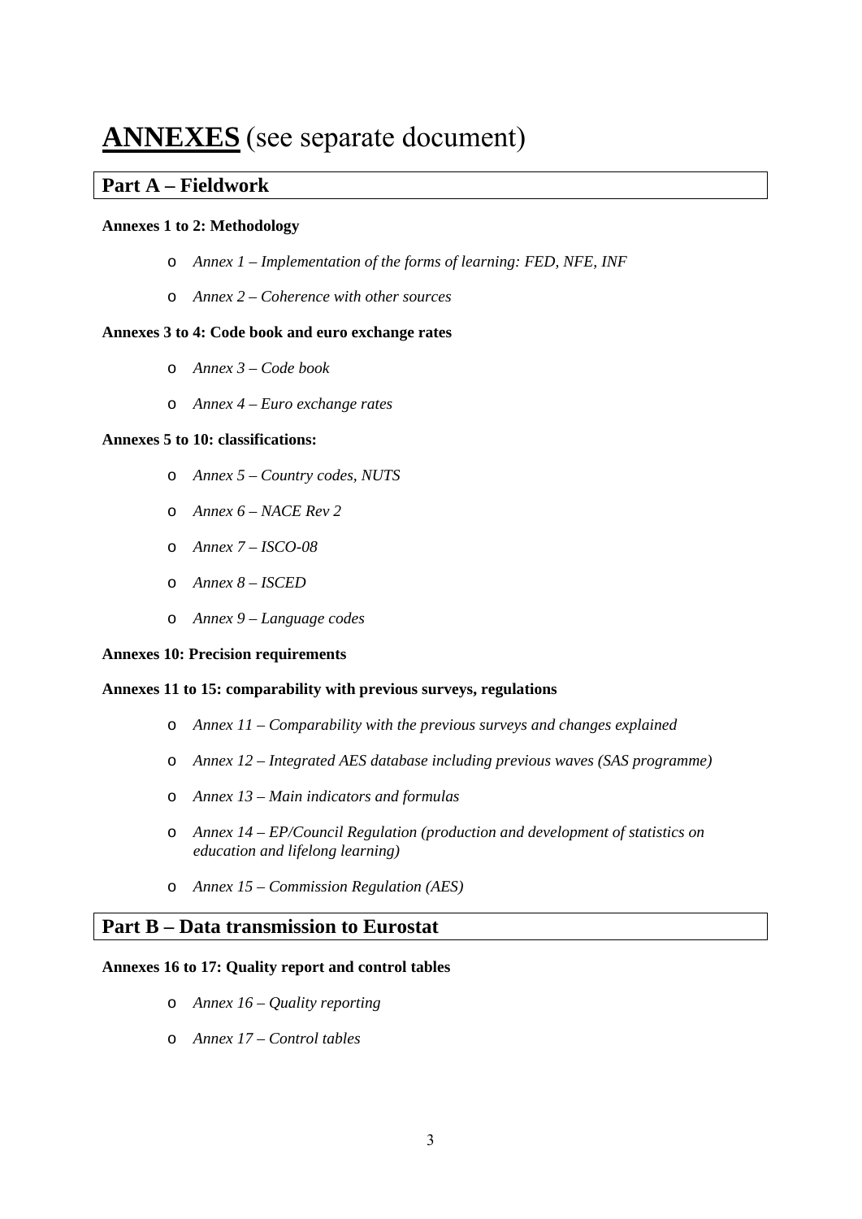# **ANNEXES** (see separate document)

## Part A – Fieldwork

**Annexes 1 to 2: Methodology**

- *Annex 1 – Implementation of the forms of learning: FED, NFE, INF*
- *Annex 2 – Coherence with other sources*

**Annexes 3 to 4: Code book and euro exchange rates**

- *Annex 3 – Code book*
- *Annex 4 – Euro exchange rates*

**Annexes 5 to 10: classifications:**

- *Annex 5 – Country codes, NUTS*
- *Annex 6 – NACE Rev 2*
- *Annex 7 – ISCO-08*
- *Annex 8 – ISCED*
- *Annex 9 – Language codes*

**Annexes 10: Precision requirements**

**Annexes 11 to 15: comparability with previous surveys, regulations**

- *Annex 11 – Comparability with the previous surveys and changes explained*
- *Annex 12 – Integrated AES database including previous waves (SAS programme)*
- *Annex 13 – Main indicators and formulas*
- *Annex 14 – EP/Council Regulation (production and development of statistics on education and lifelong learning)*
- *Annex 15 – Commission Regulation (AES)*

## Part B – Data transmission to Eurostat

**Annexes 16 to 17: Quality report and control tables**

- *Annex 16 – Quality reporting*
- *Annex 17 – Control tables*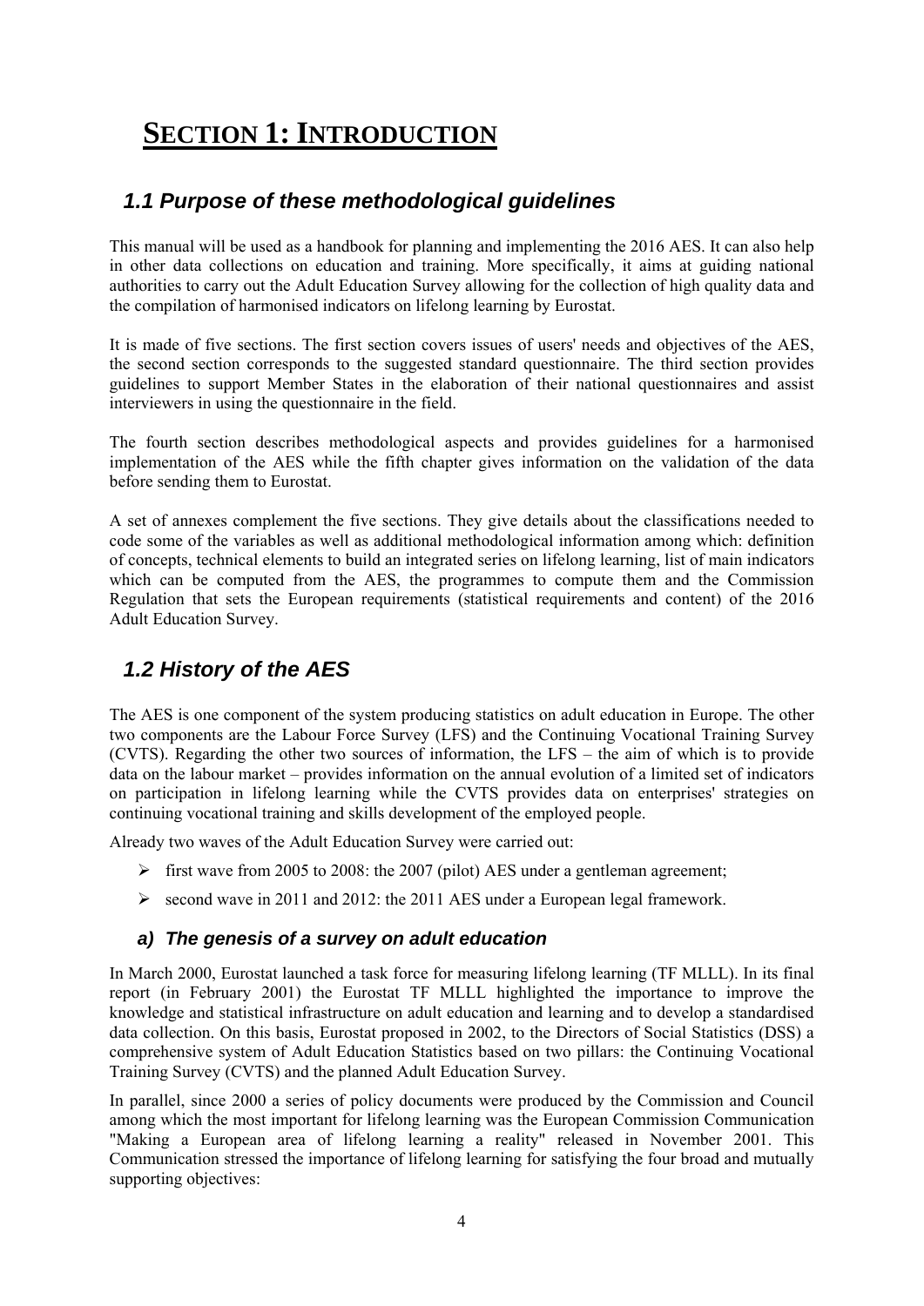# SECTION 1: INTRODUCTION

## 1.1 Purpose of these methodological guidelines

This manual will be used as a handbook for planning and implementing the 2016 AES. It can also help in other data collections on education and training. More specifically, it aims at guiding national authorities to carry out the Adult Education Survey allowing for the collection of high quality data and the compilation of harmonised indicators on lifelong learning by Eurostat.

It is made of five sections. The first section covers issues of users' needs and objectives of the AES, the second section corresponds to the suggested standard questionnaire. The third section provides guidelines to support Member States in the elaboration of their national questionnaires and assist interviewers in using the questionnaire in the field.

The fourth section describes methodological aspects and provides guidelines for a harmonised implementation of the AES while the fifth chapter gives information on the validation of the data before sending them to Eurostat.

A set of annexes complement the five sections. They give details about the classifications needed to code some of the variables as well as additional methodological information among which: definition of concepts, technical elements to build an integrated series on lifelong learning, list of main indicators which can be computed from the AES, the programmes to compute them and the Commission Regulation that sets the European requirements (statistical requirements and content) of the 2016 Adult Education Survey.

## 1.2 History of the AES

The AES is one component of the system producing statistics on adult education in Europe. The other two components are the Labour Force Survey (LFS) and the Continuing Vocational Training Survey (CVTS). Regarding the other two sources of information, the LFS – the aim of which is to provide data on the labour market – provides information on the annual evolution of a limited set of indicators on participation in lifelong learning while the CVTS provides data on enterprises' strategies on continuing vocational training and skills development of the employed people.

Already two waves of the Adult Education Survey were carried out:

- first wave from 2005 to 2008: the 2007 (pilot) AES under a gentleman agreement;
- second wave in 2011 and 2012: the 2011 AES under a European legal framework.

### a) The genesis of a survey on adult education

In March 2000, Eurostat launched a task force for measuring lifelong learning (TF MLLL). In its final report (in February 2001) the Eurostat TF MLLL highlighted the importance to improve the knowledge and statistical infrastructure on adult education and learning and to develop a standardised data collection. On this basis, Eurostat proposed in 2002, to the Directors of Social Statistics (DSS) a comprehensive system of Adult Education Statistics based on two pillars: the Continuing Vocational Training Survey (CVTS) and the planned Adult Education Survey.

In parallel, since 2000 a series of policy documents were produced by the Commission and Council among which the most important for lifelong learning was the European Commission Communication "Making a European area of lifelong learning a reality" released in November 2001. This Communication stressed the importance of lifelong learning for satisfying the four broad and mutually supporting objectives: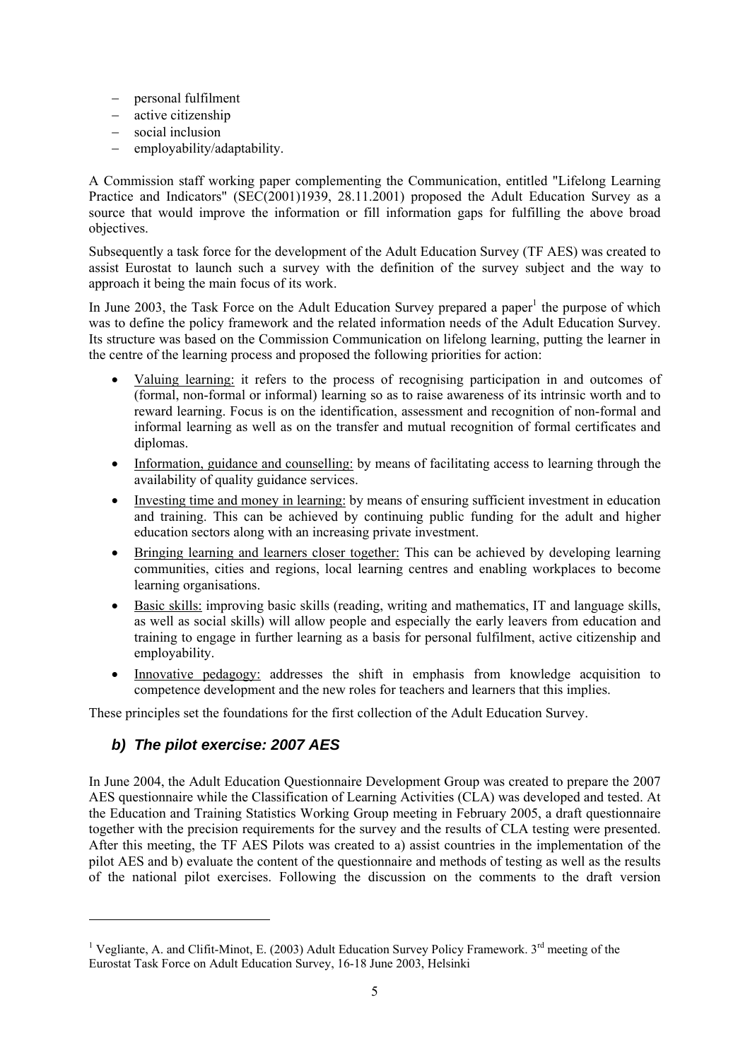- personal fulfilment
- active citizenship
- social inclusion
- employability/adaptability.

A Commission staff working paper complementing the Communication, entitled "Lifelong Learning Practice and Indicators" (SEC(2001)1939, 28.11.2001) proposed the Adult Education Survey as a source that would improve the information or fill information gaps for fulfilling the above broad objectives.

Subsequently a task force for the development of the Adult Education Survey (TF AES) was created to assist Eurostat to launch such a survey with the definition of the survey subject and the way to approach it being the main focus of its work.

In June 2003, the Task Force on the Adult Education Survey prepared a paper[1] the purpose of which was to define the policy framework and the related information needs of the Adult Education Survey. Its structure was based on the Commission Communication on lifelong learning, putting the learner in the centre of the learning process and proposed the following priorities for action:

- <u>Valuing learning:</u> it refers to the process of recognising participation in and outcomes of (formal, non-formal or informal) learning so as to raise awareness of its intrinsic worth and to reward learning. Focus is on the identification, assessment and recognition of non-formal and informal learning as well as on the transfer and mutual recognition of formal certificates and diplomas.
- <u>Information, guidance and counselling:</u> by means of facilitating access to learning through the availability of quality guidance services.
- <u>Investing time and money in learning:</u> by means of ensuring sufficient investment in education and training. This can be achieved by continuing public funding for the adult and higher education sectors along with an increasing private investment.
- <u>Bringing learning and learners closer together:</u> This can be achieved by developing learning communities, cities and regions, local learning centres and enabling workplaces to become learning organisations.
- <u>Basic skills:</u> improving basic skills (reading, writing and mathematics, IT and language skills, as well as social skills) will allow people and especially the early leavers from education and training to engage in further learning as a basis for personal fulfilment, active citizenship and employability.
- <u>Innovative pedagogy:</u> addresses the shift in emphasis from knowledge acquisition to competence development and the new roles for teachers and learners that this implies.

These principles set the foundations for the first collection of the Adult Education Survey.

### *b) The pilot exercise: 2007 AES*

In June 2004, the Adult Education Questionnaire Development Group was created to prepare the 2007 AES questionnaire while the Classification of Learning Activities (CLA) was developed and tested. At the Education and Training Statistics Working Group meeting in February 2005, a draft questionnaire together with the precision requirements for the survey and the results of CLA testing were presented. After this meeting, the TF AES Pilots was created to a) assist countries in the implementation of the pilot AES and b) evaluate the content of the questionnaire and methods of testing as well as the results of the national pilot exercises. Following the discussion on the comments to the draft version

---

[1] Vegliante, A. and Clifit-Minot, E. (2003) Adult Education Survey Policy Framework. 3rd meeting of the Eurostat Task Force on Adult Education Survey, 16-18 June 2003, Helsinki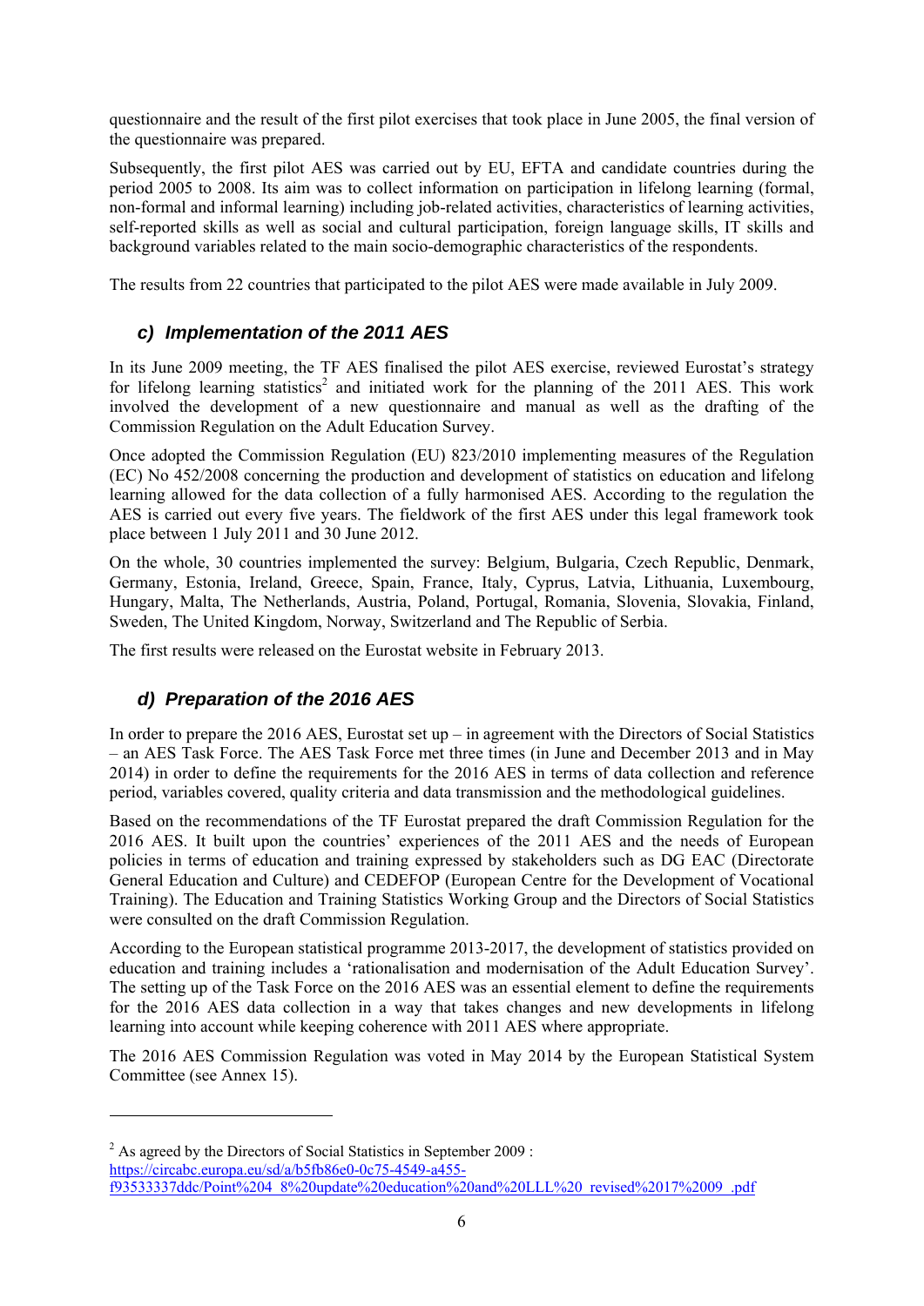questionnaire and the result of the first pilot exercises that took place in June 2005, the final version of the questionnaire was prepared.

Subsequently, the first pilot AES was carried out by EU, EFTA and candidate countries during the period 2005 to 2008. Its aim was to collect information on participation in lifelong learning (formal, non-formal and informal learning) including job-related activities, characteristics of learning activities, self-reported skills as well as social and cultural participation, foreign language skills, IT skills and background variables related to the main socio-demographic characteristics of the respondents.

The results from 22 countries that participated to the pilot AES were made available in July 2009.

### *c) Implementation of the 2011 AES*

In its June 2009 meeting, the TF AES finalised the pilot AES exercise, reviewed Eurostat's strategy for lifelong learning statistics[2] and initiated work for the planning of the 2011 AES. This work involved the development of a new questionnaire and manual as well as the drafting of the Commission Regulation on the Adult Education Survey.

Once adopted the Commission Regulation (EU) 823/2010 implementing measures of the Regulation (EC) No 452/2008 concerning the production and development of statistics on education and lifelong learning allowed for the data collection of a fully harmonised AES. According to the regulation the AES is carried out every five years. The fieldwork of the first AES under this legal framework took place between 1 July 2011 and 30 June 2012.

On the whole, 30 countries implemented the survey: Belgium, Bulgaria, Czech Republic, Denmark, Germany, Estonia, Ireland, Greece, Spain, France, Italy, Cyprus, Latvia, Lithuania, Luxembourg, Hungary, Malta, The Netherlands, Austria, Poland, Portugal, Romania, Slovenia, Slovakia, Finland, Sweden, The United Kingdom, Norway, Switzerland and The Republic of Serbia.

The first results were released on the Eurostat website in February 2013.

### *d) Preparation of the 2016 AES*

In order to prepare the 2016 AES, Eurostat set up – in agreement with the Directors of Social Statistics – an AES Task Force. The AES Task Force met three times (in June and December 2013 and in May 2014) in order to define the requirements for the 2016 AES in terms of data collection and reference period, variables covered, quality criteria and data transmission and the methodological guidelines.

Based on the recommendations of the TF Eurostat prepared the draft Commission Regulation for the 2016 AES. It built upon the countries' experiences of the 2011 AES and the needs of European policies in terms of education and training expressed by stakeholders such as DG EAC (Directorate General Education and Culture) and CEDEFOP (European Centre for the Development of Vocational Training). The Education and Training Statistics Working Group and the Directors of Social Statistics were consulted on the draft Commission Regulation.

According to the European statistical programme 2013-2017, the development of statistics provided on education and training includes a 'rationalisation and modernisation of the Adult Education Survey'. The setting up of the Task Force on the 2016 AES was an essential element to define the requirements for the 2016 AES data collection in a way that takes changes and new developments in lifelong learning into account while keeping coherence with 2011 AES where appropriate.

The 2016 AES Commission Regulation was voted in May 2014 by the European Statistical System Committee (see Annex 15).

---

[2] As agreed by the Directors of Social Statistics in September 2009 : https://circabc.europa.eu/sd/a/b5fb86e0-0c75-4549-a455-f93533337ddc/Point%204_8%20update%20education%20and%20LLL%20_revised%2017%2009_.pdf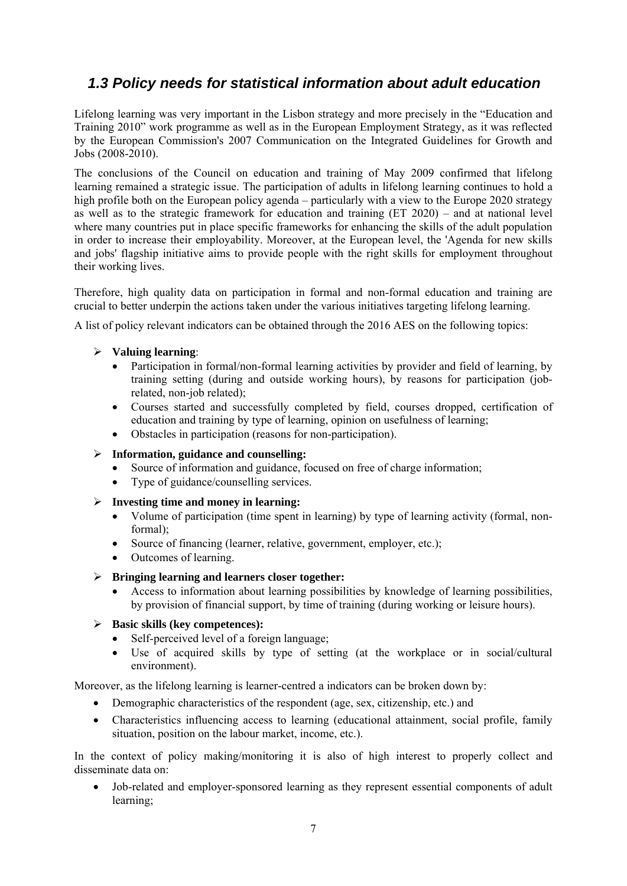## *1.3 Policy needs for statistical information about adult education*

Lifelong learning was very important in the Lisbon strategy and more precisely in the "Education and Training 2010" work programme as well as in the European Employment Strategy, as it was reflected by the European Commission's 2007 Communication on the Integrated Guidelines for Growth and Jobs (2008-2010).

The conclusions of the Council on education and training of May 2009 confirmed that lifelong learning remained a strategic issue. The participation of adults in lifelong learning continues to hold a high profile both on the European policy agenda – particularly with a view to the Europe 2020 strategy as well as to the strategic framework for education and training (ET 2020) – and at national level where many countries put in place specific frameworks for enhancing the skills of the adult population in order to increase their employability. Moreover, at the European level, the 'Agenda for new skills and jobs' flagship initiative aims to provide people with the right skills for employment throughout their working lives.

Therefore, high quality data on participation in formal and non-formal education and training are crucial to better underpin the actions taken under the various initiatives targeting lifelong learning.

A list of policy relevant indicators can be obtained through the 2016 AES on the following topics:

- **Valuing learning**:
  - Participation in formal/non-formal learning activities by provider and field of learning, by training setting (during and outside working hours), by reasons for participation (job-related, non-job related);
  - Courses started and successfully completed by field, courses dropped, certification of education and training by type of learning, opinion on usefulness of learning;
  - Obstacles in participation (reasons for non-participation).
- **Information, guidance and counselling:**
  - Source of information and guidance, focused on free of charge information;
  - Type of guidance/counselling services.
- **Investing time and money in learning:**
  - Volume of participation (time spent in learning) by type of learning activity (formal, non-formal);
  - Source of financing (learner, relative, government, employer, etc.);
  - Outcomes of learning.
- **Bringing learning and learners closer together:**
  - Access to information about learning possibilities by knowledge of learning possibilities, by provision of financial support, by time of training (during working or leisure hours).
- **Basic skills (key competences):**
  - Self-perceived level of a foreign language;
  - Use of acquired skills by type of setting (at the workplace or in social/cultural environment).

Moreover, as the lifelong learning is learner-centred a indicators can be broken down by:

- Demographic characteristics of the respondent (age, sex, citizenship, etc.) and
- Characteristics influencing access to learning (educational attainment, social profile, family situation, position on the labour market, income, etc.).

In the context of policy making/monitoring it is also of high interest to properly collect and disseminate data on:

- Job-related and employer-sponsored learning as they represent essential components of adult learning;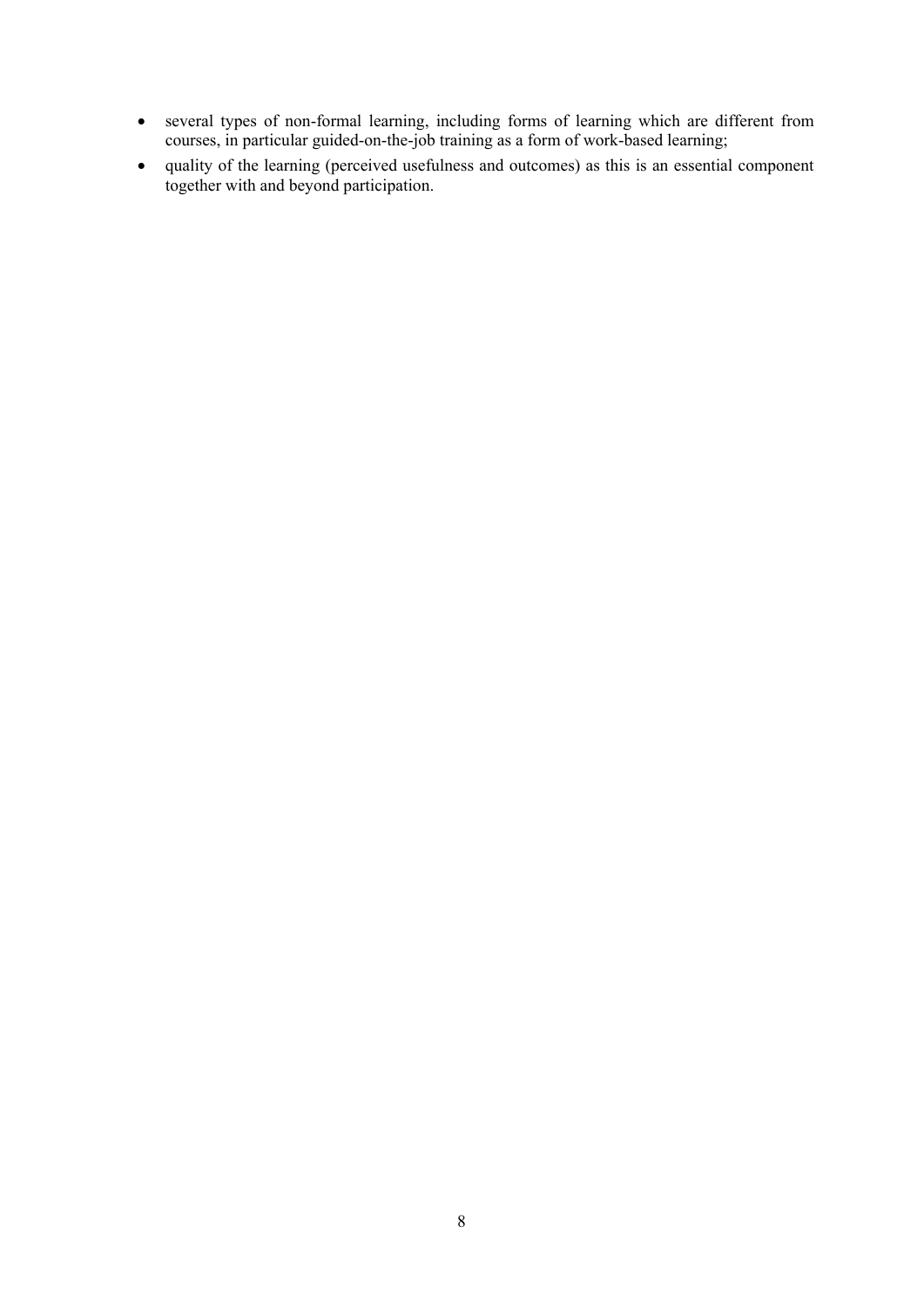- several types of non-formal learning, including forms of learning which are different from courses, in particular guided-on-the-job training as a form of work-based learning;
- quality of the learning (perceived usefulness and outcomes) as this is an essential component together with and beyond participation.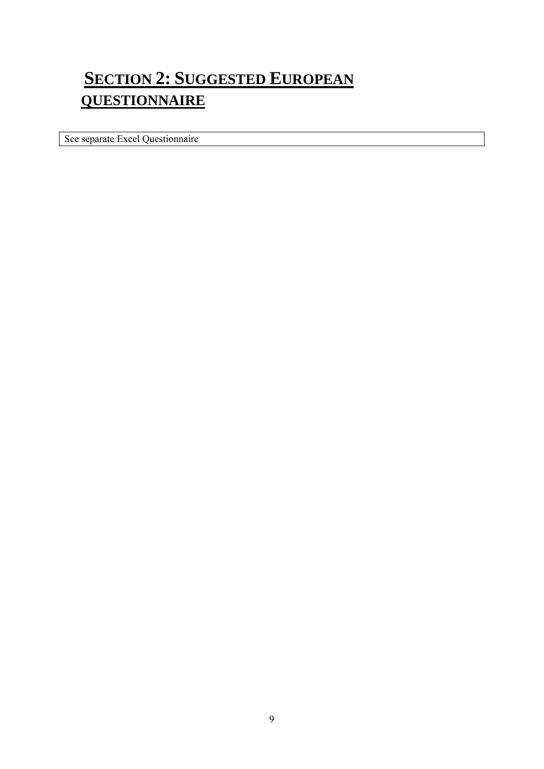# SECTION 2: SUGGESTED EUROPEAN QUESTIONNAIRE

| See separate Excel Questionnaire |
| --- |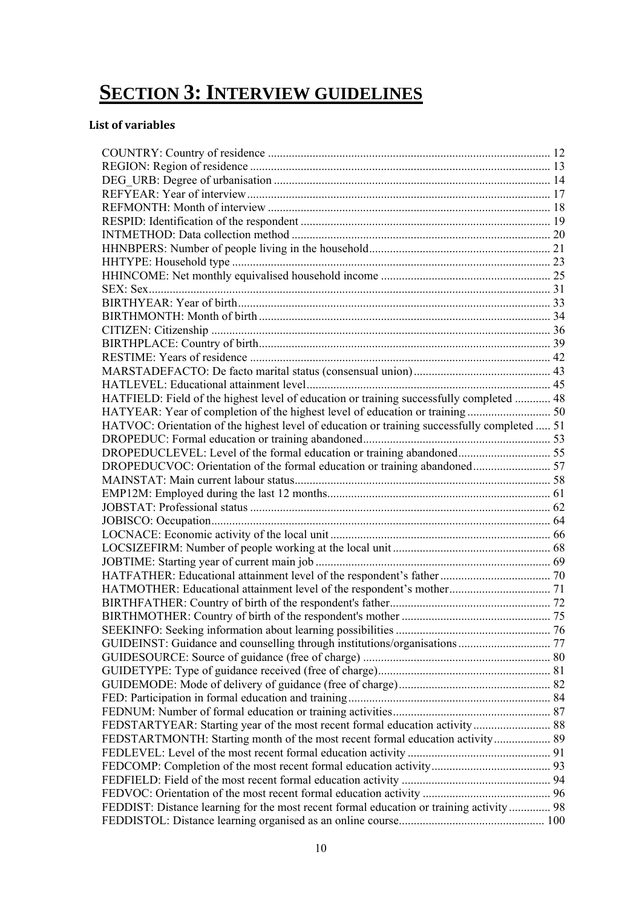# SECTION 3: INTERVIEW GUIDELINES

### List of variables

COUNTRY: Country of residence ............................................................................................... 12
REGION: Region of residence .................................................................................................... 13
DEG_URB: Degree of urbanisation ............................................................................................ 14
REFYEAR: Year of interview ..................................................................................................... 17
REFMONTH: Month of interview .............................................................................................. 18
RESPID: Identification of the respondent ................................................................................... 19
INTMETHOD: Data collection method ...................................................................................... 20
HHNBPERS: Number of people living in the household ............................................................ 21
HHTYPE: Household type .......................................................................................................... 23
HHINCOME: Net monthly equivalised household income ......................................................... 25
SEX: Sex ...................................................................................................................................... 31
BIRTHYEAR: Year of birth ........................................................................................................ 33
BIRTHMONTH: Month of birth ................................................................................................. 34
CITIZEN: Citizenship ................................................................................................................. 36
BIRTHPLACE: Country of birth ................................................................................................. 39
RESTIME: Years of residence .................................................................................................... 42
MARSTADEFACTO: De facto marital status (consensual union) ............................................. 43
HATLEVEL: Educational attainment level ................................................................................. 45
HATFIELD: Field of the highest level of education or training successfully completed ............ 48
HATYEAR: Year of completion of the highest level of education or training ............................ 50
HATVOC: Orientation of the highest level of education or training successfully completed ..... 51
DROPEDUC: Formal education or training abandoned .............................................................. 53
DROPEDUCLEVEL: Level of the formal education or training abandoned ............................... 55
DROPEDUCVOC: Orientation of the formal education or training abandoned .......................... 57
MAINSTAT: Main current labour status ..................................................................................... 58
EMP12M: Employed during the last 12 months .......................................................................... 61
JOBSTAT: Professional status .................................................................................................... 62
JOBISCO: Occupation ................................................................................................................. 64
LOCNACE: Economic activity of the local unit ......................................................................... 66
LOCSIZEFIRM: Number of people working at the local unit .................................................... 68
JOBTIME: Starting year of current main job .............................................................................. 69
HATFATHER: Educational attainment level of the respondent's father ..................................... 70
HATMOTHER: Educational attainment level of the respondent's mother .................................. 71
BIRTHFATHER: Country of birth of the respondent's father ...................................................... 72
BIRTHMOTHER: Country of birth of the respondent's mother .................................................. 75
SEEKINFO: Seeking information about learning possibilities .................................................... 76
GUIDEINST: Guidance and counselling through institutions/organisations ............................... 77
GUIDESOURCE: Source of guidance (free of charge) .............................................................. 80
GUIDETYPE: Type of guidance received (free of charge) .......................................................... 81
GUIDEMODE: Mode of delivery of guidance (free of charge) ................................................... 82
FED: Participation in formal education and training ................................................................... 84
FEDNUM: Number of formal education or training activities ..................................................... 87
FEDSTARTYEAR: Starting year of the most recent formal education activity .......................... 88
FEDSTARTMONTH: Starting month of the most recent formal education activity ................... 89
FEDLEVEL: Level of the most recent formal education activity ................................................ 91
FEDCOMP: Completion of the most recent formal education activity ........................................ 93
FEDFIELD: Field of the most recent formal education activity .................................................. 94
FEDVOC: Orientation of the most recent formal education activity ........................................... 96
FEDDIST: Distance learning for the most recent formal education or training activity .............. 98
FEDDISTOL: Distance learning organised as an online course ................................................. 100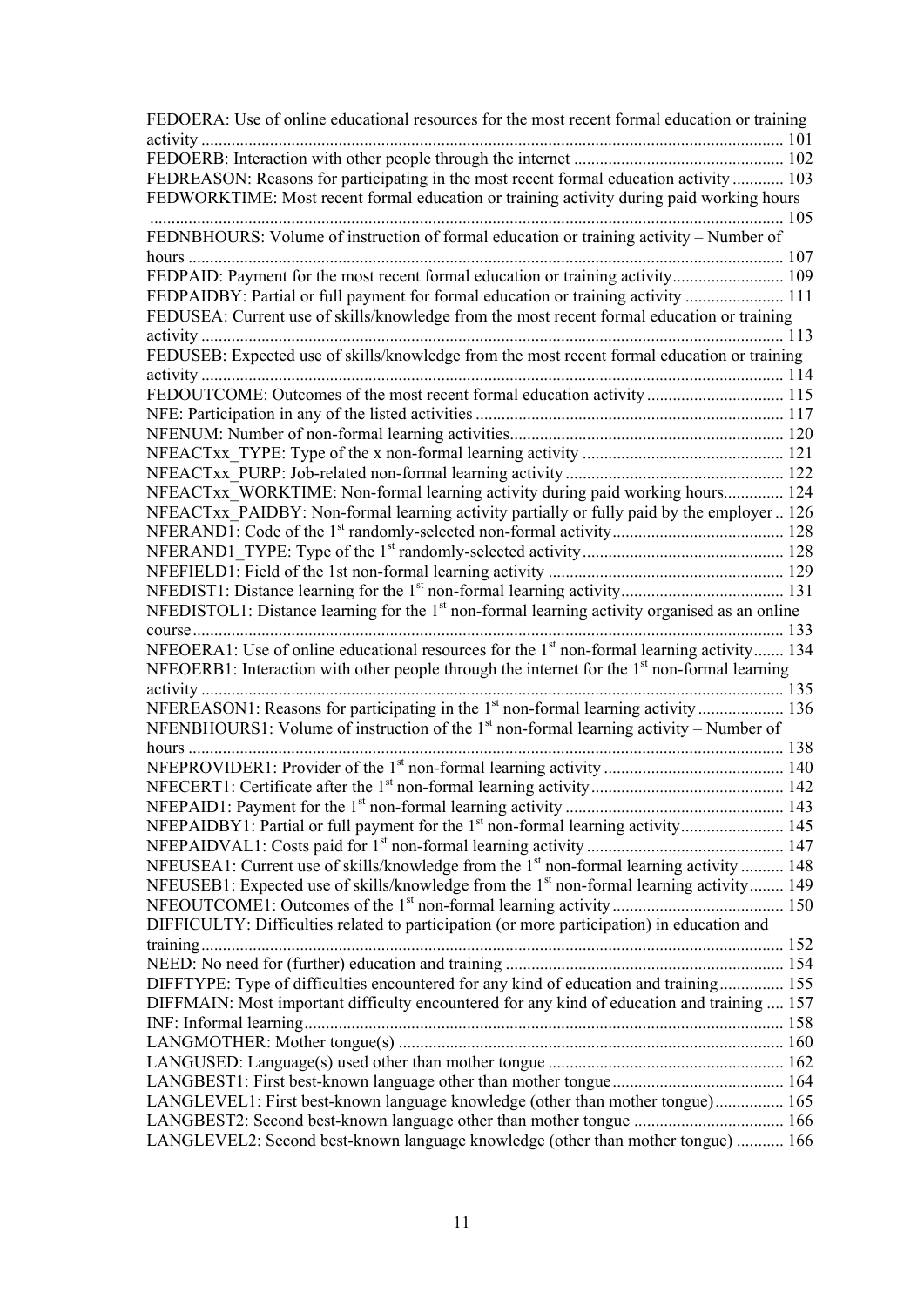FEDOERA: Use of online educational resources for the most recent formal education or training activity ........ 101

FEDOERB: Interaction with other people through the internet ........ 102

FEDREASON: Reasons for participating in the most recent formal education activity ........ 103

FEDWORKTIME: Most recent formal education or training activity during paid working hours ........ 105

FEDNBHOURS: Volume of instruction of formal education or training activity – Number of hours ........ 107

FEDPAID: Payment for the most recent formal education or training activity ........ 109

FEDPAIDBY: Partial or full payment for formal education or training activity ........ 111

FEDUSEA: Current use of skills/knowledge from the most recent formal education or training activity ........ 113

FEDUSEB: Expected use of skills/knowledge from the most recent formal education or training activity ........ 114

FEDOUTCOME: Outcomes of the most recent formal education activity ........ 115

NFE: Participation in any of the listed activities ........ 117

NFENUM: Number of non-formal learning activities ........ 120

NFEACTxx_TYPE: Type of the x non-formal learning activity ........ 121

NFEACTxx_PURP: Job-related non-formal learning activity ........ 122

NFEACTxx_WORKTIME: Non-formal learning activity during paid working hours ........ 124

NFEACTxx_PAIDBY: Non-formal learning activity partially or fully paid by the employer .. 126

NFERAND1: Code of the 1st randomly-selected non-formal activity ........ 128

NFERAND1_TYPE: Type of the 1st randomly-selected activity ........ 128

NFEFIELD1: Field of the 1st non-formal learning activity ........ 129

NFEDIST1: Distance learning for the 1st non-formal learning activity ........ 131

NFEDISTOL1: Distance learning for the 1st non-formal learning activity organised as an online course ........ 133

NFEOERA1: Use of online educational resources for the 1st non-formal learning activity ........ 134

NFEOERB1: Interaction with other people through the internet for the 1st non-formal learning activity ........ 135

NFEREASON1: Reasons for participating in the 1st non-formal learning activity ........ 136

NFENBHOURS1: Volume of instruction of the 1st non-formal learning activity – Number of hours ........ 138

NFEPROVIDER1: Provider of the 1st non-formal learning activity ........ 140

NFECERT1: Certificate after the 1st non-formal learning activity ........ 142

NFEPAID1: Payment for the 1st non-formal learning activity ........ 143

NFEPAIDBY1: Partial or full payment for the 1st non-formal learning activity ........ 145

NFEPAIDVAL1: Costs paid for 1st non-formal learning activity ........ 147

NFEUSEA1: Current use of skills/knowledge from the 1st non-formal learning activity ........ 148

NFEUSEB1: Expected use of skills/knowledge from the 1st non-formal learning activity ........ 149

NFEOUTCOME1: Outcomes of the 1st non-formal learning activity ........ 150

DIFFICULTY: Difficulties related to participation (or more participation) in education and training ........ 152

NEED: No need for (further) education and training ........ 154

DIFFTYPE: Type of difficulties encountered for any kind of education and training ........ 155

DIFFMAIN: Most important difficulty encountered for any kind of education and training .... 157

INF: Informal learning ........ 158

LANGMOTHER: Mother tongue(s) ........ 160

LANGUSED: Language(s) used other than mother tongue ........ 162

LANGBEST1: First best-known language other than mother tongue ........ 164

LANGLEVEL1: First best-known language knowledge (other than mother tongue) ........ 165

LANGBEST2: Second best-known language other than mother tongue ........ 166

LANGLEVEL2: Second best-known language knowledge (other than mother tongue) ........ 166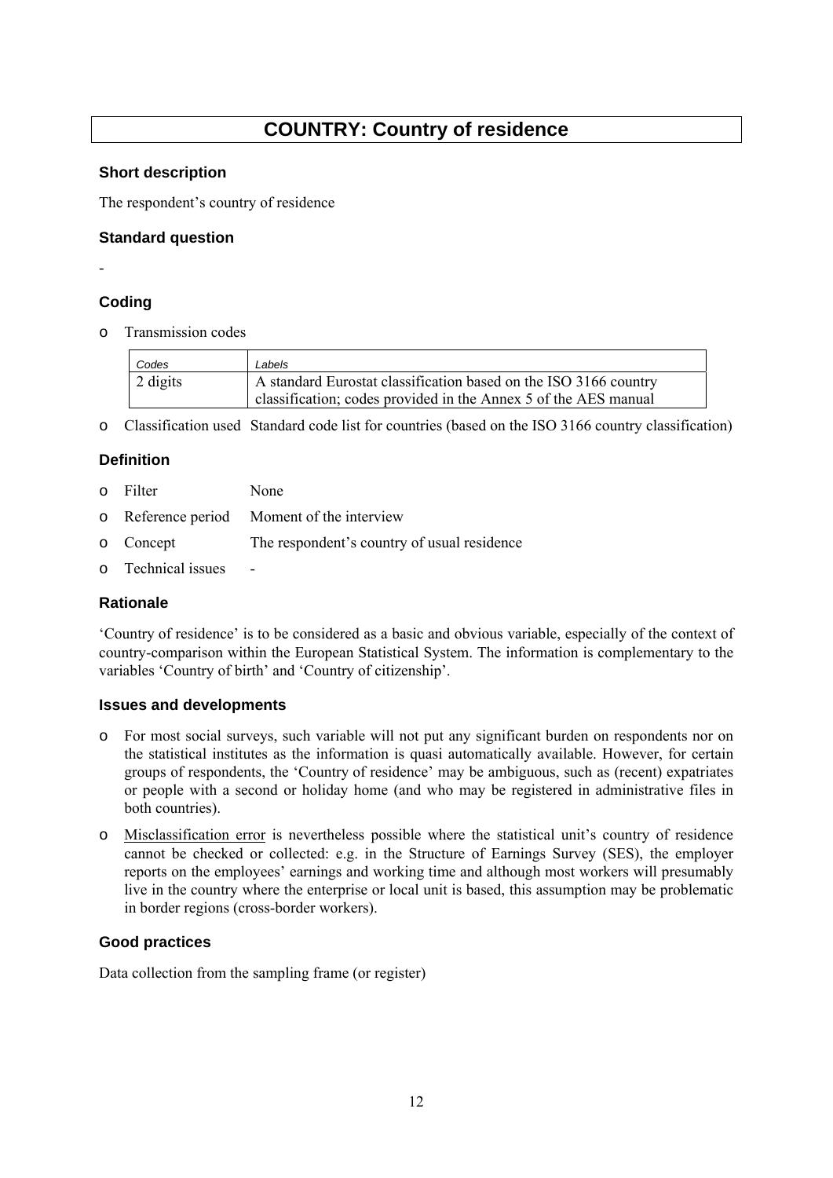# COUNTRY: Country of residence

### Short description

The respondent's country of residence

### Standard question

-

### Coding

- Transmission codes

| Codes | Labels |
|---|---|
| 2 digits | A standard Eurostat classification based on the ISO 3166 country classification; codes provided in the Annex 5 of the AES manual |

- Classification used Standard code list for countries (based on the ISO 3166 country classification)

### Definition

- Filter None
- Reference period Moment of the interview
- Concept The respondent's country of usual residence
- Technical issues -

### Rationale

'Country of residence' is to be considered as a basic and obvious variable, especially of the context of country-comparison within the European Statistical System. The information is complementary to the variables 'Country of birth' and 'Country of citizenship'.

### Issues and developments

- For most social surveys, such variable will not put any significant burden on respondents nor on the statistical institutes as the information is quasi automatically available. However, for certain groups of respondents, the 'Country of residence' may be ambiguous, such as (recent) expatriates or people with a second or holiday home (and who may be registered in administrative files in both countries).
- Misclassification error is nevertheless possible where the statistical unit's country of residence cannot be checked or collected: e.g. in the Structure of Earnings Survey (SES), the employer reports on the employees' earnings and working time and although most workers will presumably live in the country where the enterprise or local unit is based, this assumption may be problematic in border regions (cross-border workers).

### Good practices

Data collection from the sampling frame (or register)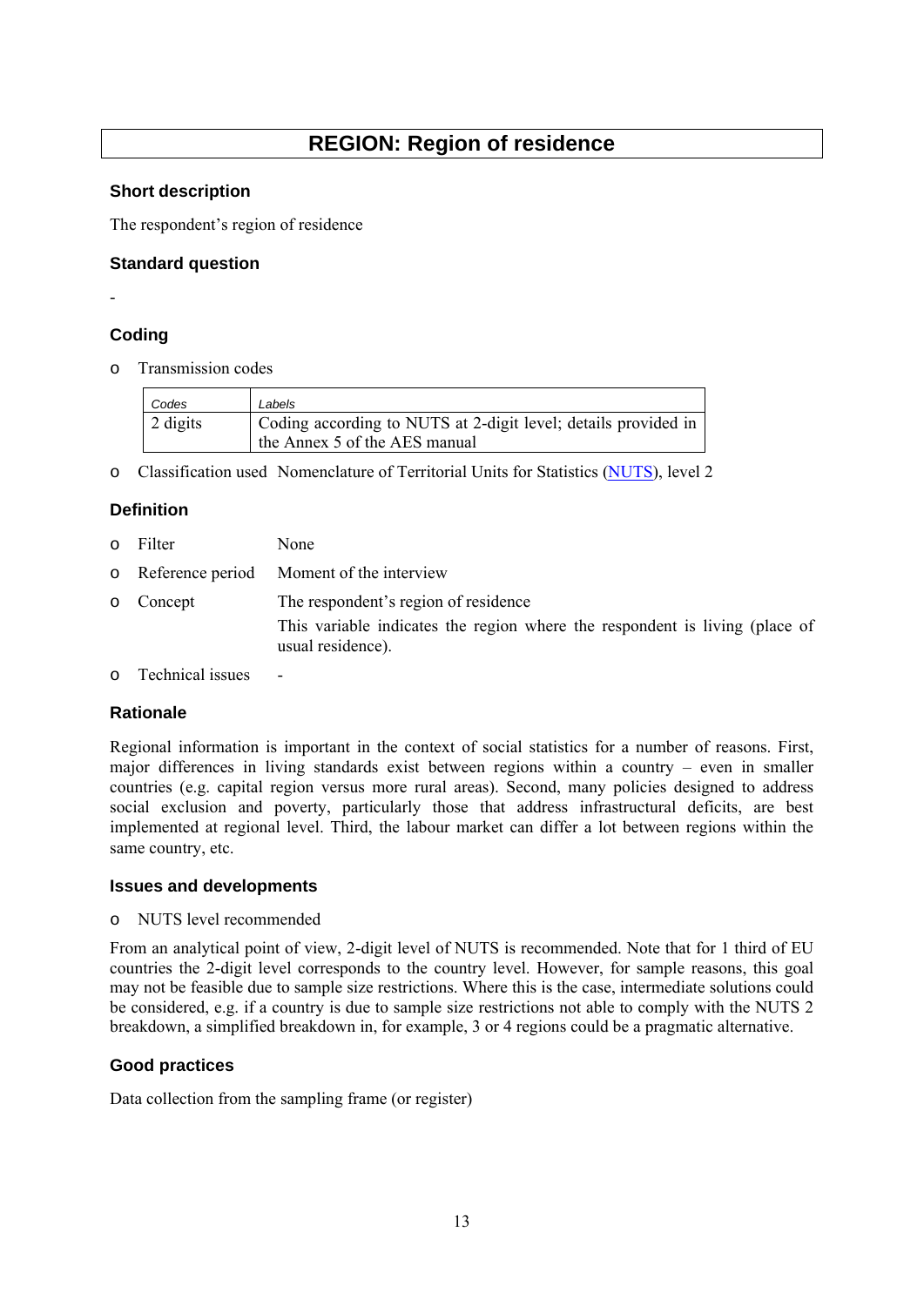# REGION: Region of residence

### Short description

The respondent's region of residence

### Standard question

-

### Coding

- Transmission codes

| Codes | Labels |
| --- | --- |
| 2 digits | Coding according to NUTS at 2-digit level; details provided in the Annex 5 of the AES manual |

- Classification used Nomenclature of Territorial Units for Statistics (NUTS), level 2

### Definition

- Filter None
- Reference period Moment of the interview
- Concept The respondent's region of residence

  This variable indicates the region where the respondent is living (place of usual residence).
- Technical issues -

### Rationale

Regional information is important in the context of social statistics for a number of reasons. First, major differences in living standards exist between regions within a country – even in smaller countries (e.g. capital region versus more rural areas). Second, many policies designed to address social exclusion and poverty, particularly those that address infrastructural deficits, are best implemented at regional level. Third, the labour market can differ a lot between regions within the same country, etc.

### Issues and developments

- NUTS level recommended

From an analytical point of view, 2-digit level of NUTS is recommended. Note that for 1 third of EU countries the 2-digit level corresponds to the country level. However, for sample reasons, this goal may not be feasible due to sample size restrictions. Where this is the case, intermediate solutions could be considered, e.g. if a country is due to sample size restrictions not able to comply with the NUTS 2 breakdown, a simplified breakdown in, for example, 3 or 4 regions could be a pragmatic alternative.

### Good practices

Data collection from the sampling frame (or register)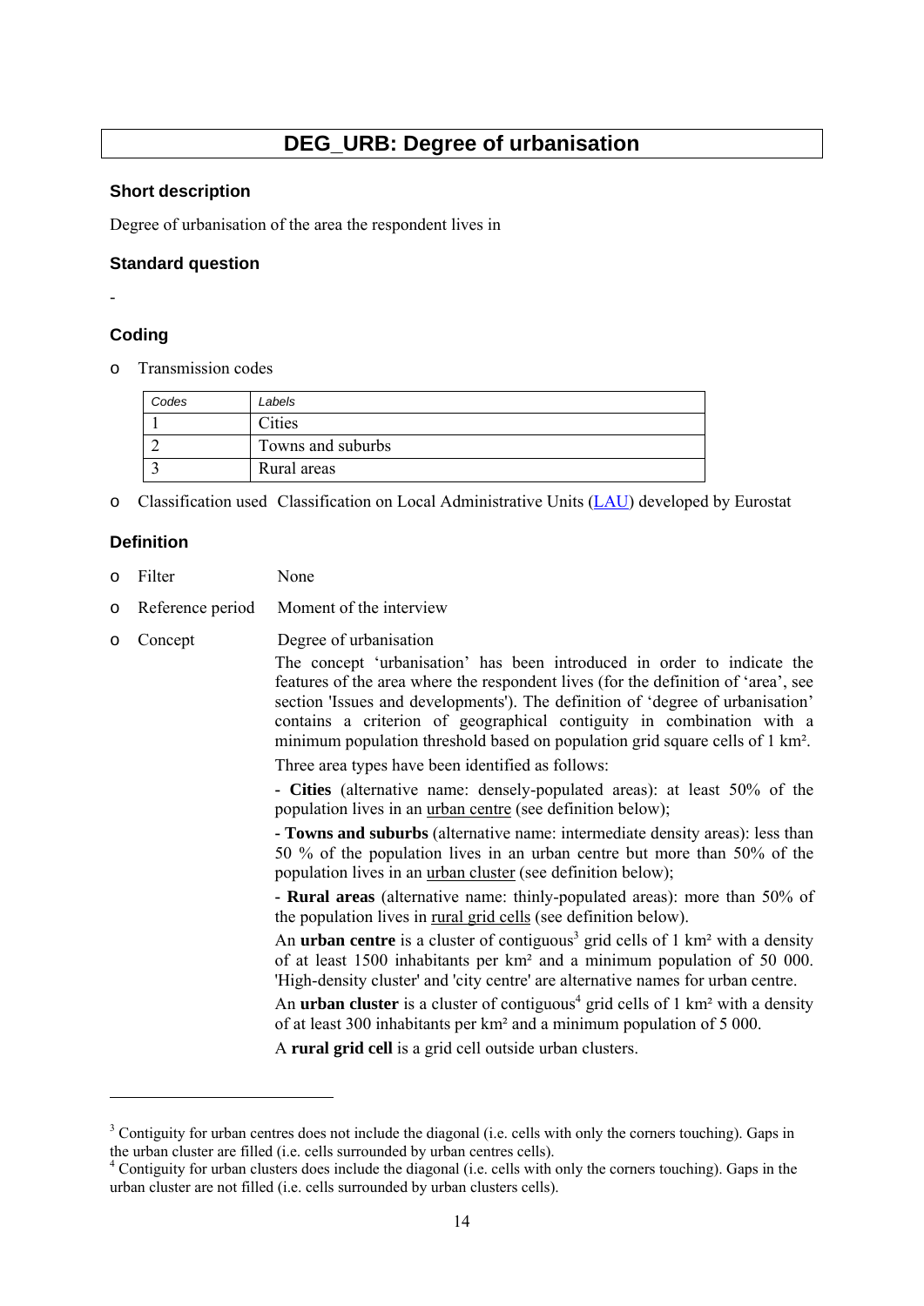# DEG_URB: Degree of urbanisation

### Short description

Degree of urbanisation of the area the respondent lives in

### Standard question

-

### Coding

- Transmission codes

| Codes | Labels |
|---|---|
| 1 | Cities |
| 2 | Towns and suburbs |
| 3 | Rural areas |

- Classification used Classification on Local Administrative Units (LAU) developed by Eurostat

### Definition

- Filter None
- Reference period Moment of the interview
- Concept Degree of urbanisation

The concept 'urbanisation' has been introduced in order to indicate the features of the area where the respondent lives (for the definition of 'area', see section 'Issues and developments'). The definition of 'degree of urbanisation' contains a criterion of geographical contiguity in combination with a minimum population threshold based on population grid square cells of 1 km².

Three area types have been identified as follows:

- **Cities** (alternative name: densely-populated areas): at least 50% of the population lives in an urban centre (see definition below);

- **Towns and suburbs** (alternative name: intermediate density areas): less than 50 % of the population lives in an urban centre but more than 50% of the population lives in an urban cluster (see definition below);

- **Rural areas** (alternative name: thinly-populated areas): more than 50% of the population lives in rural grid cells (see definition below).

An **urban centre** is a cluster of contiguous[3] grid cells of 1 km² with a density of at least 1500 inhabitants per km² and a minimum population of 50 000. 'High-density cluster' and 'city centre' are alternative names for urban centre.

An **urban cluster** is a cluster of contiguous[4] grid cells of 1 km² with a density of at least 300 inhabitants per km² and a minimum population of 5 000.

A **rural grid cell** is a grid cell outside urban clusters.

---

[3] Contiguity for urban centres does not include the diagonal (i.e. cells with only the corners touching). Gaps in the urban cluster are filled (i.e. cells surrounded by urban centres cells).

[4] Contiguity for urban clusters does include the diagonal (i.e. cells with only the corners touching). Gaps in the urban cluster are not filled (i.e. cells surrounded by urban clusters cells).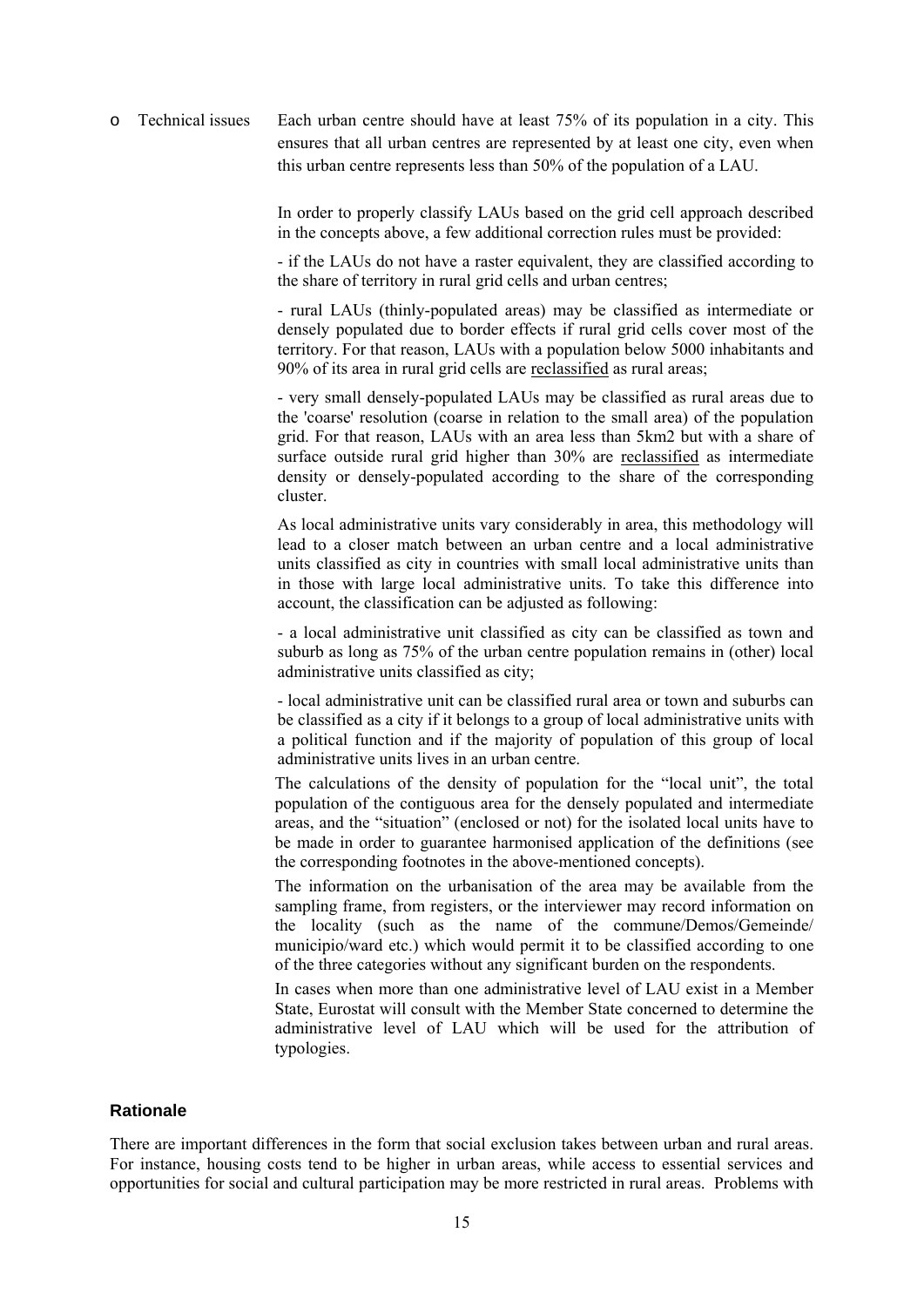- Technical issues — Each urban centre should have at least 75% of its population in a city. This ensures that all urban centres are represented by at least one city, even when this urban centre represents less than 50% of the population of a LAU.

  In order to properly classify LAUs based on the grid cell approach described in the concepts above, a few additional correction rules must be provided:

  - if the LAUs do not have a raster equivalent, they are classified according to the share of territory in rural grid cells and urban centres;

  - rural LAUs (thinly-populated areas) may be classified as intermediate or densely populated due to border effects if rural grid cells cover most of the territory. For that reason, LAUs with a population below 5000 inhabitants and 90% of its area in rural grid cells are reclassified as rural areas;

  - very small densely-populated LAUs may be classified as rural areas due to the 'coarse' resolution (coarse in relation to the small area) of the population grid. For that reason, LAUs with an area less than 5km2 but with a share of surface outside rural grid higher than 30% are reclassified as intermediate density or densely-populated according to the share of the corresponding cluster.

  As local administrative units vary considerably in area, this methodology will lead to a closer match between an urban centre and a local administrative units classified as city in countries with small local administrative units than in those with large local administrative units. To take this difference into account, the classification can be adjusted as following:

  - a local administrative unit classified as city can be classified as town and suburb as long as 75% of the urban centre population remains in (other) local administrative units classified as city;

  - local administrative unit can be classified rural area or town and suburbs can be classified as a city if it belongs to a group of local administrative units with a political function and if the majority of population of this group of local administrative units lives in an urban centre.

  The calculations of the density of population for the "local unit", the total population of the contiguous area for the densely populated and intermediate areas, and the "situation" (enclosed or not) for the isolated local units have to be made in order to guarantee harmonised application of the definitions (see the corresponding footnotes in the above-mentioned concepts).

  The information on the urbanisation of the area may be available from the sampling frame, from registers, or the interviewer may record information on the locality (such as the name of the commune/Demos/Gemeinde/ municipio/ward etc.) which would permit it to be classified according to one of the three categories without any significant burden on the respondents.

  In cases when more than one administrative level of LAU exist in a Member State, Eurostat will consult with the Member State concerned to determine the administrative level of LAU which will be used for the attribution of typologies.

#### Rationale

There are important differences in the form that social exclusion takes between urban and rural areas. For instance, housing costs tend to be higher in urban areas, while access to essential services and opportunities for social and cultural participation may be more restricted in rural areas. Problems with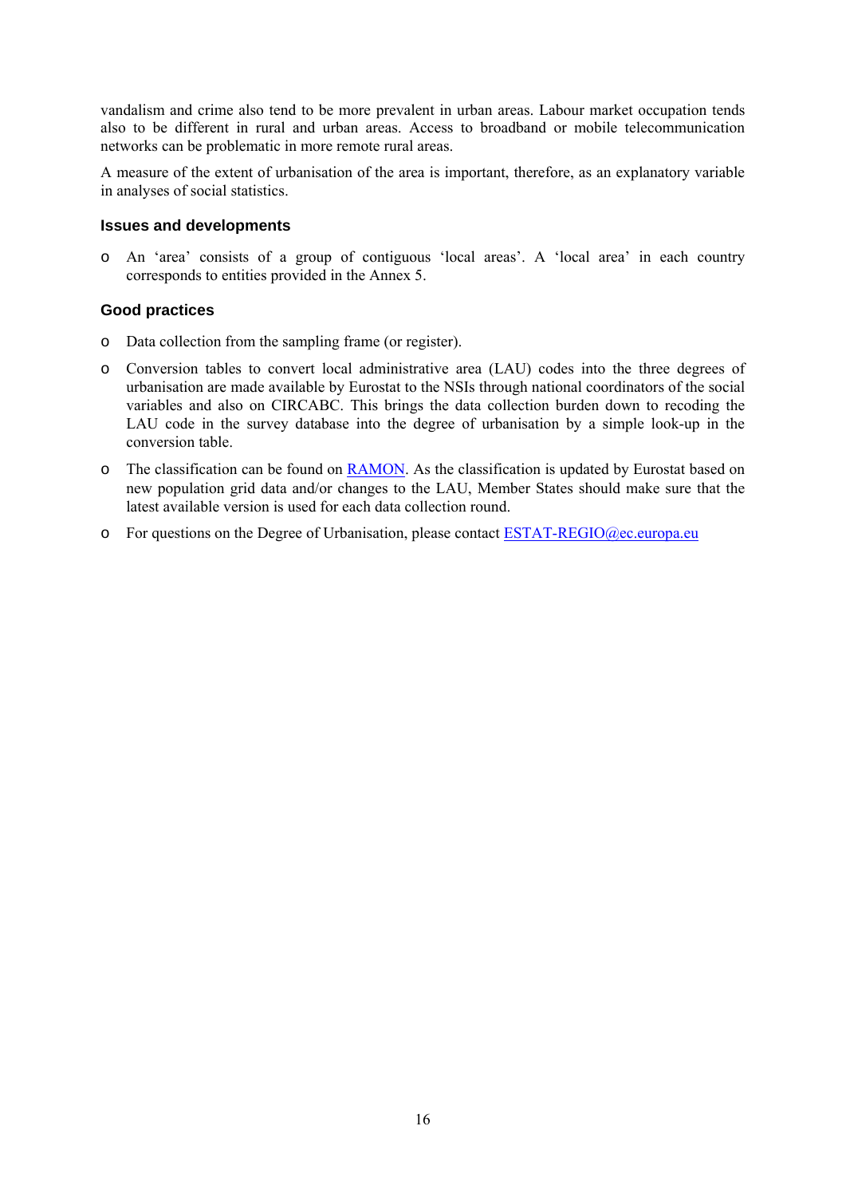vandalism and crime also tend to be more prevalent in urban areas. Labour market occupation tends also to be different in rural and urban areas. Access to broadband or mobile telecommunication networks can be problematic in more remote rural areas.

A measure of the extent of urbanisation of the area is important, therefore, as an explanatory variable in analyses of social statistics.

### Issues and developments

- An 'area' consists of a group of contiguous 'local areas'. A 'local area' in each country corresponds to entities provided in the Annex 5.

### Good practices

- Data collection from the sampling frame (or register).
- Conversion tables to convert local administrative area (LAU) codes into the three degrees of urbanisation are made available by Eurostat to the NSIs through national coordinators of the social variables and also on CIRCABC. This brings the data collection burden down to recoding the LAU code in the survey database into the degree of urbanisation by a simple look-up in the conversion table.
- The classification can be found on RAMON. As the classification is updated by Eurostat based on new population grid data and/or changes to the LAU, Member States should make sure that the latest available version is used for each data collection round.
- For questions on the Degree of Urbanisation, please contact ESTAT-REGIO@ec.europa.eu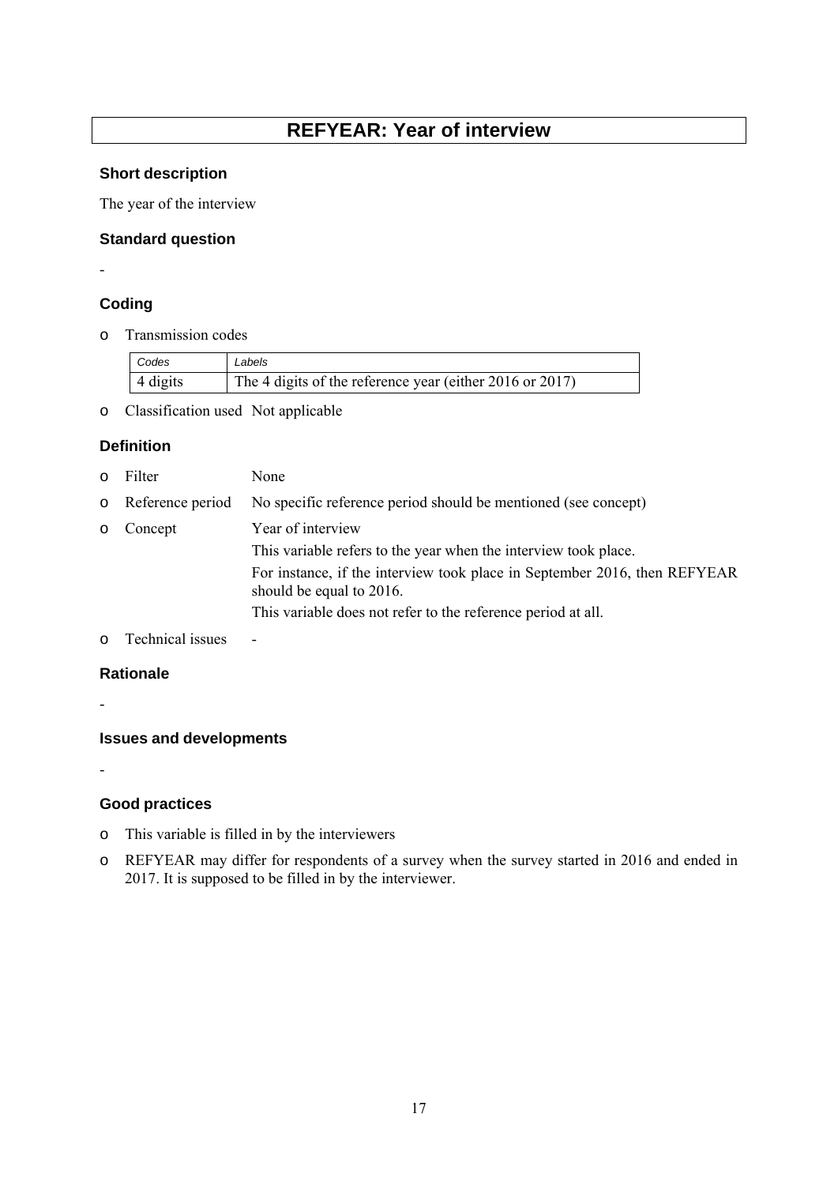# REFYEAR: Year of interview

### Short description

The year of the interview

### Standard question

-

### Coding

- Transmission codes

| *Codes* | *Labels* |
|---|---|
| 4 digits | The 4 digits of the reference year (either 2016 or 2017) |

- Classification used Not applicable

### Definition

- Filter None
- Reference period No specific reference period should be mentioned (see concept)
- Concept Year of interview

  This variable refers to the year when the interview took place.

  For instance, if the interview took place in September 2016, then REFYEAR should be equal to 2016.

  This variable does not refer to the reference period at all.
- Technical issues -

### Rationale

-

### Issues and developments

-

### Good practices

- This variable is filled in by the interviewers
- REFYEAR may differ for respondents of a survey when the survey started in 2016 and ended in 2017. It is supposed to be filled in by the interviewer.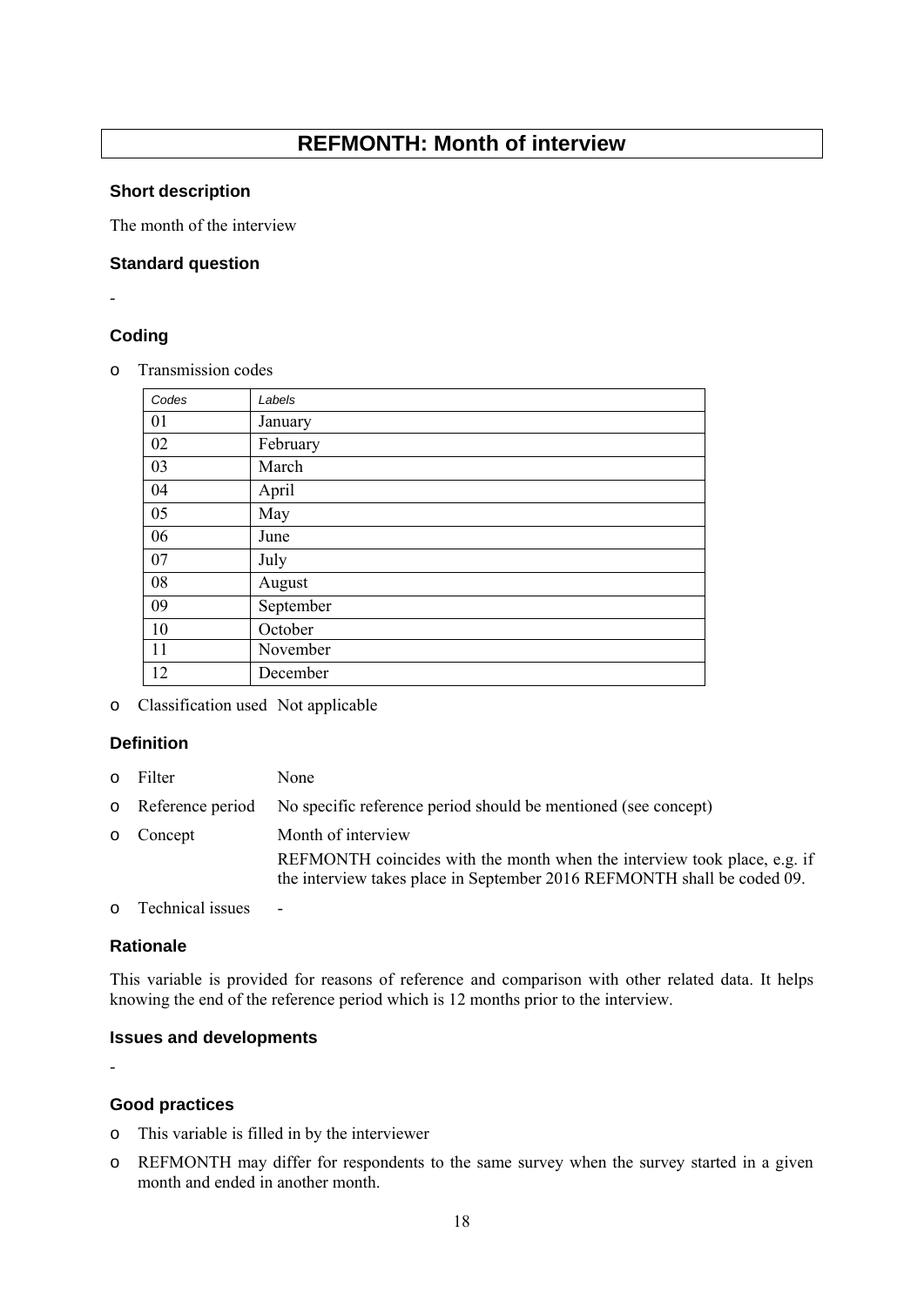# REFMONTH: Month of interview

### Short description

The month of the interview

### Standard question

-

### Coding

- Transmission codes

| Codes | Labels |
|---|---|
| 01 | January |
| 02 | February |
| 03 | March |
| 04 | April |
| 05 | May |
| 06 | June |
| 07 | July |
| 08 | August |
| 09 | September |
| 10 | October |
| 11 | November |
| 12 | December |

- Classification used Not applicable

### Definition

- Filter None
- Reference period No specific reference period should be mentioned (see concept)
- Concept Month of interview

  REFMONTH coincides with the month when the interview took place, e.g. if the interview takes place in September 2016 REFMONTH shall be coded 09.
- Technical issues -

### Rationale

This variable is provided for reasons of reference and comparison with other related data. It helps knowing the end of the reference period which is 12 months prior to the interview.

### Issues and developments

-

### Good practices

- This variable is filled in by the interviewer
- REFMONTH may differ for respondents to the same survey when the survey started in a given month and ended in another month.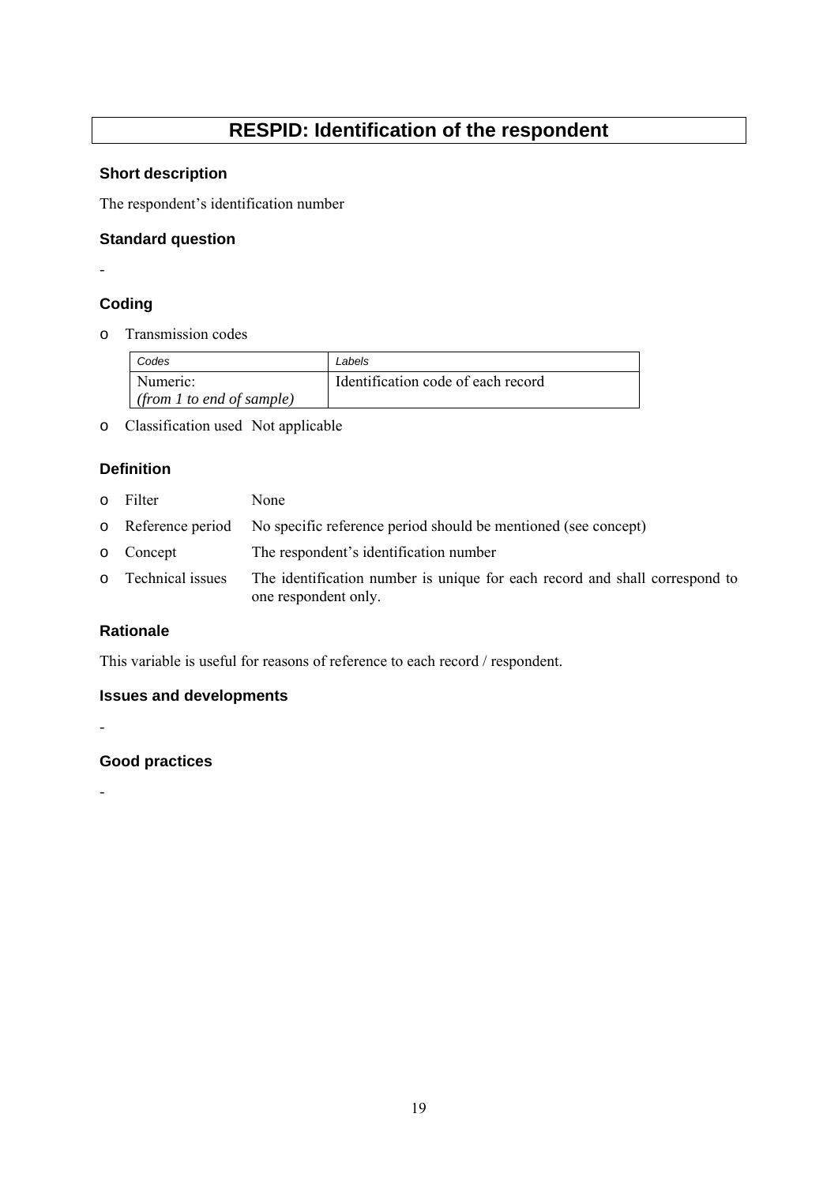# RESPID: Identification of the respondent

### Short description

The respondent's identification number

### Standard question

-

### Coding

- Transmission codes

| *Codes* | *Labels* |
|---|---|
| Numeric:<br>*(from 1 to end of sample)* | Identification code of each record |

- Classification used Not applicable

### Definition

- Filter None
- Reference period No specific reference period should be mentioned (see concept)
- Concept The respondent's identification number
- Technical issues The identification number is unique for each record and shall correspond to one respondent only.

### Rationale

This variable is useful for reasons of reference to each record / respondent.

### Issues and developments

-

### Good practices

-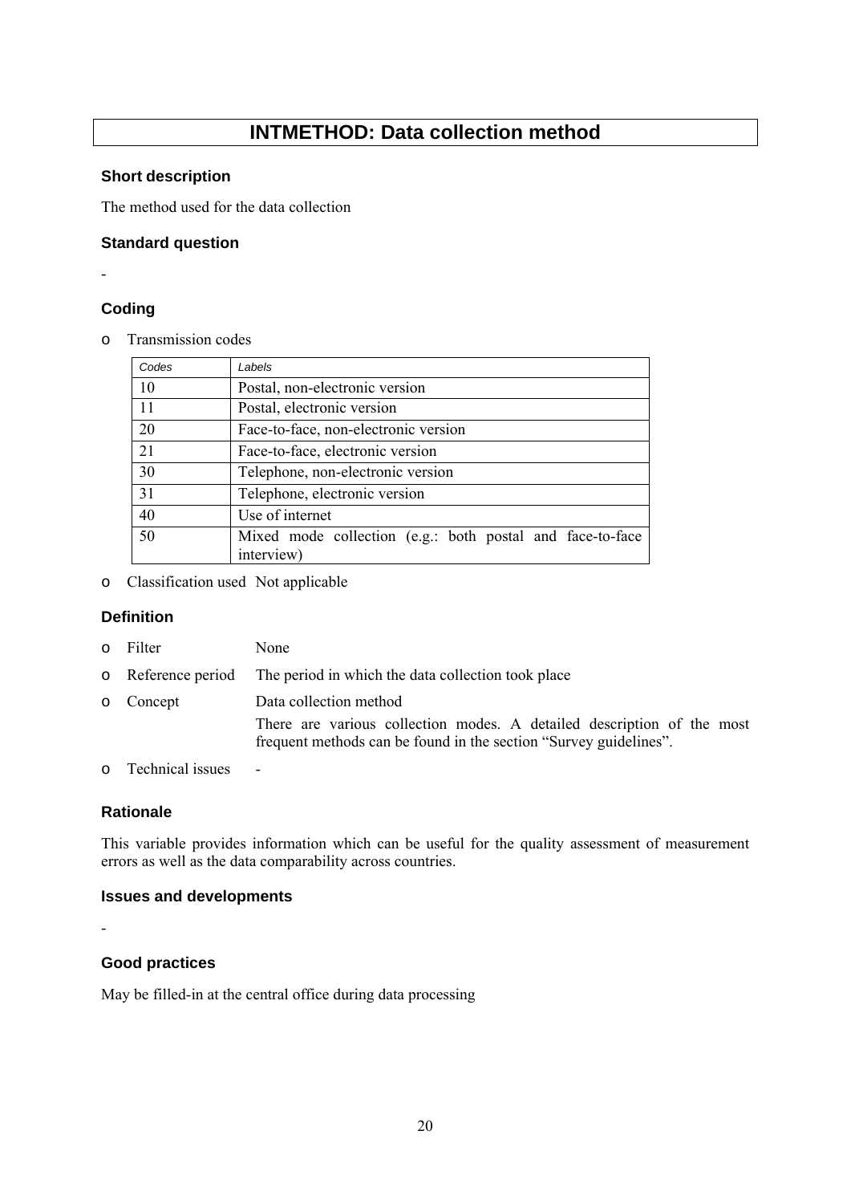# INTMETHOD: Data collection method

### Short description

The method used for the data collection

### Standard question

-

### Coding

- Transmission codes

| Codes | Labels |
|---|---|
| 10 | Postal, non-electronic version |
| 11 | Postal, electronic version |
| 20 | Face-to-face, non-electronic version |
| 21 | Face-to-face, electronic version |
| 30 | Telephone, non-electronic version |
| 31 | Telephone, electronic version |
| 40 | Use of internet |
| 50 | Mixed mode collection (e.g.: both postal and face-to-face interview) |

- Classification used Not applicable

### Definition

- Filter None
- Reference period The period in which the data collection took place
- Concept Data collection method

  There are various collection modes. A detailed description of the most frequent methods can be found in the section "Survey guidelines".
- Technical issues -

### Rationale

This variable provides information which can be useful for the quality assessment of measurement errors as well as the data comparability across countries.

### Issues and developments

-

### Good practices

May be filled-in at the central office during data processing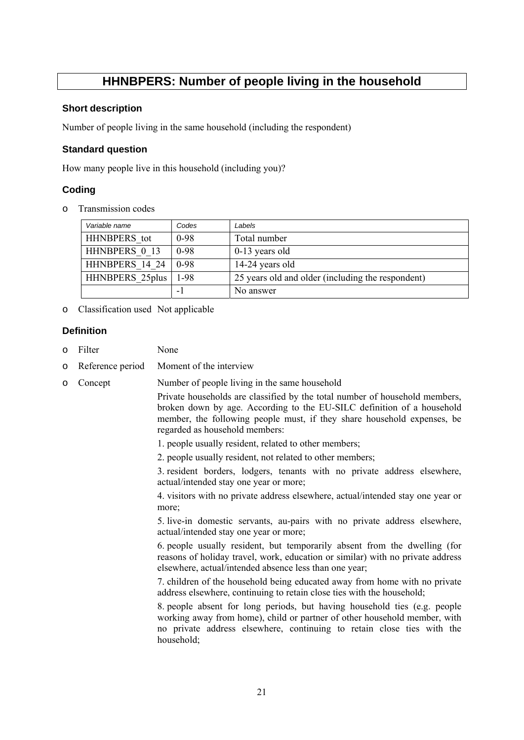# HHNBPERS: Number of people living in the household

### Short description

Number of people living in the same household (including the respondent)

### Standard question

How many people live in this household (including you)?

### Coding

- Transmission codes

| *Variable name* | *Codes* | *Labels* |
|---|---|---|
| HHNBPERS_tot | 0-98 | Total number |
| HHNBPERS_0_13 | 0-98 | 0-13 years old |
| HHNBPERS_14_24 | 0-98 | 14-24 years old |
| HHNBPERS_25plus | 1-98 | 25 years old and older (including the respondent) |
| | -1 | No answer |

- Classification used Not applicable

### Definition

- Filter None
- Reference period Moment of the interview
- Concept Number of people living in the same household

  Private households are classified by the total number of household members, broken down by age. According to the EU-SILC definition of a household member, the following people must, if they share household expenses, be regarded as household members:

  1. people usually resident, related to other members;

  2. people usually resident, not related to other members;

  3. resident borders, lodgers, tenants with no private address elsewhere, actual/intended stay one year or more;

  4. visitors with no private address elsewhere, actual/intended stay one year or more;

  5. live-in domestic servants, au-pairs with no private address elsewhere, actual/intended stay one year or more;

  6. people usually resident, but temporarily absent from the dwelling (for reasons of holiday travel, work, education or similar) with no private address elsewhere, actual/intended absence less than one year;

  7. children of the household being educated away from home with no private address elsewhere, continuing to retain close ties with the household;

  8. people absent for long periods, but having household ties (e.g. people working away from home), child or partner of other household member, with no private address elsewhere, continuing to retain close ties with the household;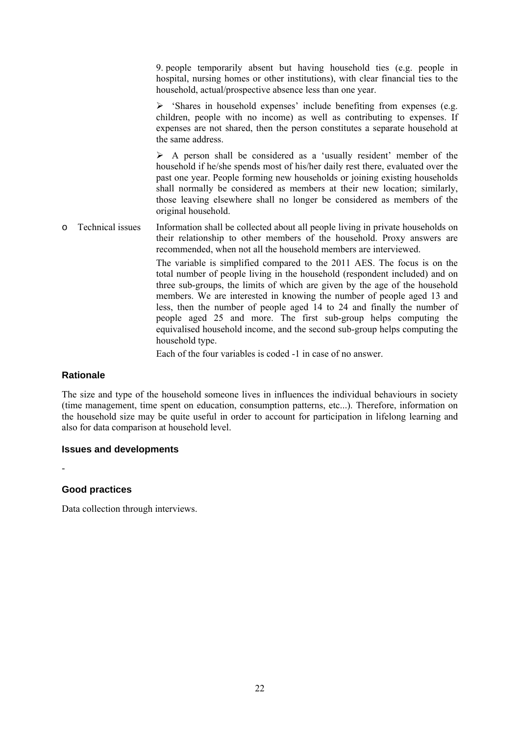9. people temporarily absent but having household ties (e.g. people in hospital, nursing homes or other institutions), with clear financial ties to the household, actual/prospective absence less than one year.

➢ 'Shares in household expenses' include benefiting from expenses (e.g. children, people with no income) as well as contributing to expenses. If expenses are not shared, then the person constitutes a separate household at the same address.

➢ A person shall be considered as a 'usually resident' member of the household if he/she spends most of his/her daily rest there, evaluated over the past one year. People forming new households or joining existing households shall normally be considered as members at their new location; similarly, those leaving elsewhere shall no longer be considered as members of the original household.

- Technical issues

Information shall be collected about all people living in private households on their relationship to other members of the household. Proxy answers are recommended, when not all the household members are interviewed.

The variable is simplified compared to the 2011 AES. The focus is on the total number of people living in the household (respondent included) and on three sub-groups, the limits of which are given by the age of the household members. We are interested in knowing the number of people aged 13 and less, then the number of people aged 14 to 24 and finally the number of people aged 25 and more. The first sub-group helps computing the equivalised household income, and the second sub-group helps computing the household type.

Each of the four variables is coded -1 in case of no answer.

### Rationale

The size and type of the household someone lives in influences the individual behaviours in society (time management, time spent on education, consumption patterns, etc...). Therefore, information on the household size may be quite useful in order to account for participation in lifelong learning and also for data comparison at household level.

### Issues and developments

-

### Good practices

Data collection through interviews.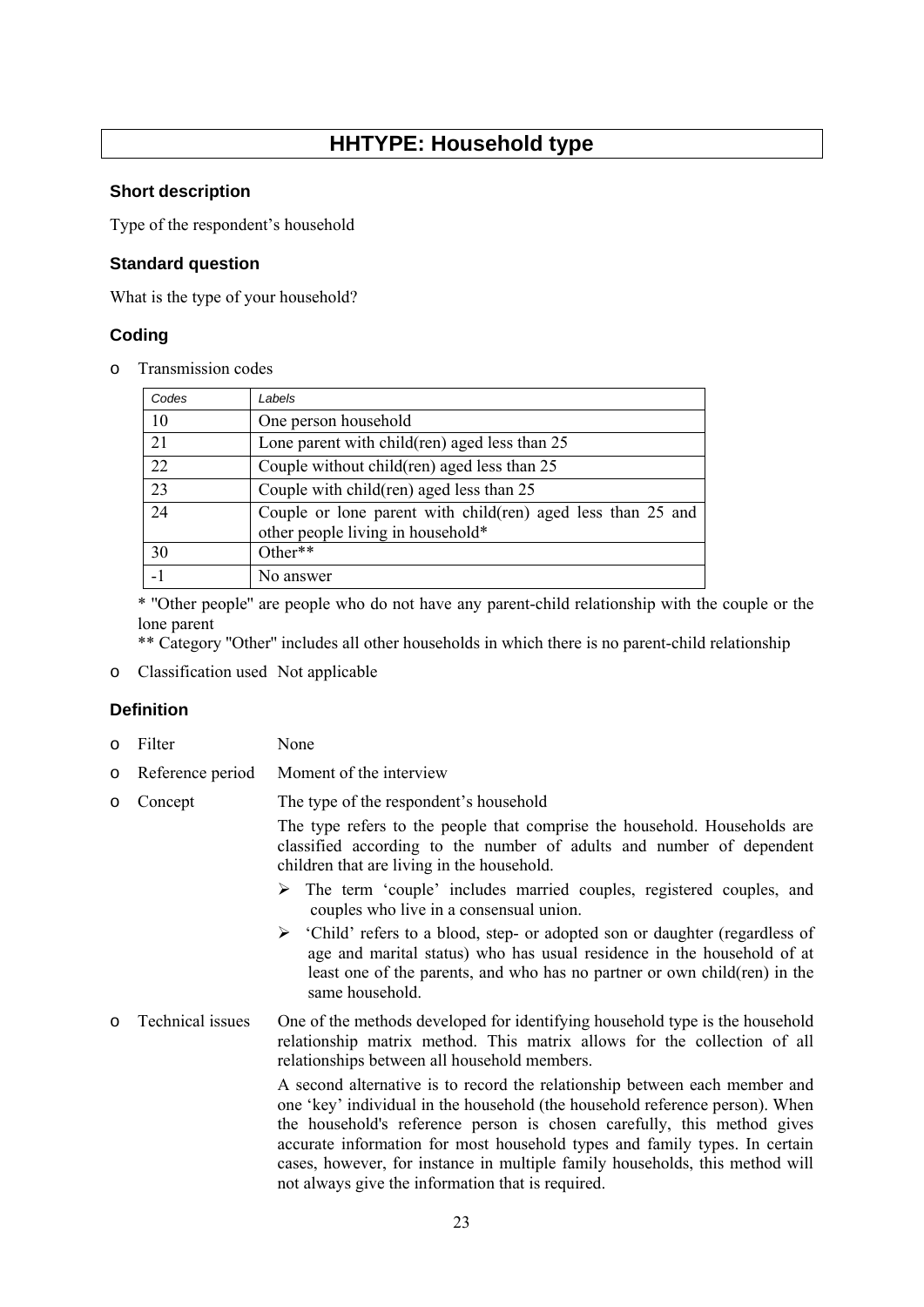# HHTYPE: Household type

### Short description

Type of the respondent's household

### Standard question

What is the type of your household?

### Coding

- Transmission codes

| Codes | Labels |
|---|---|
| 10 | One person household |
| 21 | Lone parent with child(ren) aged less than 25 |
| 22 | Couple without child(ren) aged less than 25 |
| 23 | Couple with child(ren) aged less than 25 |
| 24 | Couple or lone parent with child(ren) aged less than 25 and other people living in household* |
| 30 | Other** |
| -1 | No answer |

\* "Other people" are people who do not have any parent-child relationship with the couple or the lone parent

** Category "Other" includes all other households in which there is no parent-child relationship

- Classification used Not applicable

### Definition

- Filter None
- Reference period Moment of the interview
- Concept The type of the respondent's household

  The type refers to the people that comprise the household. Households are classified according to the number of adults and number of dependent children that are living in the household.

  - The term 'couple' includes married couples, registered couples, and couples who live in a consensual union.
  - 'Child' refers to a blood, step- or adopted son or daughter (regardless of age and marital status) who has usual residence in the household of at least one of the parents, and who has no partner or own child(ren) in the same household.

- Technical issues One of the methods developed for identifying household type is the household relationship matrix method. This matrix allows for the collection of all relationships between all household members.

  A second alternative is to record the relationship between each member and one 'key' individual in the household (the household reference person). When the household's reference person is chosen carefully, this method gives accurate information for most household types and family types. In certain cases, however, for instance in multiple family households, this method will not always give the information that is required.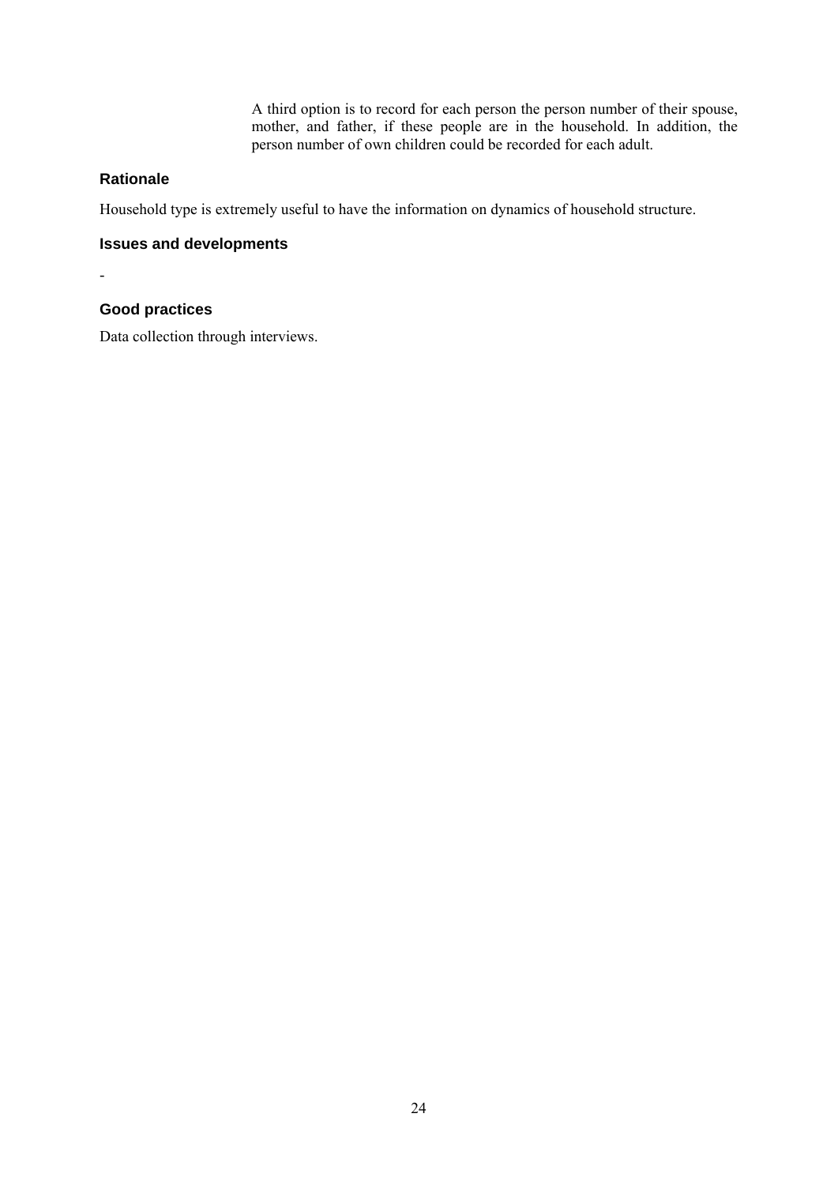A third option is to record for each person the person number of their spouse, mother, and father, if these people are in the household. In addition, the person number of own children could be recorded for each adult.

### Rationale

Household type is extremely useful to have the information on dynamics of household structure.

### Issues and developments

-

### Good practices

Data collection through interviews.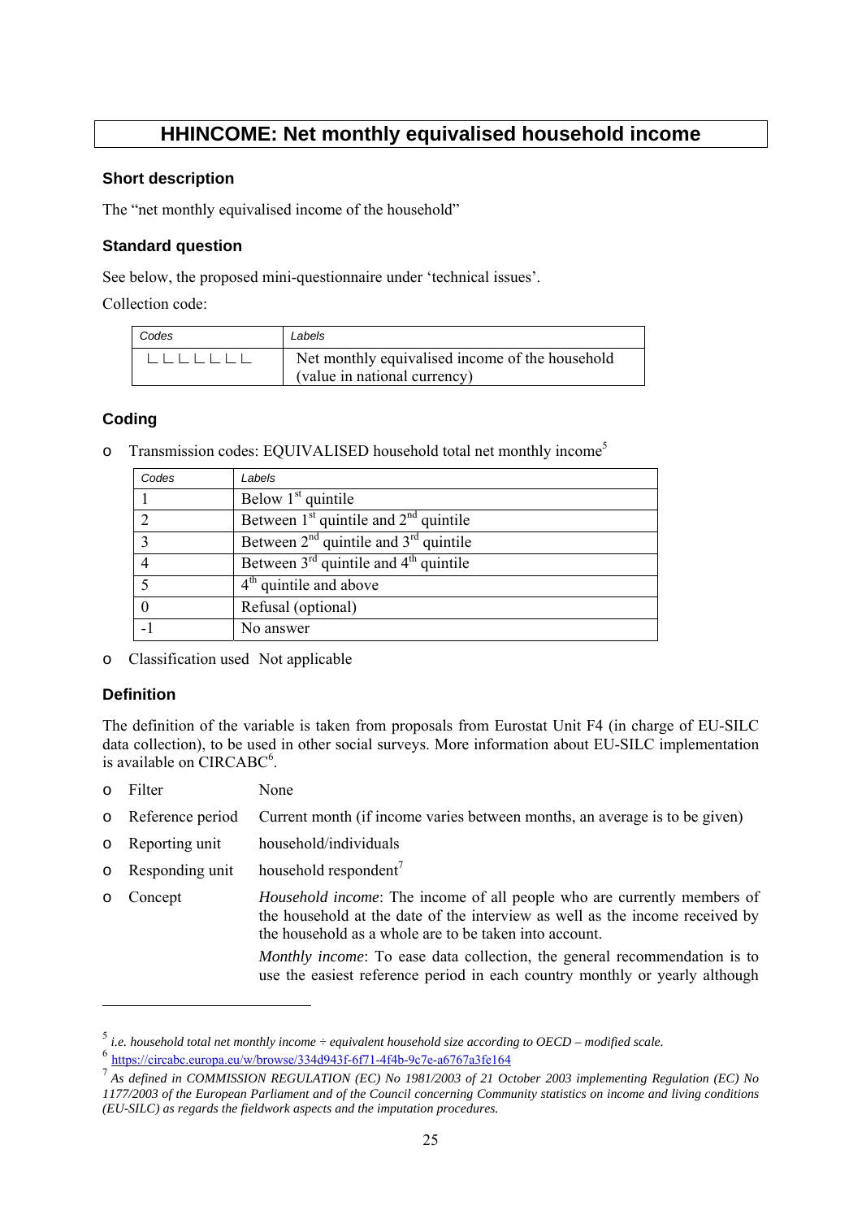# HHINCOME: Net monthly equivalised household income

### Short description

The "net monthly equivalised income of the household"

### Standard question

See below, the proposed mini-questionnaire under 'technical issues'.

Collection code:

| Codes | Labels |
|---|---|
| ∟∟∟∟∟∟∟ | Net monthly equivalised income of the household (value in national currency) |

### Coding

- Transmission codes: EQUIVALISED household total net monthly income[5]

| Codes | Labels |
|---|---|
| 1 | Below 1st quintile |
| 2 | Between 1st quintile and 2nd quintile |
| 3 | Between 2nd quintile and 3rd quintile |
| 4 | Between 3rd quintile and 4th quintile |
| 5 | 4th quintile and above |
| 0 | Refusal (optional) |
| -1 | No answer |

- Classification used  Not applicable

### Definition

The definition of the variable is taken from proposals from Eurostat Unit F4 (in charge of EU-SILC data collection), to be used in other social surveys. More information about EU-SILC implementation is available on CIRCABC[6].

- Filter  None
- Reference period  Current month (if income varies between months, an average is to be given)
- Reporting unit  household/individuals
- Responding unit  household respondent[7]
- Concept  *Household income*: The income of all people who are currently members of the household at the date of the interview as well as the income received by the household as a whole are to be taken into account.

  *Monthly income*: To ease data collection, the general recommendation is to use the easiest reference period in each country monthly or yearly although

---

[5] *i.e. household total net monthly income ÷ equivalent household size according to OECD – modified scale.*

[6] https://circabc.europa.eu/w/browse/334d943f-6f71-4f4b-9c7e-a6767a3fe164

[7] *As defined in COMMISSION REGULATION (EC) No 1981/2003 of 21 October 2003 implementing Regulation (EC) No 1177/2003 of the European Parliament and of the Council concerning Community statistics on income and living conditions (EU-SILC) as regards the fieldwork aspects and the imputation procedures.*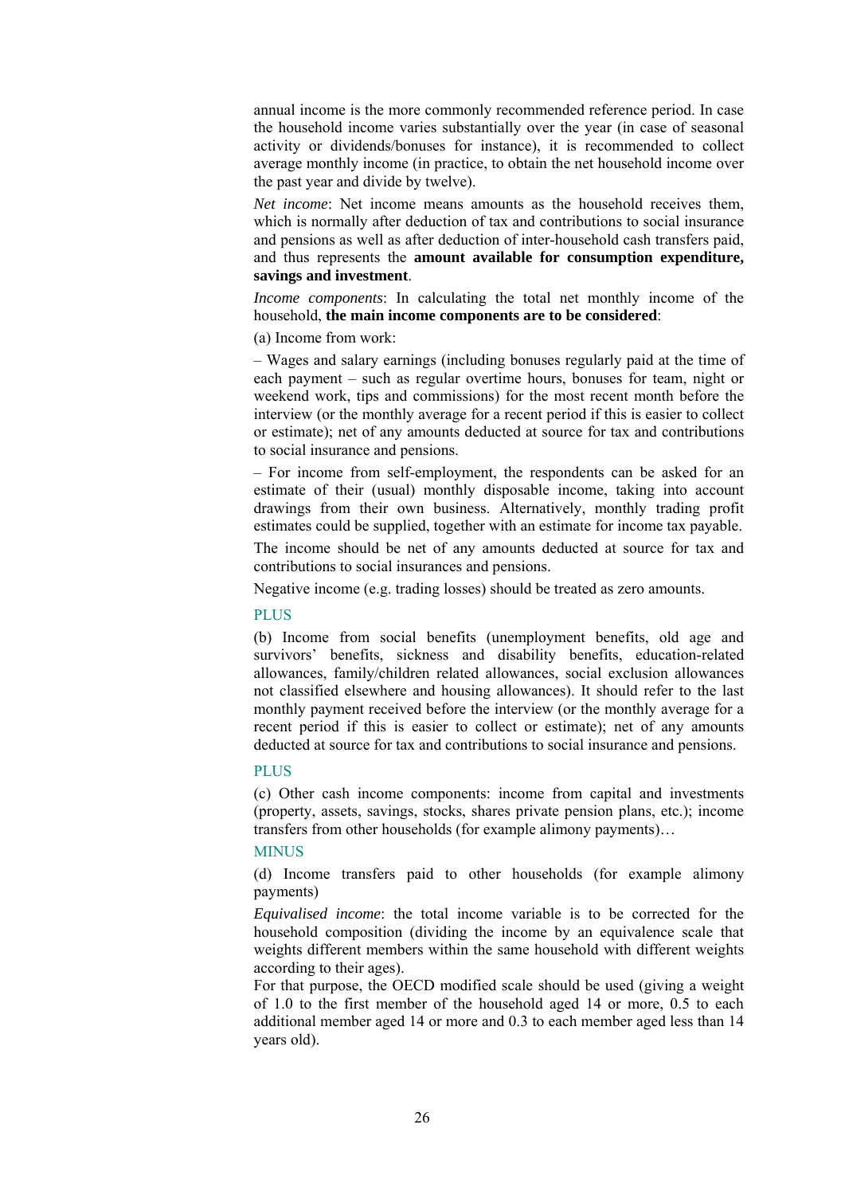annual income is the more commonly recommended reference period. In case the household income varies substantially over the year (in case of seasonal activity or dividends/bonuses for instance), it is recommended to collect average monthly income (in practice, to obtain the net household income over the past year and divide by twelve).

*Net income*: Net income means amounts as the household receives them, which is normally after deduction of tax and contributions to social insurance and pensions as well as after deduction of inter-household cash transfers paid, and thus represents the **amount available for consumption expenditure, savings and investment**.

*Income components*: In calculating the total net monthly income of the household, **the main income components are to be considered**:

(a) Income from work:

– Wages and salary earnings (including bonuses regularly paid at the time of each payment – such as regular overtime hours, bonuses for team, night or weekend work, tips and commissions) for the most recent month before the interview (or the monthly average for a recent period if this is easier to collect or estimate); net of any amounts deducted at source for tax and contributions to social insurance and pensions.

– For income from self-employment, the respondents can be asked for an estimate of their (usual) monthly disposable income, taking into account drawings from their own business. Alternatively, monthly trading profit estimates could be supplied, together with an estimate for income tax payable.

The income should be net of any amounts deducted at source for tax and contributions to social insurances and pensions.

Negative income (e.g. trading losses) should be treated as zero amounts.

PLUS

(b) Income from social benefits (unemployment benefits, old age and survivors' benefits, sickness and disability benefits, education-related allowances, family/children related allowances, social exclusion allowances not classified elsewhere and housing allowances). It should refer to the last monthly payment received before the interview (or the monthly average for a recent period if this is easier to collect or estimate); net of any amounts deducted at source for tax and contributions to social insurance and pensions.

PLUS

(c) Other cash income components: income from capital and investments (property, assets, savings, stocks, shares private pension plans, etc.); income transfers from other households (for example alimony payments)…

MINUS

(d) Income transfers paid to other households (for example alimony payments)

*Equivalised income*: the total income variable is to be corrected for the household composition (dividing the income by an equivalence scale that weights different members within the same household with different weights according to their ages).

For that purpose, the OECD modified scale should be used (giving a weight of 1.0 to the first member of the household aged 14 or more, 0.5 to each additional member aged 14 or more and 0.3 to each member aged less than 14 years old).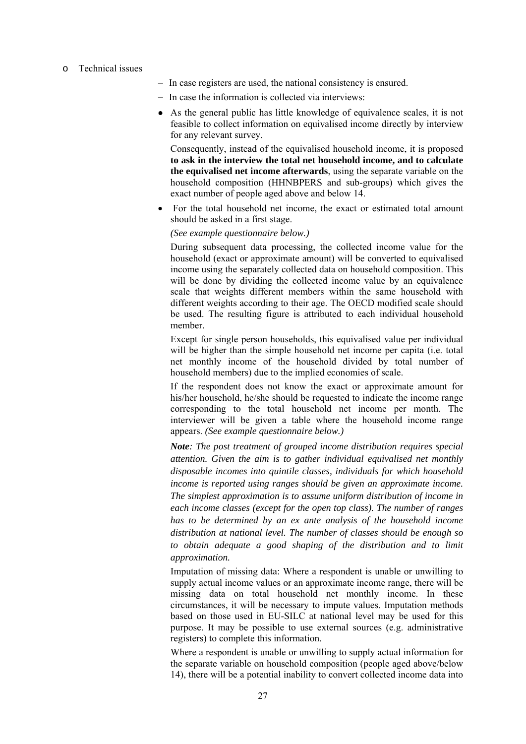- Technical issues
  - – In case registers are used, the national consistency is ensured.
  - – In case the information is collected via interviews:
  - As the general public has little knowledge of equivalence scales, it is not feasible to collect information on equivalised income directly by interview for any relevant survey.

    Consequently, instead of the equivalised household income, it is proposed **to ask in the interview the total net household income, and to calculate the equivalised net income afterwards**, using the separate variable on the household composition (HHNBPERS and sub-groups) which gives the exact number of people aged above and below 14.

  - For the total household net income, the exact or estimated total amount should be asked in a first stage.

    *(See example questionnaire below.)*

    During subsequent data processing, the collected income value for the household (exact or approximate amount) will be converted to equivalised income using the separately collected data on household composition. This will be done by dividing the collected income value by an equivalence scale that weights different members within the same household with different weights according to their age. The OECD modified scale should be used. The resulting figure is attributed to each individual household member.

    Except for single person households, this equivalised value per individual will be higher than the simple household net income per capita (i.e. total net monthly income of the household divided by total number of household members) due to the implied economies of scale.

    If the respondent does not know the exact or approximate amount for his/her household, he/she should be requested to indicate the income range corresponding to the total household net income per month. The interviewer will be given a table where the household income range appears. *(See example questionnaire below.)*

    ***Note**: The post treatment of grouped income distribution requires special attention. Given the aim is to gather individual equivalised net monthly disposable incomes into quintile classes, individuals for which household income is reported using ranges should be given an approximate income. The simplest approximation is to assume uniform distribution of income in each income classes (except for the open top class). The number of ranges has to be determined by an ex ante analysis of the household income distribution at national level. The number of classes should be enough so to obtain adequate a good shaping of the distribution and to limit approximation.*

    Imputation of missing data: Where a respondent is unable or unwilling to supply actual income values or an approximate income range, there will be missing data on total household net monthly income. In these circumstances, it will be necessary to impute values. Imputation methods based on those used in EU-SILC at national level may be used for this purpose. It may be possible to use external sources (e.g. administrative registers) to complete this information.

    Where a respondent is unable or unwilling to supply actual information for the separate variable on household composition (people aged above/below 14), there will be a potential inability to convert collected income data into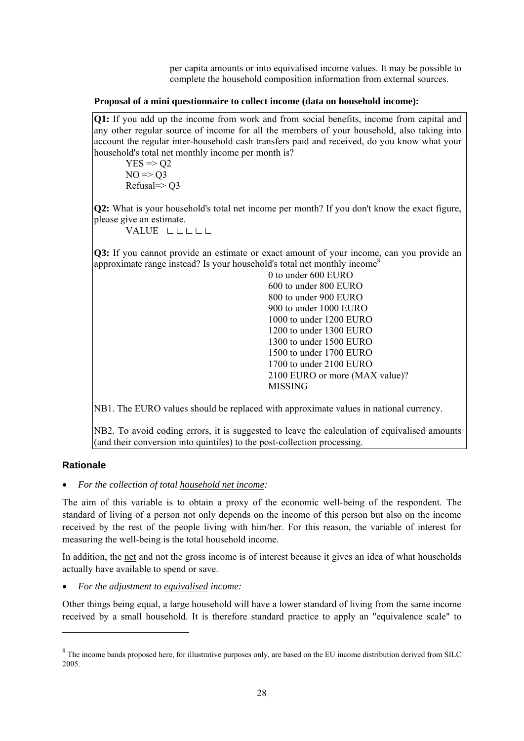per capita amounts or into equivalised income values. It may be possible to complete the household composition information from external sources.

**Proposal of a mini questionnaire to collect income (data on household income):**

**Q1:** If you add up the income from work and from social benefits, income from capital and any other regular source of income for all the members of your household, also taking into account the regular inter-household cash transfers paid and received, do you know what your household's total net monthly income per month is?

YES => Q2
NO => Q3
Refusal=> Q3

**Q2:** What is your household's total net income per month? If you don't know the exact figure, please give an estimate.

VALUE ∟∟∟∟∟

**Q3:** If you cannot provide an estimate or exact amount of your income, can you provide an approximate range instead? Is your household's total net monthly income[8]

0 to under 600 EURO
600 to under 800 EURO
800 to under 900 EURO
900 to under 1000 EURO
1000 to under 1200 EURO
1200 to under 1300 EURO
1300 to under 1500 EURO
1500 to under 1700 EURO
1700 to under 2100 EURO
2100 EURO or more (MAX value)?
MISSING

NB1. The EURO values should be replaced with approximate values in national currency.

NB2. To avoid coding errors, it is suggested to leave the calculation of equivalised amounts (and their conversion into quintiles) to the post-collection processing.

## Rationale

- *For the collection of total household net income:*

The aim of this variable is to obtain a proxy of the economic well-being of the respondent. The standard of living of a person not only depends on the income of this person but also on the income received by the rest of the people living with him/her. For this reason, the variable of interest for measuring the well-being is the total household income.

In addition, the net and not the gross income is of interest because it gives an idea of what households actually have available to spend or save.

- *For the adjustment to equivalised income:*

Other things being equal, a large household will have a lower standard of living from the same income received by a small household. It is therefore standard practice to apply an "equivalence scale" to

[8] The income bands proposed here, for illustrative purposes only, are based on the EU income distribution derived from SILC 2005.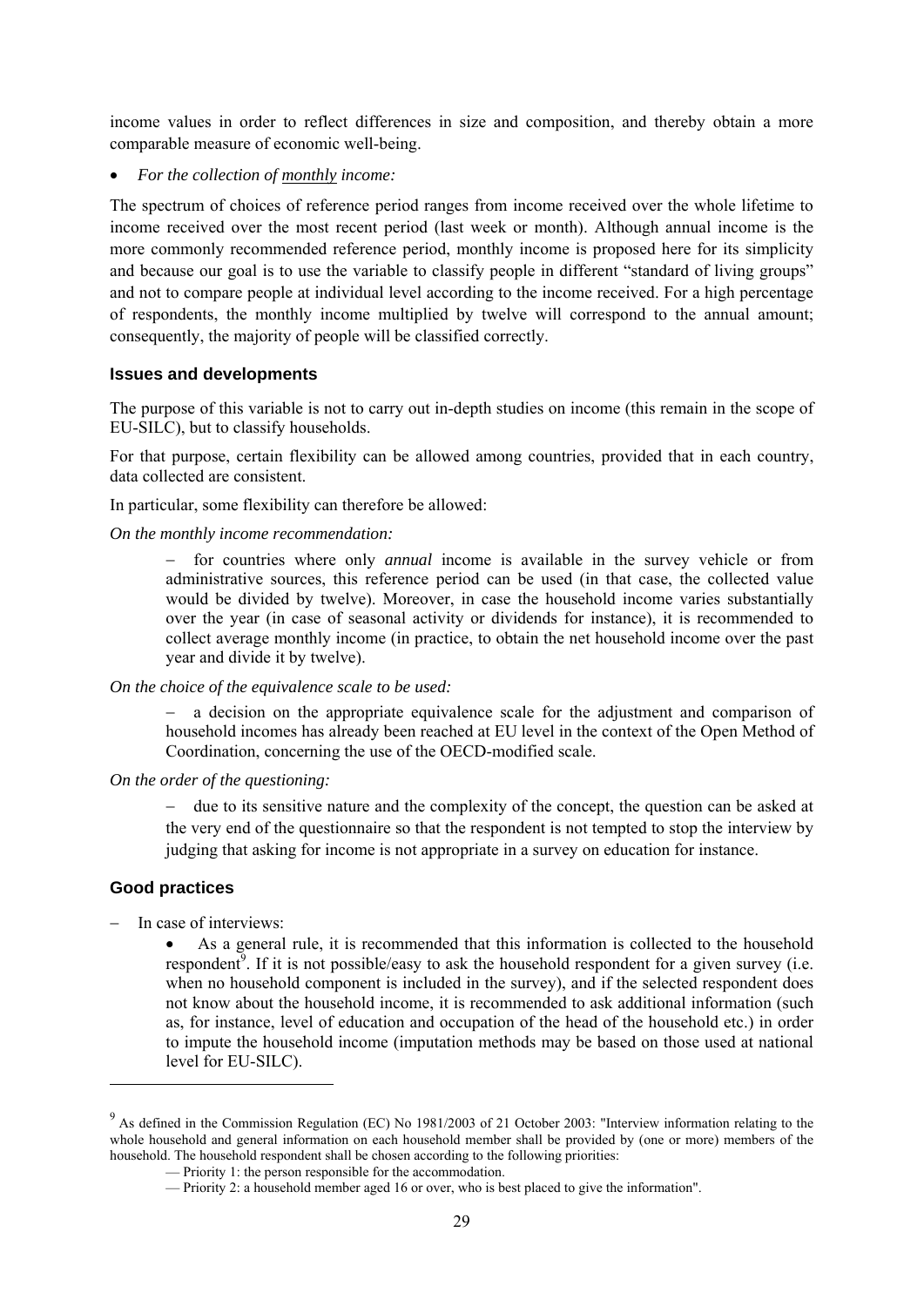income values in order to reflect differences in size and composition, and thereby obtain a more comparable measure of economic well-being.

- *For the collection of monthly income:*

The spectrum of choices of reference period ranges from income received over the whole lifetime to income received over the most recent period (last week or month). Although annual income is the more commonly recommended reference period, monthly income is proposed here for its simplicity and because our goal is to use the variable to classify people in different "standard of living groups" and not to compare people at individual level according to the income received. For a high percentage of respondents, the monthly income multiplied by twelve will correspond to the annual amount; consequently, the majority of people will be classified correctly.

### Issues and developments

The purpose of this variable is not to carry out in-depth studies on income (this remain in the scope of EU-SILC), but to classify households.

For that purpose, certain flexibility can be allowed among countries, provided that in each country, data collected are consistent.

In particular, some flexibility can therefore be allowed:

*On the monthly income recommendation:*

> – for countries where only *annual* income is available in the survey vehicle or from administrative sources, this reference period can be used (in that case, the collected value would be divided by twelve). Moreover, in case the household income varies substantially over the year (in case of seasonal activity or dividends for instance), it is recommended to collect average monthly income (in practice, to obtain the net household income over the past year and divide it by twelve).

*On the choice of the equivalence scale to be used:*

> – a decision on the appropriate equivalence scale for the adjustment and comparison of household incomes has already been reached at EU level in the context of the Open Method of Coordination, concerning the use of the OECD-modified scale.

*On the order of the questioning:*

> – due to its sensitive nature and the complexity of the concept, the question can be asked at the very end of the questionnaire so that the respondent is not tempted to stop the interview by judging that asking for income is not appropriate in a survey on education for instance.

### Good practices

- In case of interviews:
  - As a general rule, it is recommended that this information is collected to the household respondent[9]. If it is not possible/easy to ask the household respondent for a given survey (i.e. when no household component is included in the survey), and if the selected respondent does not know about the household income, it is recommended to ask additional information (such as, for instance, level of education and occupation of the head of the household etc.) in order to impute the household income (imputation methods may be based on those used at national level for EU-SILC).

---

[9] As defined in the Commission Regulation (EC) No 1981/2003 of 21 October 2003: "Interview information relating to the whole household and general information on each household member shall be provided by (one or more) members of the household. The household respondent shall be chosen according to the following priorities:

— Priority 1: the person responsible for the accommodation.

— Priority 2: a household member aged 16 or over, who is best placed to give the information".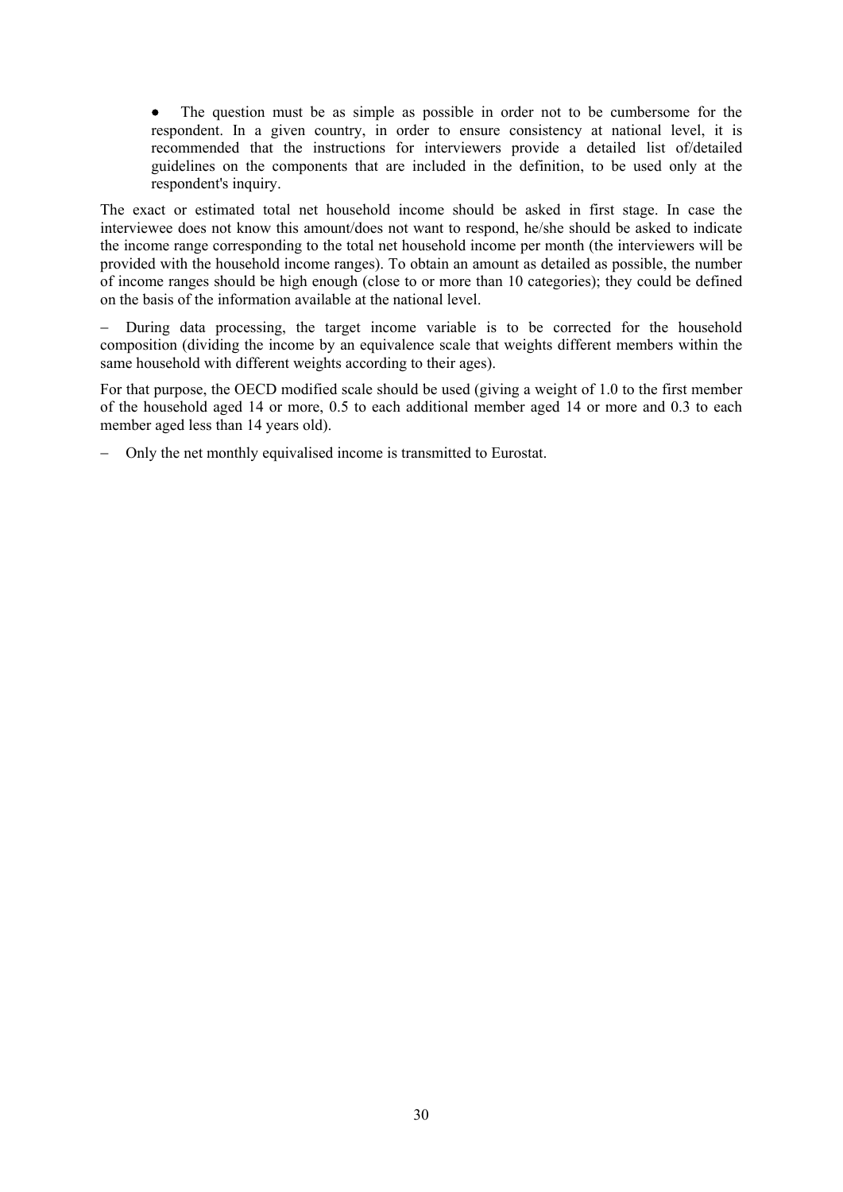- The question must be as simple as possible in order not to be cumbersome for the respondent. In a given country, in order to ensure consistency at national level, it is recommended that the instructions for interviewers provide a detailed list of/detailed guidelines on the components that are included in the definition, to be used only at the respondent's inquiry.

The exact or estimated total net household income should be asked in first stage. In case the interviewee does not know this amount/does not want to respond, he/she should be asked to indicate the income range corresponding to the total net household income per month (the interviewers will be provided with the household income ranges). To obtain an amount as detailed as possible, the number of income ranges should be high enough (close to or more than 10 categories); they could be defined on the basis of the information available at the national level.

– During data processing, the target income variable is to be corrected for the household composition (dividing the income by an equivalence scale that weights different members within the same household with different weights according to their ages).

For that purpose, the OECD modified scale should be used (giving a weight of 1.0 to the first member of the household aged 14 or more, 0.5 to each additional member aged 14 or more and 0.3 to each member aged less than 14 years old).

– Only the net monthly equivalised income is transmitted to Eurostat.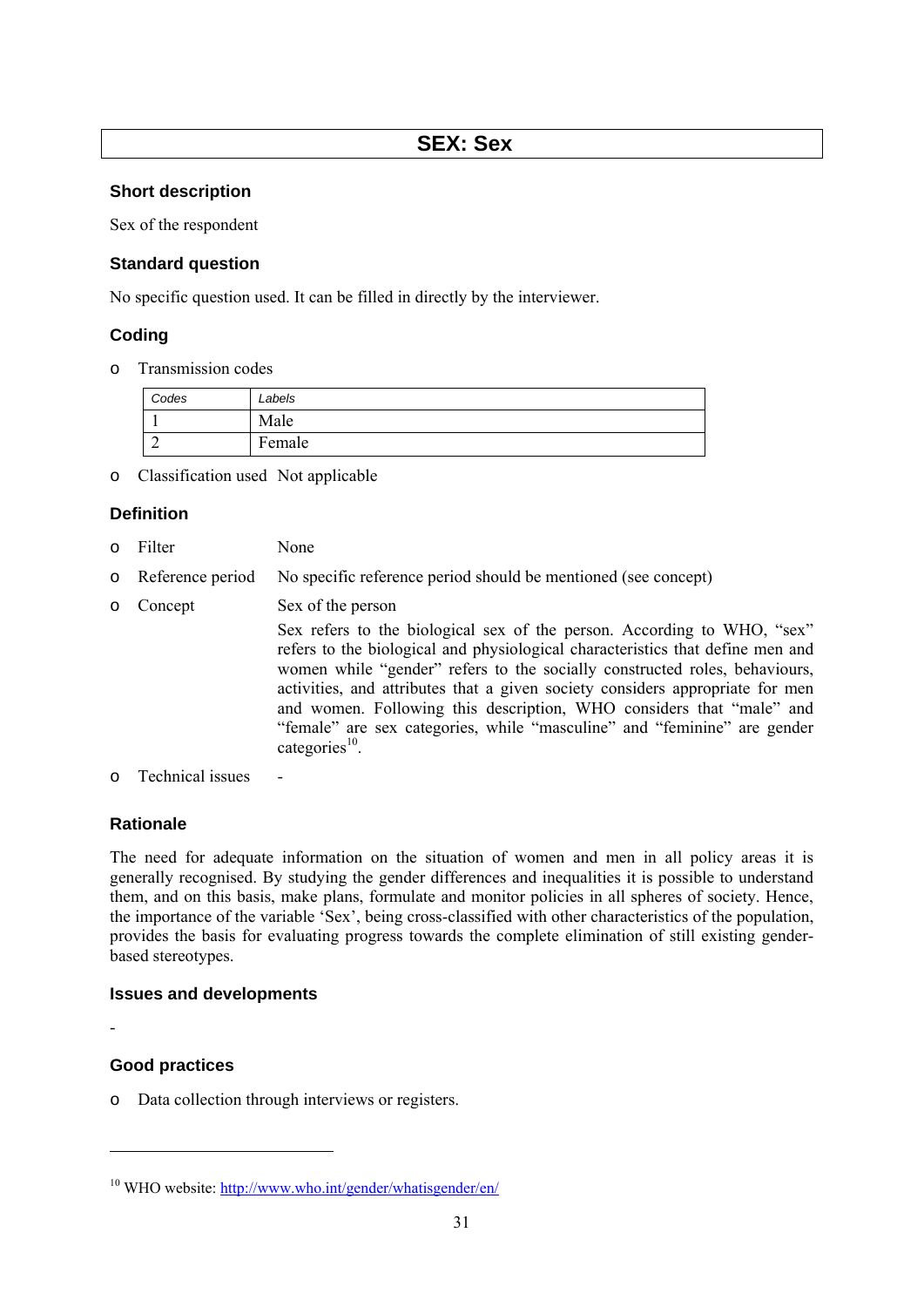# SEX: Sex

### Short description

Sex of the respondent

### Standard question

No specific question used. It can be filled in directly by the interviewer.

### Coding

- Transmission codes

| *Codes* | *Labels* |
|---|---|
| 1 | Male |
| 2 | Female |

- Classification used  Not applicable

### Definition

- Filter  None
- Reference period  No specific reference period should be mentioned (see concept)
- Concept  Sex of the person

  Sex refers to the biological sex of the person. According to WHO, "sex" refers to the biological and physiological characteristics that define men and women while "gender" refers to the socially constructed roles, behaviours, activities, and attributes that a given society considers appropriate for men and women. Following this description, WHO considers that "male" and "female" are sex categories, while "masculine" and "feminine" are gender categories[10].
- Technical issues  -

### Rationale

The need for adequate information on the situation of women and men in all policy areas it is generally recognised. By studying the gender differences and inequalities it is possible to understand them, and on this basis, make plans, formulate and monitor policies in all spheres of society. Hence, the importance of the variable 'Sex', being cross-classified with other characteristics of the population, provides the basis for evaluating progress towards the complete elimination of still existing gender-based stereotypes.

### Issues and developments

-

### Good practices

- Data collection through interviews or registers.

---

[10] WHO website: http://www.who.int/gender/whatisgender/en/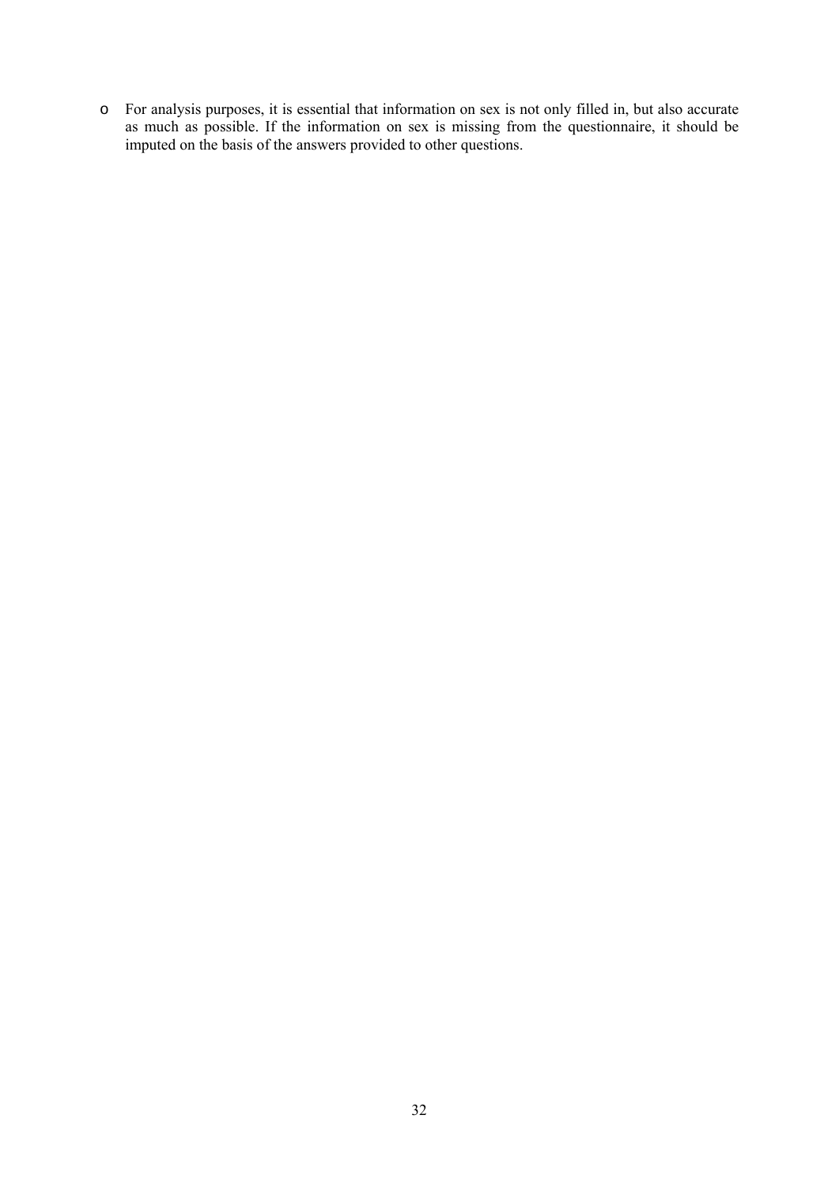- For analysis purposes, it is essential that information on sex is not only filled in, but also accurate as much as possible. If the information on sex is missing from the questionnaire, it should be imputed on the basis of the answers provided to other questions.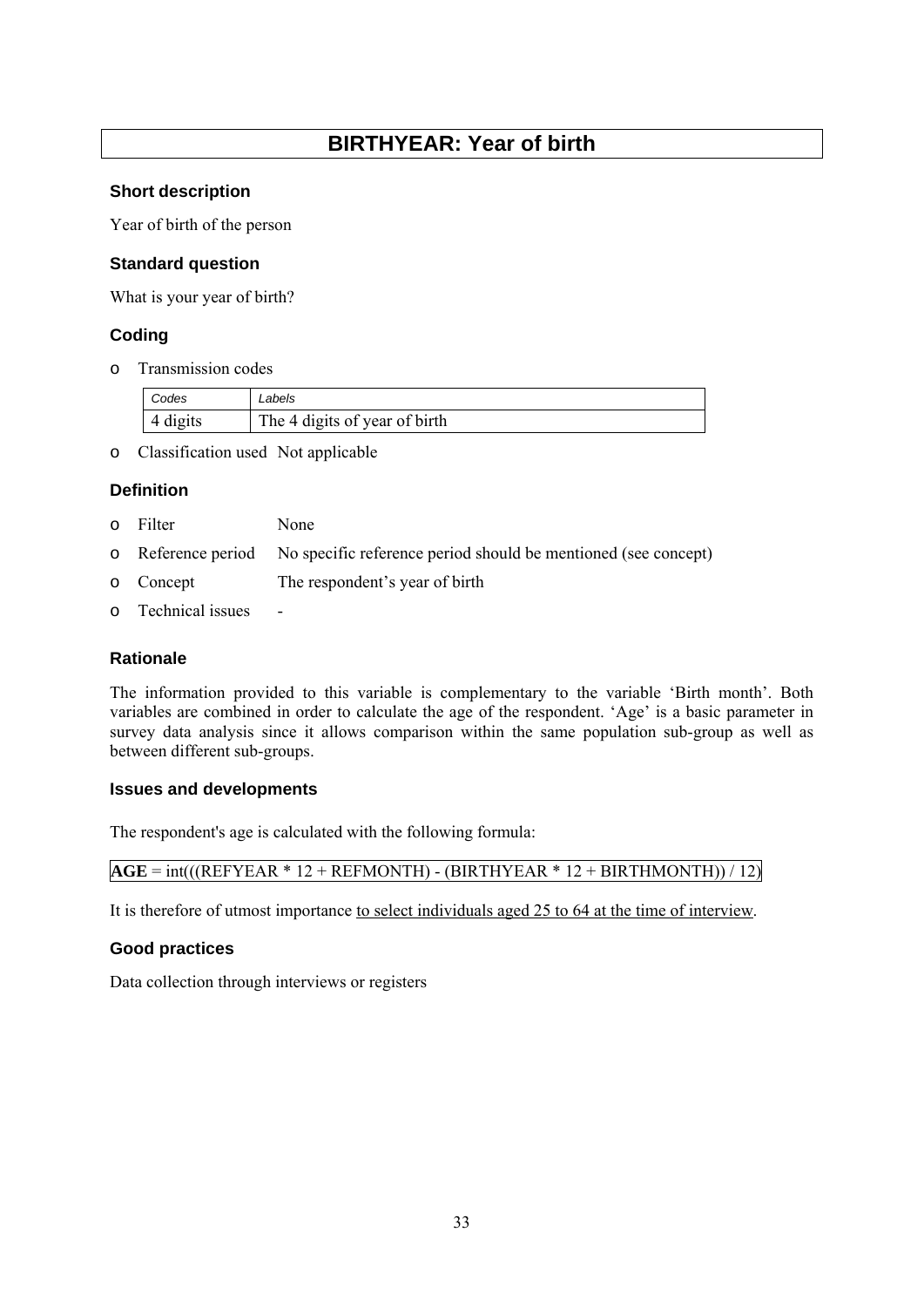# BIRTHYEAR: Year of birth

### Short description

Year of birth of the person

### Standard question

What is your year of birth?

### Coding

- Transmission codes

| *Codes* | *Labels* |
| --- | --- |
| 4 digits | The 4 digits of year of birth |

- Classification used Not applicable

### Definition

- Filter None
- Reference period No specific reference period should be mentioned (see concept)
- Concept The respondent's year of birth
- Technical issues -

### Rationale

The information provided to this variable is complementary to the variable 'Birth month'. Both variables are combined in order to calculate the age of the respondent. 'Age' is a basic parameter in survey data analysis since it allows comparison within the same population sub-group as well as between different sub-groups.

### Issues and developments

The respondent's age is calculated with the following formula:

**AGE** = int(((REFYEAR * 12 + REFMONTH) - (BIRTHYEAR * 12 + BIRTHMONTH)) / 12)

It is therefore of utmost importance <u>to select individuals aged 25 to 64 at the time of interview</u>.

### Good practices

Data collection through interviews or registers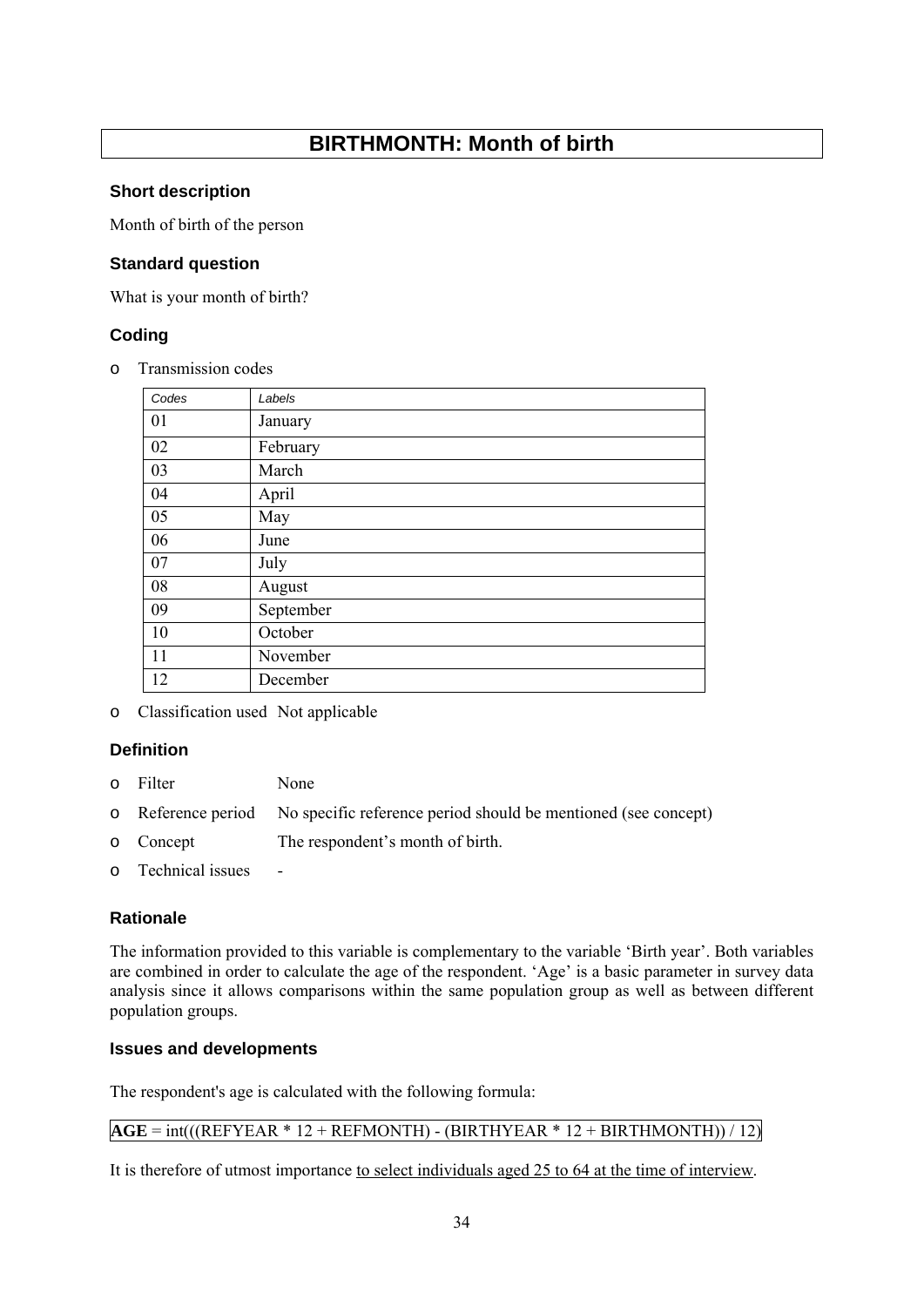# BIRTHMONTH: Month of birth

### Short description

Month of birth of the person

### Standard question

What is your month of birth?

### Coding

- Transmission codes

| Codes | Labels |
|---|---|
| 01 | January |
| 02 | February |
| 03 | March |
| 04 | April |
| 05 | May |
| 06 | June |
| 07 | July |
| 08 | August |
| 09 | September |
| 10 | October |
| 11 | November |
| 12 | December |

- Classification used Not applicable

### Definition

- Filter None
- Reference period No specific reference period should be mentioned (see concept)
- Concept The respondent's month of birth.
- Technical issues -

### Rationale

The information provided to this variable is complementary to the variable 'Birth year'. Both variables are combined in order to calculate the age of the respondent. 'Age' is a basic parameter in survey data analysis since it allows comparisons within the same population group as well as between different population groups.

### Issues and developments

The respondent's age is calculated with the following formula:

**AGE** = int(((REFYEAR * 12 + REFMONTH) - (BIRTHYEAR * 12 + BIRTHMONTH)) / 12)

It is therefore of utmost importance <u>to select individuals aged 25 to 64 at the time of interview</u>.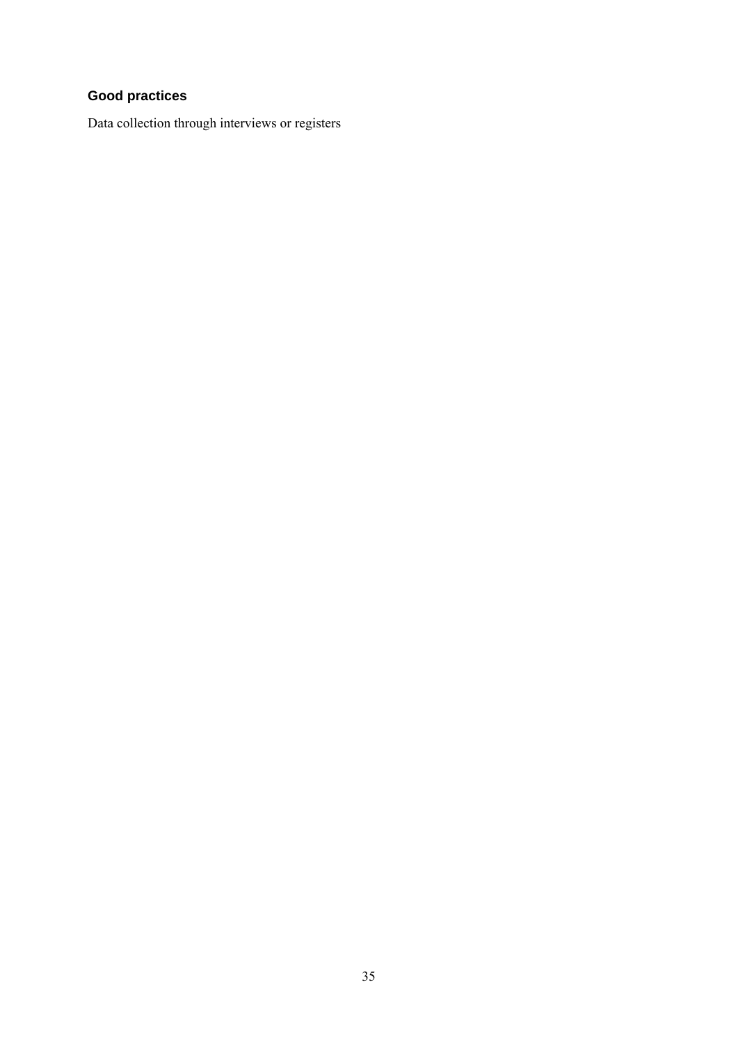### Good practices

Data collection through interviews or registers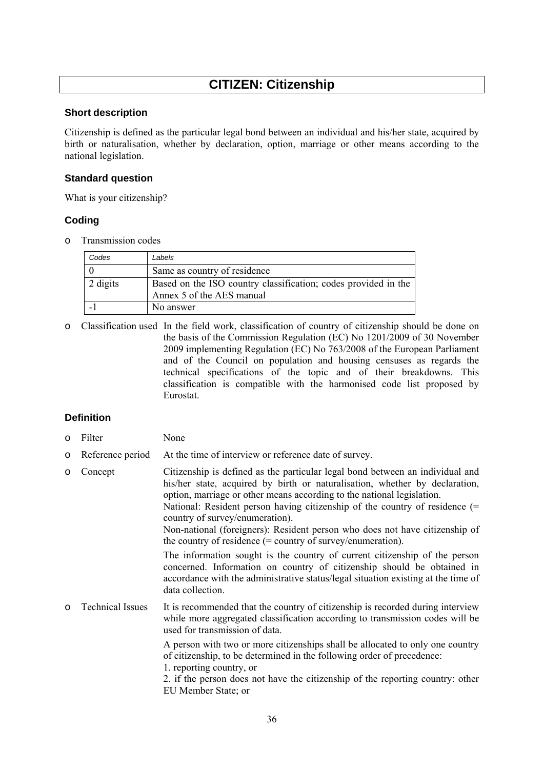# CITIZEN: Citizenship

### Short description

Citizenship is defined as the particular legal bond between an individual and his/her state, acquired by birth or naturalisation, whether by declaration, option, marriage or other means according to the national legislation.

### Standard question

What is your citizenship?

### Coding

- Transmission codes

| *Codes* | *Labels* |
|---|---|
| 0 | Same as country of residence |
| 2 digits | Based on the ISO country classification; codes provided in the Annex 5 of the AES manual |
| -1 | No answer |

- Classification used: In the field work, classification of country of citizenship should be done on the basis of the Commission Regulation (EC) No 1201/2009 of 30 November 2009 implementing Regulation (EC) No 763/2008 of the European Parliament and of the Council on population and housing censuses as regards the technical specifications of the topic and of their breakdowns. This classification is compatible with the harmonised code list proposed by Eurostat.

### Definition

- Filter: None
- Reference period: At the time of interview or reference date of survey.
- Concept: Citizenship is defined as the particular legal bond between an individual and his/her state, acquired by birth or naturalisation, whether by declaration, option, marriage or other means according to the national legislation.
  National: Resident person having citizenship of the country of residence (= country of survey/enumeration).
  Non-national (foreigners): Resident person who does not have citizenship of the country of residence (= country of survey/enumeration).

  The information sought is the country of current citizenship of the person concerned. Information on country of citizenship should be obtained in accordance with the administrative status/legal situation existing at the time of data collection.
- Technical Issues: It is recommended that the country of citizenship is recorded during interview while more aggregated classification according to transmission codes will be used for transmission of data.

  A person with two or more citizenships shall be allocated to only one country of citizenship, to be determined in the following order of precedence:
  1. reporting country, or
  2. if the person does not have the citizenship of the reporting country: other EU Member State; or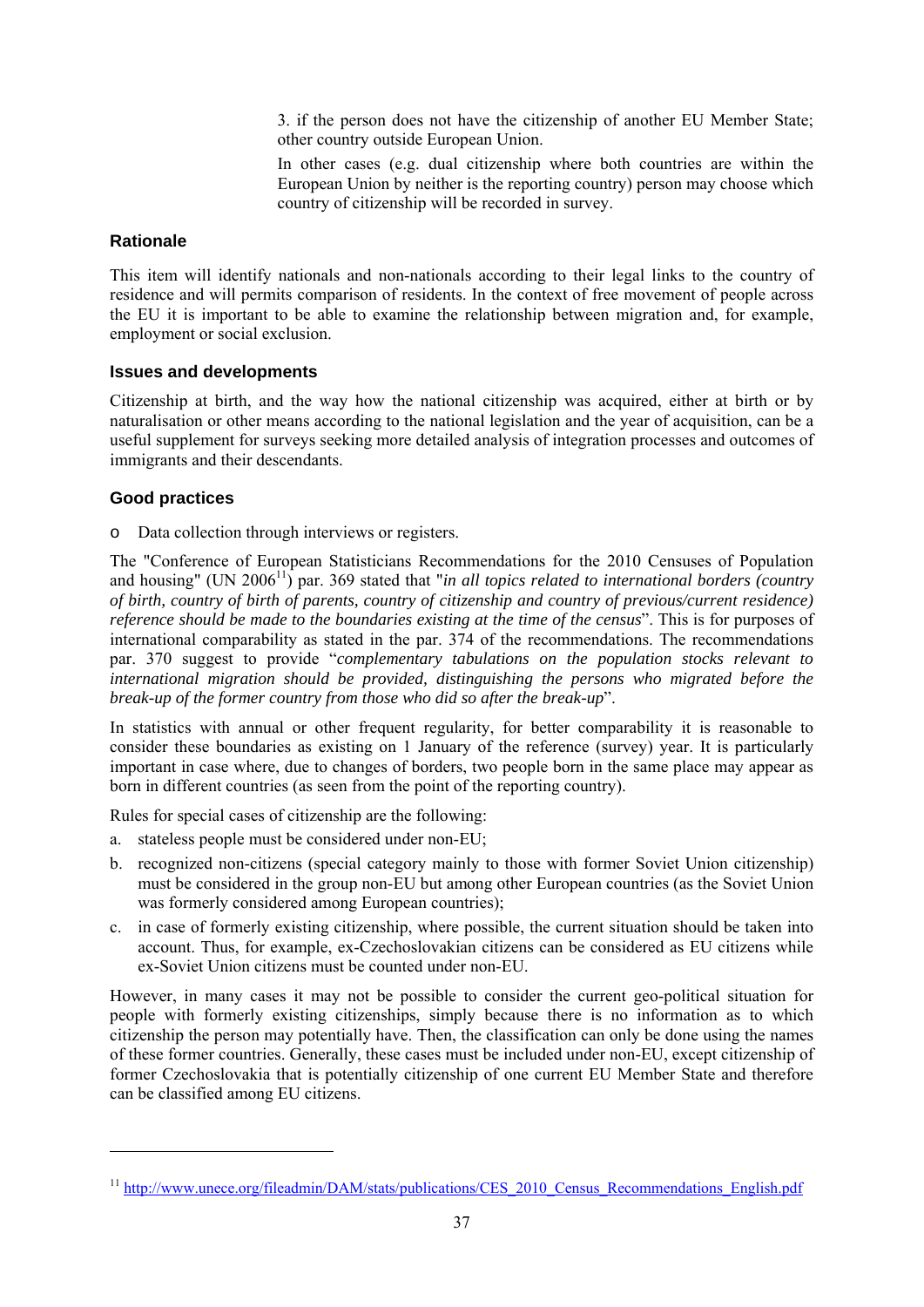3. if the person does not have the citizenship of another EU Member State; other country outside European Union.

In other cases (e.g. dual citizenship where both countries are within the European Union by neither is the reporting country) person may choose which country of citizenship will be recorded in survey.

### Rationale

This item will identify nationals and non-nationals according to their legal links to the country of residence and will permits comparison of residents. In the context of free movement of people across the EU it is important to be able to examine the relationship between migration and, for example, employment or social exclusion.

### Issues and developments

Citizenship at birth, and the way how the national citizenship was acquired, either at birth or by naturalisation or other means according to the national legislation and the year of acquisition, can be a useful supplement for surveys seeking more detailed analysis of integration processes and outcomes of immigrants and their descendants.

### Good practices

- Data collection through interviews or registers.

The "Conference of European Statisticians Recommendations for the 2010 Censuses of Population and housing" (UN 2006[11]) par. 369 stated that "*in all topics related to international borders (country of birth, country of birth of parents, country of citizenship and country of previous/current residence) reference should be made to the boundaries existing at the time of the census*". This is for purposes of international comparability as stated in the par. 374 of the recommendations. The recommendations par. 370 suggest to provide "*complementary tabulations on the population stocks relevant to international migration should be provided, distinguishing the persons who migrated before the break-up of the former country from those who did so after the break-up*".

In statistics with annual or other frequent regularity, for better comparability it is reasonable to consider these boundaries as existing on 1 January of the reference (survey) year. It is particularly important in case where, due to changes of borders, two people born in the same place may appear as born in different countries (as seen from the point of the reporting country).

Rules for special cases of citizenship are the following:

a. stateless people must be considered under non-EU;
b. recognized non-citizens (special category mainly to those with former Soviet Union citizenship) must be considered in the group non-EU but among other European countries (as the Soviet Union was formerly considered among European countries);
c. in case of formerly existing citizenship, where possible, the current situation should be taken into account. Thus, for example, ex-Czechoslovakian citizens can be considered as EU citizens while ex-Soviet Union citizens must be counted under non-EU.

However, in many cases it may not be possible to consider the current geo-political situation for people with formerly existing citizenships, simply because there is no information as to which citizenship the person may potentially have. Then, the classification can only be done using the names of these former countries. Generally, these cases must be included under non-EU, except citizenship of former Czechoslovakia that is potentially citizenship of one current EU Member State and therefore can be classified among EU citizens.

---

[11] http://www.unece.org/fileadmin/DAM/stats/publications/CES_2010_Census_Recommendations_English.pdf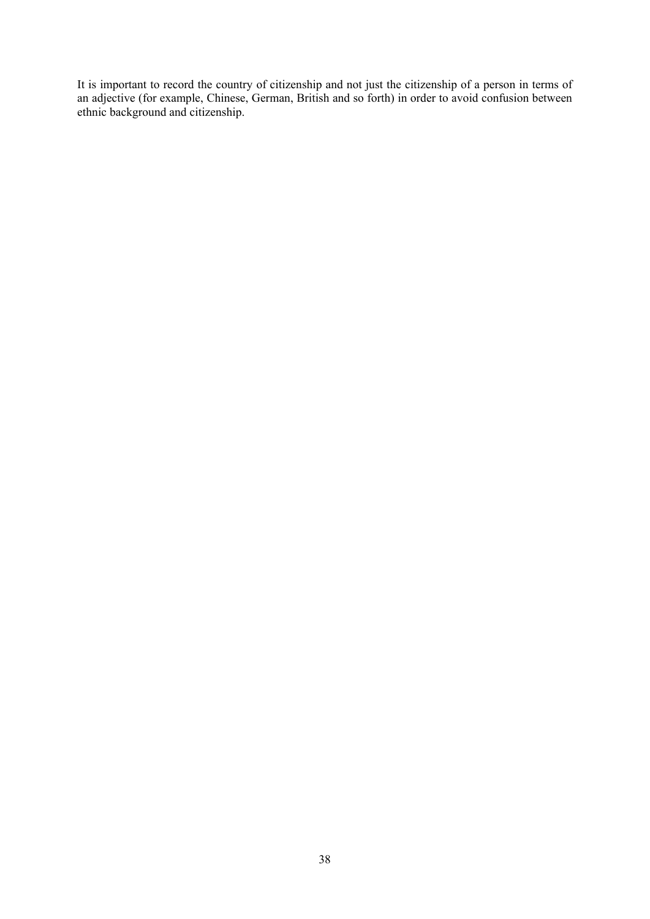It is important to record the country of citizenship and not just the citizenship of a person in terms of an adjective (for example, Chinese, German, British and so forth) in order to avoid confusion between ethnic background and citizenship.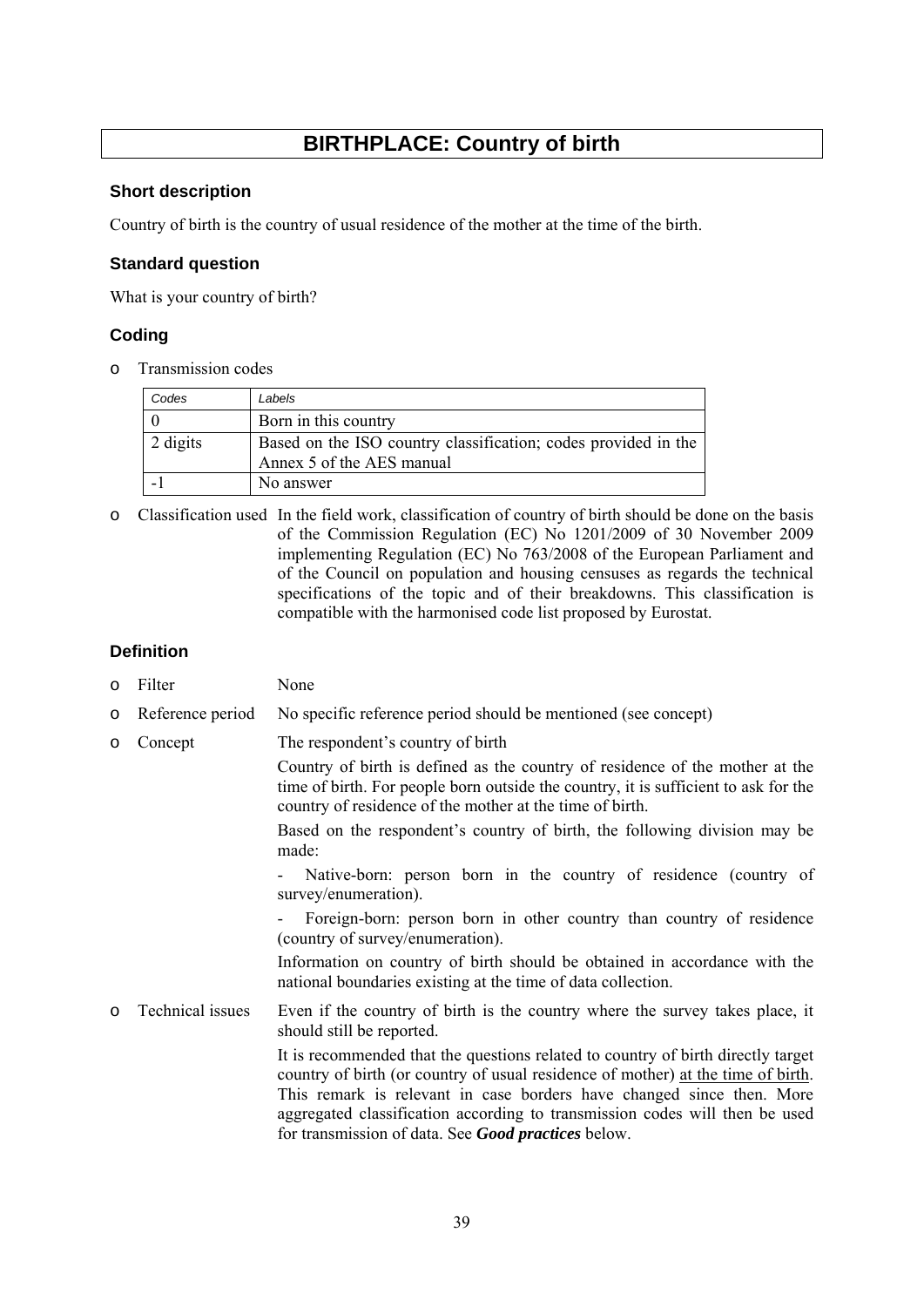# BIRTHPLACE: Country of birth

### Short description

Country of birth is the country of usual residence of the mother at the time of the birth.

### Standard question

What is your country of birth?

### Coding

- Transmission codes

| Codes | Labels |
|---|---|
| 0 | Born in this country |
| 2 digits | Based on the ISO country classification; codes provided in the Annex 5 of the AES manual |
| -1 | No answer |

- Classification used In the field work, classification of country of birth should be done on the basis of the Commission Regulation (EC) No 1201/2009 of 30 November 2009 implementing Regulation (EC) No 763/2008 of the European Parliament and of the Council on population and housing censuses as regards the technical specifications of the topic and of their breakdowns. This classification is compatible with the harmonised code list proposed by Eurostat.

### Definition

- Filter None
- Reference period No specific reference period should be mentioned (see concept)
- Concept The respondent's country of birth

  Country of birth is defined as the country of residence of the mother at the time of birth. For people born outside the country, it is sufficient to ask for the country of residence of the mother at the time of birth.

  Based on the respondent's country of birth, the following division may be made:

  - Native-born: person born in the country of residence (country of survey/enumeration).
  - Foreign-born: person born in other country than country of residence (country of survey/enumeration).

  Information on country of birth should be obtained in accordance with the national boundaries existing at the time of data collection.

- Technical issues Even if the country of birth is the country where the survey takes place, it should still be reported.

  It is recommended that the questions related to country of birth directly target country of birth (or country of usual residence of mother) at the time of birth. This remark is relevant in case borders have changed since then. More aggregated classification according to transmission codes will then be used for transmission of data. See ***Good practices*** below.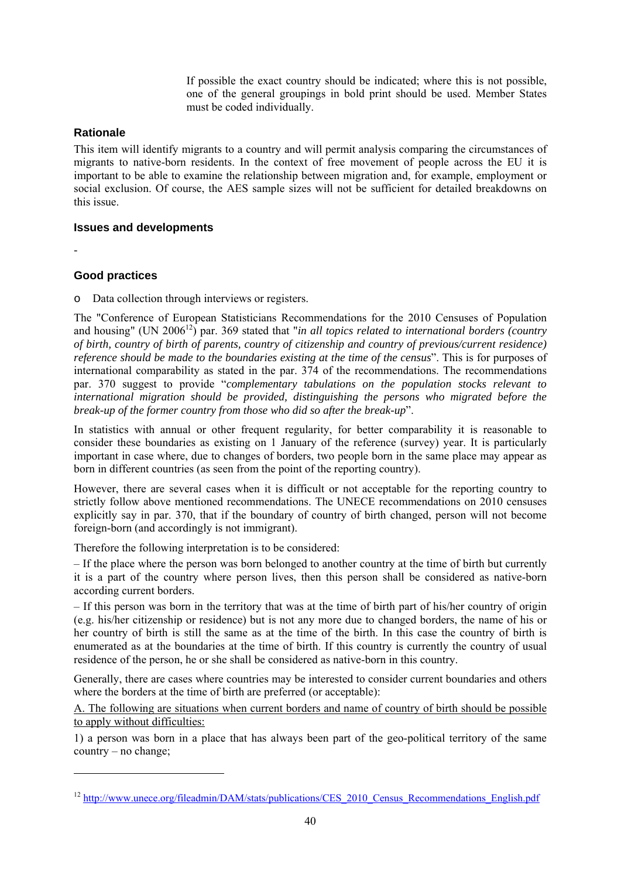If possible the exact country should be indicated; where this is not possible, one of the general groupings in bold print should be used. Member States must be coded individually.

### Rationale

This item will identify migrants to a country and will permit analysis comparing the circumstances of migrants to native-born residents. In the context of free movement of people across the EU it is important to be able to examine the relationship between migration and, for example, employment or social exclusion. Of course, the AES sample sizes will not be sufficient for detailed breakdowns on this issue.

### Issues and developments

-

### Good practices

- Data collection through interviews or registers.

The "Conference of European Statisticians Recommendations for the 2010 Censuses of Population and housing" (UN 2006[12]) par. 369 stated that "*in all topics related to international borders (country of birth, country of birth of parents, country of citizenship and country of previous/current residence) reference should be made to the boundaries existing at the time of the census*". This is for purposes of international comparability as stated in the par. 374 of the recommendations. The recommendations par. 370 suggest to provide "*complementary tabulations on the population stocks relevant to international migration should be provided, distinguishing the persons who migrated before the break-up of the former country from those who did so after the break-up*".

In statistics with annual or other frequent regularity, for better comparability it is reasonable to consider these boundaries as existing on 1 January of the reference (survey) year. It is particularly important in case where, due to changes of borders, two people born in the same place may appear as born in different countries (as seen from the point of the reporting country).

However, there are several cases when it is difficult or not acceptable for the reporting country to strictly follow above mentioned recommendations. The UNECE recommendations on 2010 censuses explicitly say in par. 370, that if the boundary of country of birth changed, person will not become foreign-born (and accordingly is not immigrant).

Therefore the following interpretation is to be considered:

– If the place where the person was born belonged to another country at the time of birth but currently it is a part of the country where person lives, then this person shall be considered as native-born according current borders.

– If this person was born in the territory that was at the time of birth part of his/her country of origin (e.g. his/her citizenship or residence) but is not any more due to changed borders, the name of his or her country of birth is still the same as at the time of the birth. In this case the country of birth is enumerated as at the boundaries at the time of birth. If this country is currently the country of usual residence of the person, he or she shall be considered as native-born in this country.

Generally, there are cases where countries may be interested to consider current boundaries and others where the borders at the time of birth are preferred (or acceptable):

<u>A. The following are situations when current borders and name of country of birth should be possible to apply without difficulties:</u>

1) a person was born in a place that has always been part of the geo-political territory of the same country – no change;

---

[12] http://www.unece.org/fileadmin/DAM/stats/publications/CES_2010_Census_Recommendations_English.pdf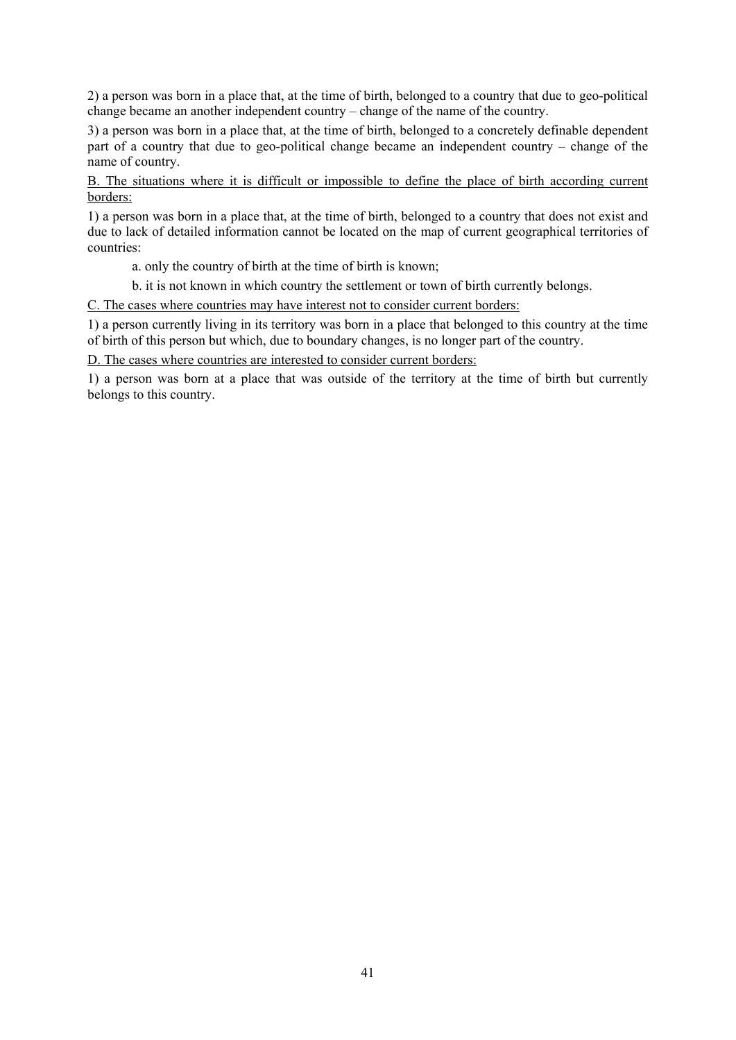2) a person was born in a place that, at the time of birth, belonged to a country that due to geo-political change became an another independent country – change of the name of the country.

3) a person was born in a place that, at the time of birth, belonged to a concretely definable dependent part of a country that due to geo-political change became an independent country – change of the name of country.

<u>B. The situations where it is difficult or impossible to define the place of birth according current borders:</u>

1) a person was born in a place that, at the time of birth, belonged to a country that does not exist and due to lack of detailed information cannot be located on the map of current geographical territories of countries:

   a. only the country of birth at the time of birth is known;

   b. it is not known in which country the settlement or town of birth currently belongs.

<u>C. The cases where countries may have interest not to consider current borders:</u>

1) a person currently living in its territory was born in a place that belonged to this country at the time of birth of this person but which, due to boundary changes, is no longer part of the country.

<u>D. The cases where countries are interested to consider current borders:</u>

1) a person was born at a place that was outside of the territory at the time of birth but currently belongs to this country.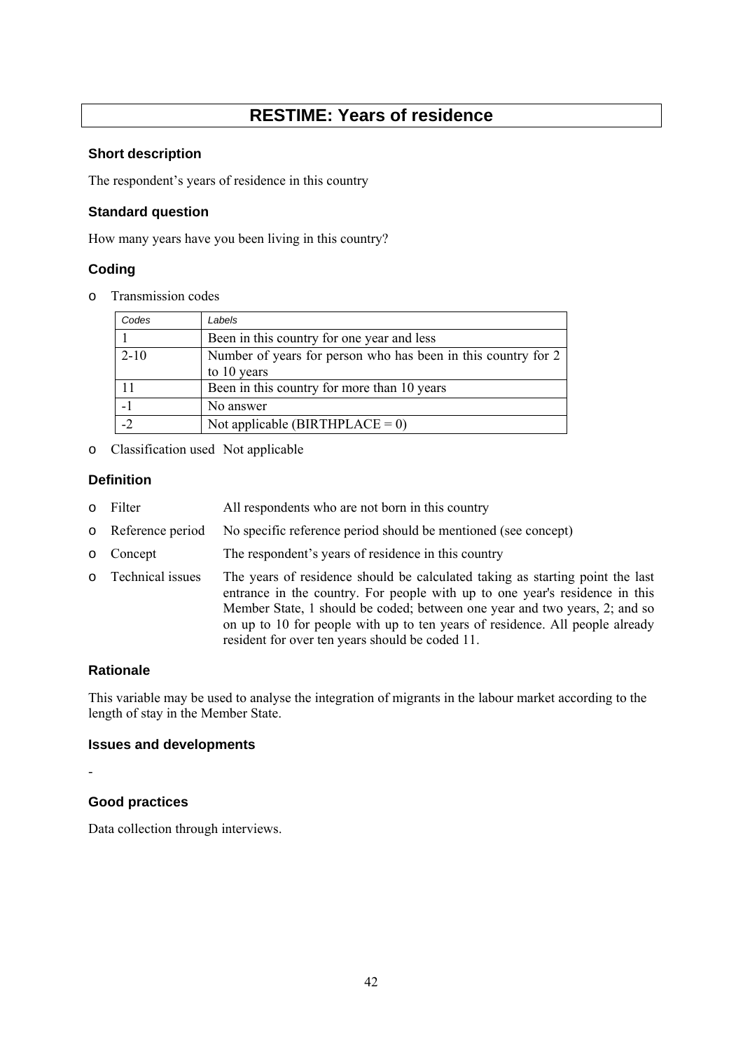# RESTIME: Years of residence

### Short description

The respondent's years of residence in this country

### Standard question

How many years have you been living in this country?

### Coding

- Transmission codes

| *Codes* | *Labels* |
|---|---|
| 1 | Been in this country for one year and less |
| 2-10 | Number of years for person who has been in this country for 2 to 10 years |
| 11 | Been in this country for more than 10 years |
| -1 | No answer |
| -2 | Not applicable (BIRTHPLACE = 0) |

- Classification used  Not applicable

### Definition

- Filter  All respondents who are not born in this country
- Reference period  No specific reference period should be mentioned (see concept)
- Concept  The respondent's years of residence in this country
- Technical issues  The years of residence should be calculated taking as starting point the last entrance in the country. For people with up to one year's residence in this Member State, 1 should be coded; between one year and two years, 2; and so on up to 10 for people with up to ten years of residence. All people already resident for over ten years should be coded 11.

### Rationale

This variable may be used to analyse the integration of migrants in the labour market according to the length of stay in the Member State.

### Issues and developments

-

### Good practices

Data collection through interviews.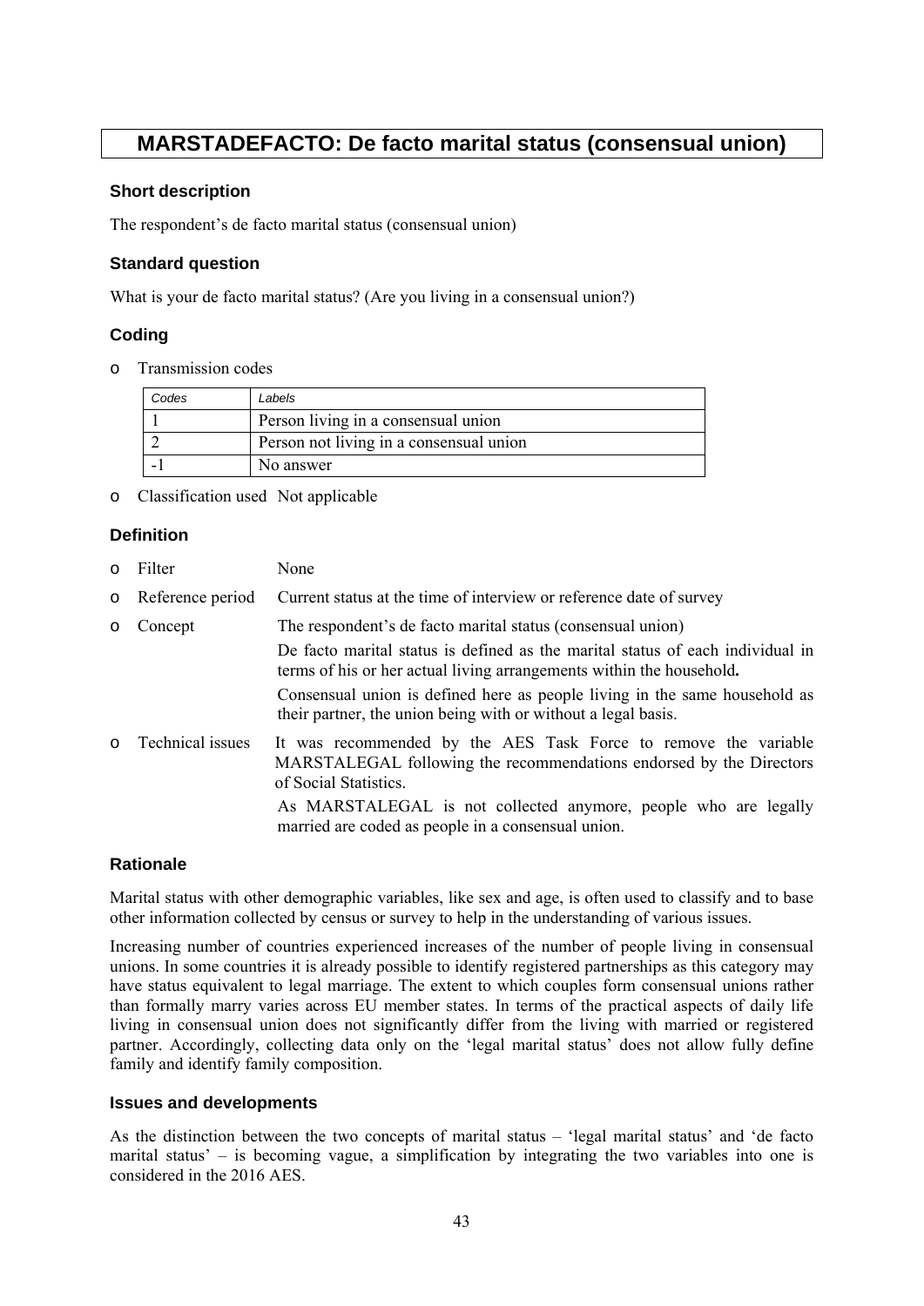# MARSTADEFACTO: De facto marital status (consensual union)

### Short description

The respondent's de facto marital status (consensual union)

### Standard question

What is your de facto marital status? (Are you living in a consensual union?)

### Coding

- Transmission codes

| *Codes* | *Labels* |
|---|---|
| 1 | Person living in a consensual union |
| 2 | Person not living in a consensual union |
| -1 | No answer |

- Classification used Not applicable

### Definition

- Filter None
- Reference period Current status at the time of interview or reference date of survey
- Concept The respondent's de facto marital status (consensual union)

  De facto marital status is defined as the marital status of each individual in terms of his or her actual living arrangements within the household**.**

  Consensual union is defined here as people living in the same household as their partner, the union being with or without a legal basis.
- Technical issues It was recommended by the AES Task Force to remove the variable MARSTALEGAL following the recommendations endorsed by the Directors of Social Statistics.

  As MARSTALEGAL is not collected anymore, people who are legally married are coded as people in a consensual union.

### Rationale

Marital status with other demographic variables, like sex and age, is often used to classify and to base other information collected by census or survey to help in the understanding of various issues.

Increasing number of countries experienced increases of the number of people living in consensual unions. In some countries it is already possible to identify registered partnerships as this category may have status equivalent to legal marriage. The extent to which couples form consensual unions rather than formally marry varies across EU member states. In terms of the practical aspects of daily life living in consensual union does not significantly differ from the living with married or registered partner. Accordingly, collecting data only on the 'legal marital status' does not allow fully define family and identify family composition.

### Issues and developments

As the distinction between the two concepts of marital status – 'legal marital status' and 'de facto marital status' – is becoming vague, a simplification by integrating the two variables into one is considered in the 2016 AES.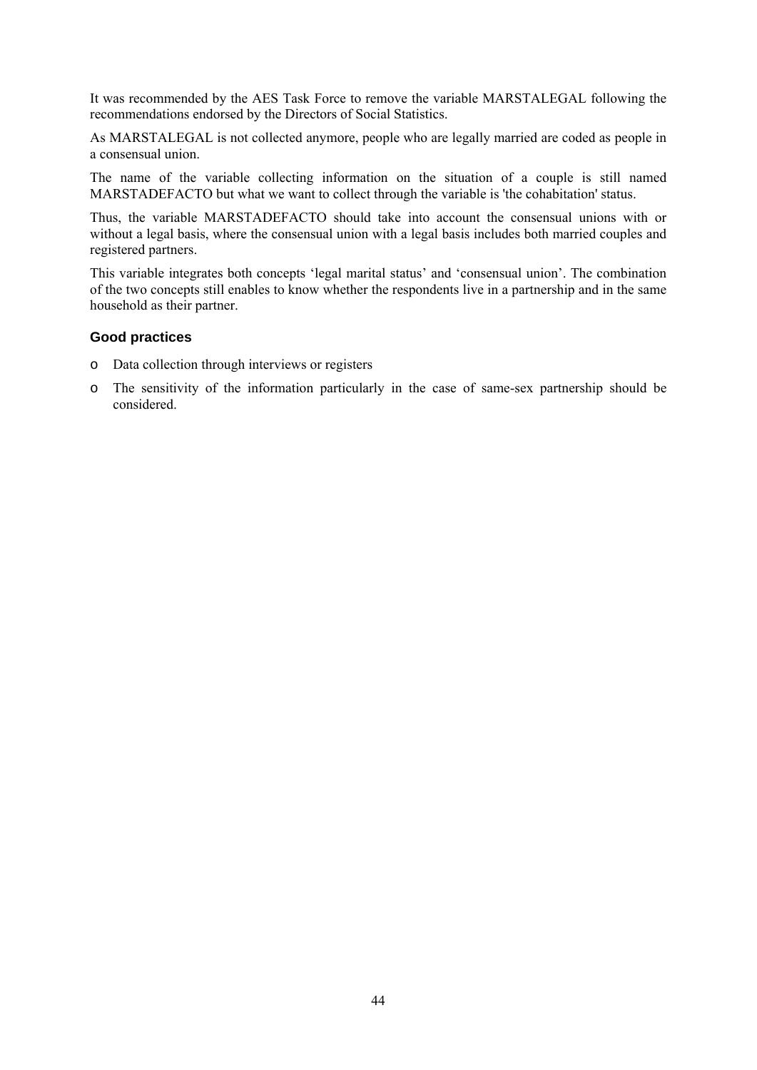It was recommended by the AES Task Force to remove the variable MARSTALEGAL following the recommendations endorsed by the Directors of Social Statistics.

As MARSTALEGAL is not collected anymore, people who are legally married are coded as people in a consensual union.

The name of the variable collecting information on the situation of a couple is still named MARSTADEFACTO but what we want to collect through the variable is 'the cohabitation' status.

Thus, the variable MARSTADEFACTO should take into account the consensual unions with or without a legal basis, where the consensual union with a legal basis includes both married couples and registered partners.

This variable integrates both concepts 'legal marital status' and 'consensual union'. The combination of the two concepts still enables to know whether the respondents live in a partnership and in the same household as their partner.

### Good practices

- Data collection through interviews or registers
- The sensitivity of the information particularly in the case of same-sex partnership should be considered.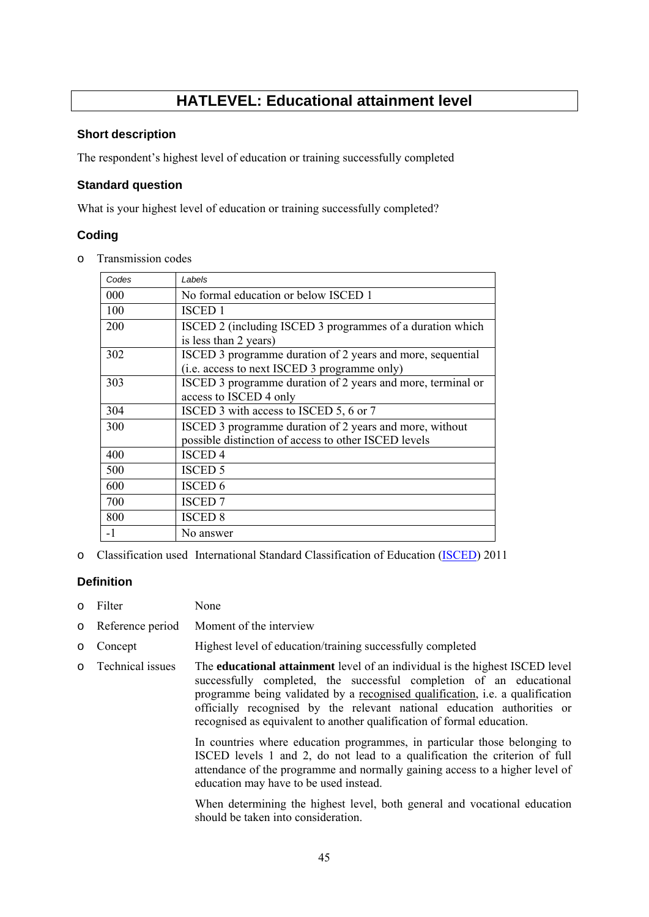# HATLEVEL: Educational attainment level

### Short description

The respondent's highest level of education or training successfully completed

### Standard question

What is your highest level of education or training successfully completed?

### Coding

- Transmission codes

| Codes | Labels |
|---|---|
| 000 | No formal education or below ISCED 1 |
| 100 | ISCED 1 |
| 200 | ISCED 2 (including ISCED 3 programmes of a duration which is less than 2 years) |
| 302 | ISCED 3 programme duration of 2 years and more, sequential (i.e. access to next ISCED 3 programme only) |
| 303 | ISCED 3 programme duration of 2 years and more, terminal or access to ISCED 4 only |
| 304 | ISCED 3 with access to ISCED 5, 6 or 7 |
| 300 | ISCED 3 programme duration of 2 years and more, without possible distinction of access to other ISCED levels |
| 400 | ISCED 4 |
| 500 | ISCED 5 |
| 600 | ISCED 6 |
| 700 | ISCED 7 |
| 800 | ISCED 8 |
| -1 | No answer |

- Classification used International Standard Classification of Education (ISCED) 2011

### Definition

- Filter None
- Reference period Moment of the interview
- Concept Highest level of education/training successfully completed
- Technical issues The **educational attainment** level of an individual is the highest ISCED level successfully completed, the successful completion of an educational programme being validated by a recognised qualification, i.e. a qualification officially recognised by the relevant national education authorities or recognised as equivalent to another qualification of formal education.

  In countries where education programmes, in particular those belonging to ISCED levels 1 and 2, do not lead to a qualification the criterion of full attendance of the programme and normally gaining access to a higher level of education may have to be used instead.

  When determining the highest level, both general and vocational education should be taken into consideration.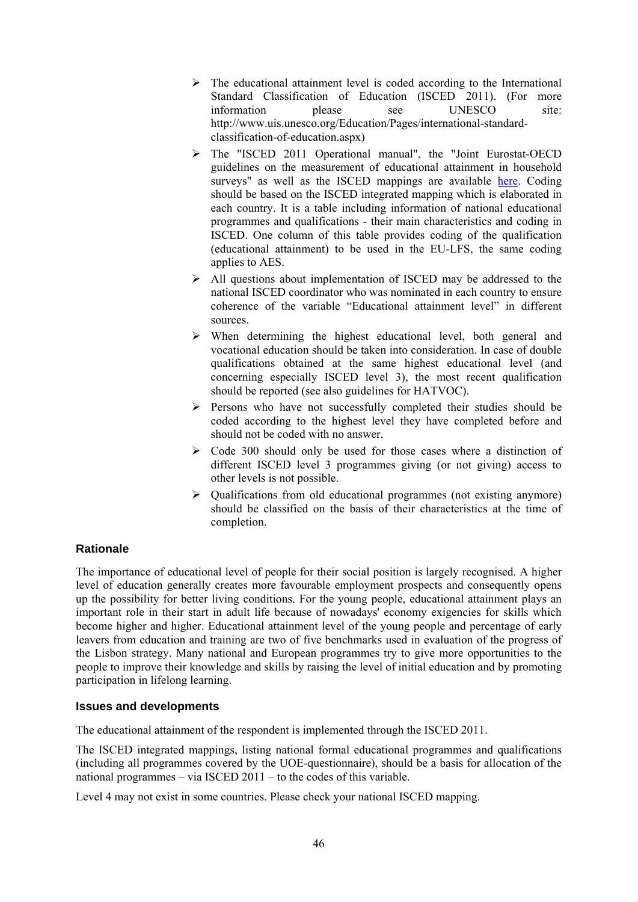- The educational attainment level is coded according to the International Standard Classification of Education (ISCED 2011). (For more information please see UNESCO site: http://www.uis.unesco.org/Education/Pages/international-standard-classification-of-education.aspx)
- The "ISCED 2011 Operational manual", the "Joint Eurostat-OECD guidelines on the measurement of educational attainment in household surveys" as well as the ISCED mappings are available here. Coding should be based on the ISCED integrated mapping which is elaborated in each country. It is a table including information of national educational programmes and qualifications - their main characteristics and coding in ISCED. One column of this table provides coding of the qualification (educational attainment) to be used in the EU-LFS, the same coding applies to AES.
- All questions about implementation of ISCED may be addressed to the national ISCED coordinator who was nominated in each country to ensure coherence of the variable "Educational attainment level" in different sources.
- When determining the highest educational level, both general and vocational education should be taken into consideration. In case of double qualifications obtained at the same highest educational level (and concerning especially ISCED level 3), the most recent qualification should be reported (see also guidelines for HATVOC).
- Persons who have not successfully completed their studies should be coded according to the highest level they have completed before and should not be coded with no answer.
- Code 300 should only be used for those cases where a distinction of different ISCED level 3 programmes giving (or not giving) access to other levels is not possible.
- Qualifications from old educational programmes (not existing anymore) should be classified on the basis of their characteristics at the time of completion.

### Rationale

The importance of educational level of people for their social position is largely recognised. A higher level of education generally creates more favourable employment prospects and consequently opens up the possibility for better living conditions. For the young people, educational attainment plays an important role in their start in adult life because of nowadays' economy exigencies for skills which become higher and higher. Educational attainment level of the young people and percentage of early leavers from education and training are two of five benchmarks used in evaluation of the progress of the Lisbon strategy. Many national and European programmes try to give more opportunities to the people to improve their knowledge and skills by raising the level of initial education and by promoting participation in lifelong learning.

### Issues and developments

The educational attainment of the respondent is implemented through the ISCED 2011.

The ISCED integrated mappings, listing national formal educational programmes and qualifications (including all programmes covered by the UOE-questionnaire), should be a basis for allocation of the national programmes – via ISCED 2011 – to the codes of this variable.

Level 4 may not exist in some countries. Please check your national ISCED mapping.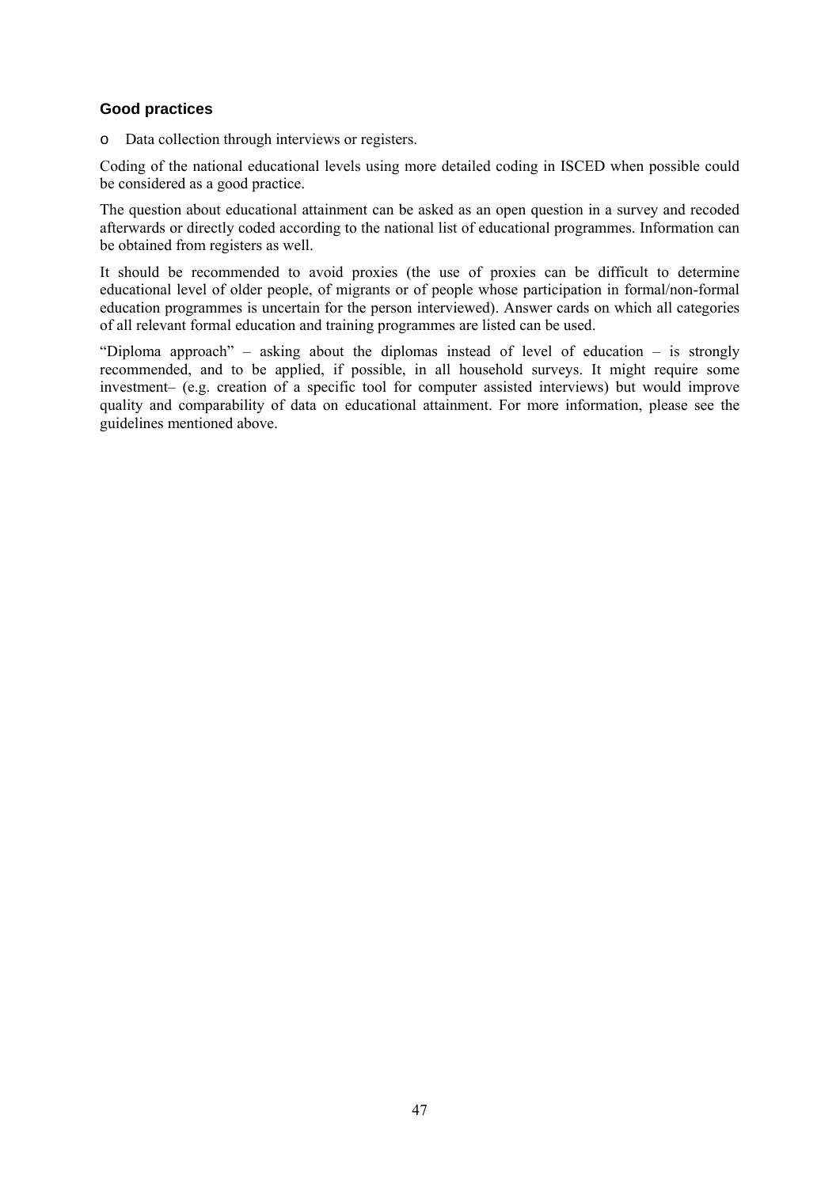### Good practices

- Data collection through interviews or registers.

Coding of the national educational levels using more detailed coding in ISCED when possible could be considered as a good practice.

The question about educational attainment can be asked as an open question in a survey and recoded afterwards or directly coded according to the national list of educational programmes. Information can be obtained from registers as well.

It should be recommended to avoid proxies (the use of proxies can be difficult to determine educational level of older people, of migrants or of people whose participation in formal/non-formal education programmes is uncertain for the person interviewed). Answer cards on which all categories of all relevant formal education and training programmes are listed can be used.

"Diploma approach" – asking about the diplomas instead of level of education – is strongly recommended, and to be applied, if possible, in all household surveys. It might require some investment– (e.g. creation of a specific tool for computer assisted interviews) but would improve quality and comparability of data on educational attainment. For more information, please see the guidelines mentioned above.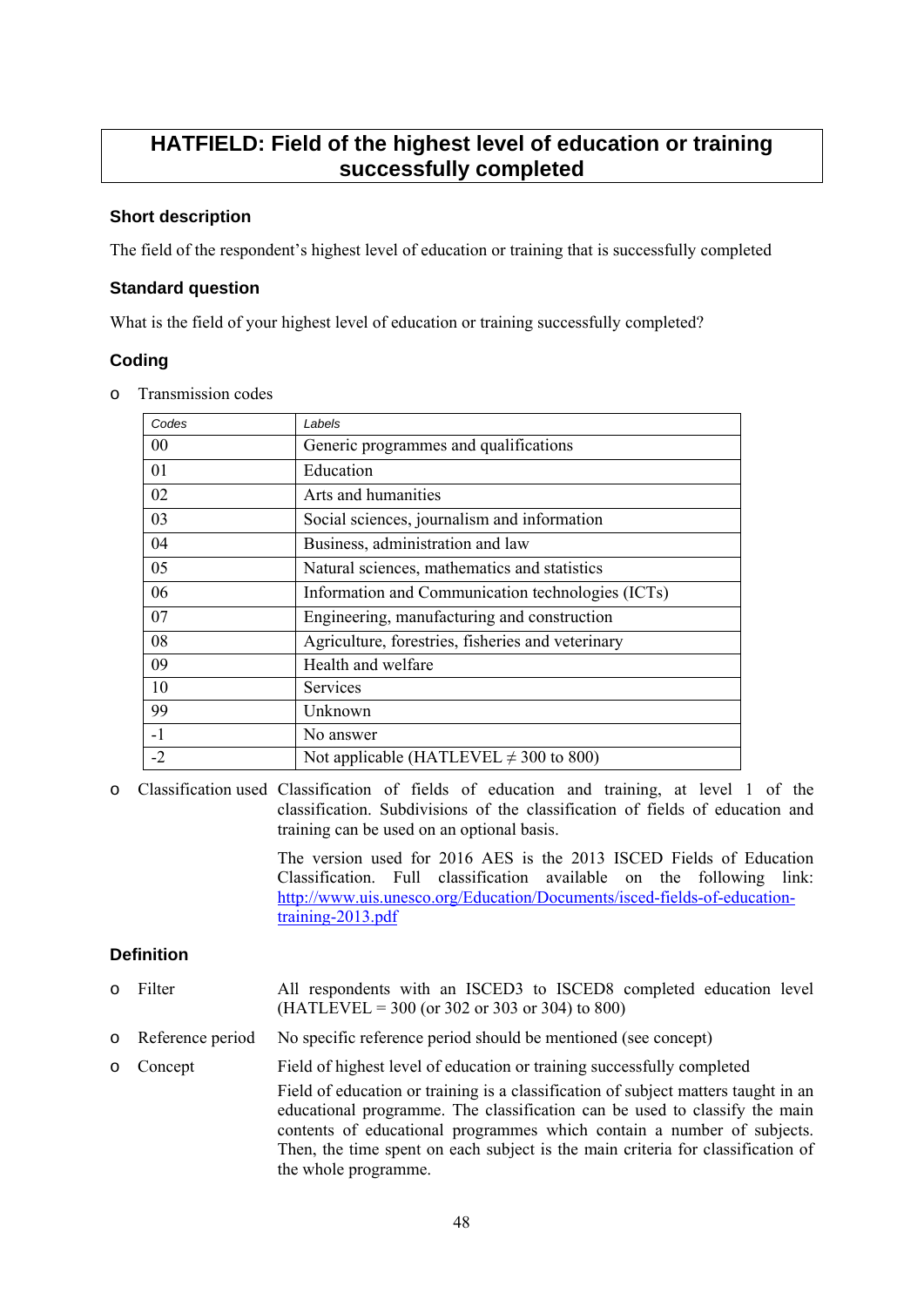# HATFIELD: Field of the highest level of education or training successfully completed

### Short description

The field of the respondent's highest level of education or training that is successfully completed

### Standard question

What is the field of your highest level of education or training successfully completed?

### Coding

- Transmission codes

| Codes | Labels |
|---|---|
| 00 | Generic programmes and qualifications |
| 01 | Education |
| 02 | Arts and humanities |
| 03 | Social sciences, journalism and information |
| 04 | Business, administration and law |
| 05 | Natural sciences, mathematics and statistics |
| 06 | Information and Communication technologies (ICTs) |
| 07 | Engineering, manufacturing and construction |
| 08 | Agriculture, forestries, fisheries and veterinary |
| 09 | Health and welfare |
| 10 | Services |
| 99 | Unknown |
| -1 | No answer |
| -2 | Not applicable (HATLEVEL ≠ 300 to 800) |

- Classification used: Classification of fields of education and training, at level 1 of the classification. Subdivisions of the classification of fields of education and training can be used on an optional basis.

  The version used for 2016 AES is the 2013 ISCED Fields of Education Classification. Full classification available on the following link: [http://www.uis.unesco.org/Education/Documents/isced-fields-of-education-training-2013.pdf](http://www.uis.unesco.org/Education/Documents/isced-fields-of-education-training-2013.pdf)

### Definition

- Filter: All respondents with an ISCED3 to ISCED8 completed education level (HATLEVEL = 300 (or 302 or 303 or 304) to 800)
- Reference period: No specific reference period should be mentioned (see concept)
- Concept: Field of highest level of education or training successfully completed

  Field of education or training is a classification of subject matters taught in an educational programme. The classification can be used to classify the main contents of educational programmes which contain a number of subjects. Then, the time spent on each subject is the main criteria for classification of the whole programme.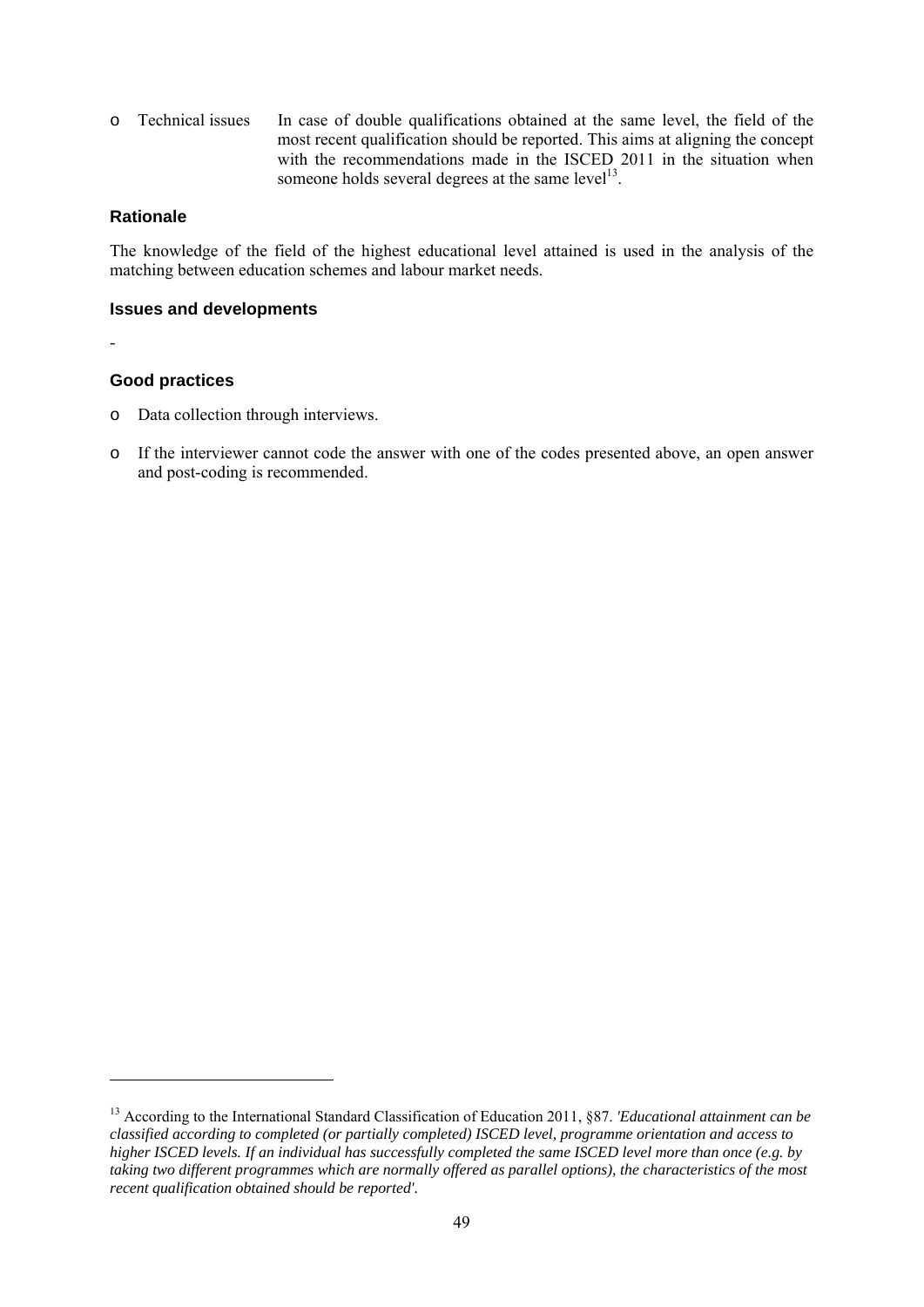- Technical issues: In case of double qualifications obtained at the same level, the field of the most recent qualification should be reported. This aims at aligning the concept with the recommendations made in the ISCED 2011 in the situation when someone holds several degrees at the same level[13].

### Rationale

The knowledge of the field of the highest educational level attained is used in the analysis of the matching between education schemes and labour market needs.

### Issues and developments

-

### Good practices

- Data collection through interviews.
- If the interviewer cannot code the answer with one of the codes presented above, an open answer and post-coding is recommended.

---

[13] According to the International Standard Classification of Education 2011, §87. *'Educational attainment can be classified according to completed (or partially completed) ISCED level, programme orientation and access to higher ISCED levels. If an individual has successfully completed the same ISCED level more than once (e.g. by taking two different programmes which are normally offered as parallel options), the characteristics of the most recent qualification obtained should be reported'.*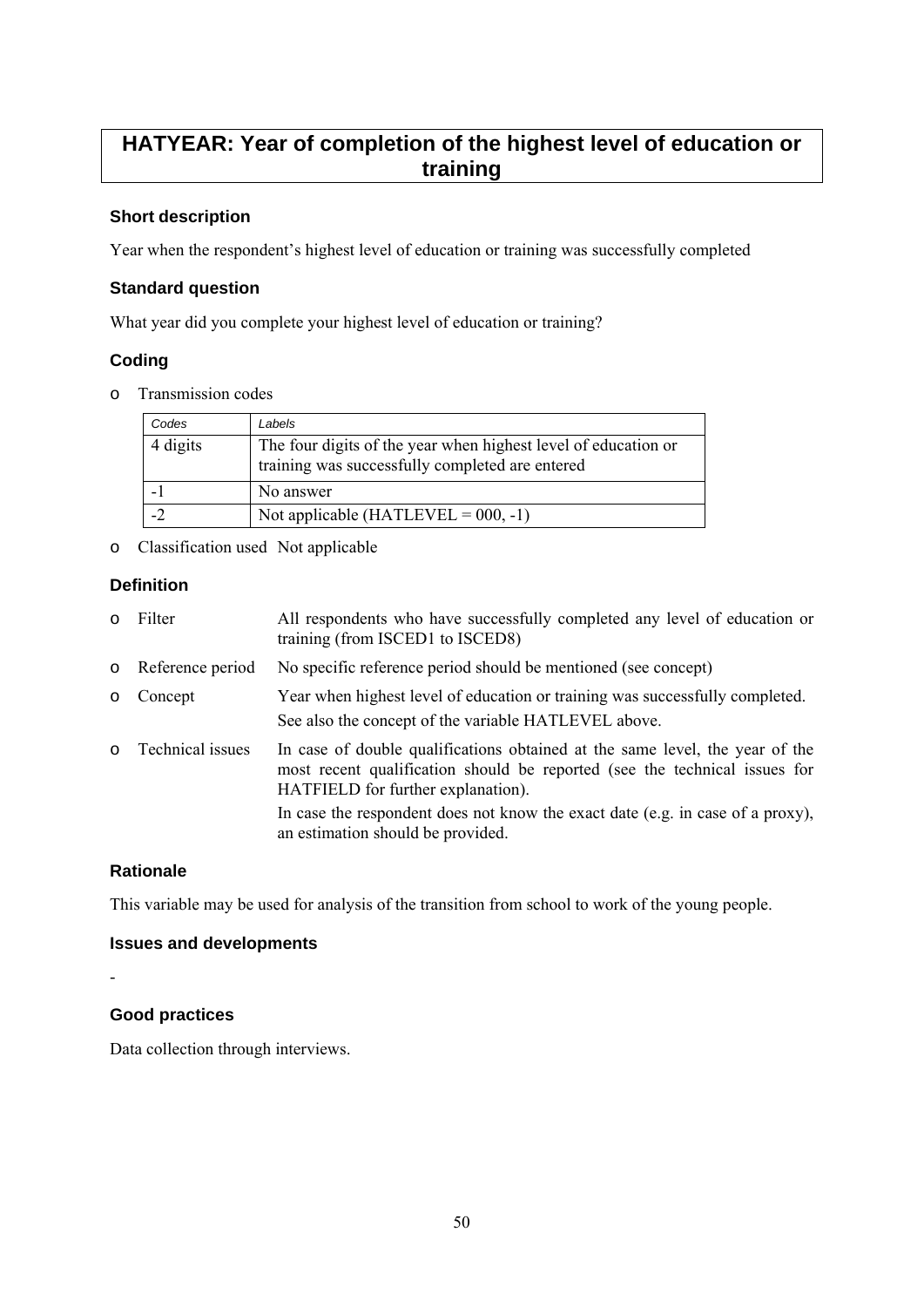# HATYEAR: Year of completion of the highest level of education or training

### Short description

Year when the respondent's highest level of education or training was successfully completed

### Standard question

What year did you complete your highest level of education or training?

### Coding

- Transmission codes

| *Codes* | *Labels* |
|---|---|
| 4 digits | The four digits of the year when highest level of education or training was successfully completed are entered |
| -1 | No answer |
| -2 | Not applicable (HATLEVEL = 000, -1) |

- Classification used   Not applicable

### Definition

- Filter: All respondents who have successfully completed any level of education or training (from ISCED1 to ISCED8)
- Reference period: No specific reference period should be mentioned (see concept)
- Concept: Year when highest level of education or training was successfully completed.

  See also the concept of the variable HATLEVEL above.
- Technical issues: In case of double qualifications obtained at the same level, the year of the most recent qualification should be reported (see the technical issues for HATFIELD for further explanation).

  In case the respondent does not know the exact date (e.g. in case of a proxy), an estimation should be provided.

### Rationale

This variable may be used for analysis of the transition from school to work of the young people.

### Issues and developments

-

### Good practices

Data collection through interviews.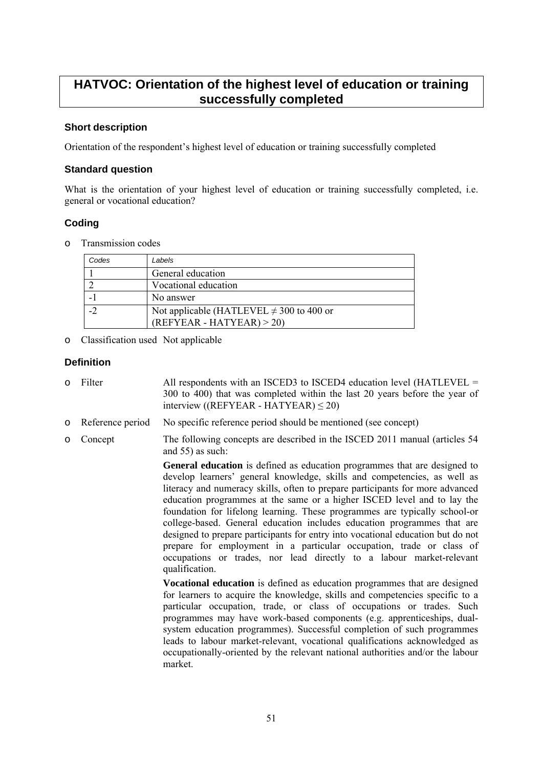# HATVOC: Orientation of the highest level of education or training successfully completed

### Short description

Orientation of the respondent's highest level of education or training successfully completed

### Standard question

What is the orientation of your highest level of education or training successfully completed, i.e. general or vocational education?

### Coding

- Transmission codes

| Codes | Labels |
|---|---|
| 1 | General education |
| 2 | Vocational education |
| -1 | No answer |
| -2 | Not applicable (HATLEVEL ≠ 300 to 400 or (REFYEAR - HATYEAR) > 20) |

- Classification used Not applicable

### Definition

- Filter: All respondents with an ISCED3 to ISCED4 education level (HATLEVEL = 300 to 400) that was completed within the last 20 years before the year of interview ((REFYEAR - HATYEAR) ≤ 20)
- Reference period: No specific reference period should be mentioned (see concept)
- Concept: The following concepts are described in the ISCED 2011 manual (articles 54 and 55) as such:

  **General education** is defined as education programmes that are designed to develop learners' general knowledge, skills and competencies, as well as literacy and numeracy skills, often to prepare participants for more advanced education programmes at the same or a higher ISCED level and to lay the foundation for lifelong learning. These programmes are typically school-or college-based. General education includes education programmes that are designed to prepare participants for entry into vocational education but do not prepare for employment in a particular occupation, trade or class of occupations or trades, nor lead directly to a labour market-relevant qualification.

  **Vocational education** is defined as education programmes that are designed for learners to acquire the knowledge, skills and competencies specific to a particular occupation, trade, or class of occupations or trades. Such programmes may have work-based components (e.g. apprenticeships, dual-system education programmes). Successful completion of such programmes leads to labour market-relevant, vocational qualifications acknowledged as occupationally-oriented by the relevant national authorities and/or the labour market.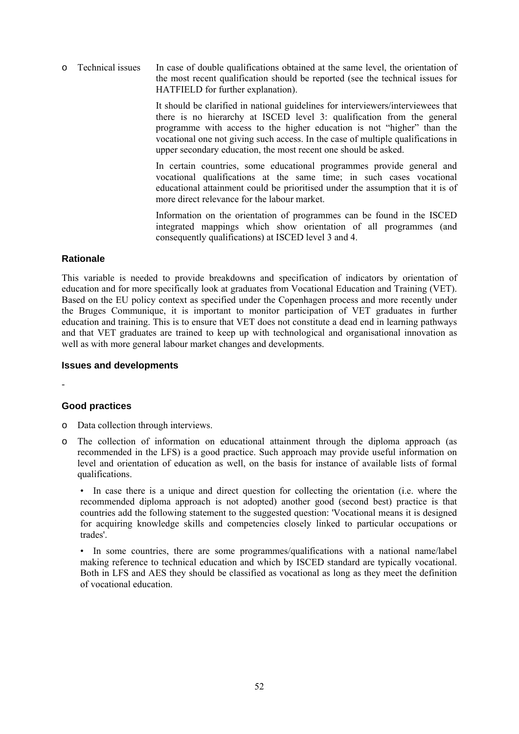- Technical issues

  In case of double qualifications obtained at the same level, the orientation of the most recent qualification should be reported (see the technical issues for HATFIELD for further explanation).

  It should be clarified in national guidelines for interviewers/interviewees that there is no hierarchy at ISCED level 3: qualification from the general programme with access to the higher education is not "higher" than the vocational one not giving such access. In the case of multiple qualifications in upper secondary education, the most recent one should be asked.

  In certain countries, some educational programmes provide general and vocational qualifications at the same time; in such cases vocational educational attainment could be prioritised under the assumption that it is of more direct relevance for the labour market.

  Information on the orientation of programmes can be found in the ISCED integrated mappings which show orientation of all programmes (and consequently qualifications) at ISCED level 3 and 4.

### Rationale

This variable is needed to provide breakdowns and specification of indicators by orientation of education and for more specifically look at graduates from Vocational Education and Training (VET). Based on the EU policy context as specified under the Copenhagen process and more recently under the Bruges Communique, it is important to monitor participation of VET graduates in further education and training. This is to ensure that VET does not constitute a dead end in learning pathways and that VET graduates are trained to keep up with technological and organisational innovation as well as with more general labour market changes and developments.

### Issues and developments

-

### Good practices

- Data collection through interviews.
- The collection of information on educational attainment through the diploma approach (as recommended in the LFS) is a good practice. Such approach may provide useful information on level and orientation of education as well, on the basis for instance of available lists of formal qualifications.

  • In case there is a unique and direct question for collecting the orientation (i.e. where the recommended diploma approach is not adopted) another good (second best) practice is that countries add the following statement to the suggested question: 'Vocational means it is designed for acquiring knowledge skills and competencies closely linked to particular occupations or trades'.

  • In some countries, there are some programmes/qualifications with a national name/label making reference to technical education and which by ISCED standard are typically vocational. Both in LFS and AES they should be classified as vocational as long as they meet the definition of vocational education.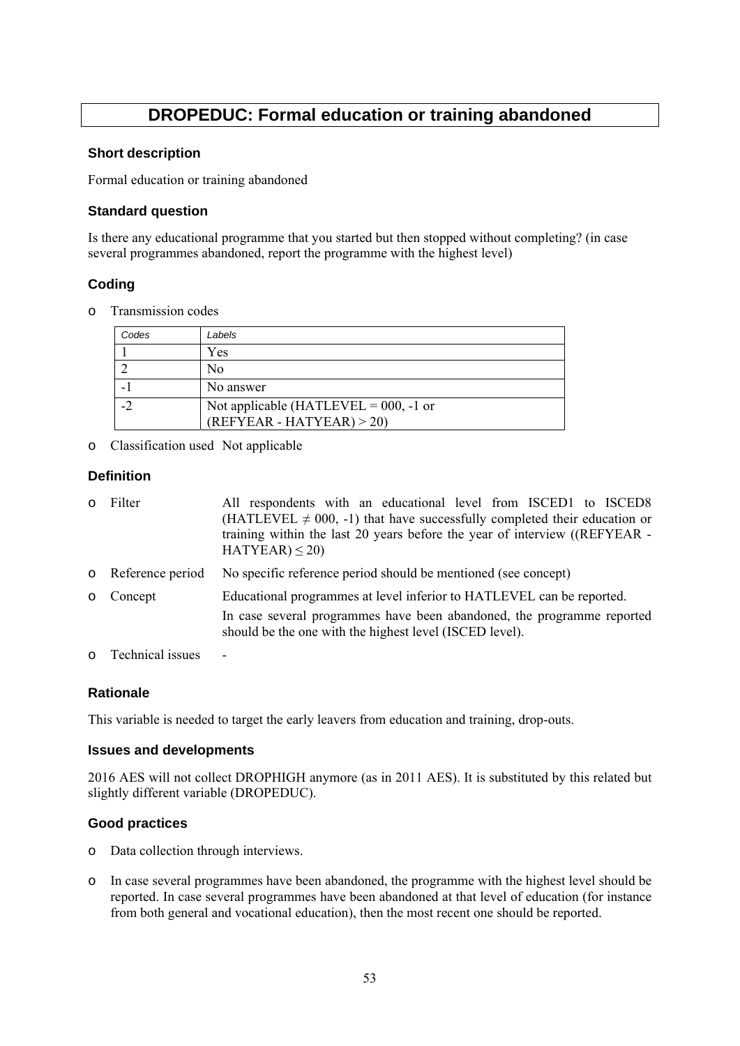# DROPEDUC: Formal education or training abandoned

### Short description

Formal education or training abandoned

### Standard question

Is there any educational programme that you started but then stopped without completing? (in case several programmes abandoned, report the programme with the highest level)

### Coding

- Transmission codes

| Codes | Labels |
|---|---|
| 1 | Yes |
| 2 | No |
| -1 | No answer |
| -2 | Not applicable (HATLEVEL = 000, -1 or (REFYEAR - HATYEAR) > 20) |

- Classification used Not applicable

### Definition

- Filter: All respondents with an educational level from ISCED1 to ISCED8 (HATLEVEL ≠ 000, -1) that have successfully completed their education or training within the last 20 years before the year of interview ((REFYEAR - HATYEAR) ≤ 20)
- Reference period: No specific reference period should be mentioned (see concept)
- Concept: Educational programmes at level inferior to HATLEVEL can be reported.

  In case several programmes have been abandoned, the programme reported should be the one with the highest level (ISCED level).
- Technical issues: -

### Rationale

This variable is needed to target the early leavers from education and training, drop-outs.

### Issues and developments

2016 AES will not collect DROPHIGH anymore (as in 2011 AES). It is substituted by this related but slightly different variable (DROPEDUC).

### Good practices

- Data collection through interviews.
- In case several programmes have been abandoned, the programme with the highest level should be reported. In case several programmes have been abandoned at that level of education (for instance from both general and vocational education), then the most recent one should be reported.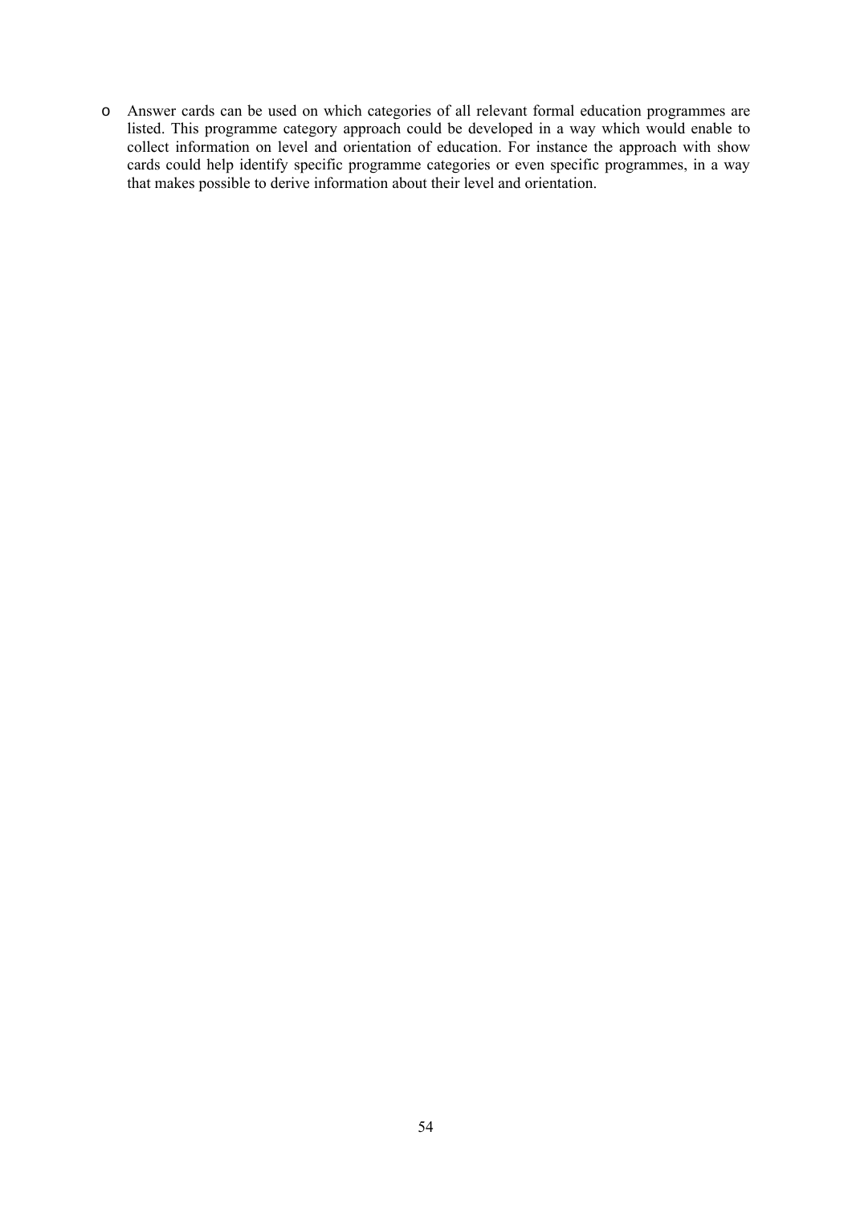- Answer cards can be used on which categories of all relevant formal education programmes are listed. This programme category approach could be developed in a way which would enable to collect information on level and orientation of education. For instance the approach with show cards could help identify specific programme categories or even specific programmes, in a way that makes possible to derive information about their level and orientation.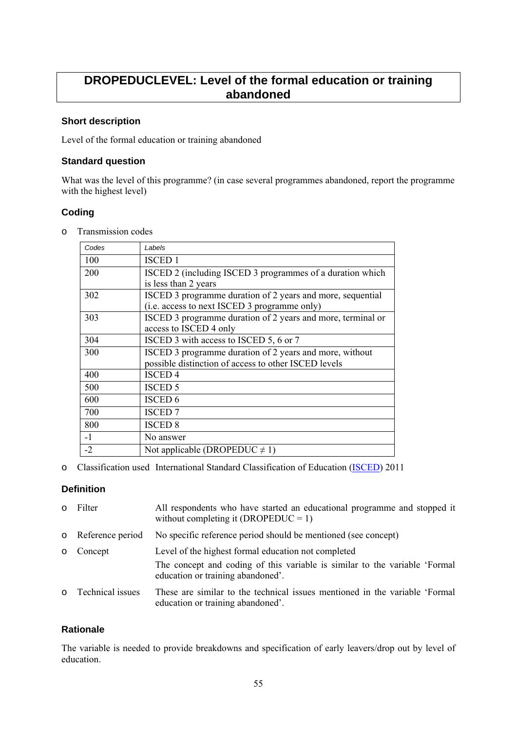# DROPEDUCLEVEL: Level of the formal education or training abandoned

### Short description

Level of the formal education or training abandoned

### Standard question

What was the level of this programme? (in case several programmes abandoned, report the programme with the highest level)

### Coding

- Transmission codes

| Codes | Labels |
|---|---|
| 100 | ISCED 1 |
| 200 | ISCED 2 (including ISCED 3 programmes of a duration which is less than 2 years |
| 302 | ISCED 3 programme duration of 2 years and more, sequential (i.e. access to next ISCED 3 programme only) |
| 303 | ISCED 3 programme duration of 2 years and more, terminal or access to ISCED 4 only |
| 304 | ISCED 3 with access to ISCED 5, 6 or 7 |
| 300 | ISCED 3 programme duration of 2 years and more, without possible distinction of access to other ISCED levels |
| 400 | ISCED 4 |
| 500 | ISCED 5 |
| 600 | ISCED 6 |
| 700 | ISCED 7 |
| 800 | ISCED 8 |
| -1 | No answer |
| -2 | Not applicable (DROPEDUC ≠ 1) |

- Classification used International Standard Classification of Education (ISCED) 2011

### Definition

- Filter: All respondents who have started an educational programme and stopped it without completing it (DROPEDUC = 1)
- Reference period: No specific reference period should be mentioned (see concept)
- Concept: Level of the highest formal education not completed

  The concept and coding of this variable is similar to the variable 'Formal education or training abandoned'.
- Technical issues: These are similar to the technical issues mentioned in the variable 'Formal education or training abandoned'.

### Rationale

The variable is needed to provide breakdowns and specification of early leavers/drop out by level of education.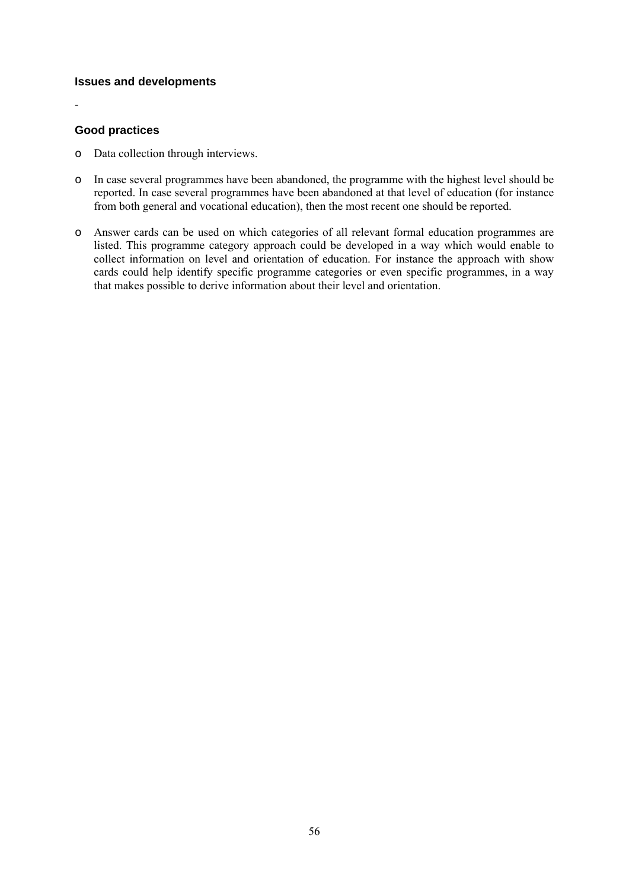### Issues and developments

-

### Good practices

- Data collection through interviews.
- In case several programmes have been abandoned, the programme with the highest level should be reported. In case several programmes have been abandoned at that level of education (for instance from both general and vocational education), then the most recent one should be reported.
- Answer cards can be used on which categories of all relevant formal education programmes are listed. This programme category approach could be developed in a way which would enable to collect information on level and orientation of education. For instance the approach with show cards could help identify specific programme categories or even specific programmes, in a way that makes possible to derive information about their level and orientation.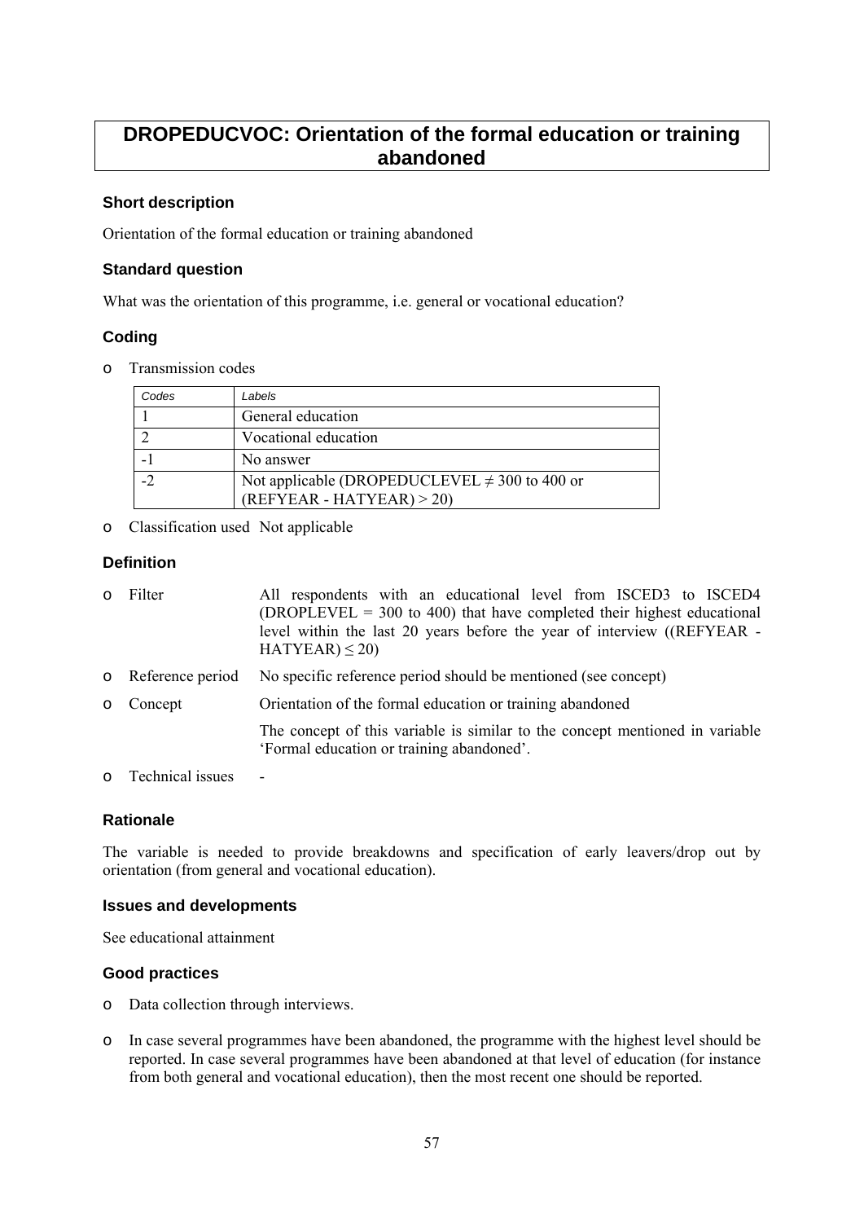# DROPEDUCVOC: Orientation of the formal education or training abandoned

### Short description

Orientation of the formal education or training abandoned

### Standard question

What was the orientation of this programme, i.e. general or vocational education?

### Coding

- Transmission codes

| Codes | Labels |
|---|---|
| 1 | General education |
| 2 | Vocational education |
| -1 | No answer |
| -2 | Not applicable (DROPEDUCLEVEL ≠ 300 to 400 or (REFYEAR - HATYEAR) > 20) |

- Classification used Not applicable

### Definition

- Filter All respondents with an educational level from ISCED3 to ISCED4 (DROPLEVEL = 300 to 400) that have completed their highest educational level within the last 20 years before the year of interview ((REFYEAR - HATYEAR) ≤ 20)
- Reference period No specific reference period should be mentioned (see concept)
- Concept Orientation of the formal education or training abandoned

  The concept of this variable is similar to the concept mentioned in variable 'Formal education or training abandoned'.
- Technical issues -

### Rationale

The variable is needed to provide breakdowns and specification of early leavers/drop out by orientation (from general and vocational education).

### Issues and developments

See educational attainment

### Good practices

- Data collection through interviews.
- In case several programmes have been abandoned, the programme with the highest level should be reported. In case several programmes have been abandoned at that level of education (for instance from both general and vocational education), then the most recent one should be reported.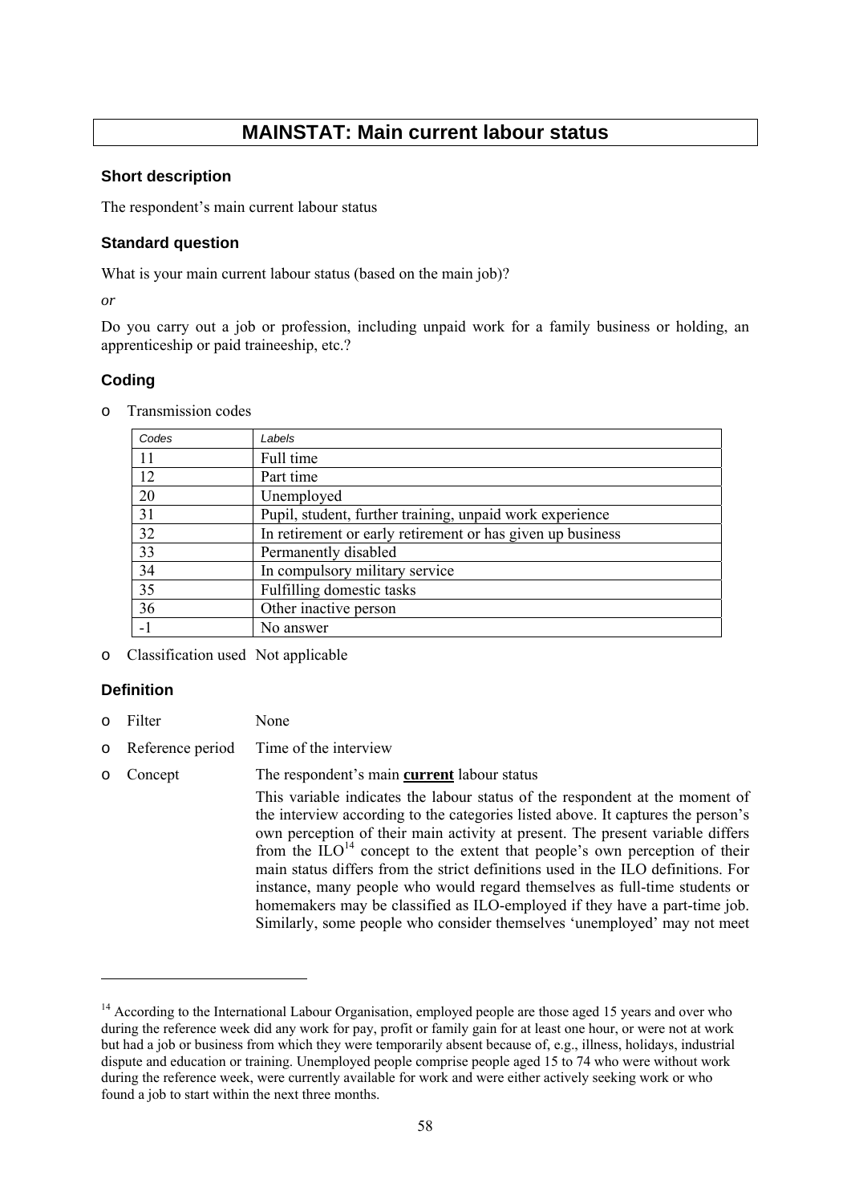# MAINSTAT: Main current labour status

### Short description

The respondent's main current labour status

### Standard question

What is your main current labour status (based on the main job)?

*or*

Do you carry out a job or profession, including unpaid work for a family business or holding, an apprenticeship or paid traineeship, etc.?

### Coding

- Transmission codes

| *Codes* | *Labels* |
|---|---|
| 11 | Full time |
| 12 | Part time |
| 20 | Unemployed |
| 31 | Pupil, student, further training, unpaid work experience |
| 32 | In retirement or early retirement or has given up business |
| 33 | Permanently disabled |
| 34 | In compulsory military service |
| 35 | Fulfilling domestic tasks |
| 36 | Other inactive person |
| -1 | No answer |

- Classification used Not applicable

### Definition

- Filter None
- Reference period Time of the interview
- Concept The respondent's main **<u>current</u>** labour status

  This variable indicates the labour status of the respondent at the moment of the interview according to the categories listed above. It captures the person's own perception of their main activity at present. The present variable differs from the ILO[14] concept to the extent that people's own perception of their main status differs from the strict definitions used in the ILO definitions. For instance, many people who would regard themselves as full-time students or homemakers may be classified as ILO-employed if they have a part-time job. Similarly, some people who consider themselves 'unemployed' may not meet

---

[14] According to the International Labour Organisation, employed people are those aged 15 years and over who during the reference week did any work for pay, profit or family gain for at least one hour, or were not at work but had a job or business from which they were temporarily absent because of, e.g., illness, holidays, industrial dispute and education or training. Unemployed people comprise people aged 15 to 74 who were without work during the reference week, were currently available for work and were either actively seeking work or who found a job to start within the next three months.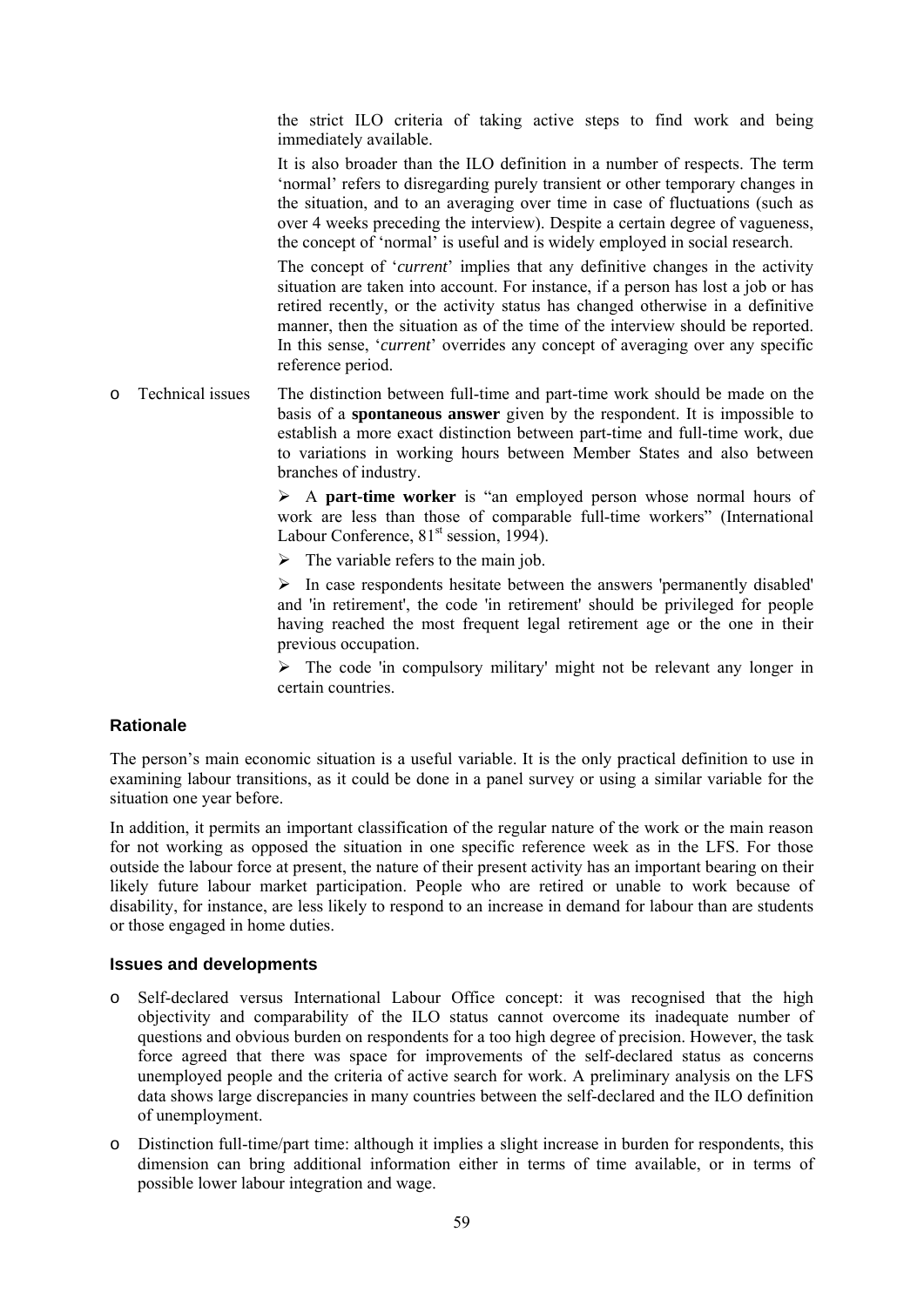the strict ILO criteria of taking active steps to find work and being immediately available.

It is also broader than the ILO definition in a number of respects. The term 'normal' refers to disregarding purely transient or other temporary changes in the situation, and to an averaging over time in case of fluctuations (such as over 4 weeks preceding the interview). Despite a certain degree of vagueness, the concept of 'normal' is useful and is widely employed in social research.

The concept of '*current*' implies that any definitive changes in the activity situation are taken into account. For instance, if a person has lost a job or has retired recently, or the activity status has changed otherwise in a definitive manner, then the situation as of the time of the interview should be reported. In this sense, '*current*' overrides any concept of averaging over any specific reference period.

- Technical issues

  The distinction between full-time and part-time work should be made on the basis of a **spontaneous answer** given by the respondent. It is impossible to establish a more exact distinction between part-time and full-time work, due to variations in working hours between Member States and also between branches of industry.

  - A **part-time worker** is "an employed person whose normal hours of work are less than those of comparable full-time workers" (International Labour Conference, 81st session, 1994).
  - The variable refers to the main job.
  - In case respondents hesitate between the answers 'permanently disabled' and 'in retirement', the code 'in retirement' should be privileged for people having reached the most frequent legal retirement age or the one in their previous occupation.
  - The code 'in compulsory military' might not be relevant any longer in certain countries.

### Rationale

The person's main economic situation is a useful variable. It is the only practical definition to use in examining labour transitions, as it could be done in a panel survey or using a similar variable for the situation one year before.

In addition, it permits an important classification of the regular nature of the work or the main reason for not working as opposed the situation in one specific reference week as in the LFS. For those outside the labour force at present, the nature of their present activity has an important bearing on their likely future labour market participation. People who are retired or unable to work because of disability, for instance, are less likely to respond to an increase in demand for labour than are students or those engaged in home duties.

### Issues and developments

- Self-declared versus International Labour Office concept: it was recognised that the high objectivity and comparability of the ILO status cannot overcome its inadequate number of questions and obvious burden on respondents for a too high degree of precision. However, the task force agreed that there was space for improvements of the self-declared status as concerns unemployed people and the criteria of active search for work. A preliminary analysis on the LFS data shows large discrepancies in many countries between the self-declared and the ILO definition of unemployment.
- Distinction full-time/part time: although it implies a slight increase in burden for respondents, this dimension can bring additional information either in terms of time available, or in terms of possible lower labour integration and wage.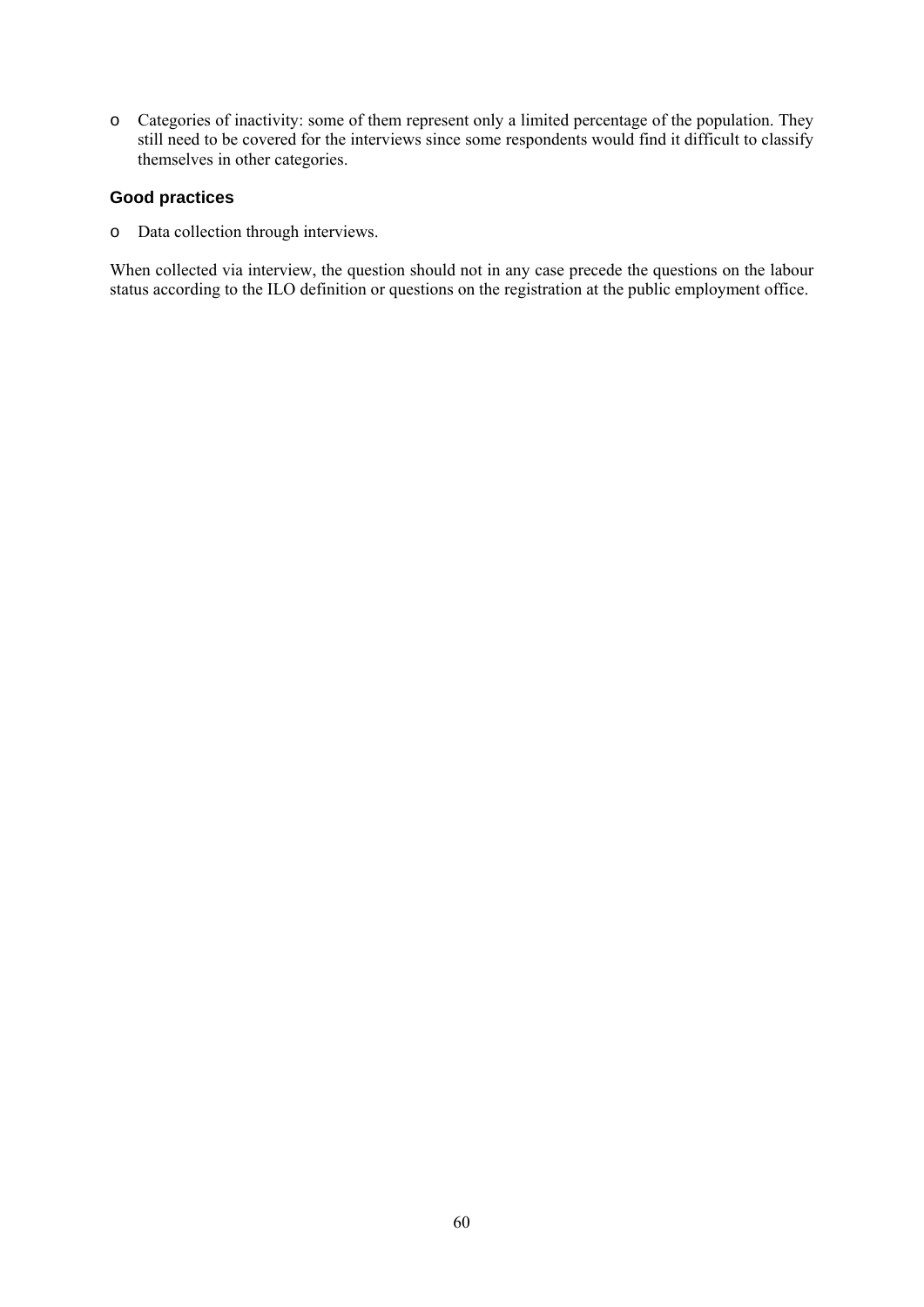- Categories of inactivity: some of them represent only a limited percentage of the population. They still need to be covered for the interviews since some respondents would find it difficult to classify themselves in other categories.

### Good practices

- Data collection through interviews.

When collected via interview, the question should not in any case precede the questions on the labour status according to the ILO definition or questions on the registration at the public employment office.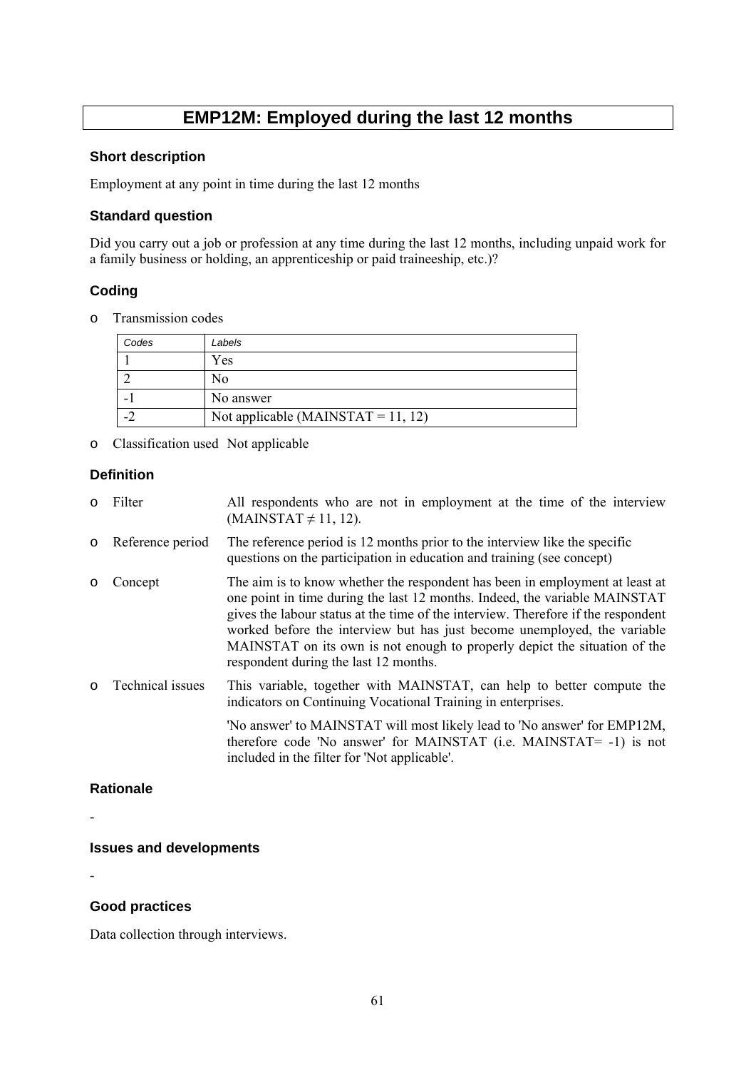# EMP12M: Employed during the last 12 months

### Short description

Employment at any point in time during the last 12 months

### Standard question

Did you carry out a job or profession at any time during the last 12 months, including unpaid work for a family business or holding, an apprenticeship or paid traineeship, etc.)?

### Coding

- Transmission codes

| Codes | Labels |
| --- | --- |
| 1 | Yes |
| 2 | No |
| -1 | No answer |
| -2 | Not applicable (MAINSTAT = 11, 12) |

- Classification used Not applicable

### Definition

- Filter: All respondents who are not in employment at the time of the interview (MAINSTAT ≠ 11, 12).
- Reference period: The reference period is 12 months prior to the interview like the specific questions on the participation in education and training (see concept)
- Concept: The aim is to know whether the respondent has been in employment at least at one point in time during the last 12 months. Indeed, the variable MAINSTAT gives the labour status at the time of the interview. Therefore if the respondent worked before the interview but has just become unemployed, the variable MAINSTAT on its own is not enough to properly depict the situation of the respondent during the last 12 months.
- Technical issues: This variable, together with MAINSTAT, can help to better compute the indicators on Continuing Vocational Training in enterprises.

  'No answer' to MAINSTAT will most likely lead to 'No answer' for EMP12M, therefore code 'No answer' for MAINSTAT (i.e. MAINSTAT= -1) is not included in the filter for 'Not applicable'.

### Rationale

-

### Issues and developments

-

### Good practices

Data collection through interviews.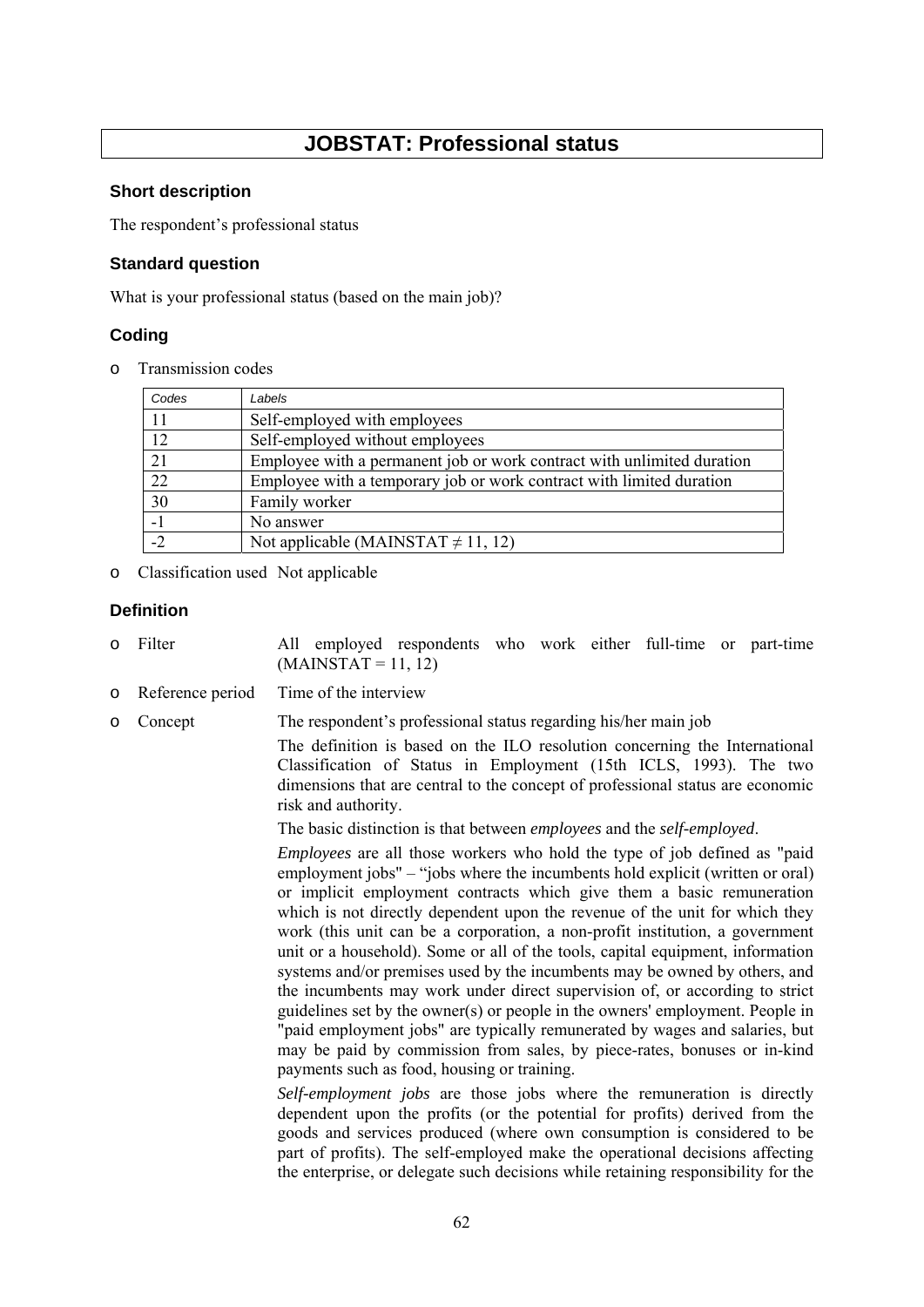# JOBSTAT: Professional status

### Short description

The respondent's professional status

### Standard question

What is your professional status (based on the main job)?

### Coding

- Transmission codes

| Codes | Labels |
|---|---|
| 11 | Self-employed with employees |
| 12 | Self-employed without employees |
| 21 | Employee with a permanent job or work contract with unlimited duration |
| 22 | Employee with a temporary job or work contract with limited duration |
| 30 | Family worker |
| -1 | No answer |
| -2 | Not applicable (MAINSTAT ≠ 11, 12) |

- Classification used Not applicable

### Definition

- Filter All employed respondents who work either full-time or part-time (MAINSTAT = 11, 12)
- Reference period Time of the interview
- Concept The respondent's professional status regarding his/her main job

  The definition is based on the ILO resolution concerning the International Classification of Status in Employment (15th ICLS, 1993). The two dimensions that are central to the concept of professional status are economic risk and authority.

  The basic distinction is that between *employees* and the *self-employed*.

  *Employees* are all those workers who hold the type of job defined as "paid employment jobs" – "jobs where the incumbents hold explicit (written or oral) or implicit employment contracts which give them a basic remuneration which is not directly dependent upon the revenue of the unit for which they work (this unit can be a corporation, a non-profit institution, a government unit or a household). Some or all of the tools, capital equipment, information systems and/or premises used by the incumbents may be owned by others, and the incumbents may work under direct supervision of, or according to strict guidelines set by the owner(s) or people in the owners' employment. People in "paid employment jobs" are typically remunerated by wages and salaries, but may be paid by commission from sales, by piece-rates, bonuses or in-kind payments such as food, housing or training.

  *Self-employment jobs* are those jobs where the remuneration is directly dependent upon the profits (or the potential for profits) derived from the goods and services produced (where own consumption is considered to be part of profits). The self-employed make the operational decisions affecting the enterprise, or delegate such decisions while retaining responsibility for the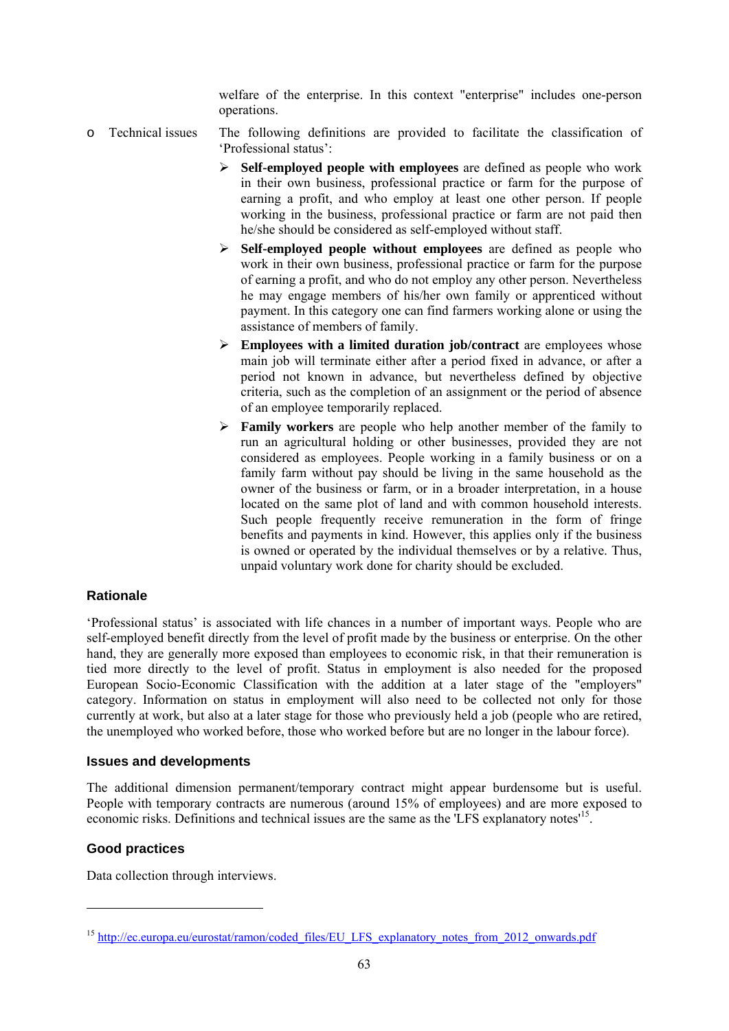welfare of the enterprise. In this context "enterprise" includes one-person operations.

- Technical issues

The following definitions are provided to facilitate the classification of 'Professional status':

- **Self-employed people with employees** are defined as people who work in their own business, professional practice or farm for the purpose of earning a profit, and who employ at least one other person. If people working in the business, professional practice or farm are not paid then he/she should be considered as self-employed without staff.
- **Self-employed people without employees** are defined as people who work in their own business, professional practice or farm for the purpose of earning a profit, and who do not employ any other person. Nevertheless he may engage members of his/her own family or apprenticed without payment. In this category one can find farmers working alone or using the assistance of members of family.
- **Employees with a limited duration job/contract** are employees whose main job will terminate either after a period fixed in advance, or after a period not known in advance, but nevertheless defined by objective criteria, such as the completion of an assignment or the period of absence of an employee temporarily replaced.
- **Family workers** are people who help another member of the family to run an agricultural holding or other businesses, provided they are not considered as employees. People working in a family business or on a family farm without pay should be living in the same household as the owner of the business or farm, or in a broader interpretation, in a house located on the same plot of land and with common household interests. Such people frequently receive remuneration in the form of fringe benefits and payments in kind. However, this applies only if the business is owned or operated by the individual themselves or by a relative. Thus, unpaid voluntary work done for charity should be excluded.

### Rationale

'Professional status' is associated with life chances in a number of important ways. People who are self-employed benefit directly from the level of profit made by the business or enterprise. On the other hand, they are generally more exposed than employees to economic risk, in that their remuneration is tied more directly to the level of profit. Status in employment is also needed for the proposed European Socio-Economic Classification with the addition at a later stage of the "employers" category. Information on status in employment will also need to be collected not only for those currently at work, but also at a later stage for those who previously held a job (people who are retired, the unemployed who worked before, those who worked before but are no longer in the labour force).

### Issues and developments

The additional dimension permanent/temporary contract might appear burdensome but is useful. People with temporary contracts are numerous (around 15% of employees) and are more exposed to economic risks. Definitions and technical issues are the same as the 'LFS explanatory notes'[15].

### Good practices

Data collection through interviews.

---

[15] http://ec.europa.eu/eurostat/ramon/coded_files/EU_LFS_explanatory_notes_from_2012_onwards.pdf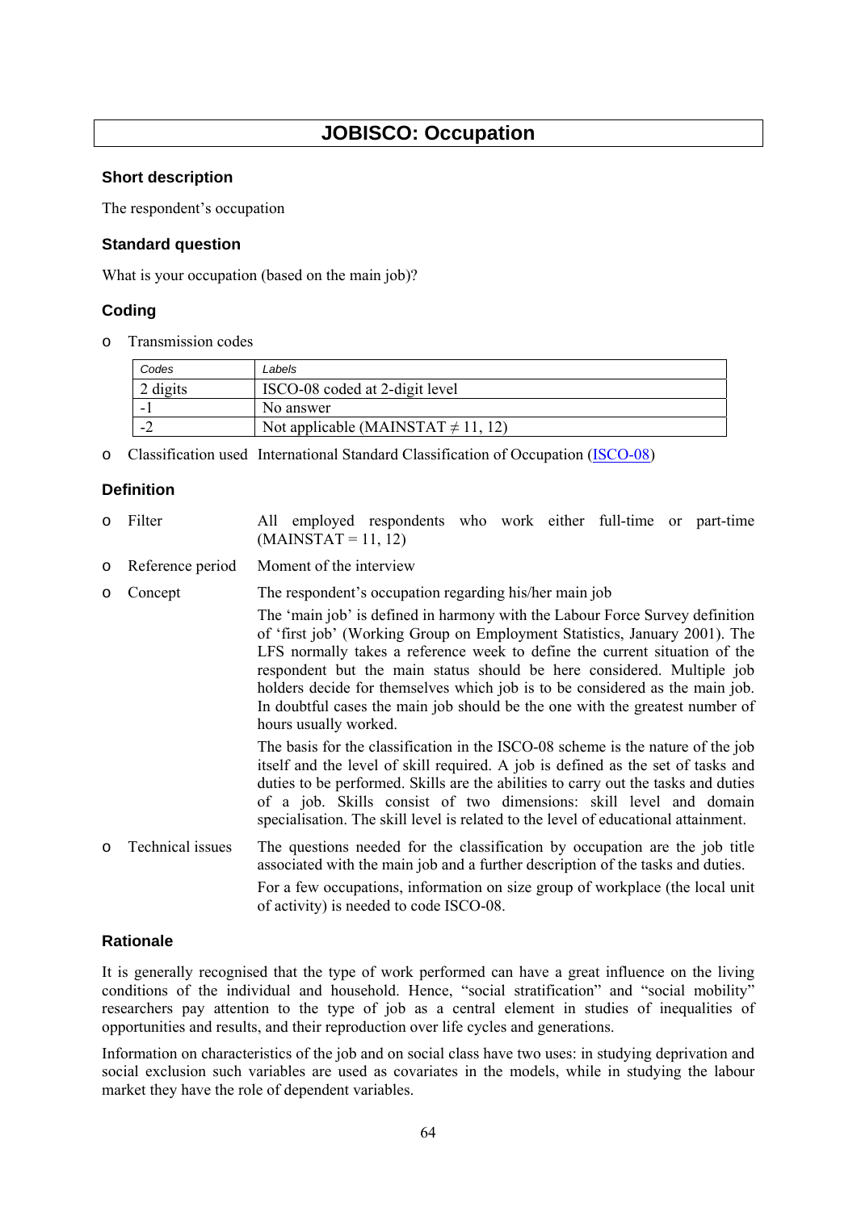# JOBISCO: Occupation

### Short description

The respondent's occupation

### Standard question

What is your occupation (based on the main job)?

### Coding

- Transmission codes

| Codes | Labels |
|---|---|
| 2 digits | ISCO-08 coded at 2-digit level |
| -1 | No answer |
| -2 | Not applicable (MAINSTAT ≠ 11, 12) |

- Classification used International Standard Classification of Occupation (ISCO-08)

### Definition

- Filter — All employed respondents who work either full-time or part-time (MAINSTAT = 11, 12)
- Reference period — Moment of the interview
- Concept — The respondent's occupation regarding his/her main job

  The 'main job' is defined in harmony with the Labour Force Survey definition of 'first job' (Working Group on Employment Statistics, January 2001). The LFS normally takes a reference week to define the current situation of the respondent but the main status should be here considered. Multiple job holders decide for themselves which job is to be considered as the main job. In doubtful cases the main job should be the one with the greatest number of hours usually worked.

  The basis for the classification in the ISCO-08 scheme is the nature of the job itself and the level of skill required. A job is defined as the set of tasks and duties to be performed. Skills are the abilities to carry out the tasks and duties of a job. Skills consist of two dimensions: skill level and domain specialisation. The skill level is related to the level of educational attainment.
- Technical issues — The questions needed for the classification by occupation are the job title associated with the main job and a further description of the tasks and duties.

  For a few occupations, information on size group of workplace (the local unit of activity) is needed to code ISCO-08.

### Rationale

It is generally recognised that the type of work performed can have a great influence on the living conditions of the individual and household. Hence, "social stratification" and "social mobility" researchers pay attention to the type of job as a central element in studies of inequalities of opportunities and results, and their reproduction over life cycles and generations.

Information on characteristics of the job and on social class have two uses: in studying deprivation and social exclusion such variables are used as covariates in the models, while in studying the labour market they have the role of dependent variables.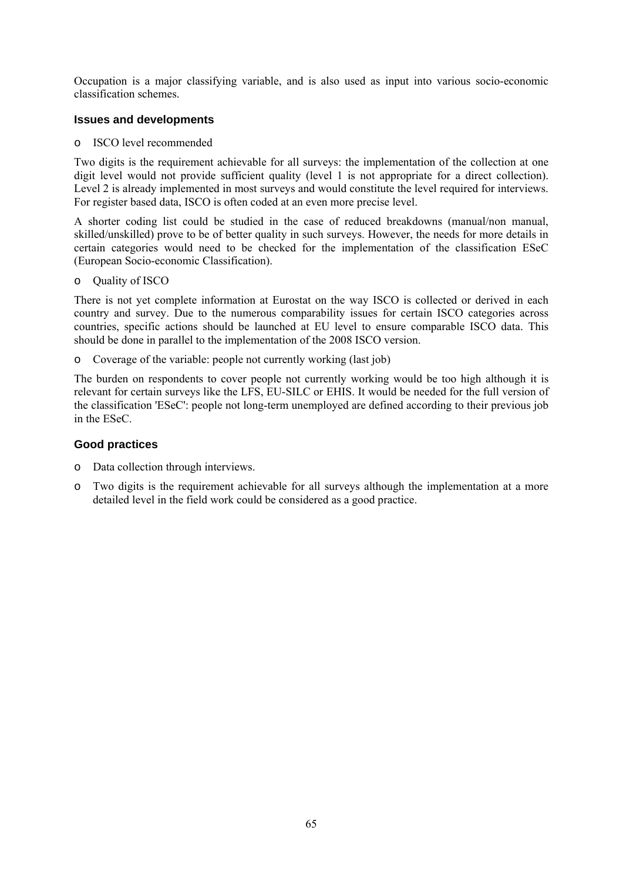Occupation is a major classifying variable, and is also used as input into various socio-economic classification schemes.

### Issues and developments

- ISCO level recommended

Two digits is the requirement achievable for all surveys: the implementation of the collection at one digit level would not provide sufficient quality (level 1 is not appropriate for a direct collection). Level 2 is already implemented in most surveys and would constitute the level required for interviews. For register based data, ISCO is often coded at an even more precise level.

A shorter coding list could be studied in the case of reduced breakdowns (manual/non manual, skilled/unskilled) prove to be of better quality in such surveys. However, the needs for more details in certain categories would need to be checked for the implementation of the classification ESeC (European Socio-economic Classification).

- Quality of ISCO

There is not yet complete information at Eurostat on the way ISCO is collected or derived in each country and survey. Due to the numerous comparability issues for certain ISCO categories across countries, specific actions should be launched at EU level to ensure comparable ISCO data. This should be done in parallel to the implementation of the 2008 ISCO version.

- Coverage of the variable: people not currently working (last job)

The burden on respondents to cover people not currently working would be too high although it is relevant for certain surveys like the LFS, EU-SILC or EHIS. It would be needed for the full version of the classification 'ESeC': people not long-term unemployed are defined according to their previous job in the ESeC.

### Good practices

- Data collection through interviews.
- Two digits is the requirement achievable for all surveys although the implementation at a more detailed level in the field work could be considered as a good practice.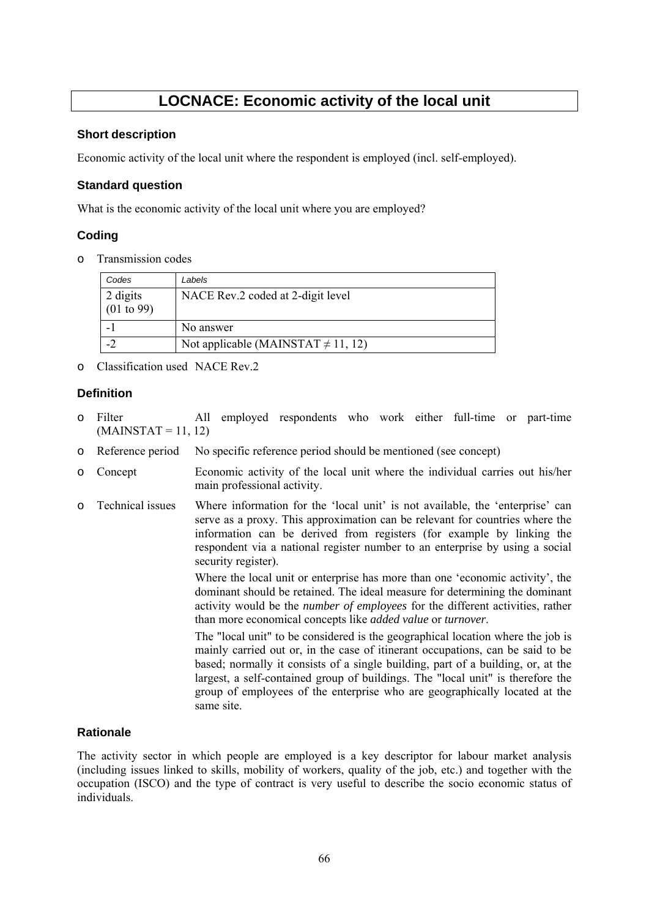# LOCNACE: Economic activity of the local unit

### Short description

Economic activity of the local unit where the respondent is employed (incl. self-employed).

### Standard question

What is the economic activity of the local unit where you are employed?

### Coding

- Transmission codes

| *Codes* | *Labels* |
|---|---|
| 2 digits (01 to 99) | NACE Rev.2 coded at 2-digit level |
| -1 | No answer |
| -2 | Not applicable (MAINSTAT $\neq$ 11, 12) |

- Classification used NACE Rev.2

### Definition

- Filter (MAINSTAT = 11, 12) — All employed respondents who work either full-time or part-time
- Reference period — No specific reference period should be mentioned (see concept)
- Concept — Economic activity of the local unit where the individual carries out his/her main professional activity.
- Technical issues — Where information for the 'local unit' is not available, the 'enterprise' can serve as a proxy. This approximation can be relevant for countries where the information can be derived from registers (for example by linking the respondent via a national register number to an enterprise by using a social security register).

  Where the local unit or enterprise has more than one 'economic activity', the dominant should be retained. The ideal measure for determining the dominant activity would be the *number of employees* for the different activities, rather than more economical concepts like *added value* or *turnover*.

  The "local unit" to be considered is the geographical location where the job is mainly carried out or, in the case of itinerant occupations, can be said to be based; normally it consists of a single building, part of a building, or, at the largest, a self-contained group of buildings. The "local unit" is therefore the group of employees of the enterprise who are geographically located at the same site.

### Rationale

The activity sector in which people are employed is a key descriptor for labour market analysis (including issues linked to skills, mobility of workers, quality of the job, etc.) and together with the occupation (ISCO) and the type of contract is very useful to describe the socio economic status of individuals.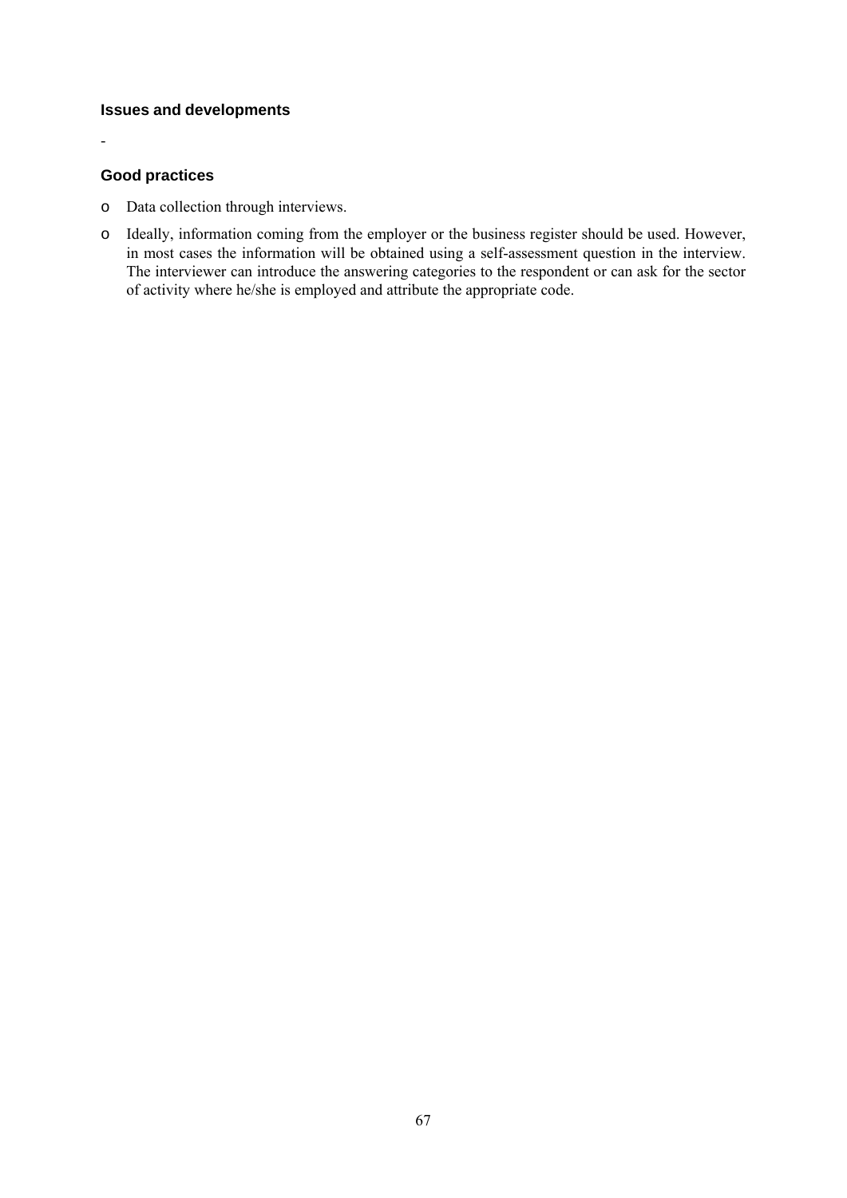### Issues and developments

-

### Good practices

- Data collection through interviews.
- Ideally, information coming from the employer or the business register should be used. However, in most cases the information will be obtained using a self-assessment question in the interview. The interviewer can introduce the answering categories to the respondent or can ask for the sector of activity where he/she is employed and attribute the appropriate code.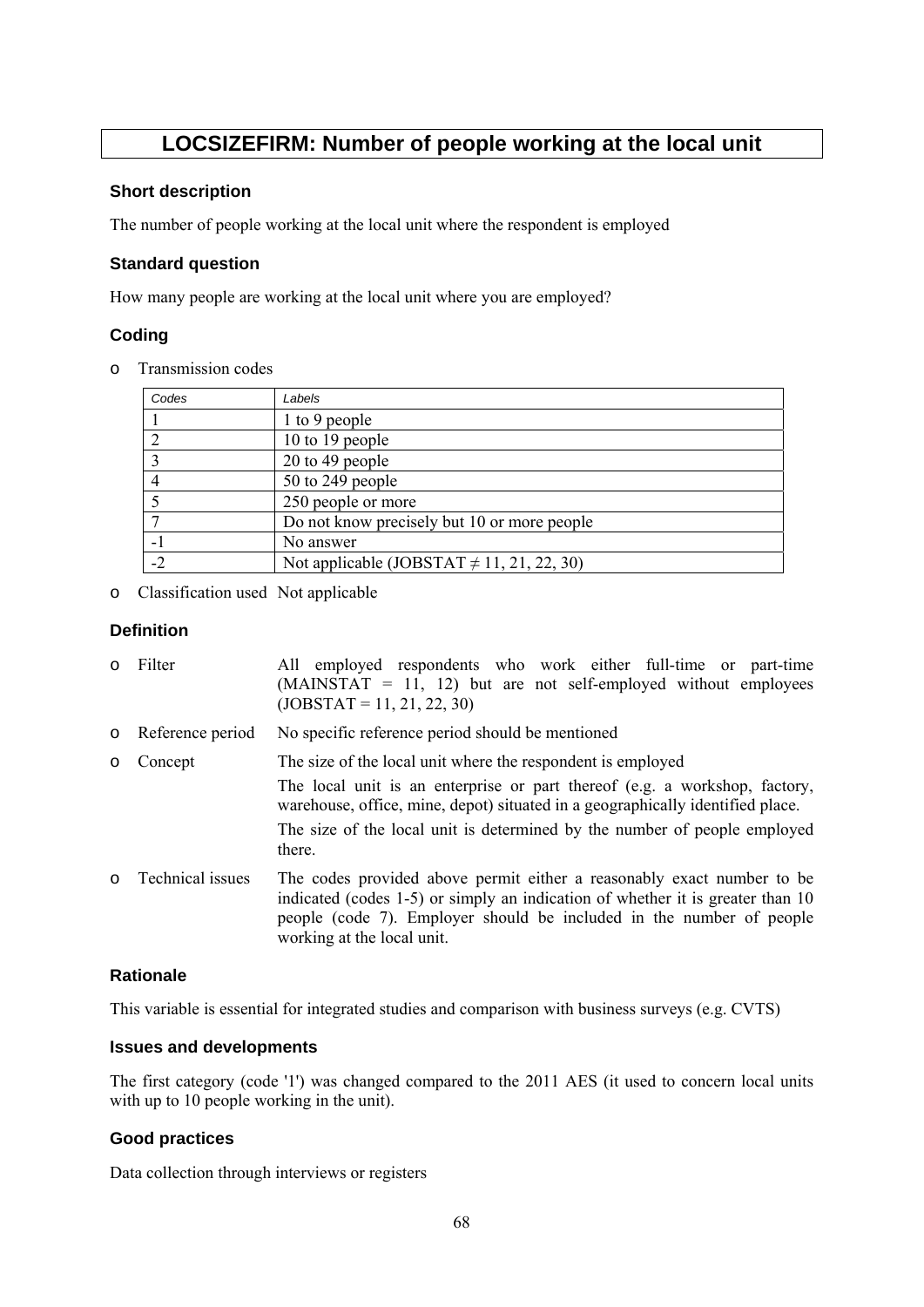# LOCSIZEFIRM: Number of people working at the local unit

### Short description

The number of people working at the local unit where the respondent is employed

### Standard question

How many people are working at the local unit where you are employed?

### Coding

- Transmission codes

| Codes | Labels |
|---|---|
| 1 | 1 to 9 people |
| 2 | 10 to 19 people |
| 3 | 20 to 49 people |
| 4 | 50 to 249 people |
| 5 | 250 people or more |
| 7 | Do not know precisely but 10 or more people |
| -1 | No answer |
| -2 | Not applicable (JOBSTAT ≠ 11, 21, 22, 30) |

- Classification used  Not applicable

### Definition

- Filter  All employed respondents who work either full-time or part-time (MAINSTAT = 11, 12) but are not self-employed without employees (JOBSTAT = 11, 21, 22, 30)
- Reference period  No specific reference period should be mentioned
- Concept  The size of the local unit where the respondent is employed

  The local unit is an enterprise or part thereof (e.g. a workshop, factory, warehouse, office, mine, depot) situated in a geographically identified place.

  The size of the local unit is determined by the number of people employed there.
- Technical issues  The codes provided above permit either a reasonably exact number to be indicated (codes 1-5) or simply an indication of whether it is greater than 10 people (code 7). Employer should be included in the number of people working at the local unit.

### Rationale

This variable is essential for integrated studies and comparison with business surveys (e.g. CVTS)

### Issues and developments

The first category (code '1') was changed compared to the 2011 AES (it used to concern local units with up to 10 people working in the unit).

### Good practices

Data collection through interviews or registers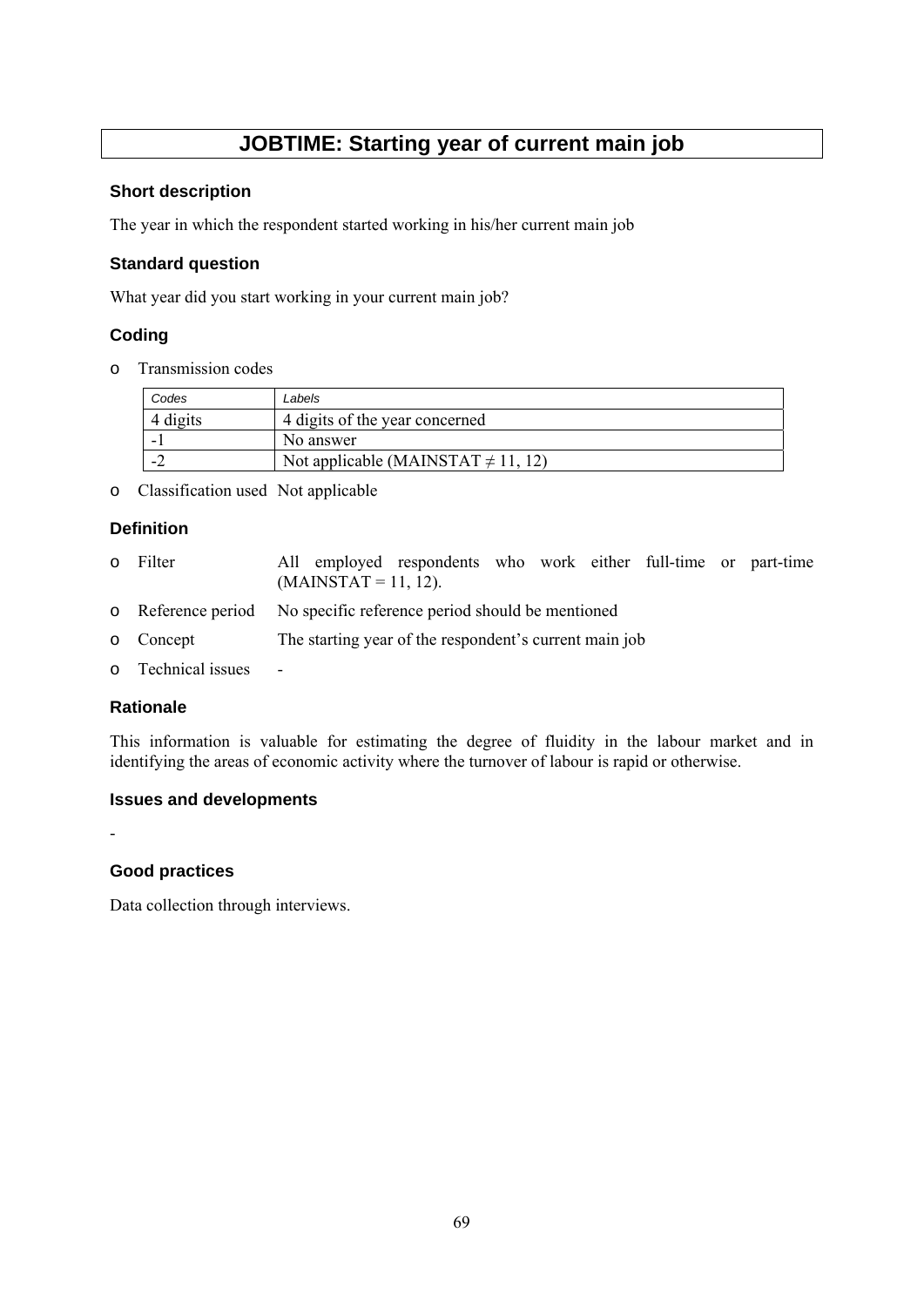# JOBTIME: Starting year of current main job

### Short description

The year in which the respondent started working in his/her current main job

### Standard question

What year did you start working in your current main job?

### Coding

- Transmission codes

| Codes | Labels |
|---|---|
| 4 digits | 4 digits of the year concerned |
| -1 | No answer |
| -2 | Not applicable (MAINSTAT ≠ 11, 12) |

- Classification used  Not applicable

### Definition

- Filter  All employed respondents who work either full-time or part-time (MAINSTAT = 11, 12).
- Reference period  No specific reference period should be mentioned
- Concept  The starting year of the respondent's current main job
- Technical issues  -

### Rationale

This information is valuable for estimating the degree of fluidity in the labour market and in identifying the areas of economic activity where the turnover of labour is rapid or otherwise.

### Issues and developments

-

### Good practices

Data collection through interviews.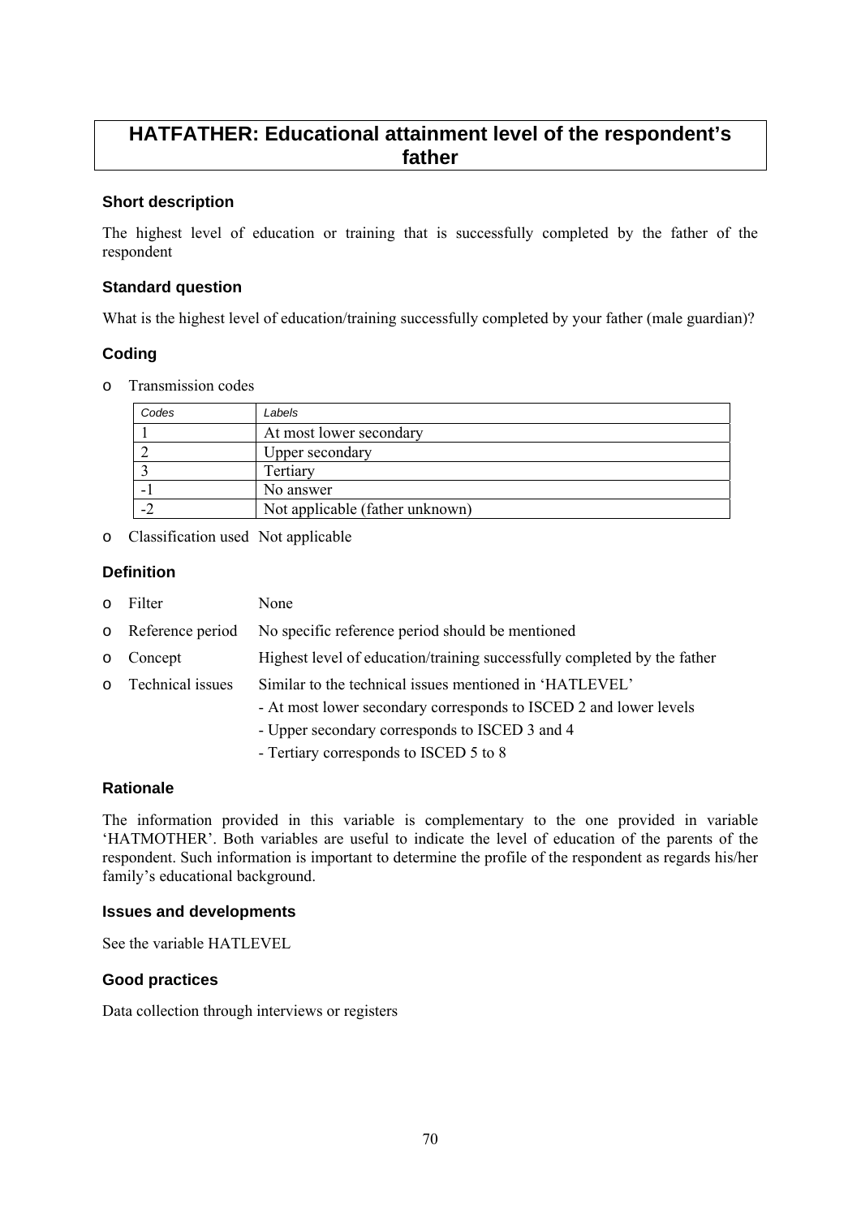# HATFATHER: Educational attainment level of the respondent's father

### Short description

The highest level of education or training that is successfully completed by the father of the respondent

### Standard question

What is the highest level of education/training successfully completed by your father (male guardian)?

### Coding

- Transmission codes

| Codes | Labels |
|---|---|
| 1 | At most lower secondary |
| 2 | Upper secondary |
| 3 | Tertiary |
| -1 | No answer |
| -2 | Not applicable (father unknown) |

- Classification used Not applicable

### Definition

- Filter None
- Reference period No specific reference period should be mentioned
- Concept Highest level of education/training successfully completed by the father
- Technical issues Similar to the technical issues mentioned in 'HATLEVEL'
  - At most lower secondary corresponds to ISCED 2 and lower levels
  - Upper secondary corresponds to ISCED 3 and 4
  - Tertiary corresponds to ISCED 5 to 8

### Rationale

The information provided in this variable is complementary to the one provided in variable 'HATMOTHER'. Both variables are useful to indicate the level of education of the parents of the respondent. Such information is important to determine the profile of the respondent as regards his/her family's educational background.

### Issues and developments

See the variable HATLEVEL

### Good practices

Data collection through interviews or registers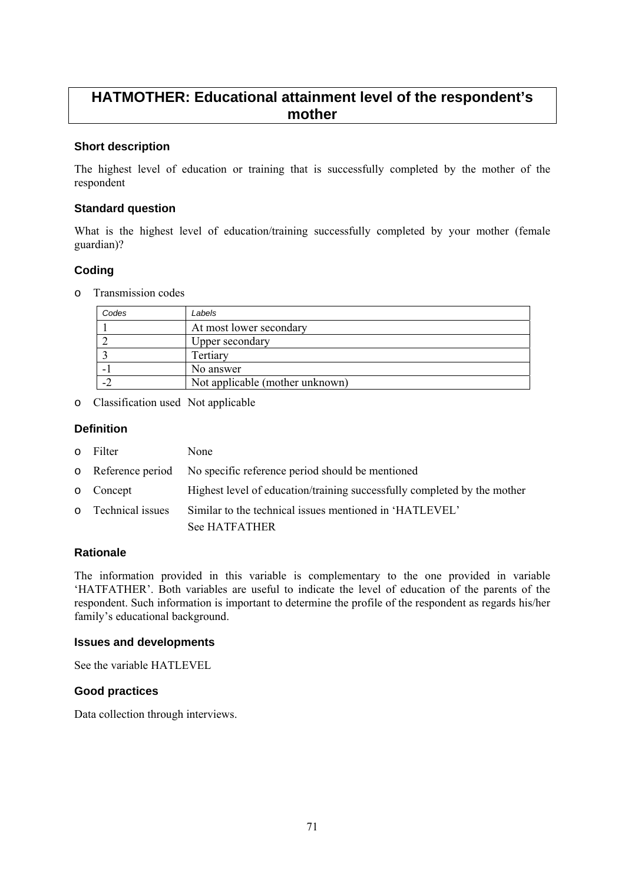# HATMOTHER: Educational attainment level of the respondent's mother

### Short description

The highest level of education or training that is successfully completed by the mother of the respondent

### Standard question

What is the highest level of education/training successfully completed by your mother (female guardian)?

### Coding

- Transmission codes

| *Codes* | *Labels* |
|---|---|
| 1 | At most lower secondary |
| 2 | Upper secondary |
| 3 | Tertiary |
| -1 | No answer |
| -2 | Not applicable (mother unknown) |

- Classification used Not applicable

### Definition

- Filter None
- Reference period No specific reference period should be mentioned
- Concept Highest level of education/training successfully completed by the mother
- Technical issues Similar to the technical issues mentioned in 'HATLEVEL'
  See HATFATHER

### Rationale

The information provided in this variable is complementary to the one provided in variable 'HATFATHER'. Both variables are useful to indicate the level of education of the parents of the respondent. Such information is important to determine the profile of the respondent as regards his/her family's educational background.

### Issues and developments

See the variable HATLEVEL

### Good practices

Data collection through interviews.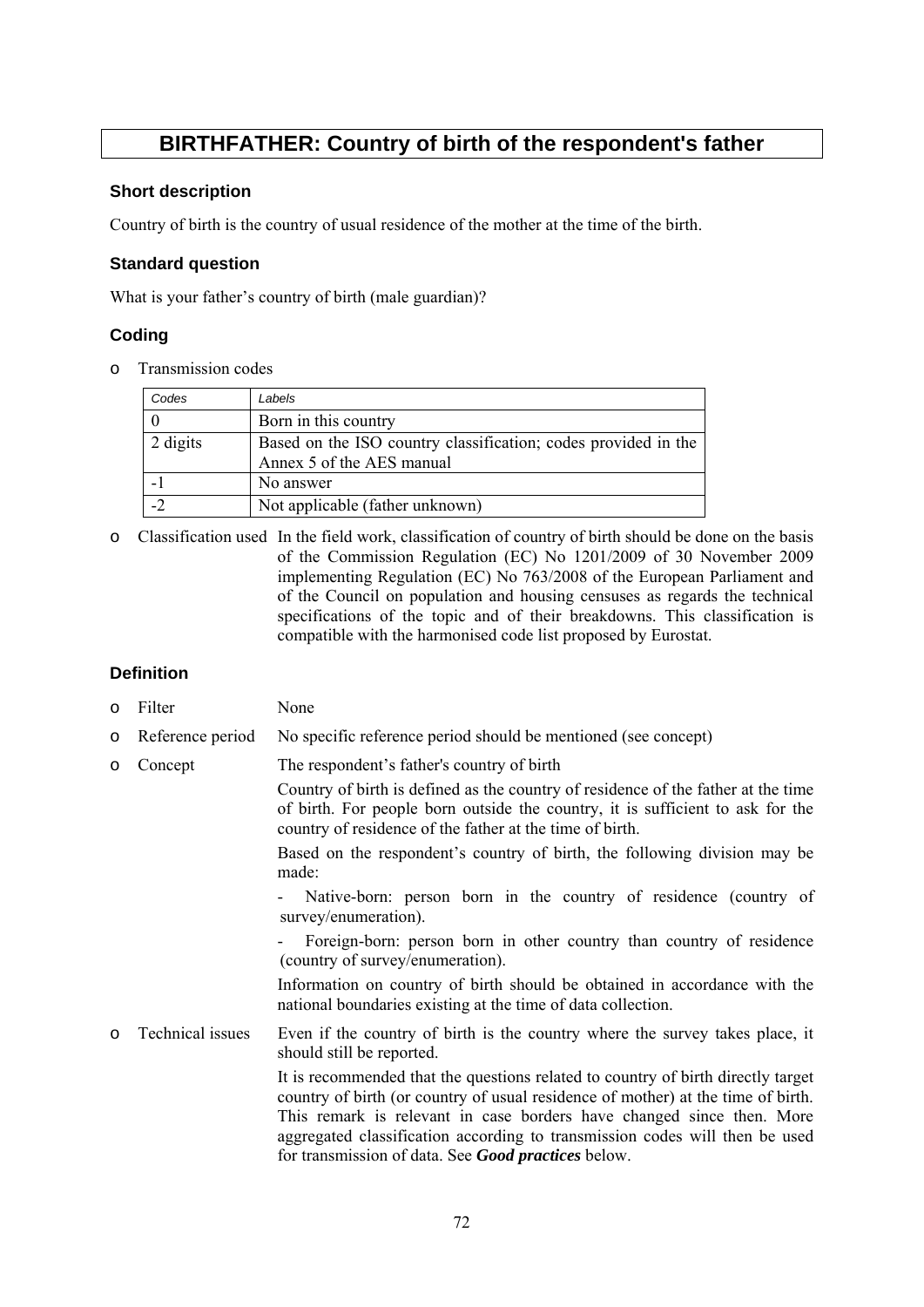# BIRTHFATHER: Country of birth of the respondent's father

### Short description

Country of birth is the country of usual residence of the mother at the time of the birth.

### Standard question

What is your father's country of birth (male guardian)?

### Coding

- Transmission codes

| Codes | Labels |
|---|---|
| 0 | Born in this country |
| 2 digits | Based on the ISO country classification; codes provided in the Annex 5 of the AES manual |
| -1 | No answer |
| -2 | Not applicable (father unknown) |

- Classification used: In the field work, classification of country of birth should be done on the basis of the Commission Regulation (EC) No 1201/2009 of 30 November 2009 implementing Regulation (EC) No 763/2008 of the European Parliament and of the Council on population and housing censuses as regards the technical specifications of the topic and of their breakdowns. This classification is compatible with the harmonised code list proposed by Eurostat.

### Definition

- Filter: None
- Reference period: No specific reference period should be mentioned (see concept)
- Concept: The respondent's father's country of birth

  Country of birth is defined as the country of residence of the father at the time of birth. For people born outside the country, it is sufficient to ask for the country of residence of the father at the time of birth.

  Based on the respondent's country of birth, the following division may be made:

  - Native-born: person born in the country of residence (country of survey/enumeration).
  - Foreign-born: person born in other country than country of residence (country of survey/enumeration).

  Information on country of birth should be obtained in accordance with the national boundaries existing at the time of data collection.

- Technical issues: Even if the country of birth is the country where the survey takes place, it should still be reported.

  It is recommended that the questions related to country of birth directly target country of birth (or country of usual residence of mother) at the time of birth. This remark is relevant in case borders have changed since then. More aggregated classification according to transmission codes will then be used for transmission of data. See ***Good practices*** below.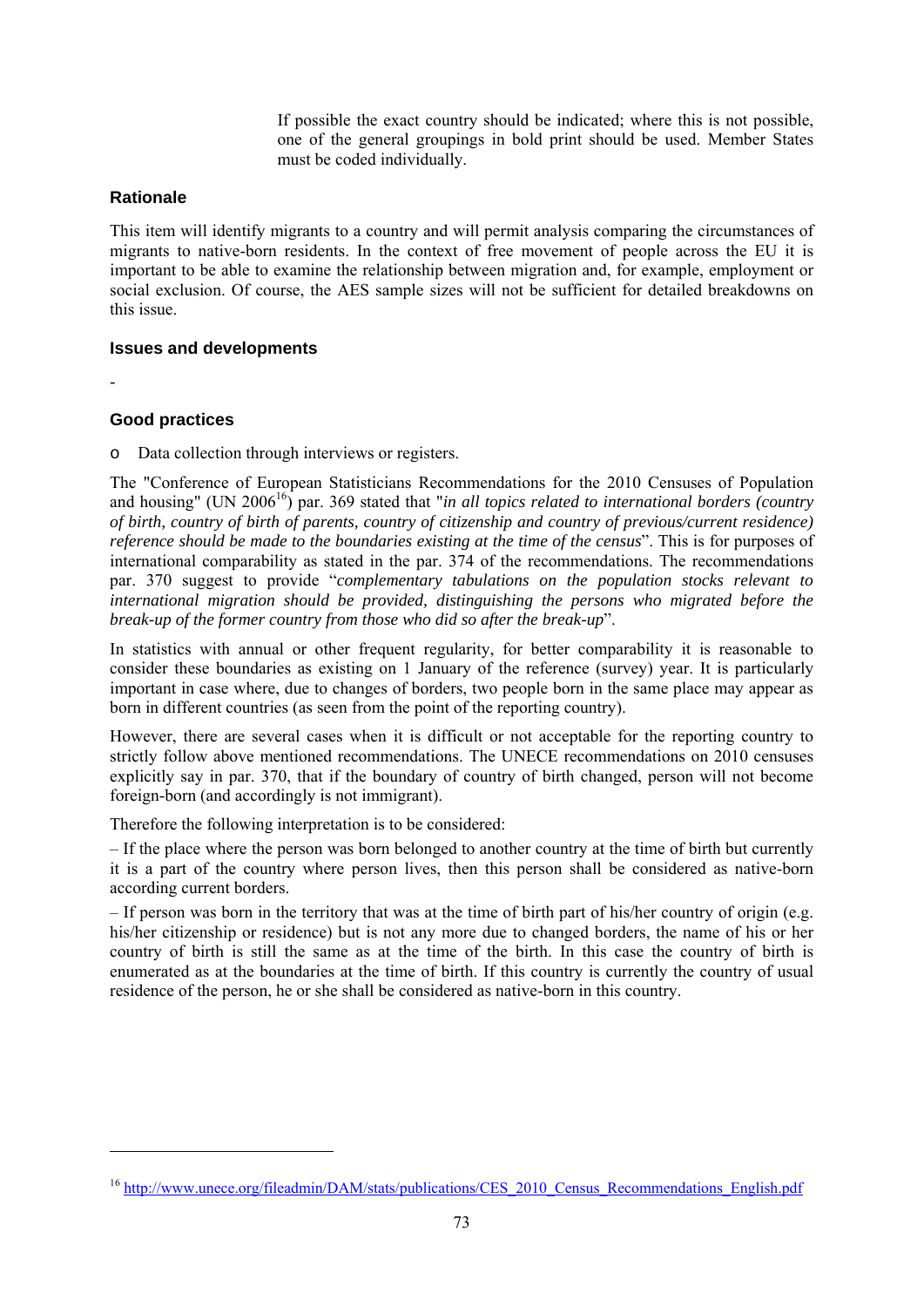If possible the exact country should be indicated; where this is not possible, one of the general groupings in bold print should be used. Member States must be coded individually.

### Rationale

This item will identify migrants to a country and will permit analysis comparing the circumstances of migrants to native-born residents. In the context of free movement of people across the EU it is important to be able to examine the relationship between migration and, for example, employment or social exclusion. Of course, the AES sample sizes will not be sufficient for detailed breakdowns on this issue.

### Issues and developments

-

### Good practices

- Data collection through interviews or registers.

The "Conference of European Statisticians Recommendations for the 2010 Censuses of Population and housing" (UN 2006[16]) par. 369 stated that "*in all topics related to international borders (country of birth, country of birth of parents, country of citizenship and country of previous/current residence) reference should be made to the boundaries existing at the time of the census*". This is for purposes of international comparability as stated in the par. 374 of the recommendations. The recommendations par. 370 suggest to provide "*complementary tabulations on the population stocks relevant to international migration should be provided, distinguishing the persons who migrated before the break-up of the former country from those who did so after the break-up*".

In statistics with annual or other frequent regularity, for better comparability it is reasonable to consider these boundaries as existing on 1 January of the reference (survey) year. It is particularly important in case where, due to changes of borders, two people born in the same place may appear as born in different countries (as seen from the point of the reporting country).

However, there are several cases when it is difficult or not acceptable for the reporting country to strictly follow above mentioned recommendations. The UNECE recommendations on 2010 censuses explicitly say in par. 370, that if the boundary of country of birth changed, person will not become foreign-born (and accordingly is not immigrant).

Therefore the following interpretation is to be considered:

– If the place where the person was born belonged to another country at the time of birth but currently it is a part of the country where person lives, then this person shall be considered as native-born according current borders.

– If person was born in the territory that was at the time of birth part of his/her country of origin (e.g. his/her citizenship or residence) but is not any more due to changed borders, the name of his or her country of birth is still the same as at the time of the birth. In this case the country of birth is enumerated as at the boundaries at the time of birth. If this country is currently the country of usual residence of the person, he or she shall be considered as native-born in this country.

---

[16] http://www.unece.org/fileadmin/DAM/stats/publications/CES_2010_Census_Recommendations_English.pdf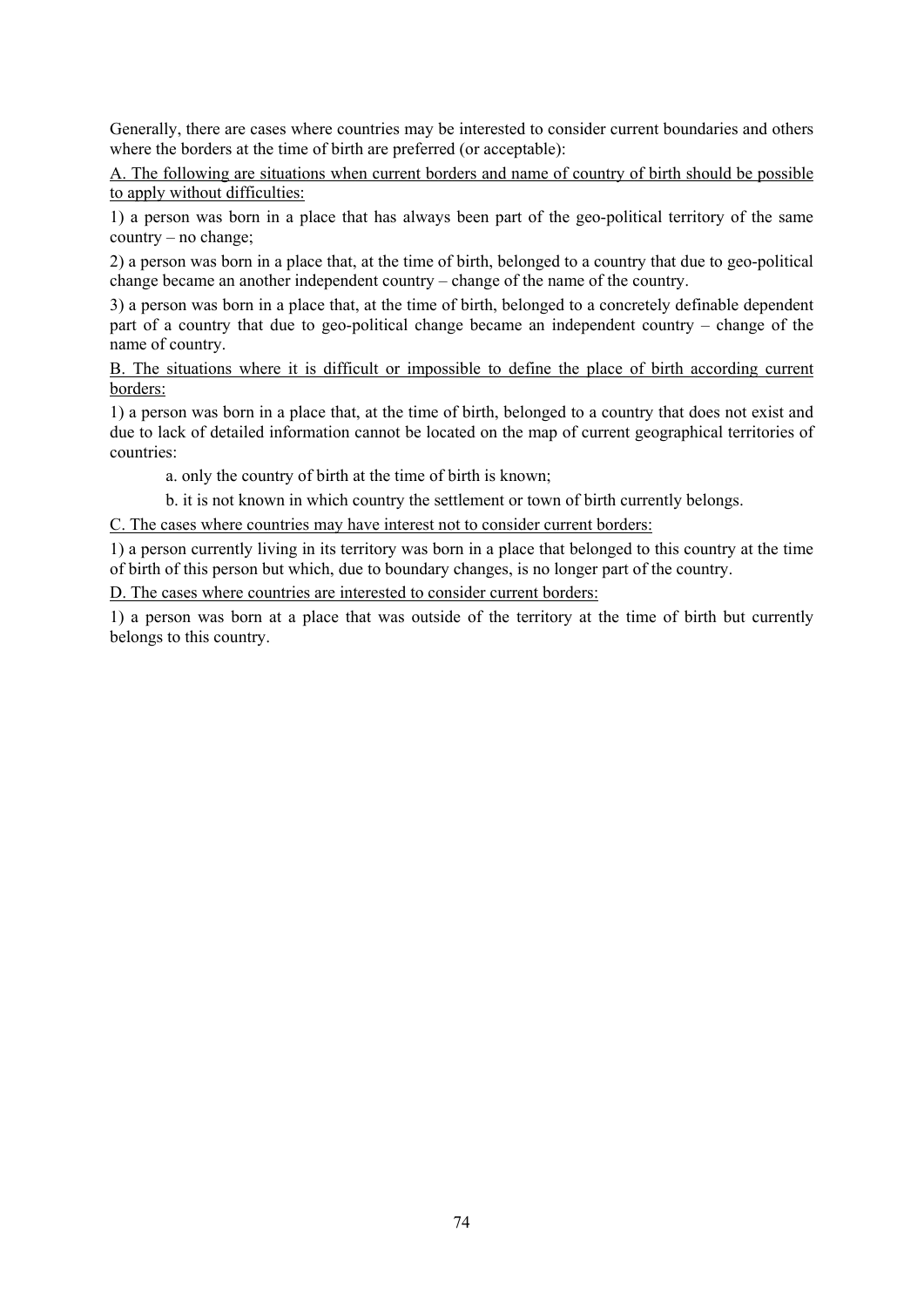Generally, there are cases where countries may be interested to consider current boundaries and others where the borders at the time of birth are preferred (or acceptable):

<u>A. The following are situations when current borders and name of country of birth should be possible to apply without difficulties:</u>

1) a person was born in a place that has always been part of the geo-political territory of the same country – no change;

2) a person was born in a place that, at the time of birth, belonged to a country that due to geo-political change became an another independent country – change of the name of the country.

3) a person was born in a place that, at the time of birth, belonged to a concretely definable dependent part of a country that due to geo-political change became an independent country – change of the name of country.

<u>B. The situations where it is difficult or impossible to define the place of birth according current borders:</u>

1) a person was born in a place that, at the time of birth, belonged to a country that does not exist and due to lack of detailed information cannot be located on the map of current geographical territories of countries:

  a. only the country of birth at the time of birth is known;

  b. it is not known in which country the settlement or town of birth currently belongs.

<u>C. The cases where countries may have interest not to consider current borders:</u>

1) a person currently living in its territory was born in a place that belonged to this country at the time of birth of this person but which, due to boundary changes, is no longer part of the country.

<u>D. The cases where countries are interested to consider current borders:</u>

1) a person was born at a place that was outside of the territory at the time of birth but currently belongs to this country.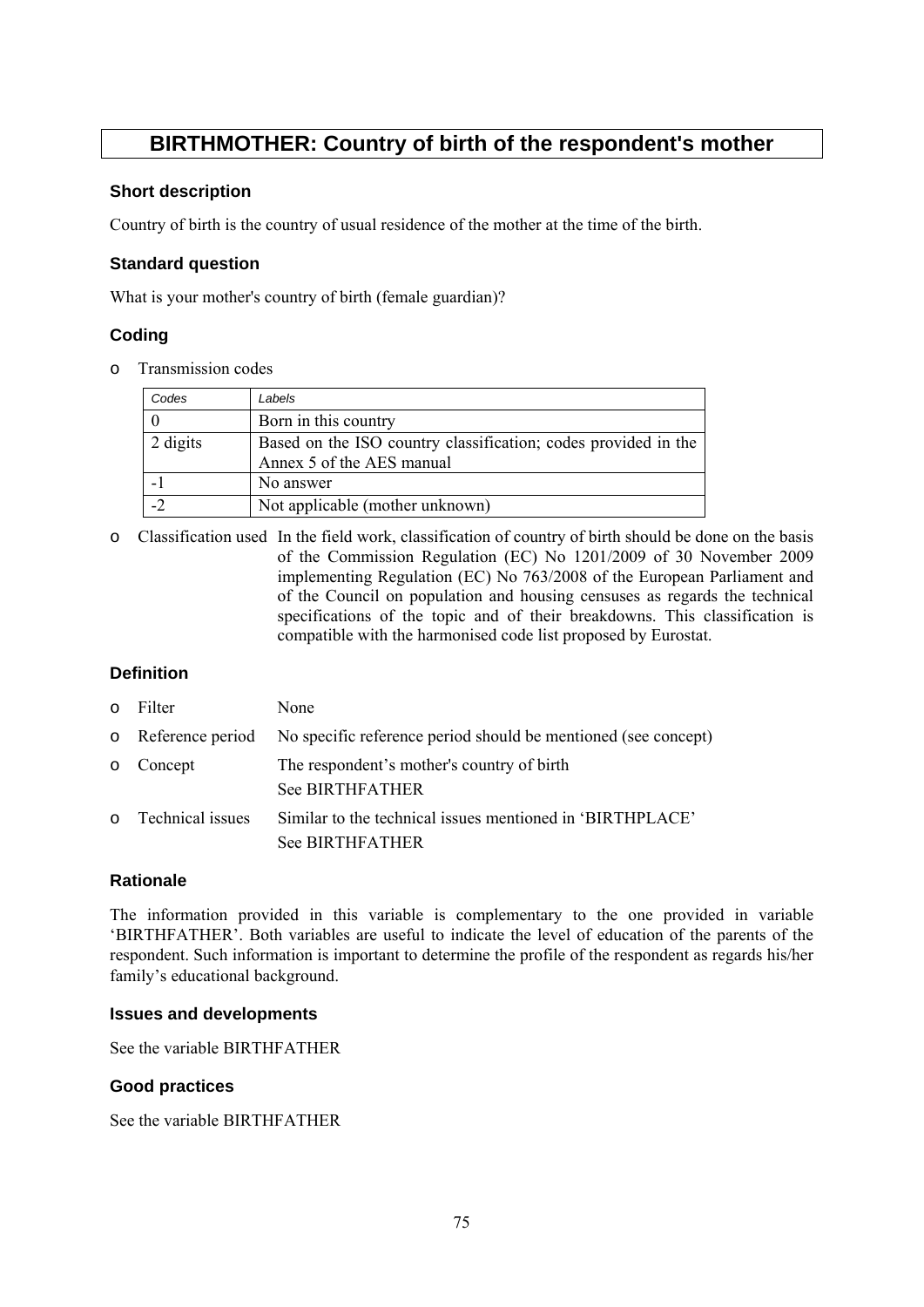# BIRTHMOTHER: Country of birth of the respondent's mother

### Short description

Country of birth is the country of usual residence of the mother at the time of the birth.

### Standard question

What is your mother's country of birth (female guardian)?

### Coding

- Transmission codes

| *Codes* | *Labels* |
|---|---|
| 0 | Born in this country |
| 2 digits | Based on the ISO country classification; codes provided in the Annex 5 of the AES manual |
| -1 | No answer |
| -2 | Not applicable (mother unknown) |

- Classification used: In the field work, classification of country of birth should be done on the basis of the Commission Regulation (EC) No 1201/2009 of 30 November 2009 implementing Regulation (EC) No 763/2008 of the European Parliament and of the Council on population and housing censuses as regards the technical specifications of the topic and of their breakdowns. This classification is compatible with the harmonised code list proposed by Eurostat.

### Definition

- Filter: None
- Reference period: No specific reference period should be mentioned (see concept)
- Concept: The respondent's mother's country of birth  
  See BIRTHFATHER
- Technical issues: Similar to the technical issues mentioned in 'BIRTHPLACE'  
  See BIRTHFATHER

### Rationale

The information provided in this variable is complementary to the one provided in variable 'BIRTHFATHER'. Both variables are useful to indicate the level of education of the parents of the respondent. Such information is important to determine the profile of the respondent as regards his/her family's educational background.

### Issues and developments

See the variable BIRTHFATHER

### Good practices

See the variable BIRTHFATHER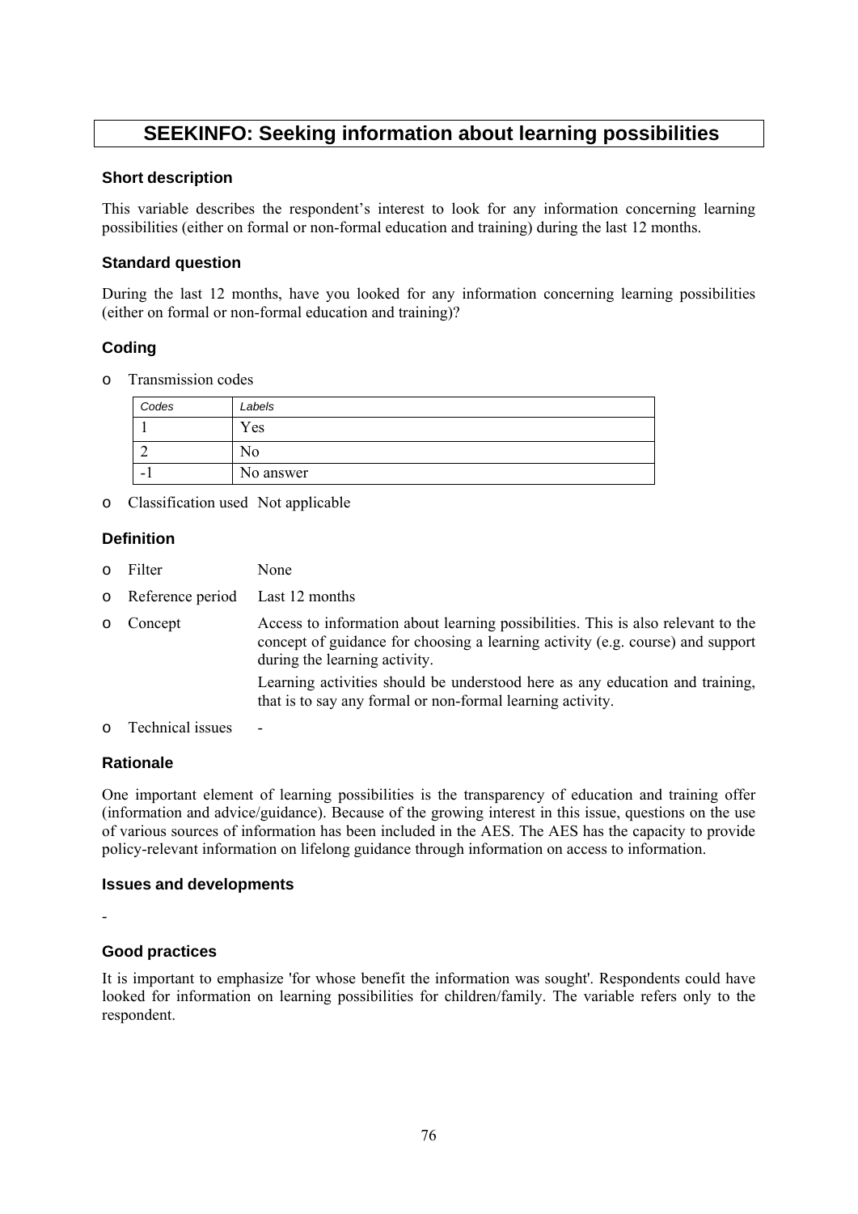# SEEKINFO: Seeking information about learning possibilities

### Short description

This variable describes the respondent's interest to look for any information concerning learning possibilities (either on formal or non-formal education and training) during the last 12 months.

### Standard question

During the last 12 months, have you looked for any information concerning learning possibilities (either on formal or non-formal education and training)?

### Coding

- Transmission codes

| Codes | Labels |
|---|---|
| 1 | Yes |
| 2 | No |
| -1 | No answer |

- Classification used Not applicable

### Definition

- Filter None
- Reference period Last 12 months
- Concept Access to information about learning possibilities. This is also relevant to the concept of guidance for choosing a learning activity (e.g. course) and support during the learning activity.

  Learning activities should be understood here as any education and training, that is to say any formal or non-formal learning activity.
- Technical issues -

### Rationale

One important element of learning possibilities is the transparency of education and training offer (information and advice/guidance). Because of the growing interest in this issue, questions on the use of various sources of information has been included in the AES. The AES has the capacity to provide policy-relevant information on lifelong guidance through information on access to information.

### Issues and developments

-

### Good practices

It is important to emphasize 'for whose benefit the information was sought'. Respondents could have looked for information on learning possibilities for children/family. The variable refers only to the respondent.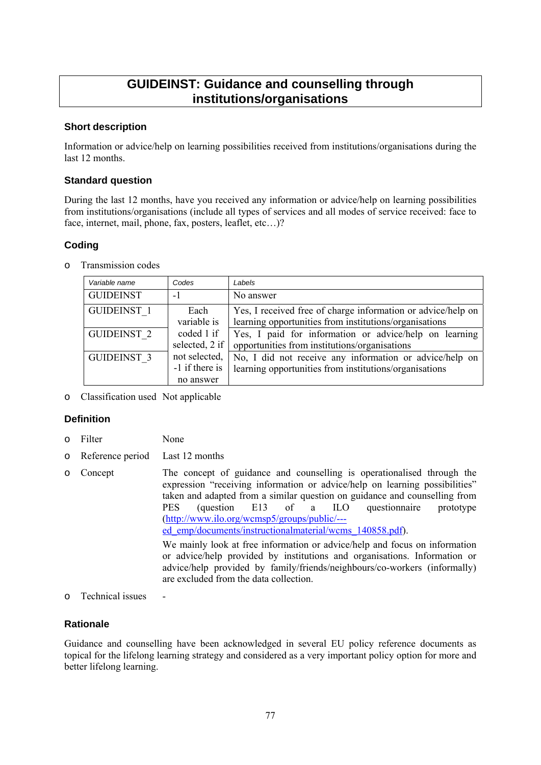# GUIDEINST: Guidance and counselling through institutions/organisations

### Short description

Information or advice/help on learning possibilities received from institutions/organisations during the last 12 months.

### Standard question

During the last 12 months, have you received any information or advice/help on learning possibilities from institutions/organisations (include all types of services and all modes of service received: face to face, internet, mail, phone, fax, posters, leaflet, etc…)?

### Coding

- Transmission codes

| *Variable name* | *Codes* | *Labels* |
|---|---|---|
| GUIDEINST | -1 | No answer |
| GUIDEINST_1 | Each variable is coded 1 if selected, 2 if not selected, -1 if there is no answer | Yes, I received free of charge information or advice/help on learning opportunities from institutions/organisations |
| GUIDEINST_2 | | Yes, I paid for information or advice/help on learning opportunities from institutions/organisations |
| GUIDEINST_3 | | No, I did not receive any information or advice/help on learning opportunities from institutions/organisations |

- Classification used   Not applicable

### Definition

- Filter   None
- Reference period   Last 12 months
- Concept   The concept of guidance and counselling is operationalised through the expression "receiving information or advice/help on learning possibilities" taken and adapted from a similar question on guidance and counselling from PES (question E13 of a ILO questionnaire prototype (http://www.ilo.org/wcmsp5/groups/public/---ed_emp/documents/instructionalmaterial/wcms_140858.pdf).

  We mainly look at free information or advice/help and focus on information or advice/help provided by institutions and organisations. Information or advice/help provided by family/friends/neighbours/co-workers (informally) are excluded from the data collection.
- Technical issues   -

### Rationale

Guidance and counselling have been acknowledged in several EU policy reference documents as topical for the lifelong learning strategy and considered as a very important policy option for more and better lifelong learning.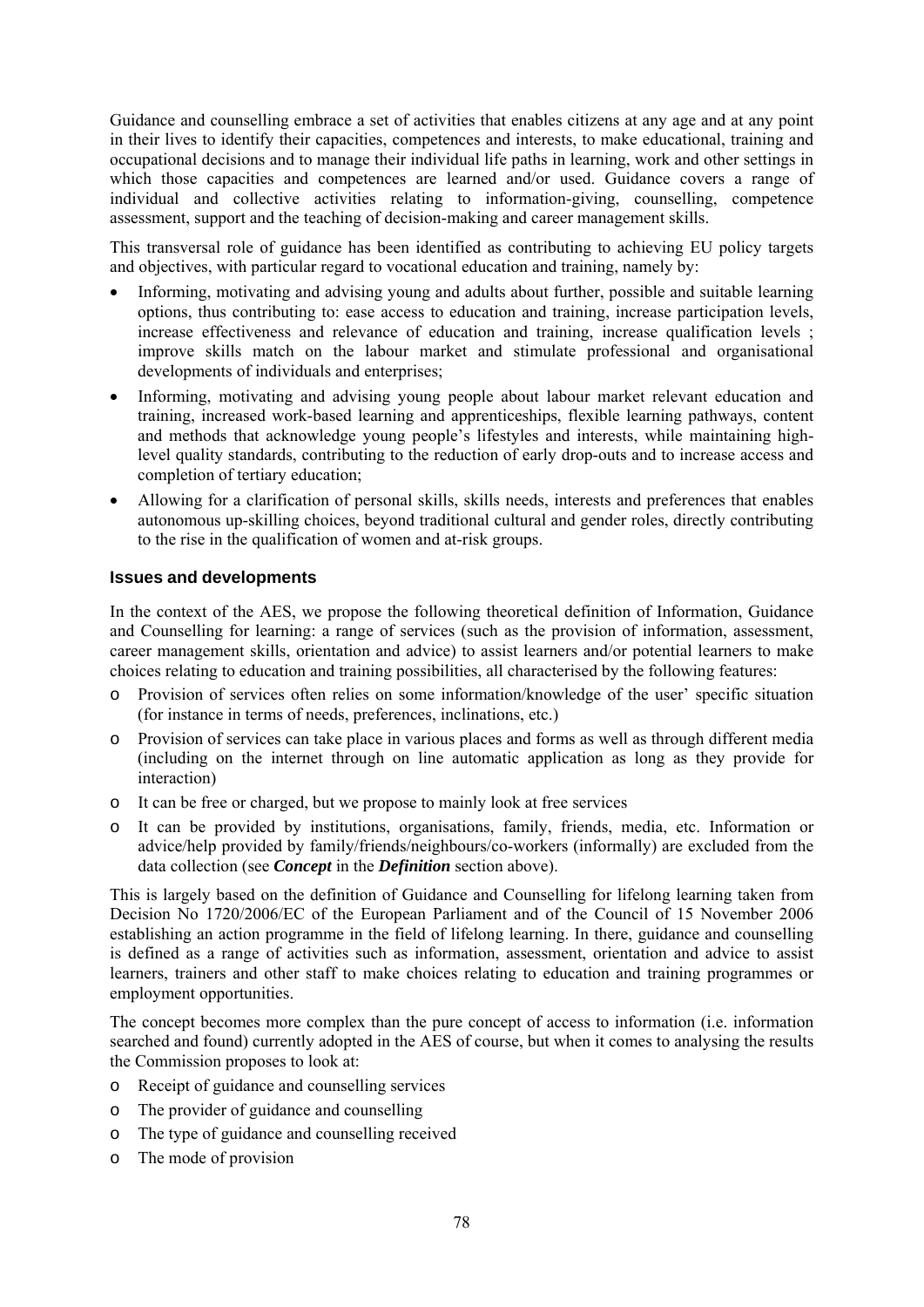Guidance and counselling embrace a set of activities that enables citizens at any age and at any point in their lives to identify their capacities, competences and interests, to make educational, training and occupational decisions and to manage their individual life paths in learning, work and other settings in which those capacities and competences are learned and/or used. Guidance covers a range of individual and collective activities relating to information-giving, counselling, competence assessment, support and the teaching of decision-making and career management skills.

This transversal role of guidance has been identified as contributing to achieving EU policy targets and objectives, with particular regard to vocational education and training, namely by:

- Informing, motivating and advising young and adults about further, possible and suitable learning options, thus contributing to: ease access to education and training, increase participation levels, increase effectiveness and relevance of education and training, increase qualification levels ; improve skills match on the labour market and stimulate professional and organisational developments of individuals and enterprises;
- Informing, motivating and advising young people about labour market relevant education and training, increased work-based learning and apprenticeships, flexible learning pathways, content and methods that acknowledge young people's lifestyles and interests, while maintaining high-level quality standards, contributing to the reduction of early drop-outs and to increase access and completion of tertiary education;
- Allowing for a clarification of personal skills, skills needs, interests and preferences that enables autonomous up-skilling choices, beyond traditional cultural and gender roles, directly contributing to the rise in the qualification of women and at-risk groups.

### Issues and developments

In the context of the AES, we propose the following theoretical definition of Information, Guidance and Counselling for learning: a range of services (such as the provision of information, assessment, career management skills, orientation and advice) to assist learners and/or potential learners to make choices relating to education and training possibilities, all characterised by the following features:

- Provision of services often relies on some information/knowledge of the user' specific situation (for instance in terms of needs, preferences, inclinations, etc.)
- Provision of services can take place in various places and forms as well as through different media (including on the internet through on line automatic application as long as they provide for interaction)
- It can be free or charged, but we propose to mainly look at free services
- It can be provided by institutions, organisations, family, friends, media, etc. Information or advice/help provided by family/friends/neighbours/co-workers (informally) are excluded from the data collection (see ***Concept*** in the ***Definition*** section above).

This is largely based on the definition of Guidance and Counselling for lifelong learning taken from Decision No 1720/2006/EC of the European Parliament and of the Council of 15 November 2006 establishing an action programme in the field of lifelong learning. In there, guidance and counselling is defined as a range of activities such as information, assessment, orientation and advice to assist learners, trainers and other staff to make choices relating to education and training programmes or employment opportunities.

The concept becomes more complex than the pure concept of access to information (i.e. information searched and found) currently adopted in the AES of course, but when it comes to analysing the results the Commission proposes to look at:

- Receipt of guidance and counselling services
- The provider of guidance and counselling
- The type of guidance and counselling received
- The mode of provision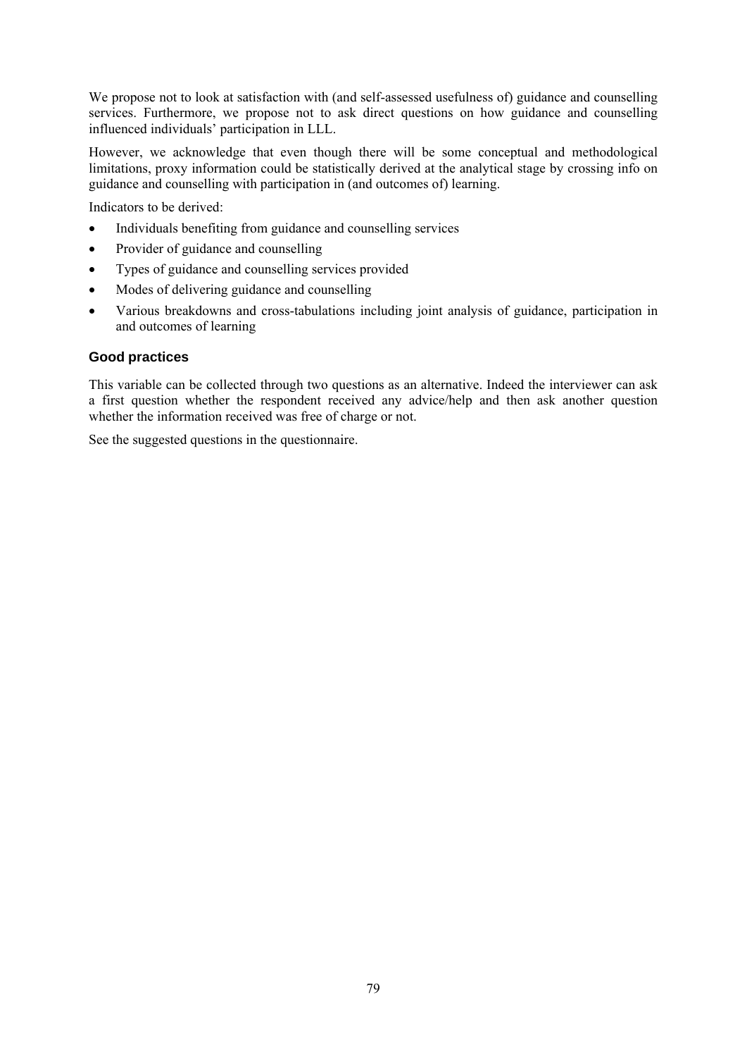We propose not to look at satisfaction with (and self-assessed usefulness of) guidance and counselling services. Furthermore, we propose not to ask direct questions on how guidance and counselling influenced individuals' participation in LLL.

However, we acknowledge that even though there will be some conceptual and methodological limitations, proxy information could be statistically derived at the analytical stage by crossing info on guidance and counselling with participation in (and outcomes of) learning.

Indicators to be derived:

- Individuals benefiting from guidance and counselling services
- Provider of guidance and counselling
- Types of guidance and counselling services provided
- Modes of delivering guidance and counselling
- Various breakdowns and cross-tabulations including joint analysis of guidance, participation in and outcomes of learning

### Good practices

This variable can be collected through two questions as an alternative. Indeed the interviewer can ask a first question whether the respondent received any advice/help and then ask another question whether the information received was free of charge or not.

See the suggested questions in the questionnaire.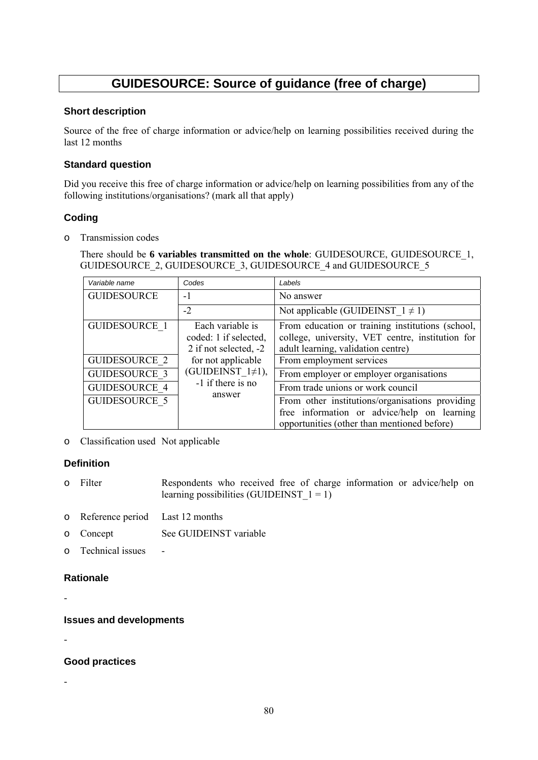# GUIDESOURCE: Source of guidance (free of charge)

### Short description

Source of the free of charge information or advice/help on learning possibilities received during the last 12 months

### Standard question

Did you receive this free of charge information or advice/help on learning possibilities from any of the following institutions/organisations? (mark all that apply)

### Coding

- Transmission codes

  There should be **6 variables transmitted on the whole**: GUIDESOURCE, GUIDESOURCE_1, GUIDESOURCE_2, GUIDESOURCE_3, GUIDESOURCE_4 and GUIDESOURCE_5

| *Variable name* | *Codes* | *Labels* |
|---|---|---|
| GUIDESOURCE | -1 | No answer |
| | -2 | Not applicable (GUIDEINST_1 ≠ 1) |
| GUIDESOURCE_1 | Each variable is coded: 1 if selected, 2 if not selected, -2 for not applicable (GUIDEINST_1≠1), -1 if there is no answer | From education or training institutions (school, college, university, VET centre, institution for adult learning, validation centre) |
| GUIDESOURCE_2 | | From employment services |
| GUIDESOURCE_3 | | From employer or employer organisations |
| GUIDESOURCE_4 | | From trade unions or work council |
| GUIDESOURCE_5 | | From other institutions/organisations providing free information or advice/help on learning opportunities (other than mentioned before) |

- Classification used Not applicable

### Definition

- Filter Respondents who received free of charge information or advice/help on learning possibilities (GUIDEINST_1 = 1)
- Reference period Last 12 months
- Concept See GUIDEINST variable
- Technical issues -

### Rationale

-

### Issues and developments

-

### Good practices

-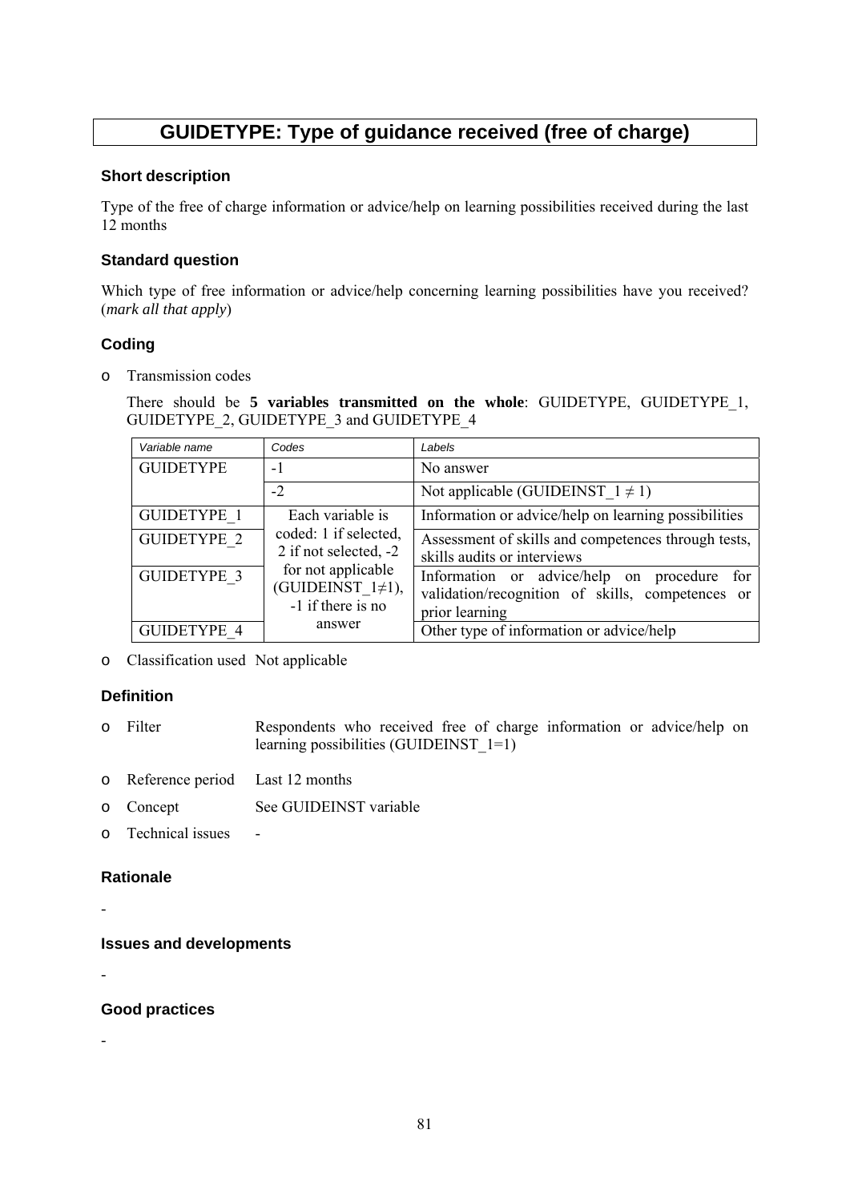# GUIDETYPE: Type of guidance received (free of charge)

### Short description

Type of the free of charge information or advice/help on learning possibilities received during the last 12 months

### Standard question

Which type of free information or advice/help concerning learning possibilities have you received? (*mark all that apply*)

### Coding

- Transmission codes

  There should be **5 variables transmitted on the whole**: GUIDETYPE, GUIDETYPE_1, GUIDETYPE_2, GUIDETYPE_3 and GUIDETYPE_4

| Variable name | Codes | Labels |
|---|---|---|
| GUIDETYPE | -1 | No answer |
| | -2 | Not applicable (GUIDEINST_1 ≠ 1) |
| GUIDETYPE_1 | Each variable is coded: 1 if selected, 2 if not selected, -2 for not applicable (GUIDEINST_1≠1), -1 if there is no answer | Information or advice/help on learning possibilities |
| GUIDETYPE_2 | | Assessment of skills and competences through tests, skills audits or interviews |
| GUIDETYPE_3 | | Information or advice/help on procedure for validation/recognition of skills, competences or prior learning |
| GUIDETYPE_4 | | Other type of information or advice/help |

- Classification used Not applicable

### Definition

- Filter: Respondents who received free of charge information or advice/help on learning possibilities (GUIDEINST_1=1)
- Reference period: Last 12 months
- Concept: See GUIDEINST variable
- Technical issues: -

### Rationale

-

### Issues and developments

-

### Good practices

-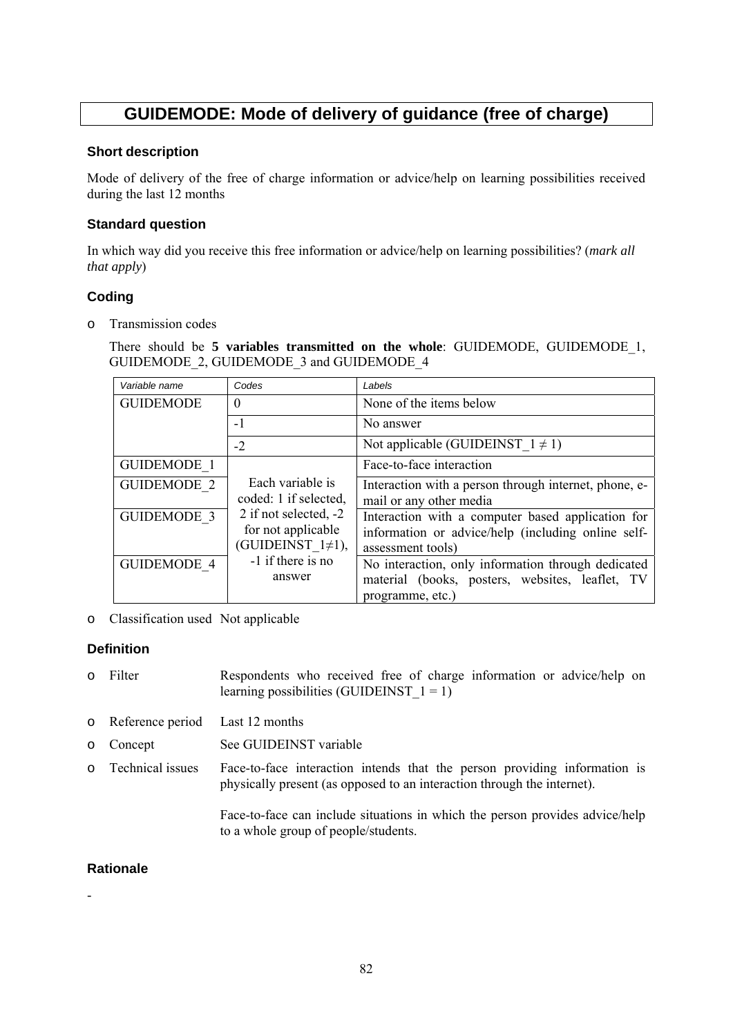# GUIDEMODE: Mode of delivery of guidance (free of charge)

### Short description

Mode of delivery of the free of charge information or advice/help on learning possibilities received during the last 12 months

### Standard question

In which way did you receive this free information or advice/help on learning possibilities? (*mark all that apply*)

### Coding

- Transmission codes

  There should be **5 variables transmitted on the whole**: GUIDEMODE, GUIDEMODE_1, GUIDEMODE_2, GUIDEMODE_3 and GUIDEMODE_4

| Variable name | Codes | Labels |
|---|---|---|
| GUIDEMODE | 0 | None of the items below |
| | -1 | No answer |
| | -2 | Not applicable (GUIDEINST_1 ≠ 1) |
| GUIDEMODE_1 | Each variable is coded: 1 if selected, 2 if not selected, -2 for not applicable (GUIDEINST_1≠1), -1 if there is no answer | Face-to-face interaction |
| GUIDEMODE_2 | | Interaction with a person through internet, phone, e-mail or any other media |
| GUIDEMODE_3 | | Interaction with a computer based application for information or advice/help (including online self-assessment tools) |
| GUIDEMODE_4 | | No interaction, only information through dedicated material (books, posters, websites, leaflet, TV programme, etc.) |

- Classification used Not applicable

### Definition

- Filter: Respondents who received free of charge information or advice/help on learning possibilities (GUIDEINST_1 = 1)
- Reference period: Last 12 months
- Concept: See GUIDEINST variable
- Technical issues: Face-to-face interaction intends that the person providing information is physically present (as opposed to an interaction through the internet).

  Face-to-face can include situations in which the person provides advice/help to a whole group of people/students.

### Rationale

-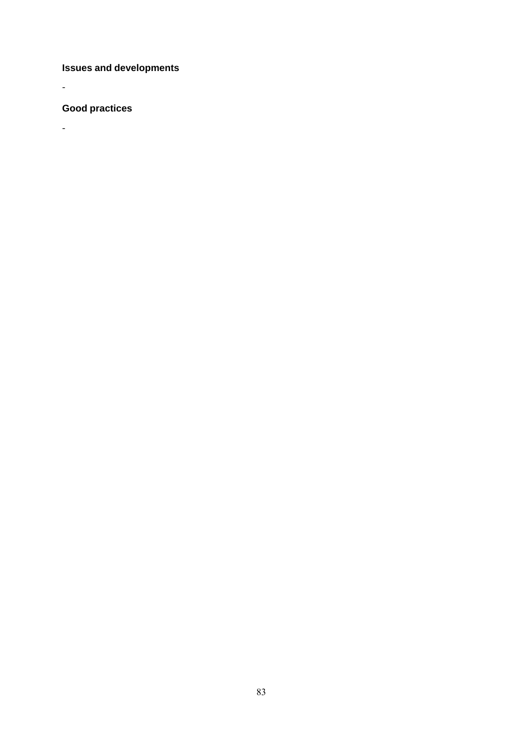### Issues and developments

-

### Good practices

-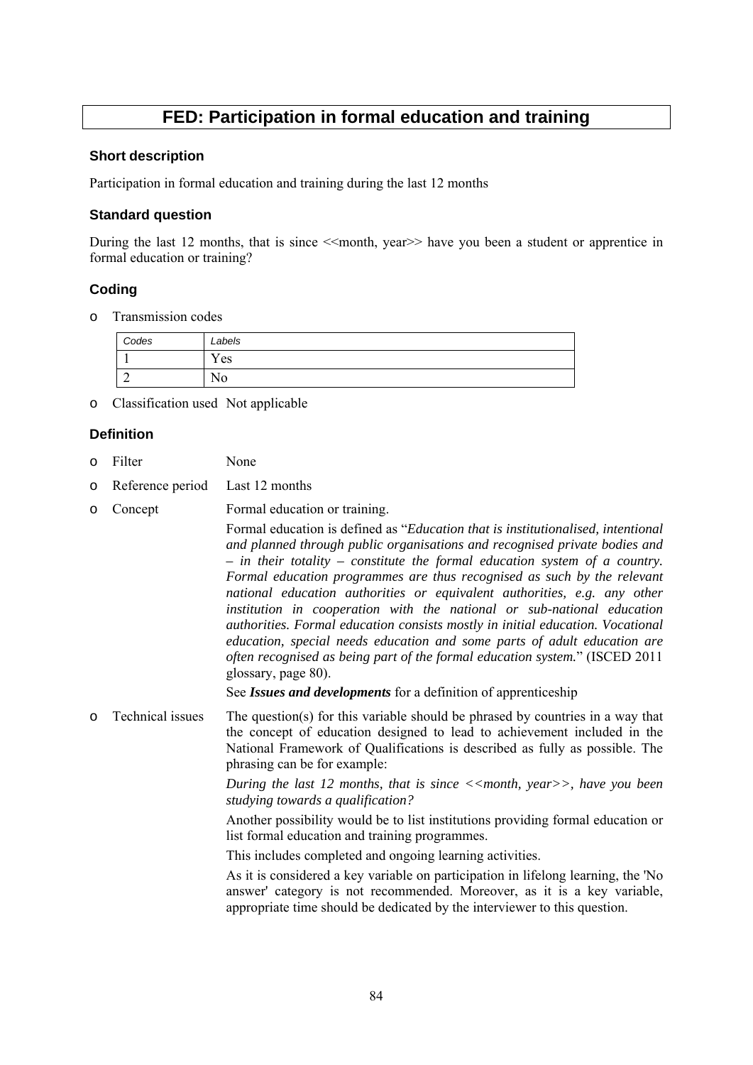# FED: Participation in formal education and training

### Short description

Participation in formal education and training during the last 12 months

### Standard question

During the last 12 months, that is since <<month, year>> have you been a student or apprentice in formal education or training?

### Coding

- Transmission codes

| *Codes* | *Labels* |
|---|---|
| 1 | Yes |
| 2 | No |

- Classification used  Not applicable

### Definition

- Filter  None
- Reference period  Last 12 months
- Concept  Formal education or training.

  Formal education is defined as "*Education that is institutionalised, intentional and planned through public organisations and recognised private bodies and – in their totality – constitute the formal education system of a country. Formal education programmes are thus recognised as such by the relevant national education authorities or equivalent authorities, e.g. any other institution in cooperation with the national or sub-national education authorities. Formal education consists mostly in initial education. Vocational education, special needs education and some parts of adult education are often recognised as being part of the formal education system.*" (ISCED 2011 glossary, page 80).

  See ***Issues and developments*** for a definition of apprenticeship

- Technical issues  The question(s) for this variable should be phrased by countries in a way that the concept of education designed to lead to achievement included in the National Framework of Qualifications is described as fully as possible. The phrasing can be for example:

  *During the last 12 months, that is since <<month, year>>, have you been studying towards a qualification?*

  Another possibility would be to list institutions providing formal education or list formal education and training programmes.

  This includes completed and ongoing learning activities.

  As it is considered a key variable on participation in lifelong learning, the 'No answer' category is not recommended. Moreover, as it is a key variable, appropriate time should be dedicated by the interviewer to this question.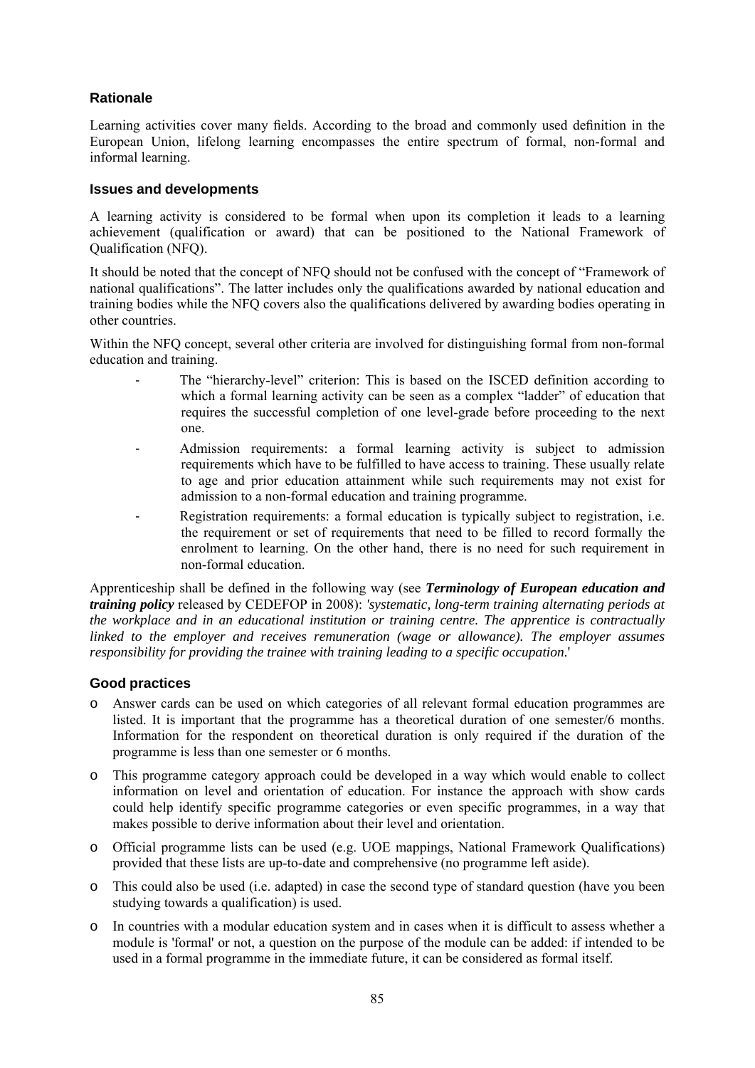### Rationale

Learning activities cover many fields. According to the broad and commonly used definition in the European Union, lifelong learning encompasses the entire spectrum of formal, non-formal and informal learning.

### Issues and developments

A learning activity is considered to be formal when upon its completion it leads to a learning achievement (qualification or award) that can be positioned to the National Framework of Qualification (NFQ).

It should be noted that the concept of NFQ should not be confused with the concept of "Framework of national qualifications". The latter includes only the qualifications awarded by national education and training bodies while the NFQ covers also the qualifications delivered by awarding bodies operating in other countries.

Within the NFQ concept, several other criteria are involved for distinguishing formal from non-formal education and training.

- The "hierarchy-level" criterion: This is based on the ISCED definition according to which a formal learning activity can be seen as a complex "ladder" of education that requires the successful completion of one level-grade before proceeding to the next one.
- Admission requirements: a formal learning activity is subject to admission requirements which have to be fulfilled to have access to training. These usually relate to age and prior education attainment while such requirements may not exist for admission to a non-formal education and training programme.
- Registration requirements: a formal education is typically subject to registration, i.e. the requirement or set of requirements that need to be filled to record formally the enrolment to learning. On the other hand, there is no need for such requirement in non-formal education.

Apprenticeship shall be defined in the following way (see ***Terminology of European education and training policy*** released by CEDEFOP in 2008): '*systematic, long-term training alternating periods at the workplace and in an educational institution or training centre. The apprentice is contractually linked to the employer and receives remuneration (wage or allowance). The employer assumes responsibility for providing the trainee with training leading to a specific occupation.*'

### Good practices

- Answer cards can be used on which categories of all relevant formal education programmes are listed. It is important that the programme has a theoretical duration of one semester/6 months. Information for the respondent on theoretical duration is only required if the duration of the programme is less than one semester or 6 months.
- This programme category approach could be developed in a way which would enable to collect information on level and orientation of education. For instance the approach with show cards could help identify specific programme categories or even specific programmes, in a way that makes possible to derive information about their level and orientation.
- Official programme lists can be used (e.g. UOE mappings, National Framework Qualifications) provided that these lists are up-to-date and comprehensive (no programme left aside).
- This could also be used (i.e. adapted) in case the second type of standard question (have you been studying towards a qualification) is used.
- In countries with a modular education system and in cases when it is difficult to assess whether a module is 'formal' or not, a question on the purpose of the module can be added: if intended to be used in a formal programme in the immediate future, it can be considered as formal itself.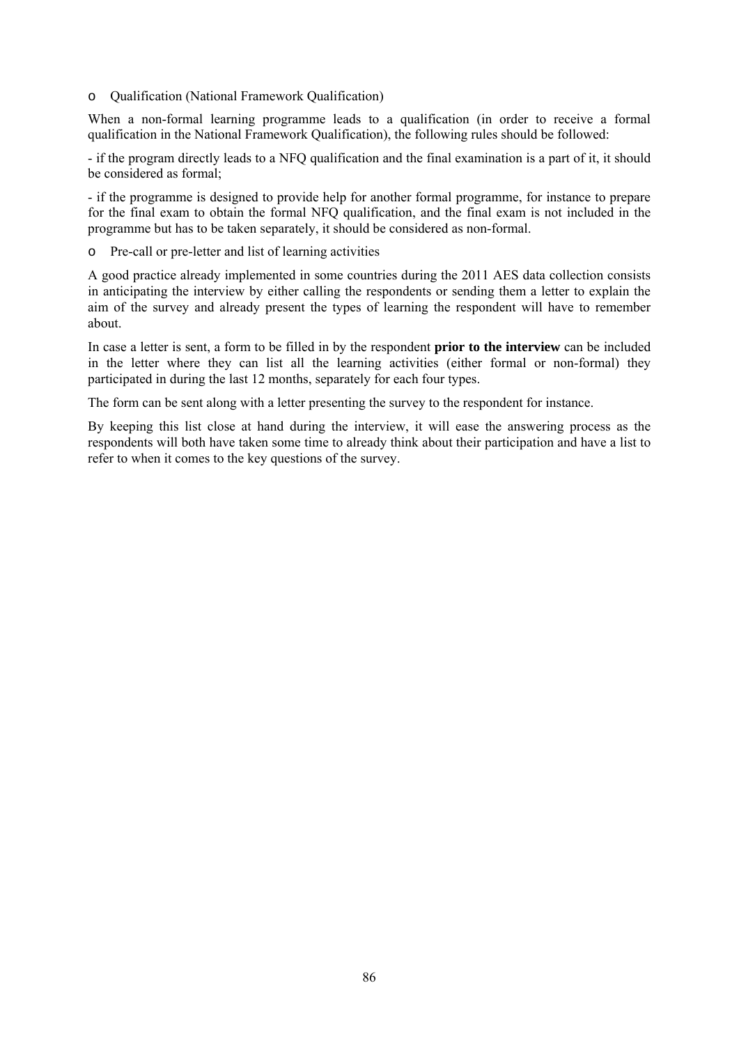- Qualification (National Framework Qualification)

When a non-formal learning programme leads to a qualification (in order to receive a formal qualification in the National Framework Qualification), the following rules should be followed:

- if the program directly leads to a NFQ qualification and the final examination is a part of it, it should be considered as formal;

- if the programme is designed to provide help for another formal programme, for instance to prepare for the final exam to obtain the formal NFQ qualification, and the final exam is not included in the programme but has to be taken separately, it should be considered as non-formal.

- Pre-call or pre-letter and list of learning activities

A good practice already implemented in some countries during the 2011 AES data collection consists in anticipating the interview by either calling the respondents or sending them a letter to explain the aim of the survey and already present the types of learning the respondent will have to remember about.

In case a letter is sent, a form to be filled in by the respondent **prior to the interview** can be included in the letter where they can list all the learning activities (either formal or non-formal) they participated in during the last 12 months, separately for each four types.

The form can be sent along with a letter presenting the survey to the respondent for instance.

By keeping this list close at hand during the interview, it will ease the answering process as the respondents will both have taken some time to already think about their participation and have a list to refer to when it comes to the key questions of the survey.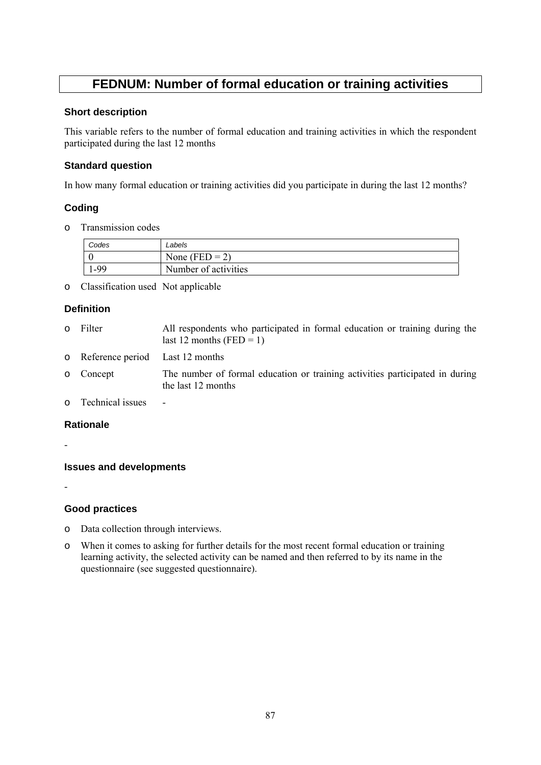# FEDNUM: Number of formal education or training activities

## Short description

This variable refers to the number of formal education and training activities in which the respondent participated during the last 12 months

## Standard question

In how many formal education or training activities did you participate in during the last 12 months?

## Coding

- Transmission codes

| Codes | Labels |
|---|---|
| 0 | None (FED = 2) |
| 1-99 | Number of activities |

- Classification used Not applicable

## Definition

- Filter: All respondents who participated in formal education or training during the last 12 months (FED = 1)
- Reference period: Last 12 months
- Concept: The number of formal education or training activities participated in during the last 12 months
- Technical issues: -

## Rationale

-

## Issues and developments

-

## Good practices

- Data collection through interviews.
- When it comes to asking for further details for the most recent formal education or training learning activity, the selected activity can be named and then referred to by its name in the questionnaire (see suggested questionnaire).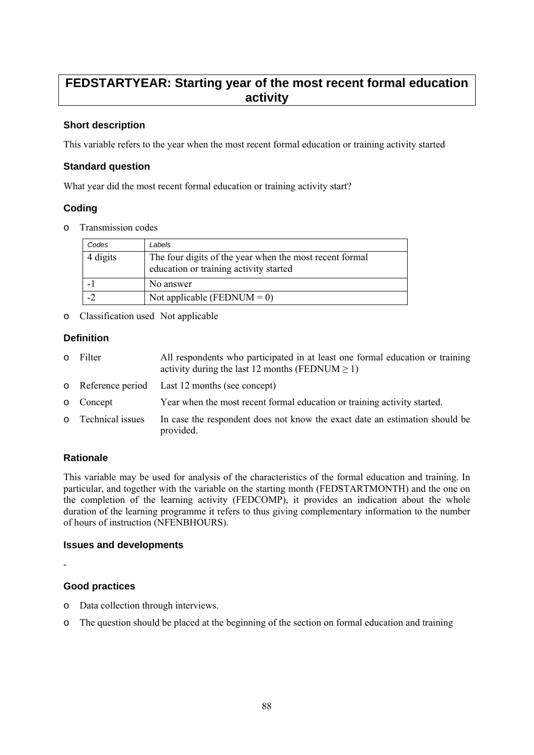# FEDSTARTYEAR: Starting year of the most recent formal education activity

### Short description

This variable refers to the year when the most recent formal education or training activity started

### Standard question

What year did the most recent formal education or training activity start?

### Coding

- Transmission codes

| Codes | Labels |
|---|---|
| 4 digits | The four digits of the year when the most recent formal education or training activity started |
| -1 | No answer |
| -2 | Not applicable (FEDNUM = 0) |

- Classification used Not applicable

### Definition

- Filter: All respondents who participated in at least one formal education or training activity during the last 12 months (FEDNUM ≥ 1)
- Reference period: Last 12 months (see concept)
- Concept: Year when the most recent formal education or training activity started.
- Technical issues: In case the respondent does not know the exact date an estimation should be provided.

### Rationale

This variable may be used for analysis of the characteristics of the formal education and training. In particular, and together with the variable on the starting month (FEDSTARTMONTH) and the one on the completion of the learning activity (FEDCOMP), it provides an indication about the whole duration of the learning programme it refers to thus giving complementary information to the number of hours of instruction (NFENBHOURS).

### Issues and developments

-

### Good practices

- Data collection through interviews.
- The question should be placed at the beginning of the section on formal education and training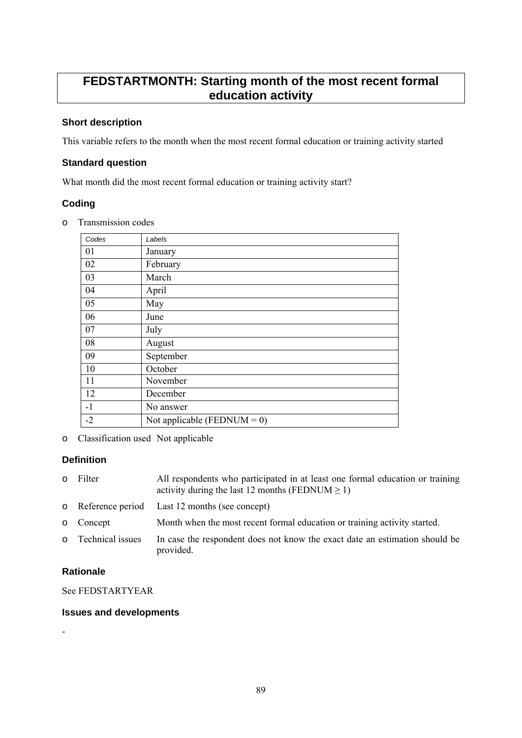# FEDSTARTMONTH: Starting month of the most recent formal education activity

### Short description

This variable refers to the month when the most recent formal education or training activity started

### Standard question

What month did the most recent formal education or training activity start?

### Coding

- Transmission codes

| *Codes* | *Labels* |
|---|---|
| 01 | January |
| 02 | February |
| 03 | March |
| 04 | April |
| 05 | May |
| 06 | June |
| 07 | July |
| 08 | August |
| 09 | September |
| 10 | October |
| 11 | November |
| 12 | December |
| -1 | No answer |
| -2 | Not applicable (FEDNUM = 0) |

- Classification used Not applicable

### Definition

- Filter: All respondents who participated in at least one formal education or training activity during the last 12 months (FEDNUM ≥ 1)
- Reference period: Last 12 months (see concept)
- Concept: Month when the most recent formal education or training activity started.
- Technical issues: In case the respondent does not know the exact date an estimation should be provided.

### Rationale

See FEDSTARTYEAR

### Issues and developments

-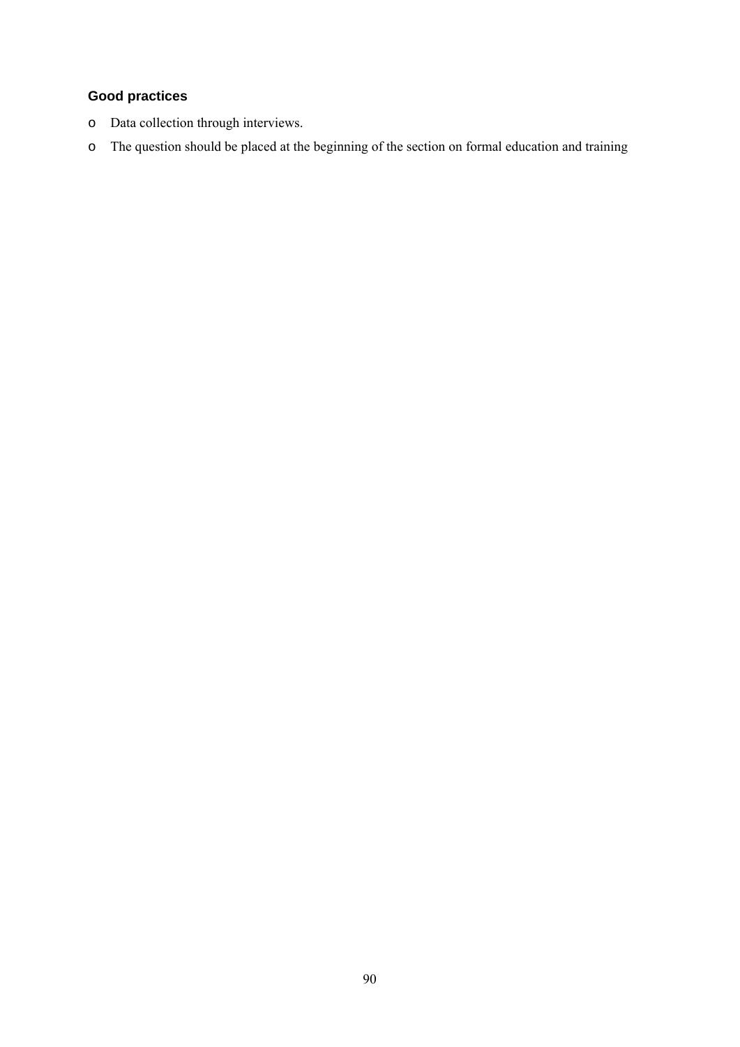### Good practices

- Data collection through interviews.
- The question should be placed at the beginning of the section on formal education and training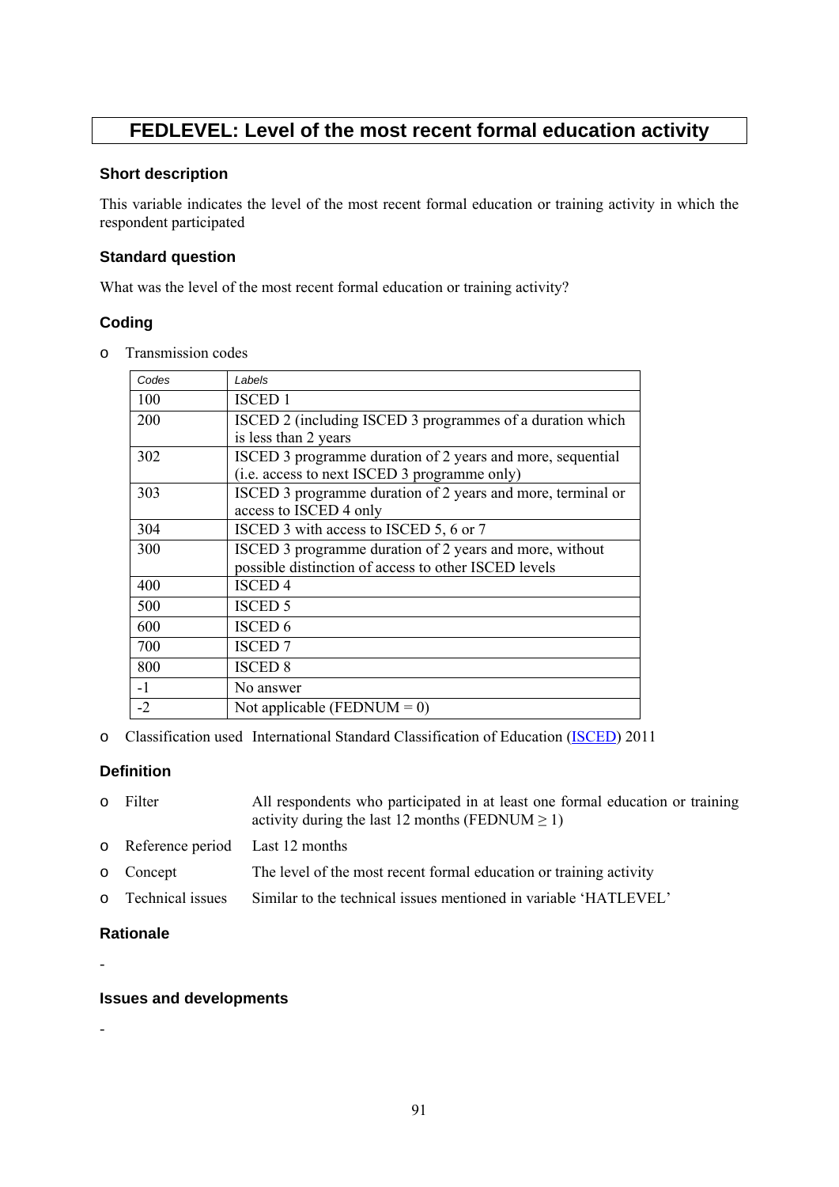# FEDLEVEL: Level of the most recent formal education activity

### Short description

This variable indicates the level of the most recent formal education or training activity in which the respondent participated

### Standard question

What was the level of the most recent formal education or training activity?

### Coding

- Transmission codes

| Codes | Labels |
|---|---|
| 100 | ISCED 1 |
| 200 | ISCED 2 (including ISCED 3 programmes of a duration which is less than 2 years |
| 302 | ISCED 3 programme duration of 2 years and more, sequential (i.e. access to next ISCED 3 programme only) |
| 303 | ISCED 3 programme duration of 2 years and more, terminal or access to ISCED 4 only |
| 304 | ISCED 3 with access to ISCED 5, 6 or 7 |
| 300 | ISCED 3 programme duration of 2 years and more, without possible distinction of access to other ISCED levels |
| 400 | ISCED 4 |
| 500 | ISCED 5 |
| 600 | ISCED 6 |
| 700 | ISCED 7 |
| 800 | ISCED 8 |
| -1 | No answer |
| -2 | Not applicable (FEDNUM = 0) |

- Classification used International Standard Classification of Education (ISCED) 2011

### Definition

- Filter: All respondents who participated in at least one formal education or training activity during the last 12 months (FEDNUM $\geq$ 1)
- Reference period: Last 12 months
- Concept: The level of the most recent formal education or training activity
- Technical issues: Similar to the technical issues mentioned in variable 'HATLEVEL'

### Rationale

-

### Issues and developments

-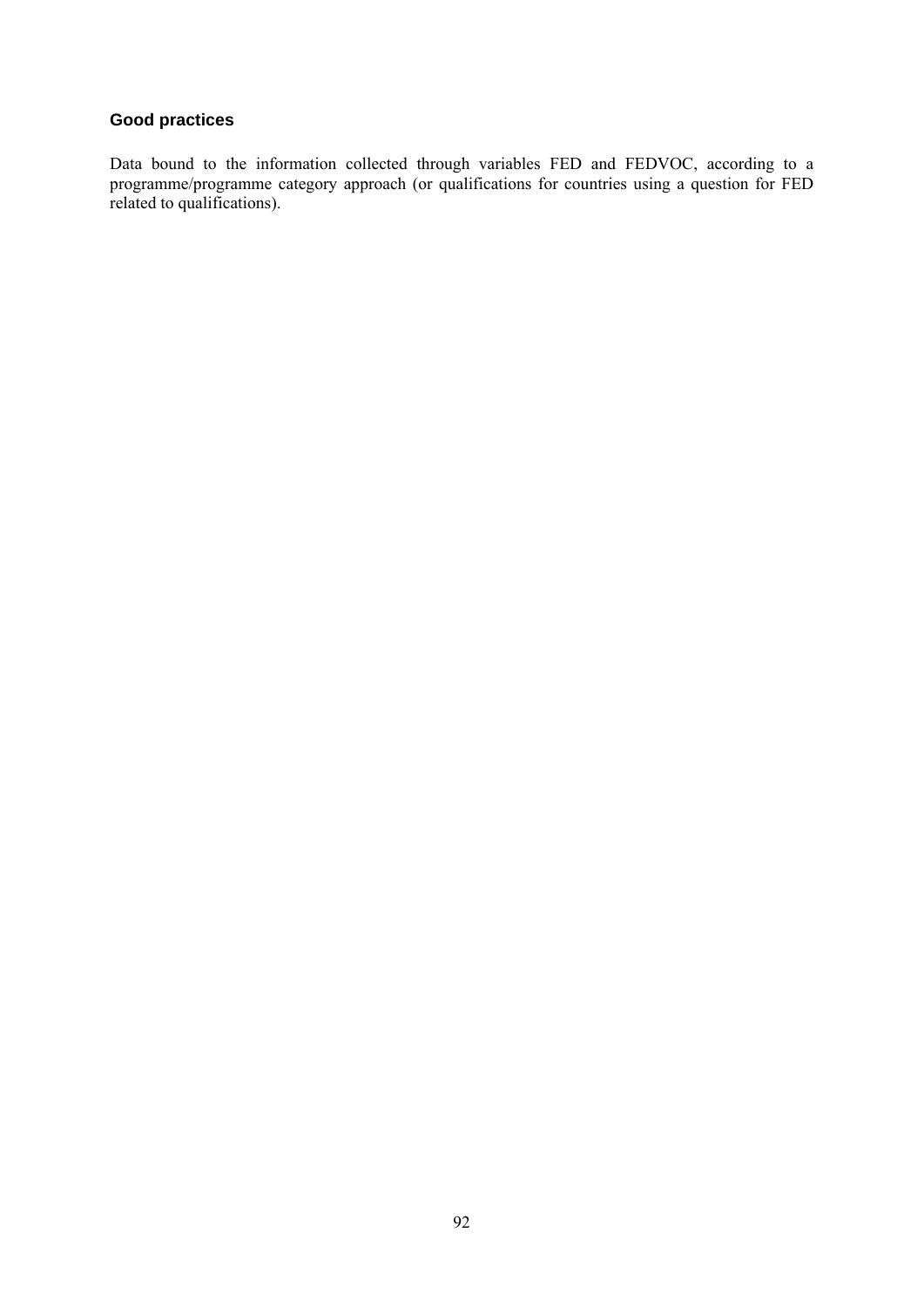### Good practices

Data bound to the information collected through variables FED and FEDVOC, according to a programme/programme category approach (or qualifications for countries using a question for FED related to qualifications).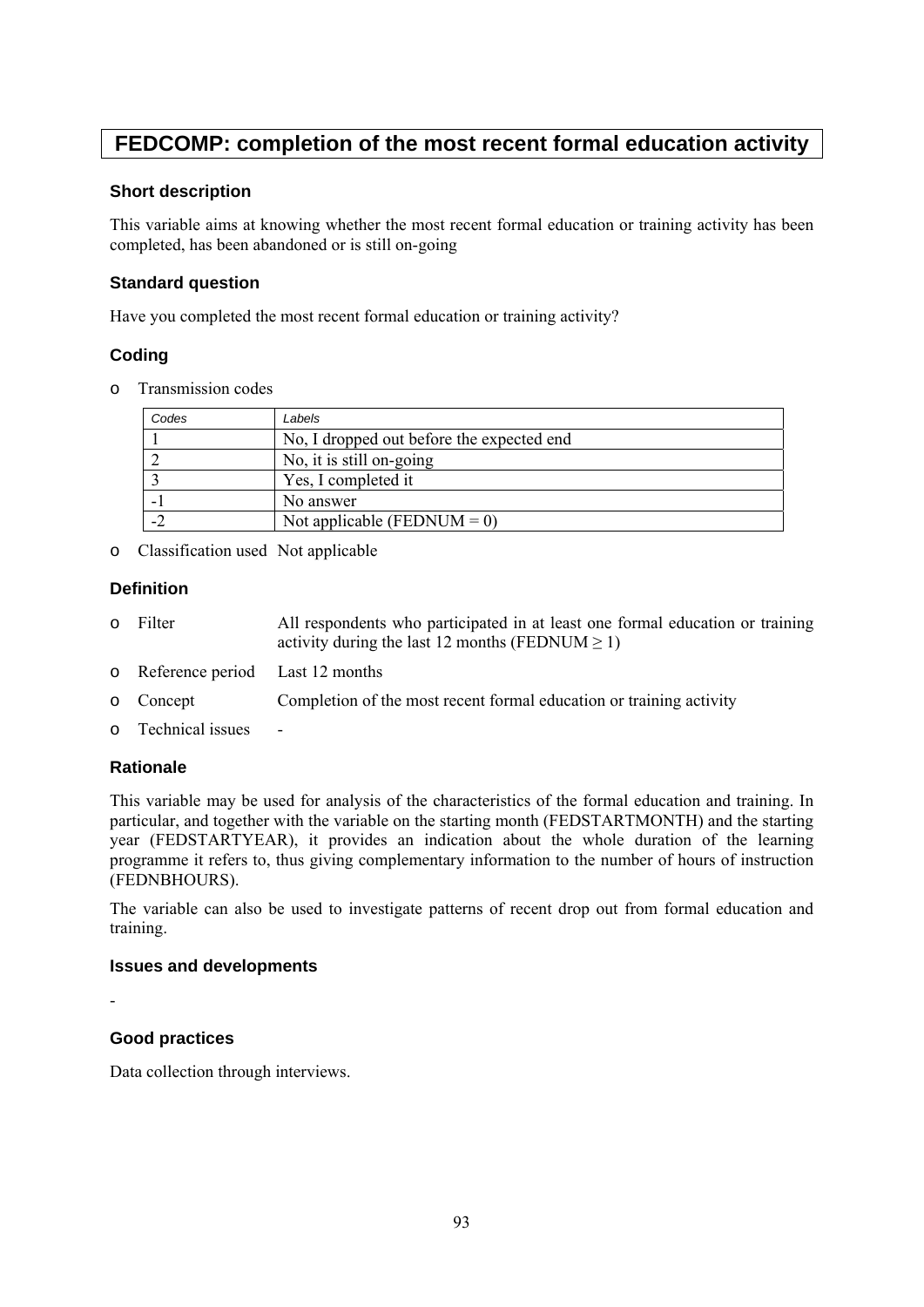# FEDCOMP: completion of the most recent formal education activity

### Short description

This variable aims at knowing whether the most recent formal education or training activity has been completed, has been abandoned or is still on-going

### Standard question

Have you completed the most recent formal education or training activity?

### Coding

- Transmission codes

| Codes | Labels |
|---|---|
| 1 | No, I dropped out before the expected end |
| 2 | No, it is still on-going |
| 3 | Yes, I completed it |
| -1 | No answer |
| -2 | Not applicable (FEDNUM = 0) |

- Classification used   Not applicable

### Definition

- Filter   All respondents who participated in at least one formal education or training activity during the last 12 months (FEDNUM ≥ 1)
- Reference period   Last 12 months
- Concept   Completion of the most recent formal education or training activity
- Technical issues   -

### Rationale

This variable may be used for analysis of the characteristics of the formal education and training. In particular, and together with the variable on the starting month (FEDSTARTMONTH) and the starting year (FEDSTARTYEAR), it provides an indication about the whole duration of the learning programme it refers to, thus giving complementary information to the number of hours of instruction (FEDNBHOURS).

The variable can also be used to investigate patterns of recent drop out from formal education and training.

### Issues and developments

-

### Good practices

Data collection through interviews.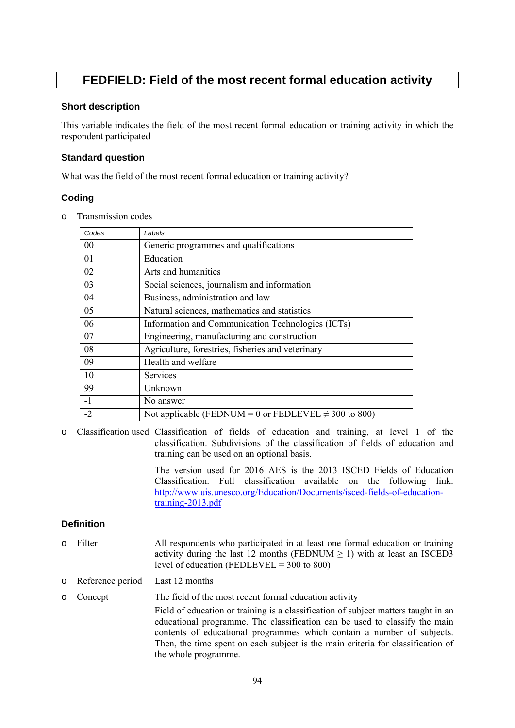# FEDFIELD: Field of the most recent formal education activity

## Short description

This variable indicates the field of the most recent formal education or training activity in which the respondent participated

## Standard question

What was the field of the most recent formal education or training activity?

## Coding

- Transmission codes

| Codes | Labels |
|---|---|
| 00 | Generic programmes and qualifications |
| 01 | Education |
| 02 | Arts and humanities |
| 03 | Social sciences, journalism and information |
| 04 | Business, administration and law |
| 05 | Natural sciences, mathematics and statistics |
| 06 | Information and Communication Technologies (ICTs) |
| 07 | Engineering, manufacturing and construction |
| 08 | Agriculture, forestries, fisheries and veterinary |
| 09 | Health and welfare |
| 10 | Services |
| 99 | Unknown |
| -1 | No answer |
| -2 | Not applicable (FEDNUM = 0 or FEDLEVEL ≠ 300 to 800) |

- Classification used: Classification of fields of education and training, at level 1 of the classification. Subdivisions of the classification of fields of education and training can be used on an optional basis.

  The version used for 2016 AES is the 2013 ISCED Fields of Education Classification. Full classification available on the following link: http://www.uis.unesco.org/Education/Documents/isced-fields-of-education-training-2013.pdf

## Definition

- Filter: All respondents who participated in at least one formal education or training activity during the last 12 months (FEDNUM ≥ 1) with at least an ISCED3 level of education (FEDLEVEL = 300 to 800)
- Reference period: Last 12 months
- Concept: The field of the most recent formal education activity

  Field of education or training is a classification of subject matters taught in an educational programme. The classification can be used to classify the main contents of educational programmes which contain a number of subjects. Then, the time spent on each subject is the main criteria for classification of the whole programme.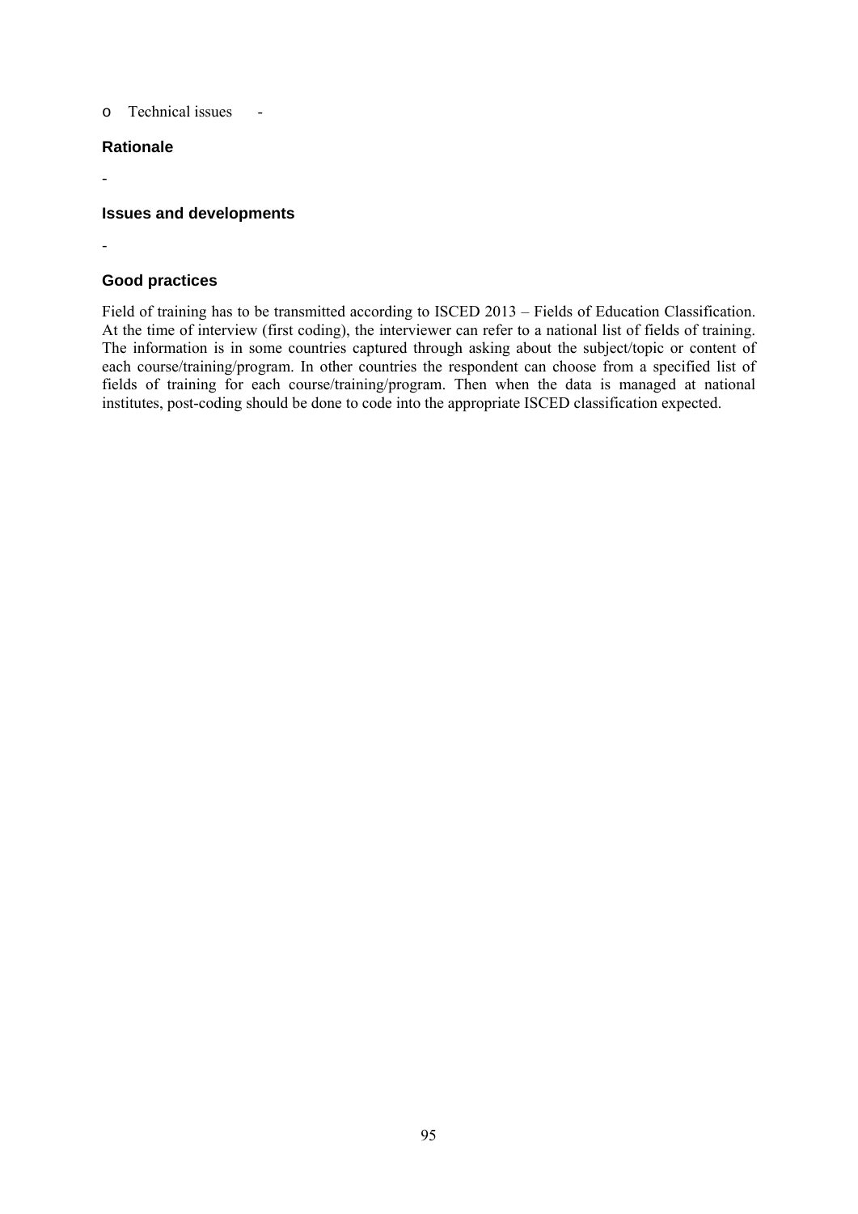- Technical issues -

### Rationale

-

### Issues and developments

-

### Good practices

Field of training has to be transmitted according to ISCED 2013 – Fields of Education Classification. At the time of interview (first coding), the interviewer can refer to a national list of fields of training. The information is in some countries captured through asking about the subject/topic or content of each course/training/program. In other countries the respondent can choose from a specified list of fields of training for each course/training/program. Then when the data is managed at national institutes, post-coding should be done to code into the appropriate ISCED classification expected.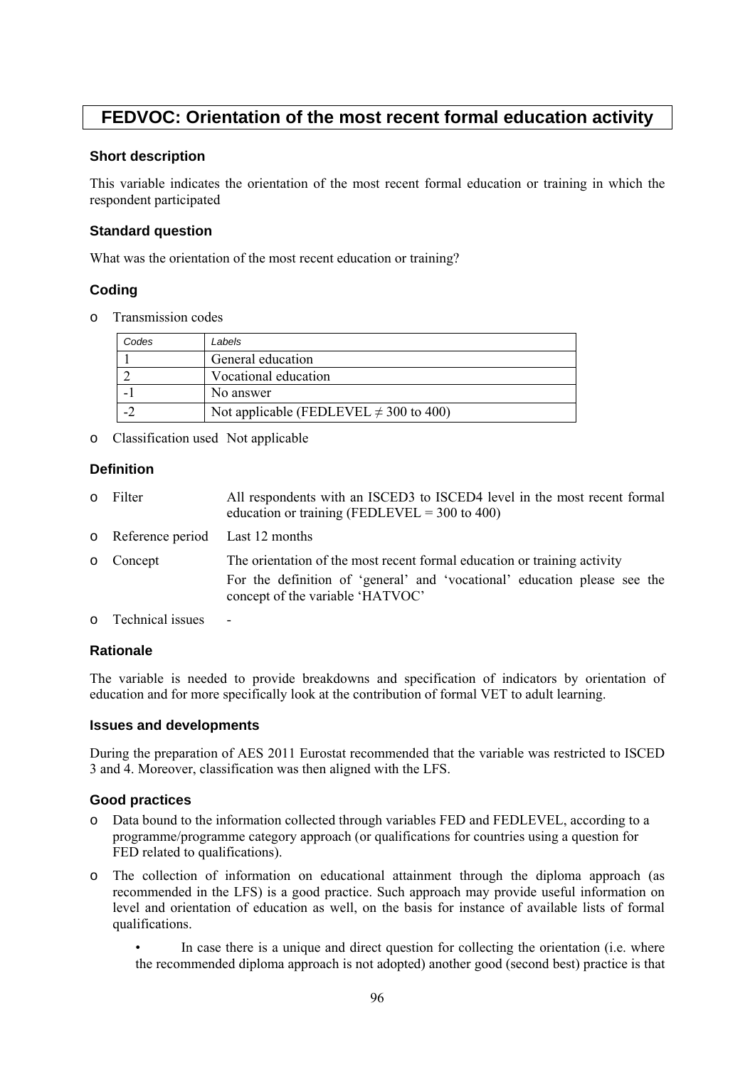# FEDVOC: Orientation of the most recent formal education activity

### Short description

This variable indicates the orientation of the most recent formal education or training in which the respondent participated

### Standard question

What was the orientation of the most recent education or training?

### Coding

- Transmission codes

| *Codes* | *Labels* |
|---|---|
| 1 | General education |
| 2 | Vocational education |
| -1 | No answer |
| -2 | Not applicable (FEDLEVEL ≠ 300 to 400) |

- Classification used Not applicable

### Definition

- Filter: All respondents with an ISCED3 to ISCED4 level in the most recent formal education or training (FEDLEVEL = 300 to 400)
- Reference period: Last 12 months
- Concept: The orientation of the most recent formal education or training activity

  For the definition of 'general' and 'vocational' education please see the concept of the variable 'HATVOC'
- Technical issues: -

### Rationale

The variable is needed to provide breakdowns and specification of indicators by orientation of education and for more specifically look at the contribution of formal VET to adult learning.

### Issues and developments

During the preparation of AES 2011 Eurostat recommended that the variable was restricted to ISCED 3 and 4. Moreover, classification was then aligned with the LFS.

### Good practices

- Data bound to the information collected through variables FED and FEDLEVEL, according to a programme/programme category approach (or qualifications for countries using a question for FED related to qualifications).
- The collection of information on educational attainment through the diploma approach (as recommended in the LFS) is a good practice. Such approach may provide useful information on level and orientation of education as well, on the basis for instance of available lists of formal qualifications.

  - In case there is a unique and direct question for collecting the orientation (i.e. where the recommended diploma approach is not adopted) another good (second best) practice is that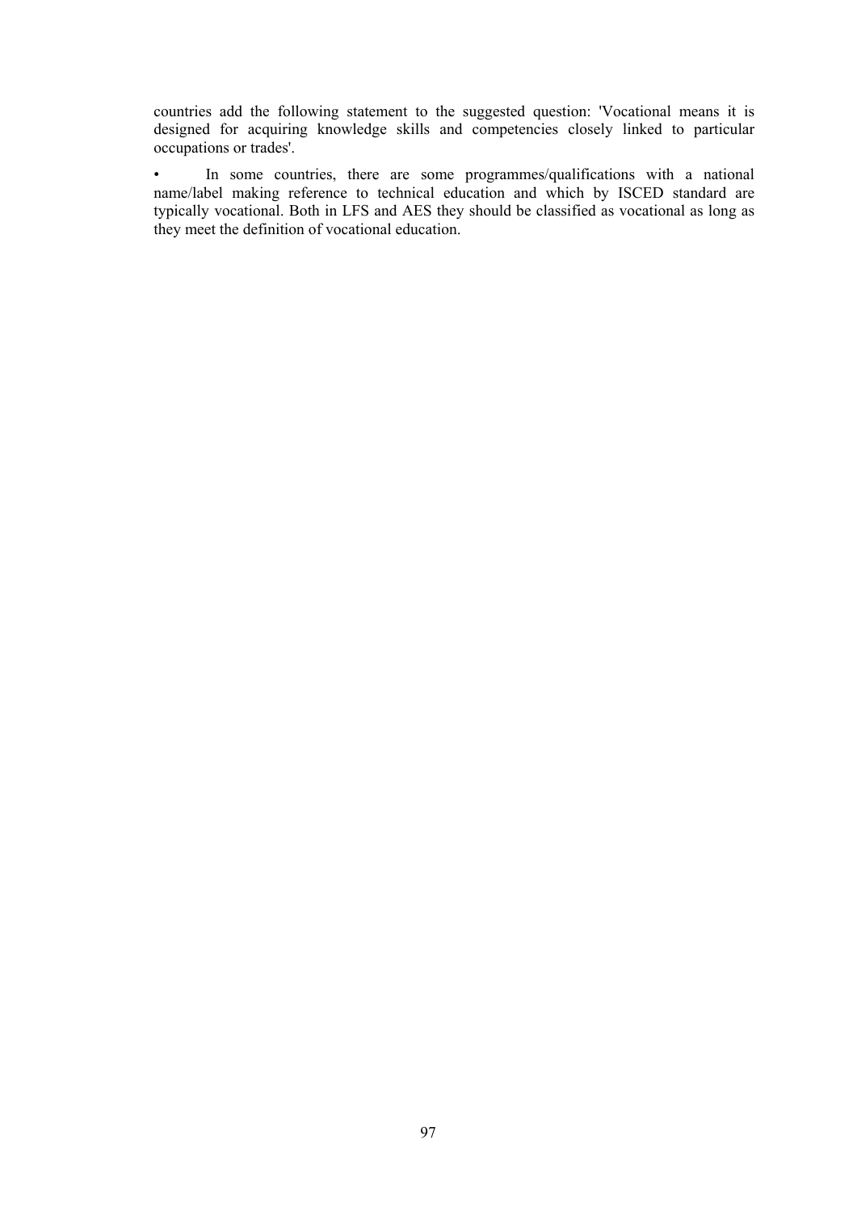countries add the following statement to the suggested question: 'Vocational means it is designed for acquiring knowledge skills and competencies closely linked to particular occupations or trades'.

- In some countries, there are some programmes/qualifications with a national name/label making reference to technical education and which by ISCED standard are typically vocational. Both in LFS and AES they should be classified as vocational as long as they meet the definition of vocational education.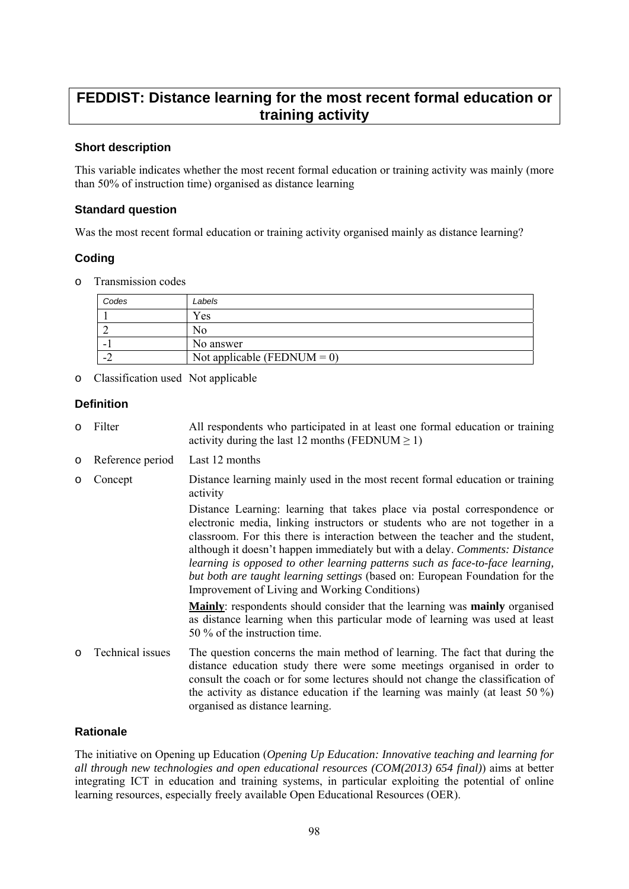# FEDDIST: Distance learning for the most recent formal education or training activity

### Short description

This variable indicates whether the most recent formal education or training activity was mainly (more than 50% of instruction time) organised as distance learning

### Standard question

Was the most recent formal education or training activity organised mainly as distance learning?

### Coding

- Transmission codes

| Codes | Labels |
|---|---|
| 1 | Yes |
| 2 | No |
| -1 | No answer |
| -2 | Not applicable (FEDNUM = 0) |

- Classification used Not applicable

### Definition

- Filter: All respondents who participated in at least one formal education or training activity during the last 12 months (FEDNUM $\geq$ 1)
- Reference period: Last 12 months
- Concept: Distance learning mainly used in the most recent formal education or training activity

  Distance Learning: learning that takes place via postal correspondence or electronic media, linking instructors or students who are not together in a classroom. For this there is interaction between the teacher and the student, although it doesn't happen immediately but with a delay. *Comments: Distance learning is opposed to other learning patterns such as face-to-face learning, but both are taught learning settings* (based on: European Foundation for the Improvement of Living and Working Conditions)

  **<u>Mainly</u>**: respondents should consider that the learning was **mainly** organised as distance learning when this particular mode of learning was used at least 50 % of the instruction time.
- Technical issues: The question concerns the main method of learning. The fact that during the distance education study there were some meetings organised in order to consult the coach or for some lectures should not change the classification of the activity as distance education if the learning was mainly (at least 50 %) organised as distance learning.

### Rationale

The initiative on Opening up Education (*Opening Up Education: Innovative teaching and learning for all through new technologies and open educational resources (COM(2013) 654 final)*) aims at better integrating ICT in education and training systems, in particular exploiting the potential of online learning resources, especially freely available Open Educational Resources (OER).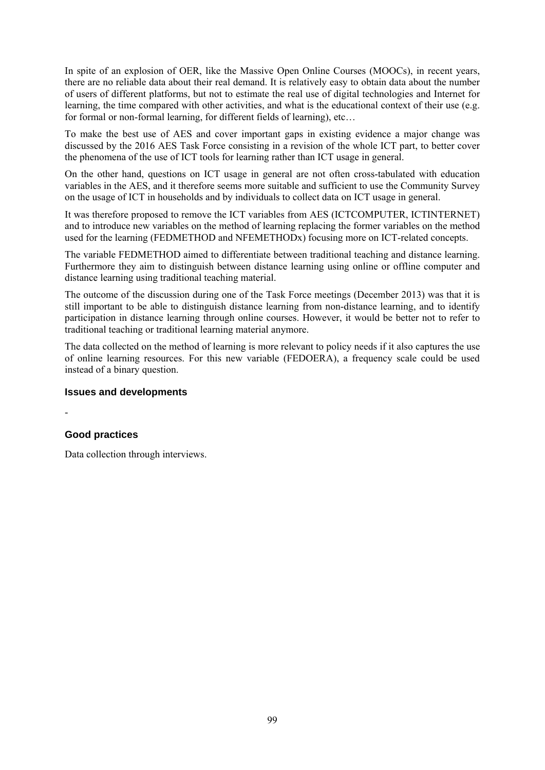In spite of an explosion of OER, like the Massive Open Online Courses (MOOCs), in recent years, there are no reliable data about their real demand. It is relatively easy to obtain data about the number of users of different platforms, but not to estimate the real use of digital technologies and Internet for learning, the time compared with other activities, and what is the educational context of their use (e.g. for formal or non-formal learning, for different fields of learning), etc…

To make the best use of AES and cover important gaps in existing evidence a major change was discussed by the 2016 AES Task Force consisting in a revision of the whole ICT part, to better cover the phenomena of the use of ICT tools for learning rather than ICT usage in general.

On the other hand, questions on ICT usage in general are not often cross-tabulated with education variables in the AES, and it therefore seems more suitable and sufficient to use the Community Survey on the usage of ICT in households and by individuals to collect data on ICT usage in general.

It was therefore proposed to remove the ICT variables from AES (ICTCOMPUTER, ICTINTERNET) and to introduce new variables on the method of learning replacing the former variables on the method used for the learning (FEDMETHOD and NFEMETHODx) focusing more on ICT-related concepts.

The variable FEDMETHOD aimed to differentiate between traditional teaching and distance learning. Furthermore they aim to distinguish between distance learning using online or offline computer and distance learning using traditional teaching material.

The outcome of the discussion during one of the Task Force meetings (December 2013) was that it is still important to be able to distinguish distance learning from non-distance learning, and to identify participation in distance learning through online courses. However, it would be better not to refer to traditional teaching or traditional learning material anymore.

The data collected on the method of learning is more relevant to policy needs if it also captures the use of online learning resources. For this new variable (FEDOERA), a frequency scale could be used instead of a binary question.

### Issues and developments

-

### Good practices

Data collection through interviews.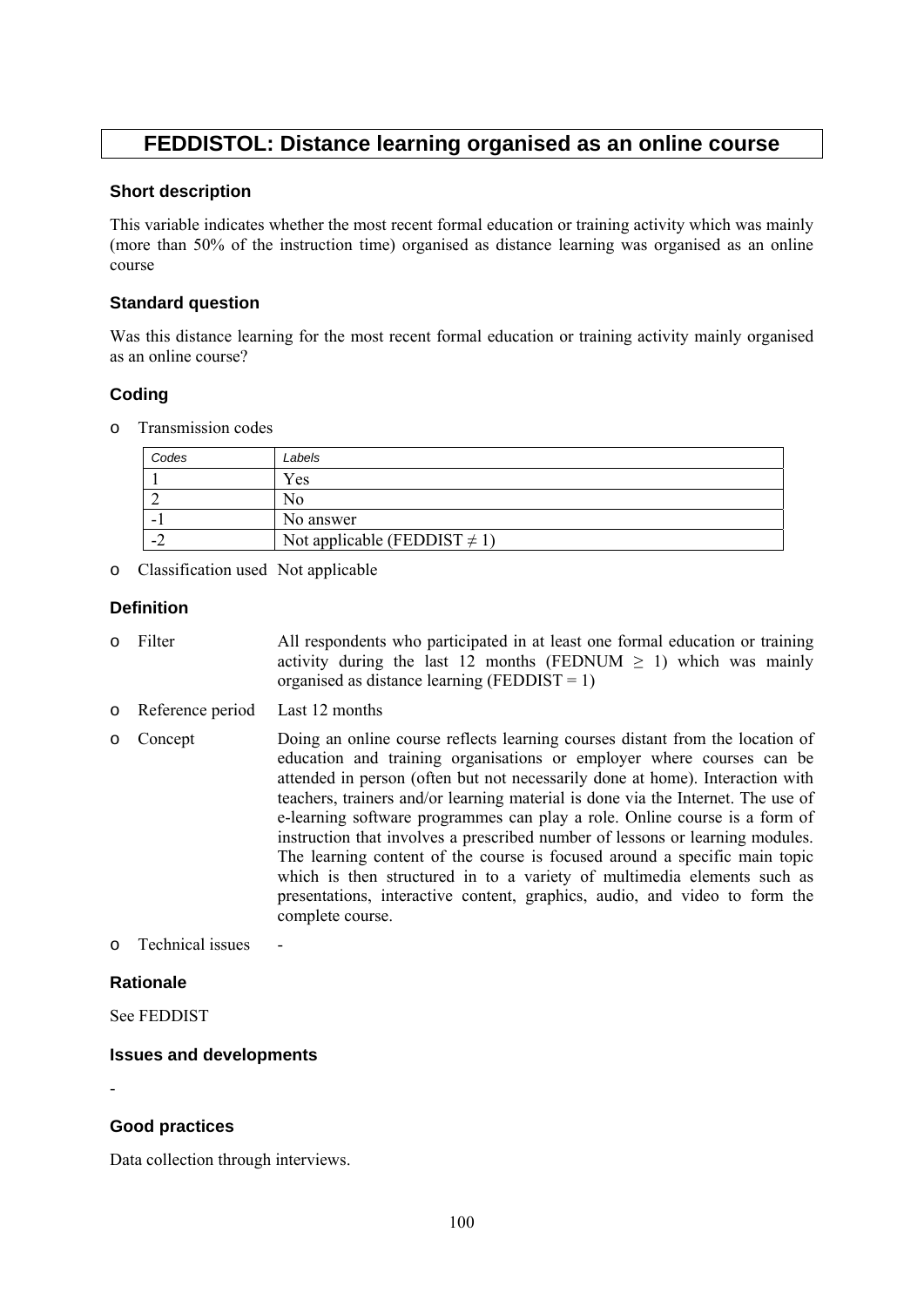# FEDDISTOL: Distance learning organised as an online course

## Short description

This variable indicates whether the most recent formal education or training activity which was mainly (more than 50% of the instruction time) organised as distance learning was organised as an online course

## Standard question

Was this distance learning for the most recent formal education or training activity mainly organised as an online course?

## Coding

- Transmission codes

| Codes | Labels |
|---|---|
| 1 | Yes |
| 2 | No |
| -1 | No answer |
| -2 | Not applicable (FEDDIST ≠ 1) |

- Classification used  Not applicable

## Definition

- Filter: All respondents who participated in at least one formal education or training activity during the last 12 months (FEDNUM ≥ 1) which was mainly organised as distance learning (FEDDIST = 1)
- Reference period: Last 12 months
- Concept: Doing an online course reflects learning courses distant from the location of education and training organisations or employer where courses can be attended in person (often but not necessarily done at home). Interaction with teachers, trainers and/or learning material is done via the Internet. The use of e-learning software programmes can play a role. Online course is a form of instruction that involves a prescribed number of lessons or learning modules. The learning content of the course is focused around a specific main topic which is then structured in to a variety of multimedia elements such as presentations, interactive content, graphics, audio, and video to form the complete course.
- Technical issues: -

## Rationale

See FEDDIST

## Issues and developments

-

## Good practices

Data collection through interviews.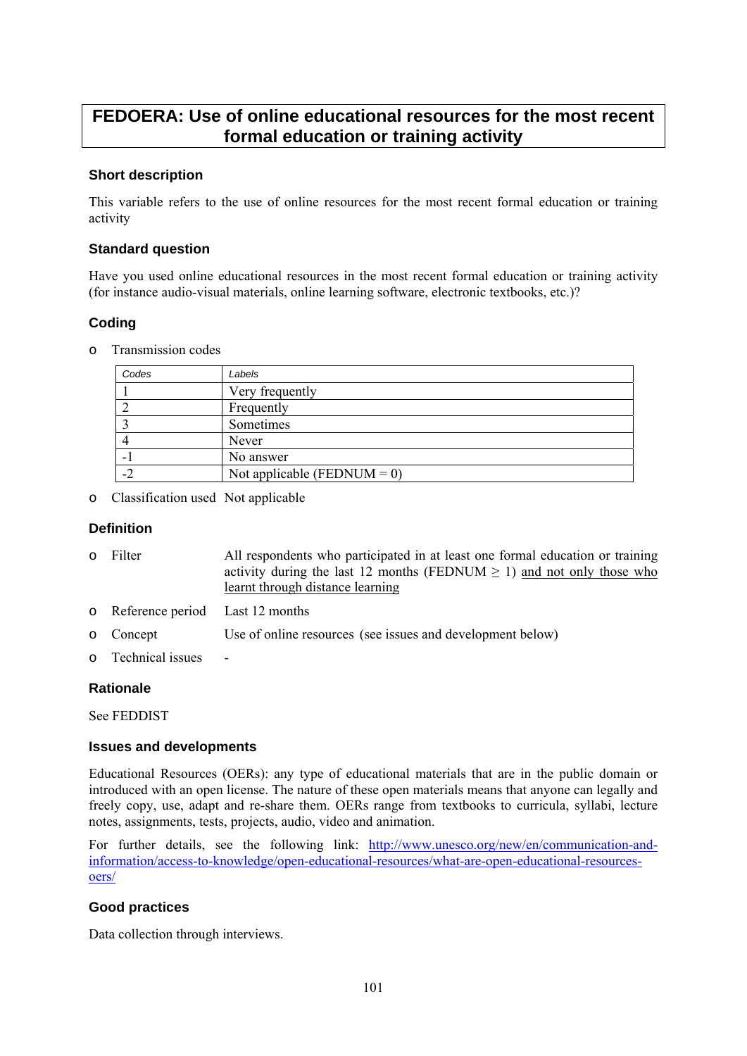# FEDOERA: Use of online educational resources for the most recent formal education or training activity

### Short description

This variable refers to the use of online resources for the most recent formal education or training activity

### Standard question

Have you used online educational resources in the most recent formal education or training activity (for instance audio-visual materials, online learning software, electronic textbooks, etc.)?

### Coding

- Transmission codes

| Codes | Labels |
|---|---|
| 1 | Very frequently |
| 2 | Frequently |
| 3 | Sometimes |
| 4 | Never |
| -1 | No answer |
| -2 | Not applicable (FEDNUM = 0) |

- Classification used  Not applicable

### Definition

- Filter  All respondents who participated in at least one formal education or training activity during the last 12 months (FEDNUM $\geq$ 1) <u>and not only those who learnt through distance learning</u>
- Reference period  Last 12 months
- Concept  Use of online resources (see issues and development below)
- Technical issues  -

### Rationale

See FEDDIST

### Issues and developments

Educational Resources (OERs): any type of educational materials that are in the public domain or introduced with an open license. The nature of these open materials means that anyone can legally and freely copy, use, adapt and re-share them. OERs range from textbooks to curricula, syllabi, lecture notes, assignments, tests, projects, audio, video and animation.

For further details, see the following link: [http://www.unesco.org/new/en/communication-and-information/access-to-knowledge/open-educational-resources/what-are-open-educational-resources-oers/](http://www.unesco.org/new/en/communication-and-information/access-to-knowledge/open-educational-resources/what-are-open-educational-resources-oers/)

### Good practices

Data collection through interviews.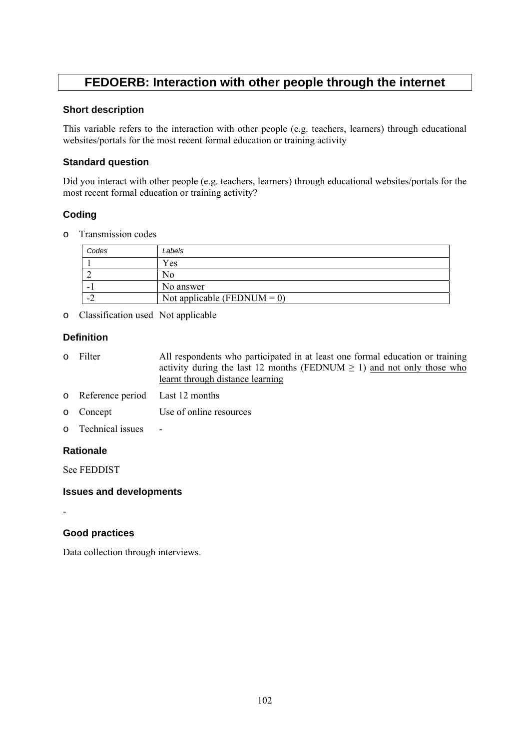# FEDOERB: Interaction with other people through the internet

### Short description

This variable refers to the interaction with other people (e.g. teachers, learners) through educational websites/portals for the most recent formal education or training activity

### Standard question

Did you interact with other people (e.g. teachers, learners) through educational websites/portals for the most recent formal education or training activity?

### Coding

- Transmission codes

| Codes | Labels |
|---|---|
| 1 | Yes |
| 2 | No |
| -1 | No answer |
| -2 | Not applicable (FEDNUM = 0) |

- Classification used   Not applicable

### Definition

- Filter   All respondents who participated in at least one formal education or training activity during the last 12 months (FEDNUM $\geq$ 1) and not only those who learnt through distance learning
- Reference period   Last 12 months
- Concept   Use of online resources
- Technical issues   -

### Rationale

See FEDDIST

### Issues and developments

-

### Good practices

Data collection through interviews.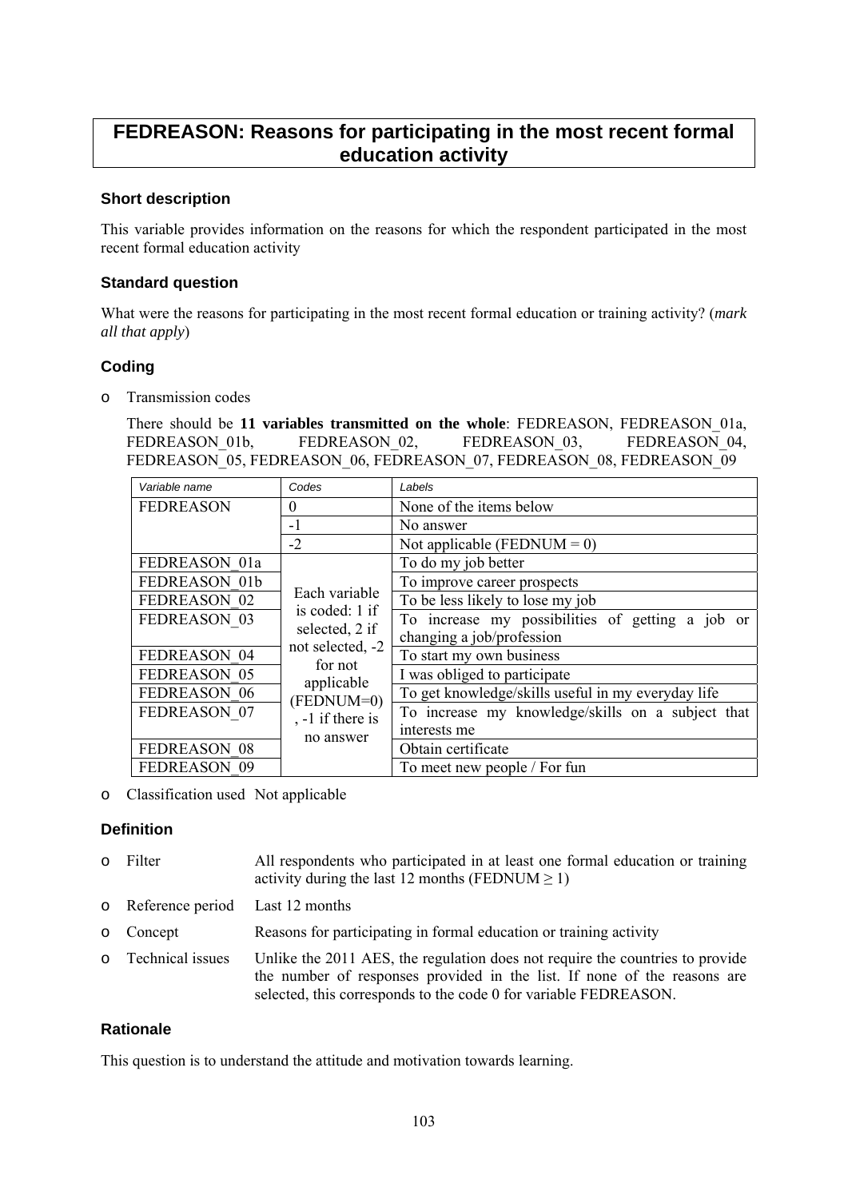# FEDREASON: Reasons for participating in the most recent formal education activity

### Short description

This variable provides information on the reasons for which the respondent participated in the most recent formal education activity

### Standard question

What were the reasons for participating in the most recent formal education or training activity? (*mark all that apply*)

### Coding

- Transmission codes

  There should be **11 variables transmitted on the whole**: FEDREASON, FEDREASON_01a, FEDREASON_01b, FEDREASON_02, FEDREASON_03, FEDREASON_04, FEDREASON_05, FEDREASON_06, FEDREASON_07, FEDREASON_08, FEDREASON_09

| *Variable name* | *Codes* | *Labels* |
|---|---|---|
| FEDREASON | 0 | None of the items below |
| | -1 | No answer |
| | -2 | Not applicable (FEDNUM = 0) |
| FEDREASON_01a | Each variable is coded: 1 if selected, 2 if not selected, -2 for not applicable (FEDNUM=0), -1 if there is no answer | To do my job better |
| FEDREASON_01b | | To improve career prospects |
| FEDREASON_02 | | To be less likely to lose my job |
| FEDREASON_03 | | To increase my possibilities of getting a job or changing a job/profession |
| FEDREASON_04 | | To start my own business |
| FEDREASON_05 | | I was obliged to participate |
| FEDREASON_06 | | To get knowledge/skills useful in my everyday life |
| FEDREASON_07 | | To increase my knowledge/skills on a subject that interests me |
| FEDREASON_08 | | Obtain certificate |
| FEDREASON_09 | | To meet new people / For fun |

- Classification used Not applicable

### Definition

- Filter: All respondents who participated in at least one formal education or training activity during the last 12 months (FEDNUM ≥ 1)
- Reference period: Last 12 months
- Concept: Reasons for participating in formal education or training activity
- Technical issues: Unlike the 2011 AES, the regulation does not require the countries to provide the number of responses provided in the list. If none of the reasons are selected, this corresponds to the code 0 for variable FEDREASON.

### Rationale

This question is to understand the attitude and motivation towards learning.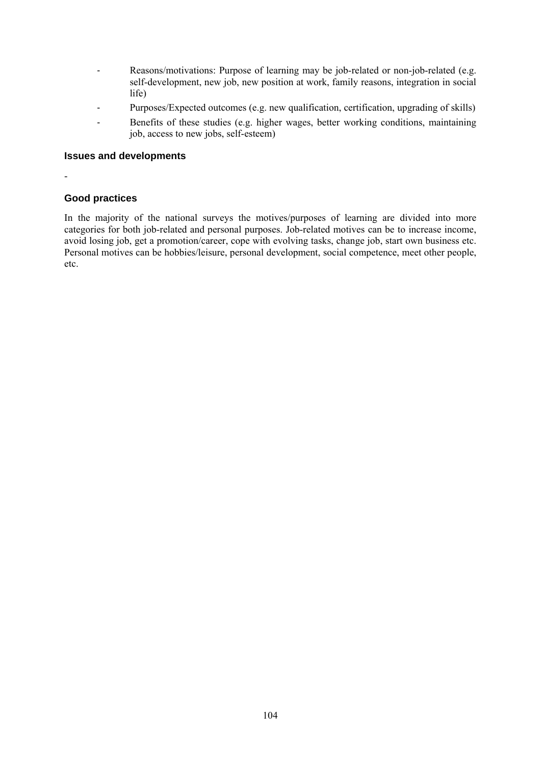- Reasons/motivations: Purpose of learning may be job-related or non-job-related (e.g. self-development, new job, new position at work, family reasons, integration in social life)
- Purposes/Expected outcomes (e.g. new qualification, certification, upgrading of skills)
- Benefits of these studies (e.g. higher wages, better working conditions, maintaining job, access to new jobs, self-esteem)

### Issues and developments

-

### Good practices

In the majority of the national surveys the motives/purposes of learning are divided into more categories for both job-related and personal purposes. Job-related motives can be to increase income, avoid losing job, get a promotion/career, cope with evolving tasks, change job, start own business etc. Personal motives can be hobbies/leisure, personal development, social competence, meet other people, etc.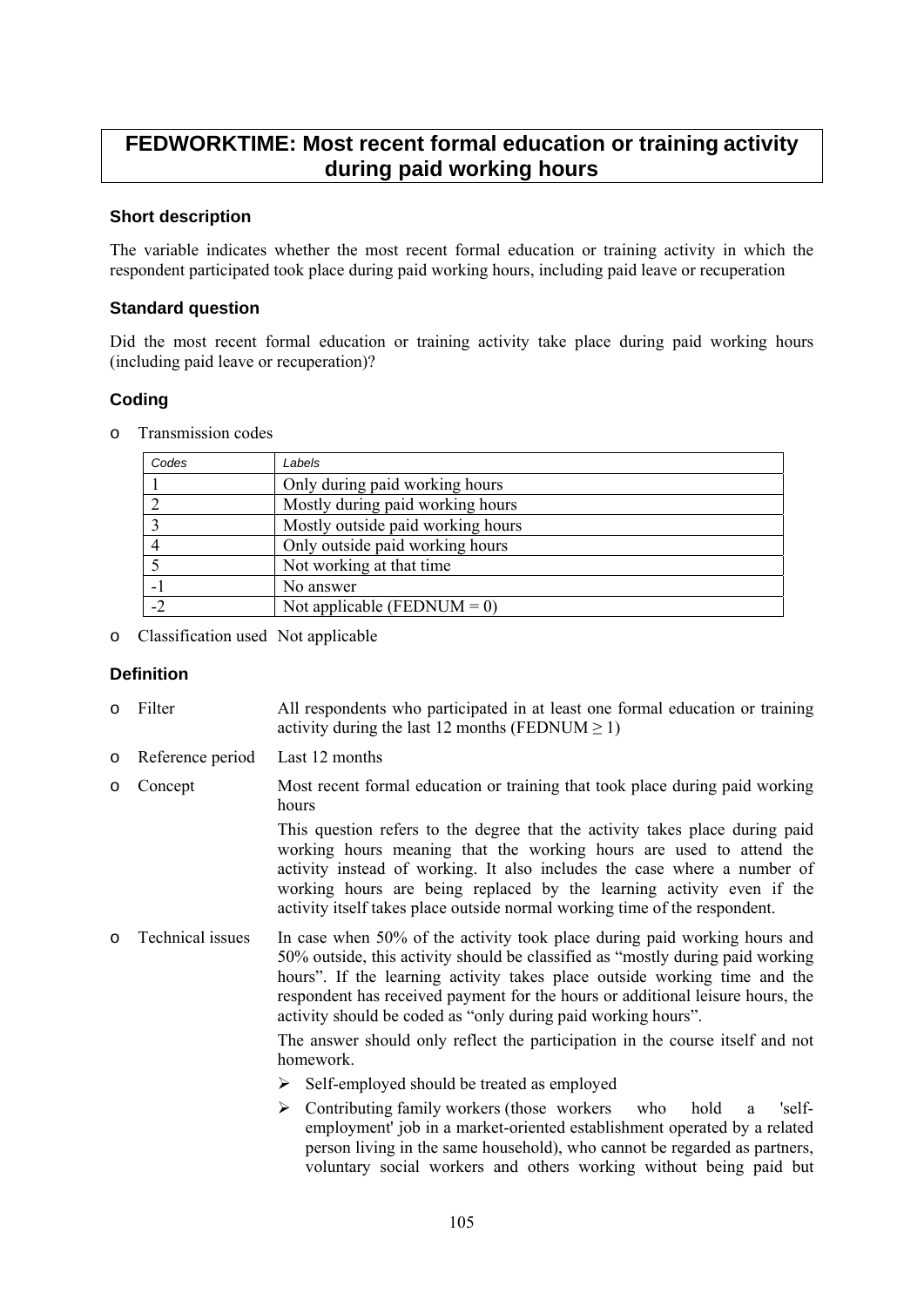# FEDWORKTIME: Most recent formal education or training activity during paid working hours

### Short description

The variable indicates whether the most recent formal education or training activity in which the respondent participated took place during paid working hours, including paid leave or recuperation

### Standard question

Did the most recent formal education or training activity take place during paid working hours (including paid leave or recuperation)?

### Coding

- Transmission codes

| Codes | Labels |
|---|---|
| 1 | Only during paid working hours |
| 2 | Mostly during paid working hours |
| 3 | Mostly outside paid working hours |
| 4 | Only outside paid working hours |
| 5 | Not working at that time |
| -1 | No answer |
| -2 | Not applicable (FEDNUM = 0) |

- Classification used Not applicable

### Definition

- Filter: All respondents who participated in at least one formal education or training activity during the last 12 months (FEDNUM ≥ 1)
- Reference period: Last 12 months
- Concept: Most recent formal education or training that took place during paid working hours

  This question refers to the degree that the activity takes place during paid working hours meaning that the working hours are used to attend the activity instead of working. It also includes the case where a number of working hours are being replaced by the learning activity even if the activity itself takes place outside normal working time of the respondent.
- Technical issues: In case when 50% of the activity took place during paid working hours and 50% outside, this activity should be classified as "mostly during paid working hours". If the learning activity takes place outside working time and the respondent has received payment for the hours or additional leisure hours, the activity should be coded as "only during paid working hours".

  The answer should only reflect the participation in the course itself and not homework.

  - Self-employed should be treated as employed
  - Contributing family workers (those workers who hold a 'self-employment' job in a market-oriented establishment operated by a related person living in the same household), who cannot be regarded as partners, voluntary social workers and others working without being paid but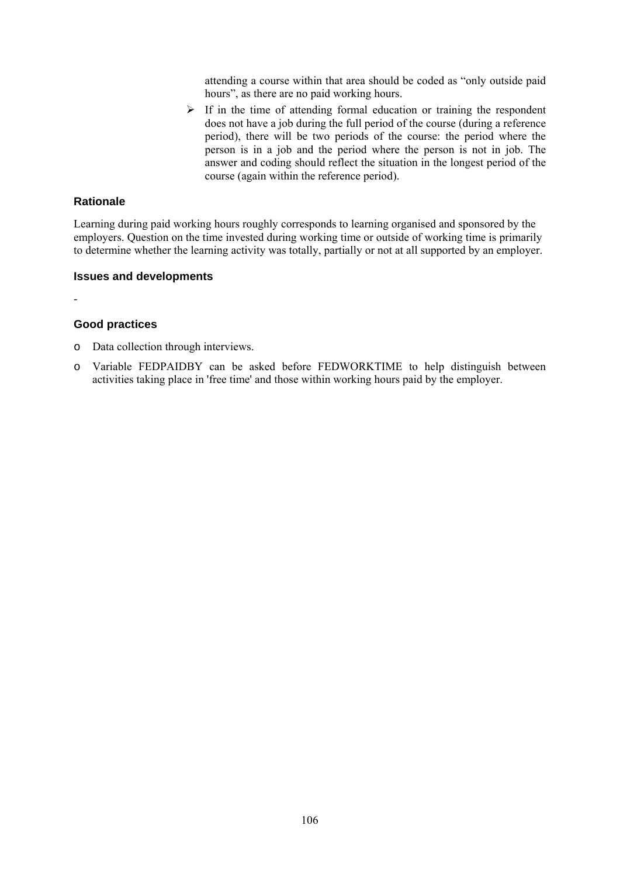attending a course within that area should be coded as "only outside paid hours", as there are no paid working hours.

- If in the time of attending formal education or training the respondent does not have a job during the full period of the course (during a reference period), there will be two periods of the course: the period where the person is in a job and the period where the person is not in job. The answer and coding should reflect the situation in the longest period of the course (again within the reference period).

### Rationale

Learning during paid working hours roughly corresponds to learning organised and sponsored by the employers. Question on the time invested during working time or outside of working time is primarily to determine whether the learning activity was totally, partially or not at all supported by an employer.

### Issues and developments

-

### Good practices

- Data collection through interviews.
- Variable FEDPAIDBY can be asked before FEDWORKTIME to help distinguish between activities taking place in 'free time' and those within working hours paid by the employer.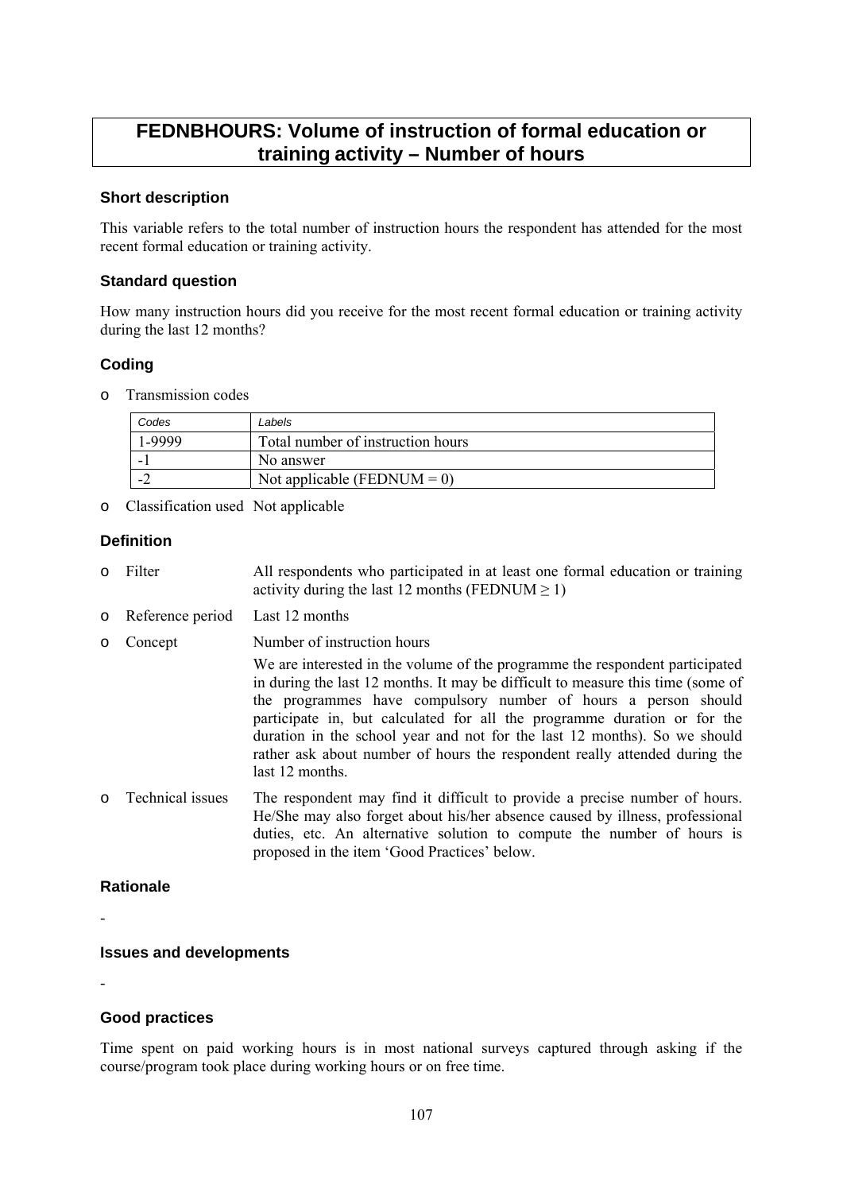# FEDNBHOURS: Volume of instruction of formal education or training activity – Number of hours

### Short description

This variable refers to the total number of instruction hours the respondent has attended for the most recent formal education or training activity.

### Standard question

How many instruction hours did you receive for the most recent formal education or training activity during the last 12 months?

### Coding

- Transmission codes

| Codes | Labels |
|---|---|
| 1-9999 | Total number of instruction hours |
| -1 | No answer |
| -2 | Not applicable (FEDNUM = 0) |

- Classification used Not applicable

### Definition

- Filter: All respondents who participated in at least one formal education or training activity during the last 12 months (FEDNUM ≥ 1)
- Reference period: Last 12 months
- Concept: Number of instruction hours

  We are interested in the volume of the programme the respondent participated in during the last 12 months. It may be difficult to measure this time (some of the programmes have compulsory number of hours a person should participate in, but calculated for all the programme duration or for the duration in the school year and not for the last 12 months). So we should rather ask about number of hours the respondent really attended during the last 12 months.
- Technical issues: The respondent may find it difficult to provide a precise number of hours. He/She may also forget about his/her absence caused by illness, professional duties, etc. An alternative solution to compute the number of hours is proposed in the item 'Good Practices' below.

### Rationale

-

### Issues and developments

-

### Good practices

Time spent on paid working hours is in most national surveys captured through asking if the course/program took place during working hours or on free time.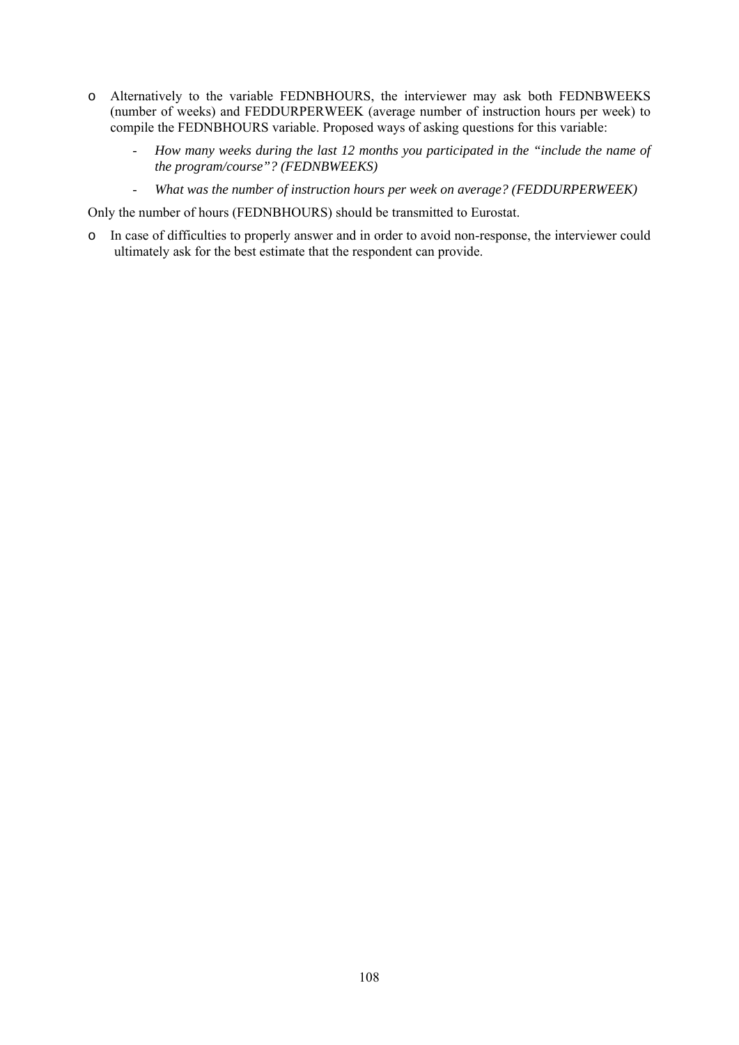- Alternatively to the variable FEDNBHOURS, the interviewer may ask both FEDNBWEEKS (number of weeks) and FEDDURPERWEEK (average number of instruction hours per week) to compile the FEDNBHOURS variable. Proposed ways of asking questions for this variable:
  - *How many weeks during the last 12 months you participated in the "include the name of the program/course"? (FEDNBWEEKS)*
  - *What was the number of instruction hours per week on average? (FEDDURPERWEEK)*

Only the number of hours (FEDNBHOURS) should be transmitted to Eurostat.

- In case of difficulties to properly answer and in order to avoid non-response, the interviewer could ultimately ask for the best estimate that the respondent can provide.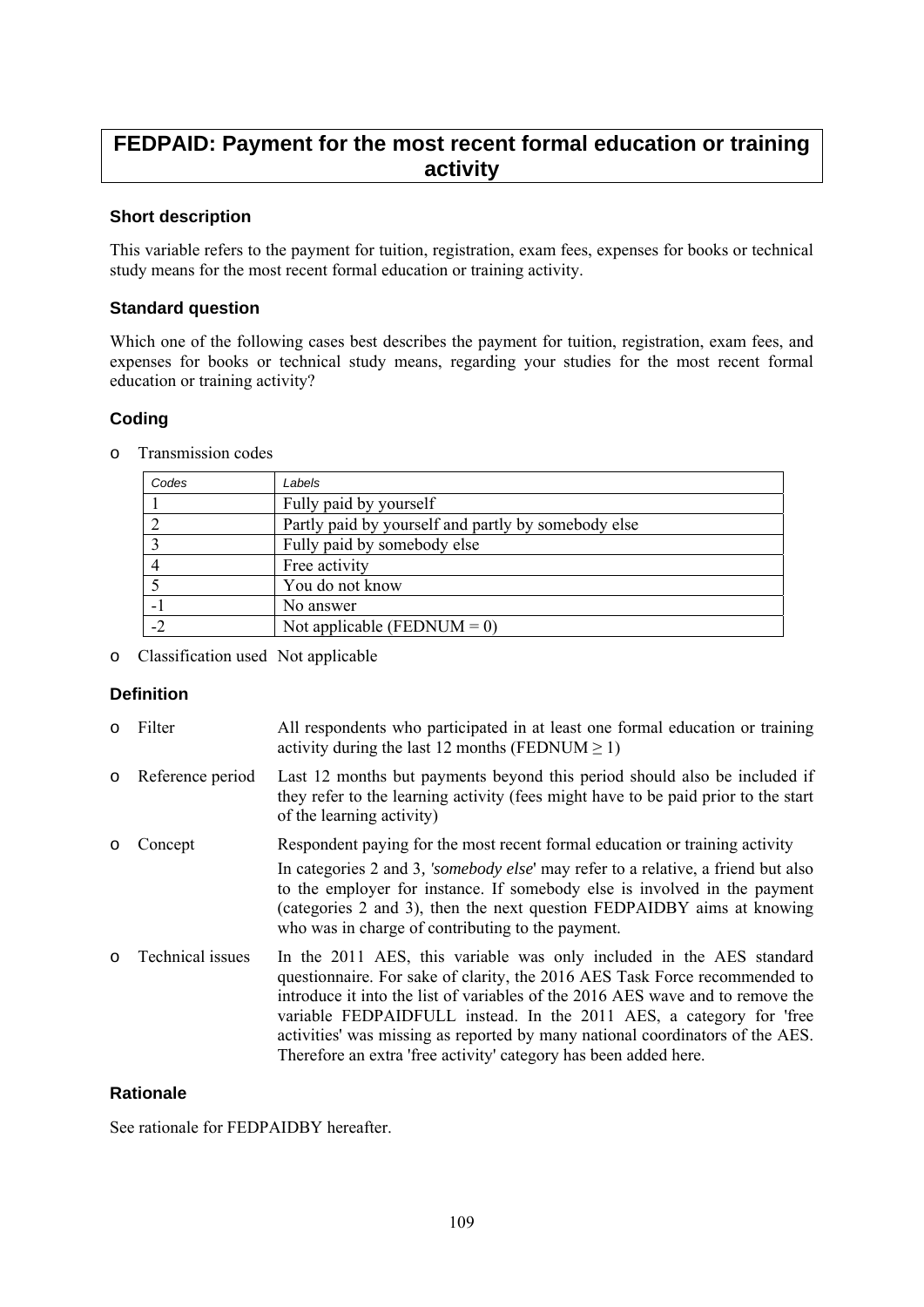# FEDPAID: Payment for the most recent formal education or training activity

### Short description

This variable refers to the payment for tuition, registration, exam fees, expenses for books or technical study means for the most recent formal education or training activity.

### Standard question

Which one of the following cases best describes the payment for tuition, registration, exam fees, and expenses for books or technical study means, regarding your studies for the most recent formal education or training activity?

### Coding

- Transmission codes

| Codes | Labels |
|---|---|
| 1 | Fully paid by yourself |
| 2 | Partly paid by yourself and partly by somebody else |
| 3 | Fully paid by somebody else |
| 4 | Free activity |
| 5 | You do not know |
| -1 | No answer |
| -2 | Not applicable (FEDNUM = 0) |

- Classification used Not applicable

### Definition

- Filter: All respondents who participated in at least one formal education or training activity during the last 12 months (FEDNUM ≥ 1)
- Reference period: Last 12 months but payments beyond this period should also be included if they refer to the learning activity (fees might have to be paid prior to the start of the learning activity)
- Concept: Respondent paying for the most recent formal education or training activity

  In categories 2 and 3, '*somebody else*' may refer to a relative, a friend but also to the employer for instance. If somebody else is involved in the payment (categories 2 and 3), then the next question FEDPAIDBY aims at knowing who was in charge of contributing to the payment.
- Technical issues: In the 2011 AES, this variable was only included in the AES standard questionnaire. For sake of clarity, the 2016 AES Task Force recommended to introduce it into the list of variables of the 2016 AES wave and to remove the variable FEDPAIDFULL instead. In the 2011 AES, a category for 'free activities' was missing as reported by many national coordinators of the AES. Therefore an extra 'free activity' category has been added here.

### Rationale

See rationale for FEDPAIDBY hereafter.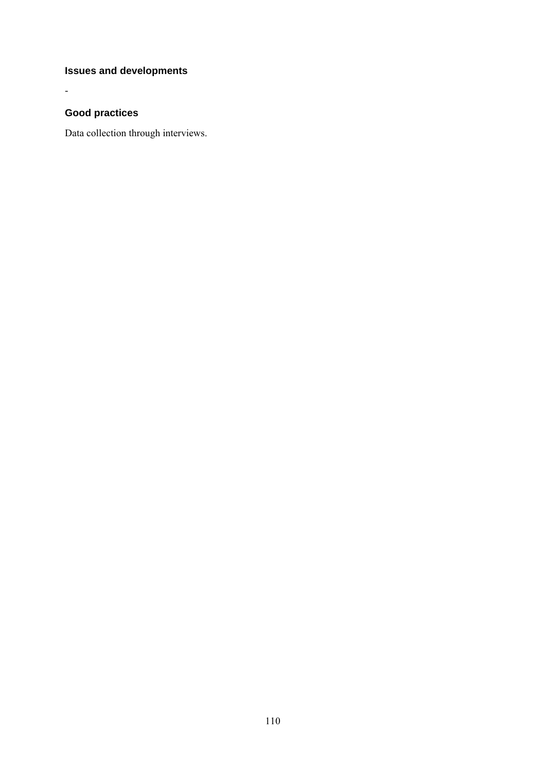### Issues and developments

-

### Good practices

Data collection through interviews.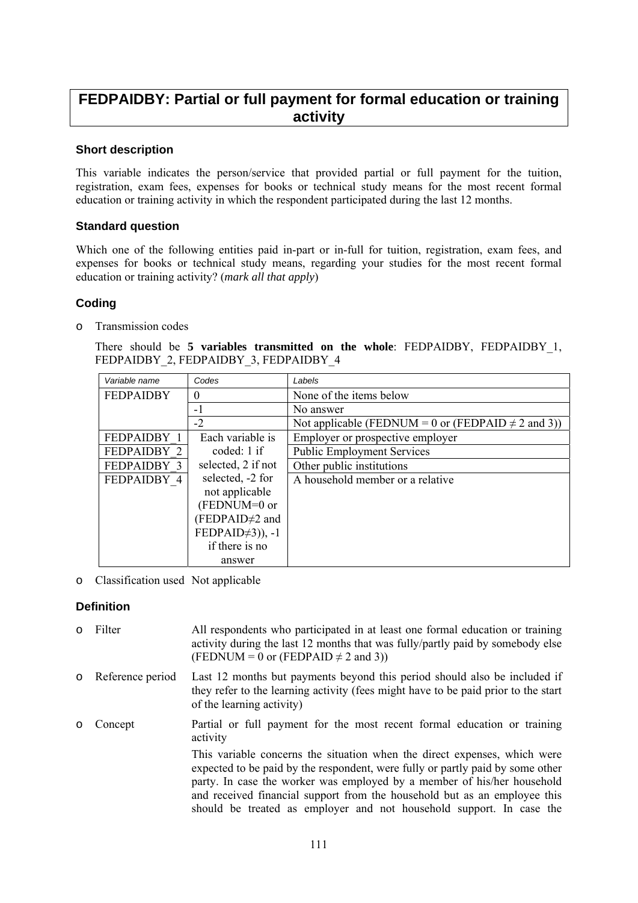# FEDPAIDBY: Partial or full payment for formal education or training activity

### Short description

This variable indicates the person/service that provided partial or full payment for the tuition, registration, exam fees, expenses for books or technical study means for the most recent formal education or training activity in which the respondent participated during the last 12 months.

### Standard question

Which one of the following entities paid in-part or in-full for tuition, registration, exam fees, and expenses for books or technical study means, regarding your studies for the most recent formal education or training activity? (*mark all that apply*)

### Coding

- Transmission codes

  There should be **5 variables transmitted on the whole**: FEDPAIDBY, FEDPAIDBY_1, FEDPAIDBY_2, FEDPAIDBY_3, FEDPAIDBY_4

| Variable name | Codes | Labels |
|---|---|---|
| FEDPAIDBY | 0 | None of the items below |
| | -1 | No answer |
| | -2 | Not applicable (FEDNUM = 0 or (FEDPAID ≠ 2 and 3)) |
| FEDPAIDBY_1 | Each variable is coded: 1 if selected, 2 if not selected, -2 for not applicable (FEDNUM=0 or (FEDPAID≠2 and FEDPAID≠3)), -1 if there is no answer | Employer or prospective employer |
| FEDPAIDBY_2 | | Public Employment Services |
| FEDPAIDBY_3 | | Other public institutions |
| FEDPAIDBY_4 | | A household member or a relative |

- Classification used Not applicable

### Definition

- Filter: All respondents who participated in at least one formal education or training activity during the last 12 months that was fully/partly paid by somebody else (FEDNUM = 0 or (FEDPAID ≠ 2 and 3))
- Reference period: Last 12 months but payments beyond this period should also be included if they refer to the learning activity (fees might have to be paid prior to the start of the learning activity)
- Concept: Partial or full payment for the most recent formal education or training activity

  This variable concerns the situation when the direct expenses, which were expected to be paid by the respondent, were fully or partly paid by some other party. In case the worker was employed by a member of his/her household and received financial support from the household but as an employee this should be treated as employer and not household support. In case the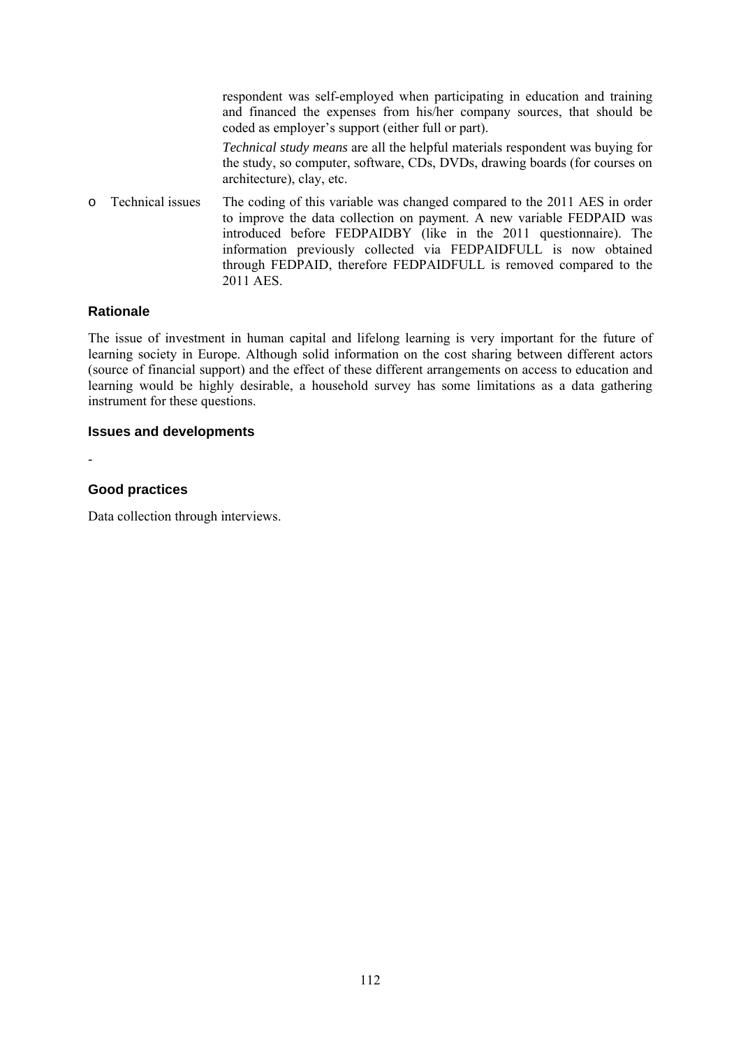respondent was self-employed when participating in education and training and financed the expenses from his/her company sources, that should be coded as employer's support (either full or part).

*Technical study means* are all the helpful materials respondent was buying for the study, so computer, software, CDs, DVDs, drawing boards (for courses on architecture), clay, etc.

- Technical issues: The coding of this variable was changed compared to the 2011 AES in order to improve the data collection on payment. A new variable FEDPAID was introduced before FEDPAIDBY (like in the 2011 questionnaire). The information previously collected via FEDPAIDFULL is now obtained through FEDPAID, therefore FEDPAIDFULL is removed compared to the 2011 AES.

### Rationale

The issue of investment in human capital and lifelong learning is very important for the future of learning society in Europe. Although solid information on the cost sharing between different actors (source of financial support) and the effect of these different arrangements on access to education and learning would be highly desirable, a household survey has some limitations as a data gathering instrument for these questions.

### Issues and developments

-

### Good practices

Data collection through interviews.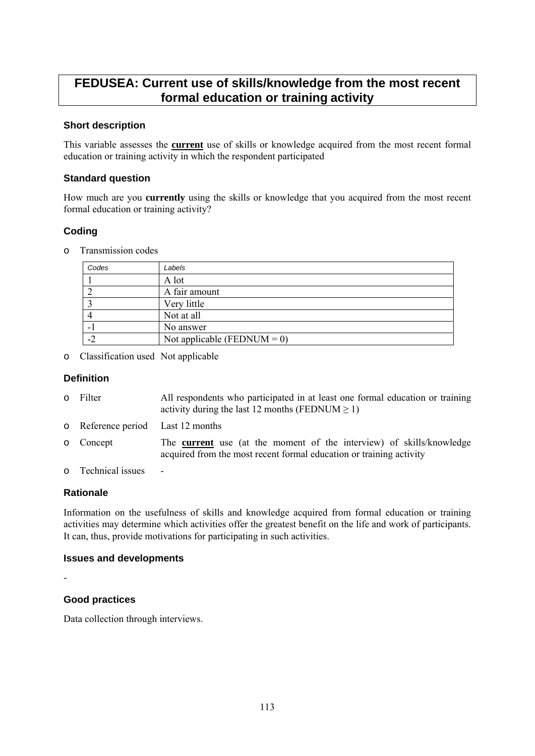# FEDUSEA: Current use of skills/knowledge from the most recent formal education or training activity

### Short description

This variable assesses the **current** use of skills or knowledge acquired from the most recent formal education or training activity in which the respondent participated

### Standard question

How much are you **currently** using the skills or knowledge that you acquired from the most recent formal education or training activity?

### Coding

- Transmission codes

| Codes | Labels |
|---|---|
| 1 | A lot |
| 2 | A fair amount |
| 3 | Very little |
| 4 | Not at all |
| -1 | No answer |
| -2 | Not applicable (FEDNUM = 0) |

- Classification used Not applicable

### Definition

- Filter: All respondents who participated in at least one formal education or training activity during the last 12 months (FEDNUM ≥ 1)
- Reference period: Last 12 months
- Concept: The **current** use (at the moment of the interview) of skills/knowledge acquired from the most recent formal education or training activity
- Technical issues: -

### Rationale

Information on the usefulness of skills and knowledge acquired from formal education or training activities may determine which activities offer the greatest benefit on the life and work of participants. It can, thus, provide motivations for participating in such activities.

### Issues and developments

-

### Good practices

Data collection through interviews.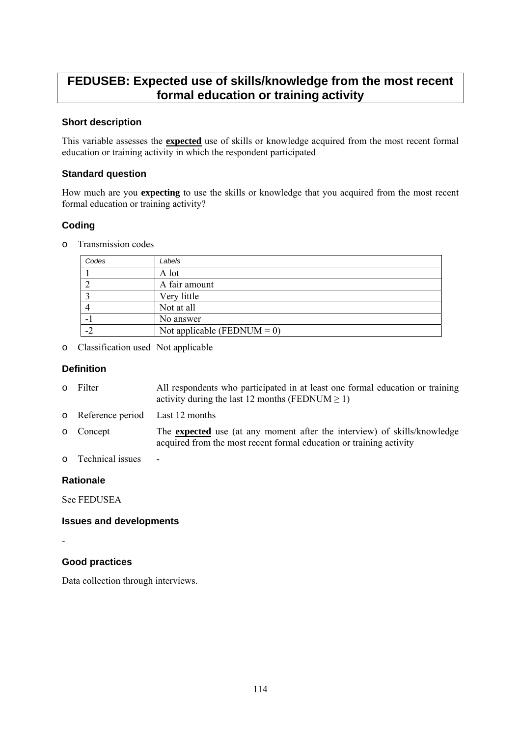# FEDUSEB: Expected use of skills/knowledge from the most recent formal education or training activity

### Short description

This variable assesses the **expected** use of skills or knowledge acquired from the most recent formal education or training activity in which the respondent participated

### Standard question

How much are you **expecting** to use the skills or knowledge that you acquired from the most recent formal education or training activity?

### Coding

- Transmission codes

| *Codes* | *Labels* |
|---|---|
| 1 | A lot |
| 2 | A fair amount |
| 3 | Very little |
| 4 | Not at all |
| -1 | No answer |
| -2 | Not applicable (FEDNUM = 0) |

- Classification used  Not applicable

### Definition

- Filter  All respondents who participated in at least one formal education or training activity during the last 12 months (FEDNUM ≥ 1)
- Reference period  Last 12 months
- Concept  The **expected** use (at any moment after the interview) of skills/knowledge acquired from the most recent formal education or training activity
- Technical issues  -

### Rationale

See FEDUSEA

### Issues and developments

-

### Good practices

Data collection through interviews.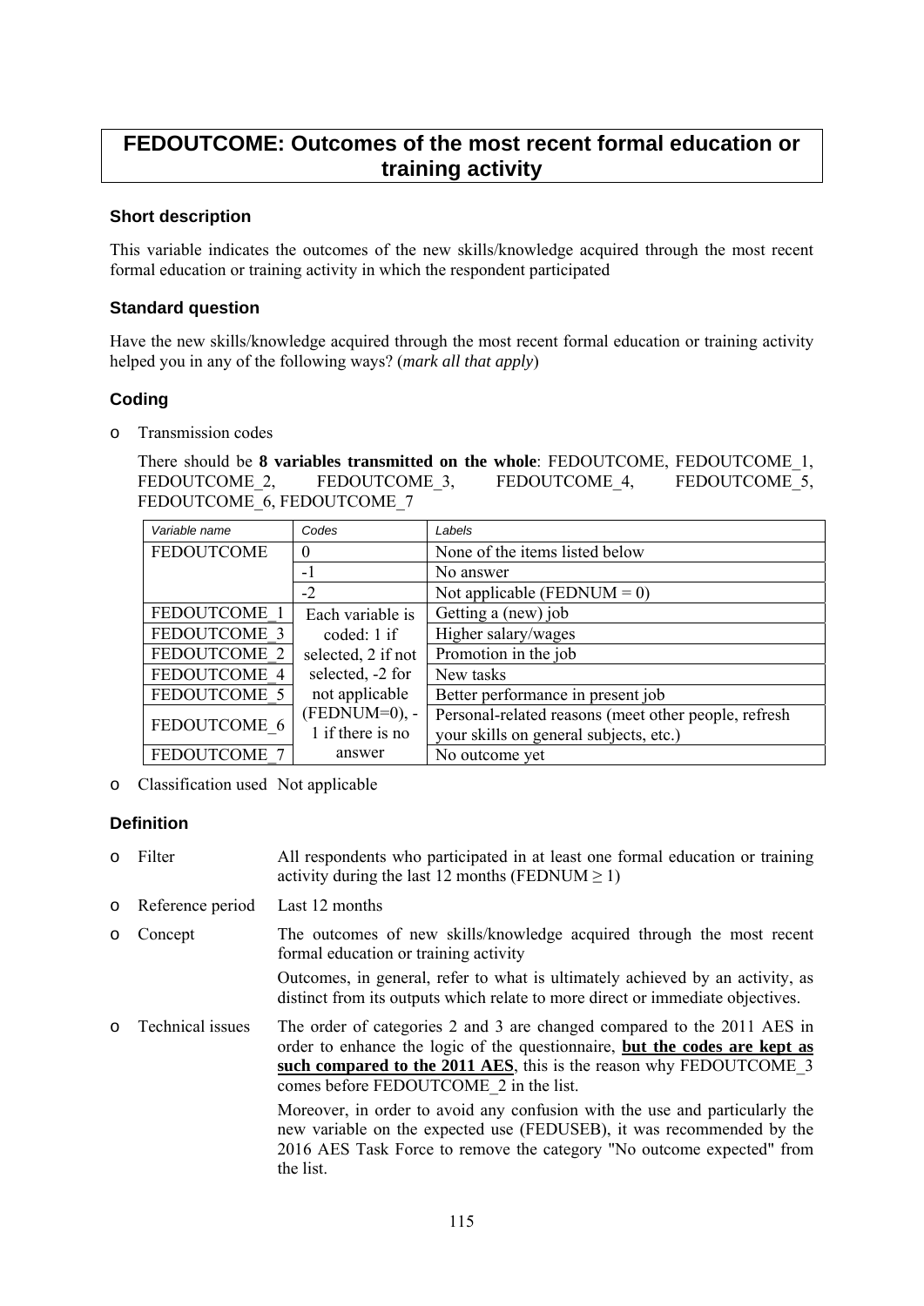# FEDOUTCOME: Outcomes of the most recent formal education or training activity

### Short description

This variable indicates the outcomes of the new skills/knowledge acquired through the most recent formal education or training activity in which the respondent participated

### Standard question

Have the new skills/knowledge acquired through the most recent formal education or training activity helped you in any of the following ways? (*mark all that apply*)

### Coding

- Transmission codes

  There should be **8 variables transmitted on the whole**: FEDOUTCOME, FEDOUTCOME_1, FEDOUTCOME_2, FEDOUTCOME_3, FEDOUTCOME_4, FEDOUTCOME_5, FEDOUTCOME_6, FEDOUTCOME_7

| *Variable name* | *Codes* | *Labels* |
|---|---|---|
| FEDOUTCOME | 0 | None of the items listed below |
| | -1 | No answer |
| | -2 | Not applicable (FEDNUM = 0) |
| FEDOUTCOME_1 | Each variable is coded: 1 if selected, 2 if not selected, -2 for not applicable (FEDNUM=0), -1 if there is no answer | Getting a (new) job |
| FEDOUTCOME_3 | | Higher salary/wages |
| FEDOUTCOME_2 | | Promotion in the job |
| FEDOUTCOME_4 | | New tasks |
| FEDOUTCOME_5 | | Better performance in present job |
| FEDOUTCOME_6 | | Personal-related reasons (meet other people, refresh your skills on general subjects, etc.) |
| FEDOUTCOME_7 | | No outcome yet |

- Classification used Not applicable

### Definition

- Filter: All respondents who participated in at least one formal education or training activity during the last 12 months (FEDNUM ≥ 1)
- Reference period: Last 12 months
- Concept: The outcomes of new skills/knowledge acquired through the most recent formal education or training activity

  Outcomes, in general, refer to what is ultimately achieved by an activity, as distinct from its outputs which relate to more direct or immediate objectives.
- Technical issues: The order of categories 2 and 3 are changed compared to the 2011 AES in order to enhance the logic of the questionnaire, **<u>but the codes are kept as such compared to the 2011 AES</u>**, this is the reason why FEDOUTCOME_3 comes before FEDOUTCOME_2 in the list.

  Moreover, in order to avoid any confusion with the use and particularly the new variable on the expected use (FEDUSEB), it was recommended by the 2016 AES Task Force to remove the category "No outcome expected" from the list.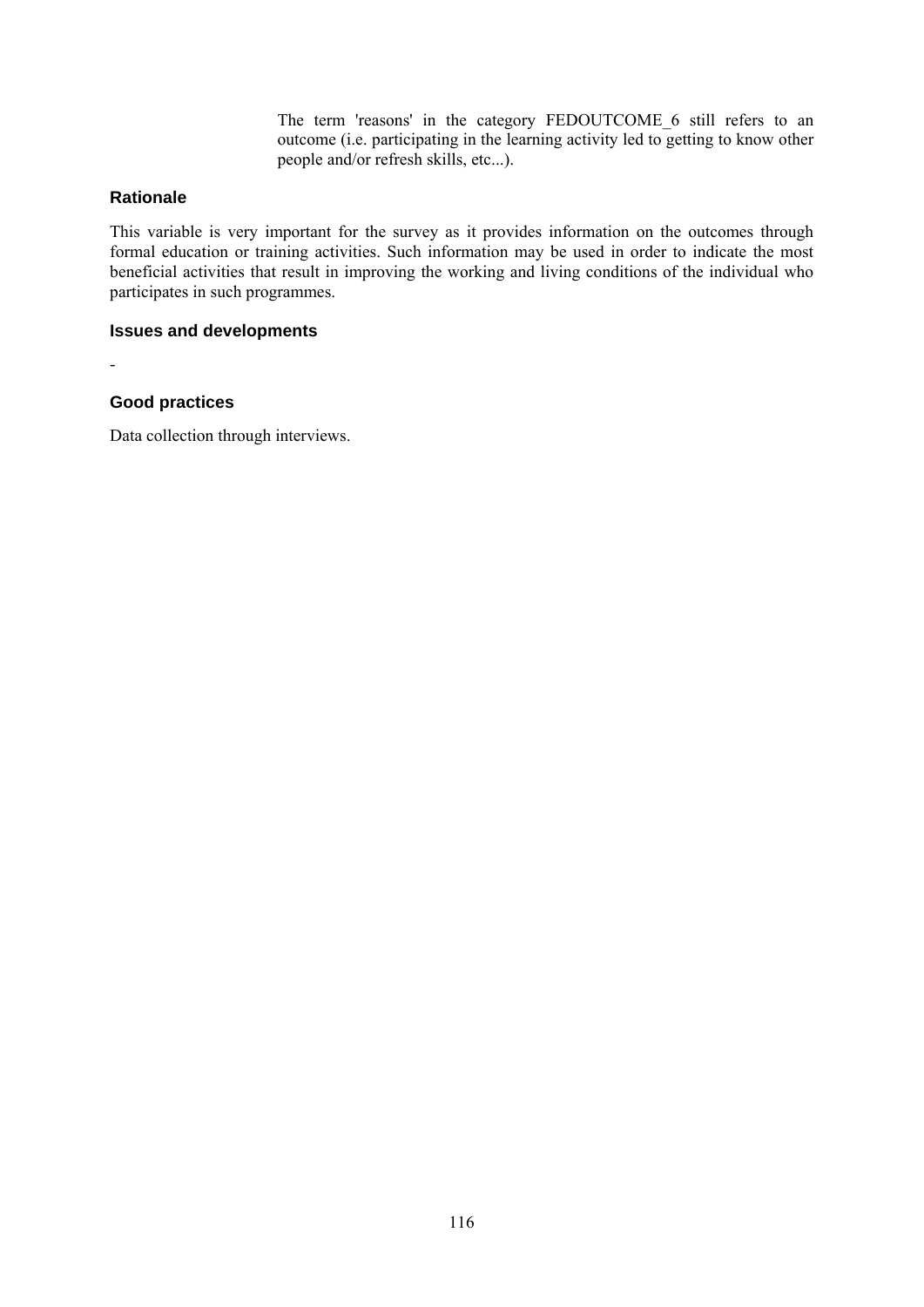The term 'reasons' in the category FEDOUTCOME_6 still refers to an outcome (i.e. participating in the learning activity led to getting to know other people and/or refresh skills, etc...).

### Rationale

This variable is very important for the survey as it provides information on the outcomes through formal education or training activities. Such information may be used in order to indicate the most beneficial activities that result in improving the working and living conditions of the individual who participates in such programmes.

### Issues and developments

-

### Good practices

Data collection through interviews.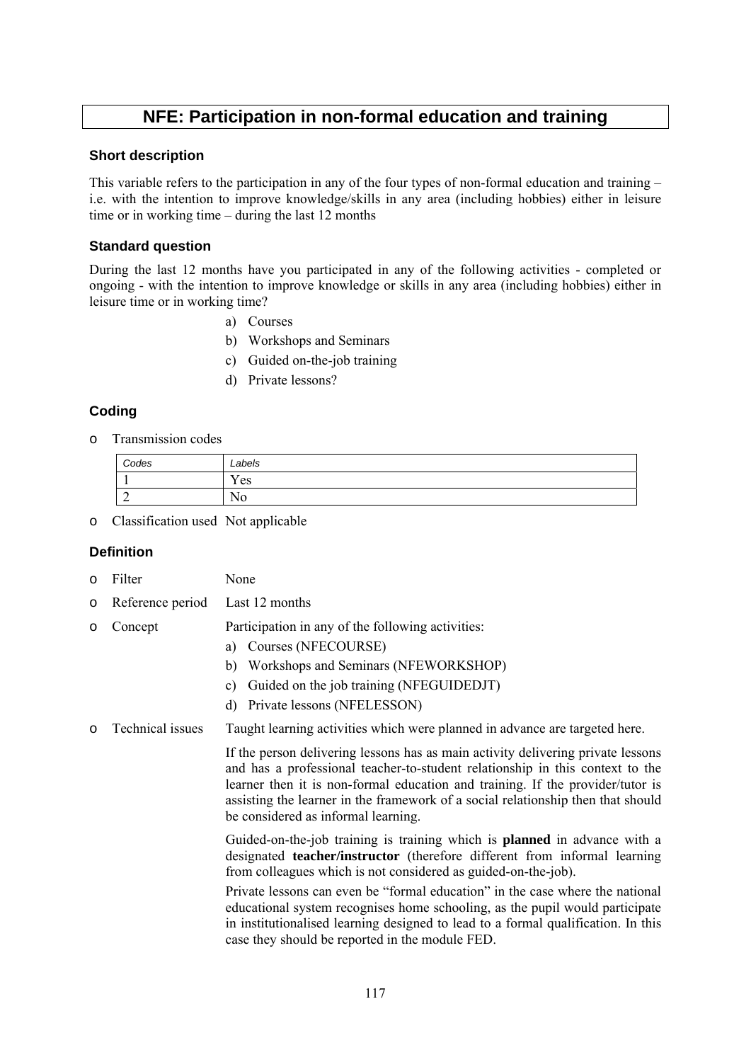# NFE: Participation in non-formal education and training

### Short description

This variable refers to the participation in any of the four types of non-formal education and training – i.e. with the intention to improve knowledge/skills in any area (including hobbies) either in leisure time or in working time – during the last 12 months

### Standard question

During the last 12 months have you participated in any of the following activities - completed or ongoing - with the intention to improve knowledge or skills in any area (including hobbies) either in leisure time or in working time?

a) Courses
b) Workshops and Seminars
c) Guided on-the-job training
d) Private lessons?

### Coding

- Transmission codes

| *Codes* | *Labels* |
|---|---|
| 1 | Yes |
| 2 | No |

- Classification used Not applicable

### Definition

- Filter None
- Reference period Last 12 months
- Concept Participation in any of the following activities:
  a) Courses (NFECOURSE)
  b) Workshops and Seminars (NFEWORKSHOP)
  c) Guided on the job training (NFEGUIDEDJT)
  d) Private lessons (NFELESSON)
- Technical issues Taught learning activities which were planned in advance are targeted here.

  If the person delivering lessons has as main activity delivering private lessons and has a professional teacher-to-student relationship in this context to the learner then it is non-formal education and training. If the provider/tutor is assisting the learner in the framework of a social relationship then that should be considered as informal learning.

  Guided-on-the-job training is training which is **planned** in advance with a designated **teacher/instructor** (therefore different from informal learning from colleagues which is not considered as guided-on-the-job).

  Private lessons can even be "formal education" in the case where the national educational system recognises home schooling, as the pupil would participate in institutionalised learning designed to lead to a formal qualification. In this case they should be reported in the module FED.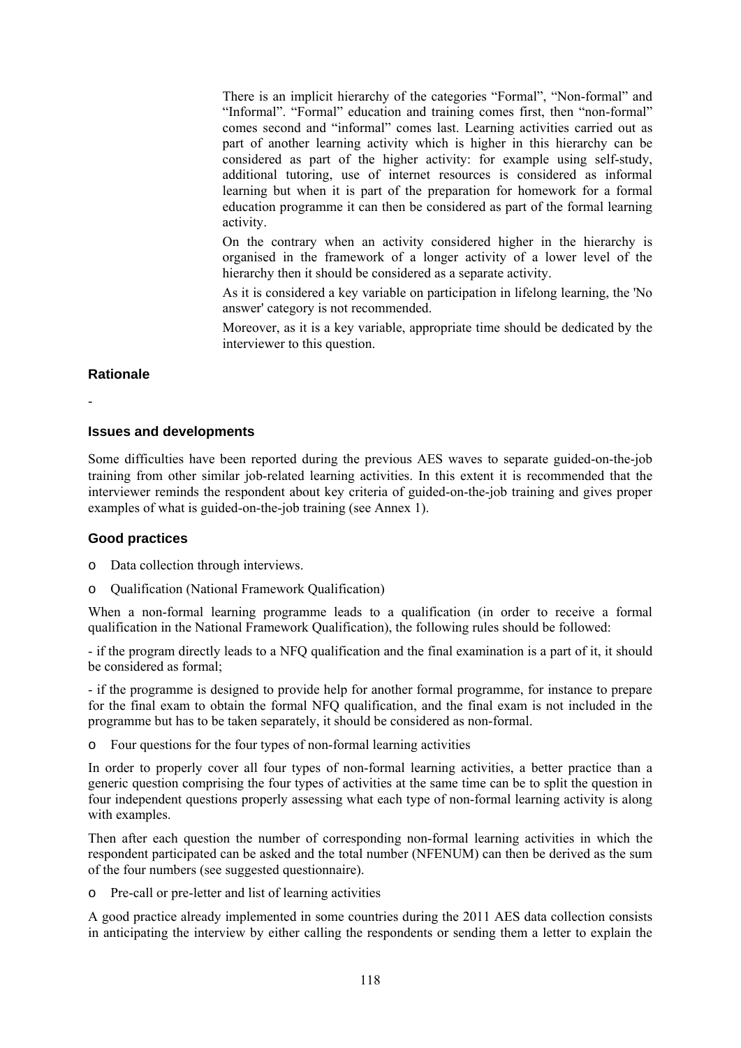There is an implicit hierarchy of the categories "Formal", "Non-formal" and "Informal". "Formal" education and training comes first, then "non-formal" comes second and "informal" comes last. Learning activities carried out as part of another learning activity which is higher in this hierarchy can be considered as part of the higher activity: for example using self-study, additional tutoring, use of internet resources is considered as informal learning but when it is part of the preparation for homework for a formal education programme it can then be considered as part of the formal learning activity.

On the contrary when an activity considered higher in the hierarchy is organised in the framework of a longer activity of a lower level of the hierarchy then it should be considered as a separate activity.

As it is considered a key variable on participation in lifelong learning, the 'No answer' category is not recommended.

Moreover, as it is a key variable, appropriate time should be dedicated by the interviewer to this question.

### Rationale

-

### Issues and developments

Some difficulties have been reported during the previous AES waves to separate guided-on-the-job training from other similar job-related learning activities. In this extent it is recommended that the interviewer reminds the respondent about key criteria of guided-on-the-job training and gives proper examples of what is guided-on-the-job training (see Annex 1).

### Good practices

- Data collection through interviews.
- Qualification (National Framework Qualification)

When a non-formal learning programme leads to a qualification (in order to receive a formal qualification in the National Framework Qualification), the following rules should be followed:

- if the program directly leads to a NFQ qualification and the final examination is a part of it, it should be considered as formal;

- if the programme is designed to provide help for another formal programme, for instance to prepare for the final exam to obtain the formal NFQ qualification, and the final exam is not included in the programme but has to be taken separately, it should be considered as non-formal.

- Four questions for the four types of non-formal learning activities

In order to properly cover all four types of non-formal learning activities, a better practice than a generic question comprising the four types of activities at the same time can be to split the question in four independent questions properly assessing what each type of non-formal learning activity is along with examples.

Then after each question the number of corresponding non-formal learning activities in which the respondent participated can be asked and the total number (NFENUM) can then be derived as the sum of the four numbers (see suggested questionnaire).

- Pre-call or pre-letter and list of learning activities

A good practice already implemented in some countries during the 2011 AES data collection consists in anticipating the interview by either calling the respondents or sending them a letter to explain the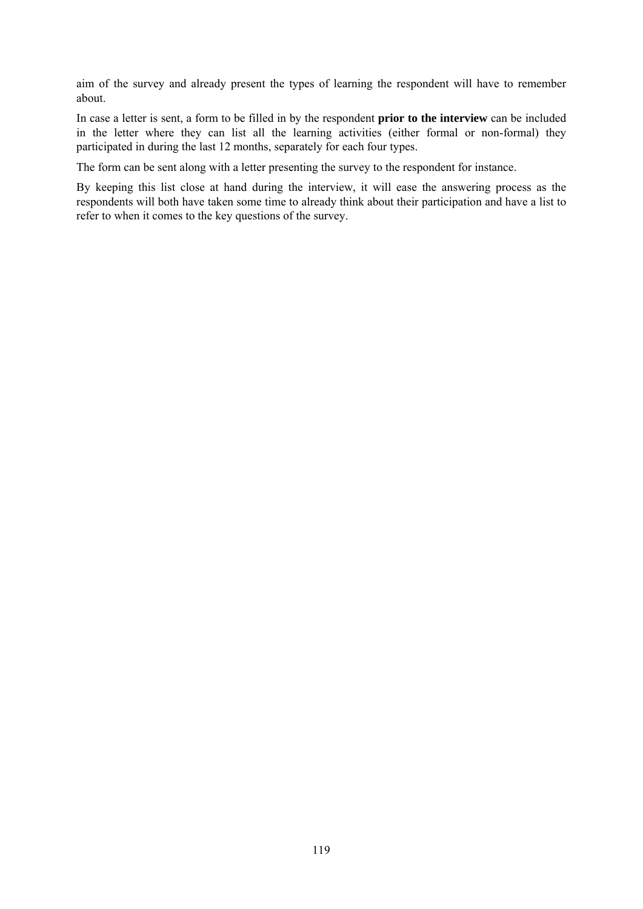aim of the survey and already present the types of learning the respondent will have to remember about.

In case a letter is sent, a form to be filled in by the respondent **prior to the interview** can be included in the letter where they can list all the learning activities (either formal or non-formal) they participated in during the last 12 months, separately for each four types.

The form can be sent along with a letter presenting the survey to the respondent for instance.

By keeping this list close at hand during the interview, it will ease the answering process as the respondents will both have taken some time to already think about their participation and have a list to refer to when it comes to the key questions of the survey.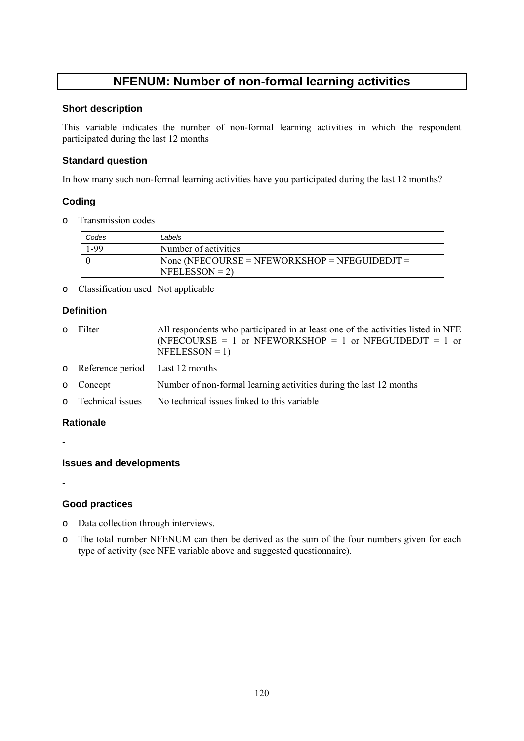# NFENUM: Number of non-formal learning activities

### Short description

This variable indicates the number of non-formal learning activities in which the respondent participated during the last 12 months

### Standard question

In how many such non-formal learning activities have you participated during the last 12 months?

### Coding

- Transmission codes

| Codes | Labels |
|---|---|
| 1-99 | Number of activities |
| 0 | None (NFECOURSE = NFEWORKSHOP = NFEGUIDEDJT = NFELESSON = 2) |

- Classification used  Not applicable

### Definition

- Filter  All respondents who participated in at least one of the activities listed in NFE (NFECOURSE = 1 or NFEWORKSHOP = 1 or NFEGUIDEDJT = 1 or NFELESSON = 1)
- Reference period  Last 12 months
- Concept  Number of non-formal learning activities during the last 12 months
- Technical issues  No technical issues linked to this variable

### Rationale

-

### Issues and developments

-

### Good practices

- Data collection through interviews.
- The total number NFENUM can then be derived as the sum of the four numbers given for each type of activity (see NFE variable above and suggested questionnaire).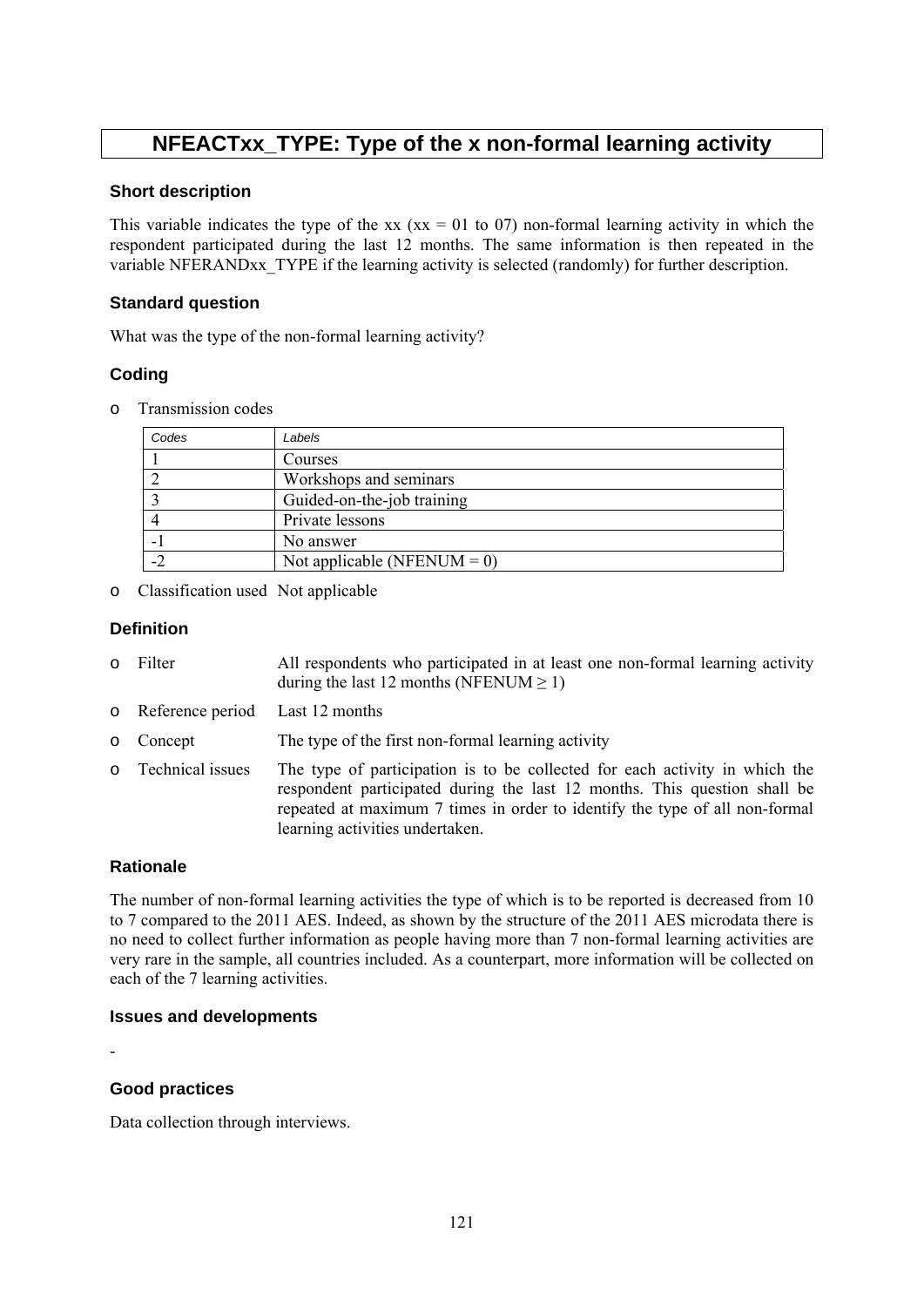# NFEACTxx_TYPE: Type of the x non-formal learning activity

### Short description

This variable indicates the type of the xx (xx = 01 to 07) non-formal learning activity in which the respondent participated during the last 12 months. The same information is then repeated in the variable NFERANDxx_TYPE if the learning activity is selected (randomly) for further description.

### Standard question

What was the type of the non-formal learning activity?

### Coding

- Transmission codes

| Codes | Labels |
|---|---|
| 1 | Courses |
| 2 | Workshops and seminars |
| 3 | Guided-on-the-job training |
| 4 | Private lessons |
| -1 | No answer |
| -2 | Not applicable (NFENUM = 0) |

- Classification used Not applicable

### Definition

- Filter — All respondents who participated in at least one non-formal learning activity during the last 12 months (NFENUM ≥ 1)
- Reference period — Last 12 months
- Concept — The type of the first non-formal learning activity
- Technical issues — The type of participation is to be collected for each activity in which the respondent participated during the last 12 months. This question shall be repeated at maximum 7 times in order to identify the type of all non-formal learning activities undertaken.

### Rationale

The number of non-formal learning activities the type of which is to be reported is decreased from 10 to 7 compared to the 2011 AES. Indeed, as shown by the structure of the 2011 AES microdata there is no need to collect further information as people having more than 7 non-formal learning activities are very rare in the sample, all countries included. As a counterpart, more information will be collected on each of the 7 learning activities.

### Issues and developments

-

### Good practices

Data collection through interviews.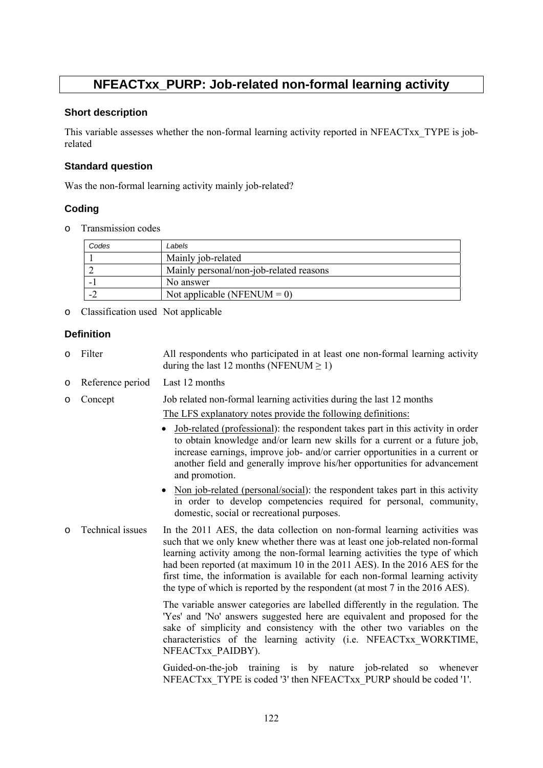# NFEACTxx_PURP: Job-related non-formal learning activity

### Short description

This variable assesses whether the non-formal learning activity reported in NFEACTxx_TYPE is job-related

### Standard question

Was the non-formal learning activity mainly job-related?

### Coding

- Transmission codes

| Codes | Labels |
|---|---|
| 1 | Mainly job-related |
| 2 | Mainly personal/non-job-related reasons |
| -1 | No answer |
| -2 | Not applicable (NFENUM = 0) |

- Classification used Not applicable

### Definition

- Filter: All respondents who participated in at least one non-formal learning activity during the last 12 months (NFENUM $\geq$ 1)
- Reference period: Last 12 months
- Concept: Job related non-formal learning activities during the last 12 months

  The LFS explanatory notes provide the following definitions:

  - Job-related (professional): the respondent takes part in this activity in order to obtain knowledge and/or learn new skills for a current or a future job, increase earnings, improve job- and/or carrier opportunities in a current or another field and generally improve his/her opportunities for advancement and promotion.
  - Non job-related (personal/social): the respondent takes part in this activity in order to develop competencies required for personal, community, domestic, social or recreational purposes.

- Technical issues: In the 2011 AES, the data collection on non-formal learning activities was such that we only knew whether there was at least one job-related non-formal learning activity among the non-formal learning activities the type of which had been reported (at maximum 10 in the 2011 AES). In the 2016 AES for the first time, the information is available for each non-formal learning activity the type of which is reported by the respondent (at most 7 in the 2016 AES).

  The variable answer categories are labelled differently in the regulation. The 'Yes' and 'No' answers suggested here are equivalent and proposed for the sake of simplicity and consistency with the other two variables on the characteristics of the learning activity (i.e. NFEACTxx_WORKTIME, NFEACTxx_PAIDBY).

  Guided-on-the-job training is by nature job-related so whenever NFEACTxx_TYPE is coded '3' then NFEACTxx_PURP should be coded '1'.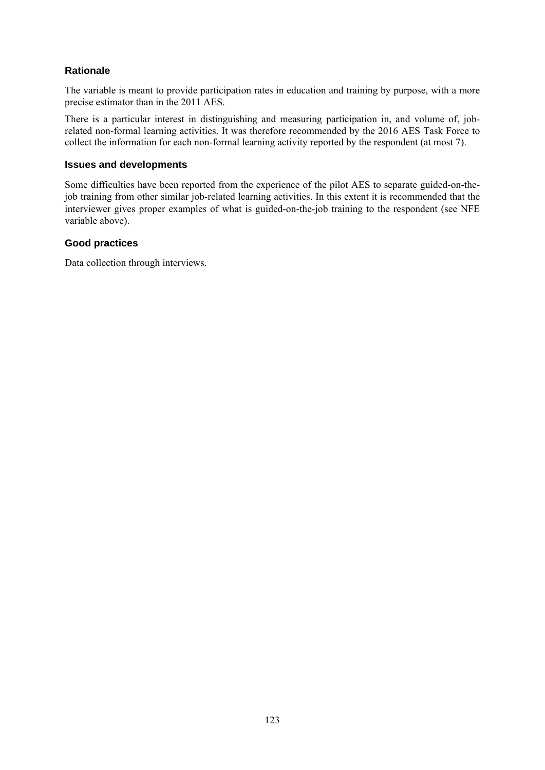### Rationale

The variable is meant to provide participation rates in education and training by purpose, with a more precise estimator than in the 2011 AES.

There is a particular interest in distinguishing and measuring participation in, and volume of, job-related non-formal learning activities. It was therefore recommended by the 2016 AES Task Force to collect the information for each non-formal learning activity reported by the respondent (at most 7).

### Issues and developments

Some difficulties have been reported from the experience of the pilot AES to separate guided-on-the-job training from other similar job-related learning activities. In this extent it is recommended that the interviewer gives proper examples of what is guided-on-the-job training to the respondent (see NFE variable above).

### Good practices

Data collection through interviews.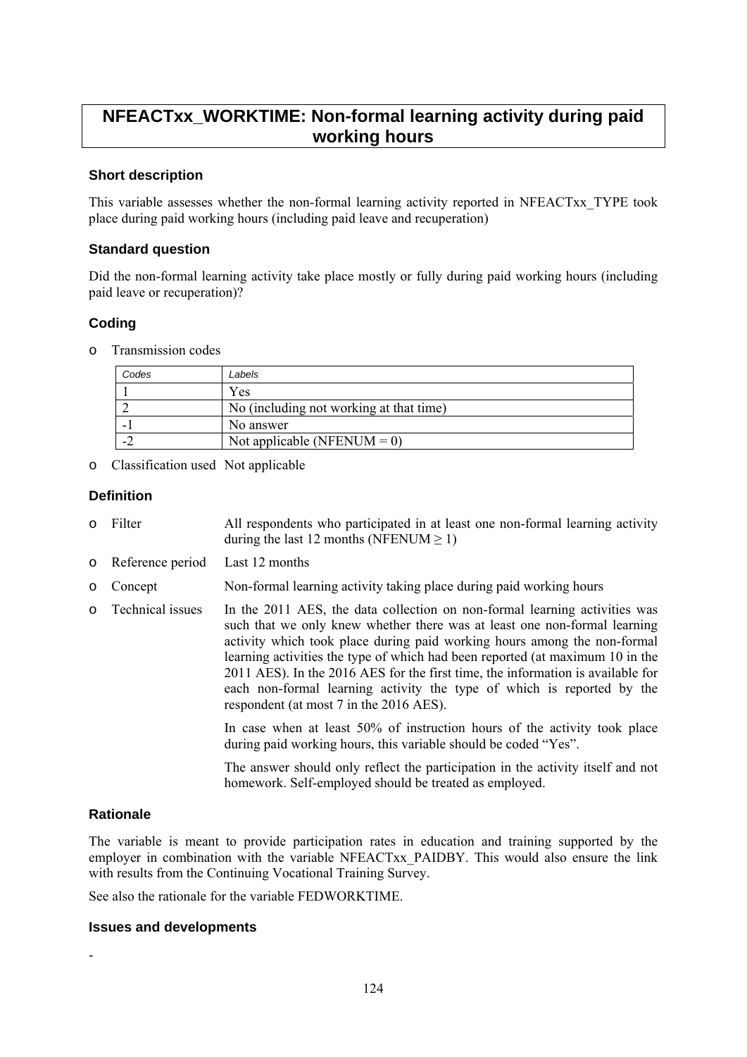# NFEACTxx_WORKTIME: Non-formal learning activity during paid working hours

### Short description

This variable assesses whether the non-formal learning activity reported in NFEACTxx_TYPE took place during paid working hours (including paid leave and recuperation)

### Standard question

Did the non-formal learning activity take place mostly or fully during paid working hours (including paid leave or recuperation)?

### Coding

- Transmission codes

| Codes | Labels |
|---|---|
| 1 | Yes |
| 2 | No (including not working at that time) |
| -1 | No answer |
| -2 | Not applicable (NFENUM = 0) |

- Classification used Not applicable

### Definition

- Filter: All respondents who participated in at least one non-formal learning activity during the last 12 months (NFENUM ≥ 1)
- Reference period: Last 12 months
- Concept: Non-formal learning activity taking place during paid working hours
- Technical issues: In the 2011 AES, the data collection on non-formal learning activities was such that we only knew whether there was at least one non-formal learning activity which took place during paid working hours among the non-formal learning activities the type of which had been reported (at maximum 10 in the 2011 AES). In the 2016 AES for the first time, the information is available for each non-formal learning activity the type of which is reported by the respondent (at most 7 in the 2016 AES).

  In case when at least 50% of instruction hours of the activity took place during paid working hours, this variable should be coded "Yes".

  The answer should only reflect the participation in the activity itself and not homework. Self-employed should be treated as employed.

### Rationale

The variable is meant to provide participation rates in education and training supported by the employer in combination with the variable NFEACTxx_PAIDBY. This would also ensure the link with results from the Continuing Vocational Training Survey.

See also the rationale for the variable FEDWORKTIME.

### Issues and developments

-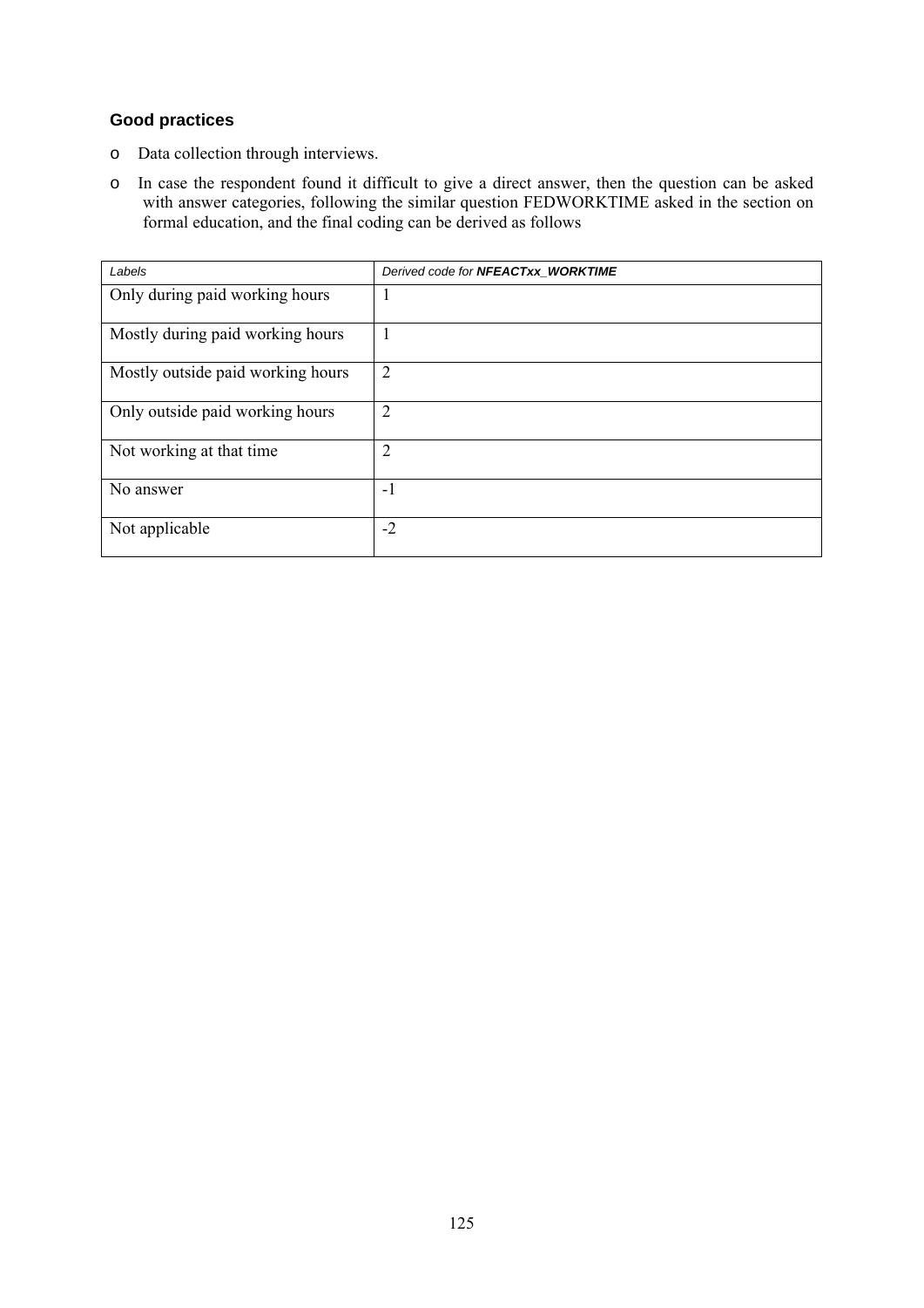### Good practices

- Data collection through interviews.
- In case the respondent found it difficult to give a direct answer, then the question can be asked with answer categories, following the similar question FEDWORKTIME asked in the section on formal education, and the final coding can be derived as follows

| *Labels* | *Derived code for **NFEACTxx_WORKTIME*** |
|---|---|
| Only during paid working hours | 1 |
| Mostly during paid working hours | 1 |
| Mostly outside paid working hours | 2 |
| Only outside paid working hours | 2 |
| Not working at that time | 2 |
| No answer | -1 |
| Not applicable | -2 |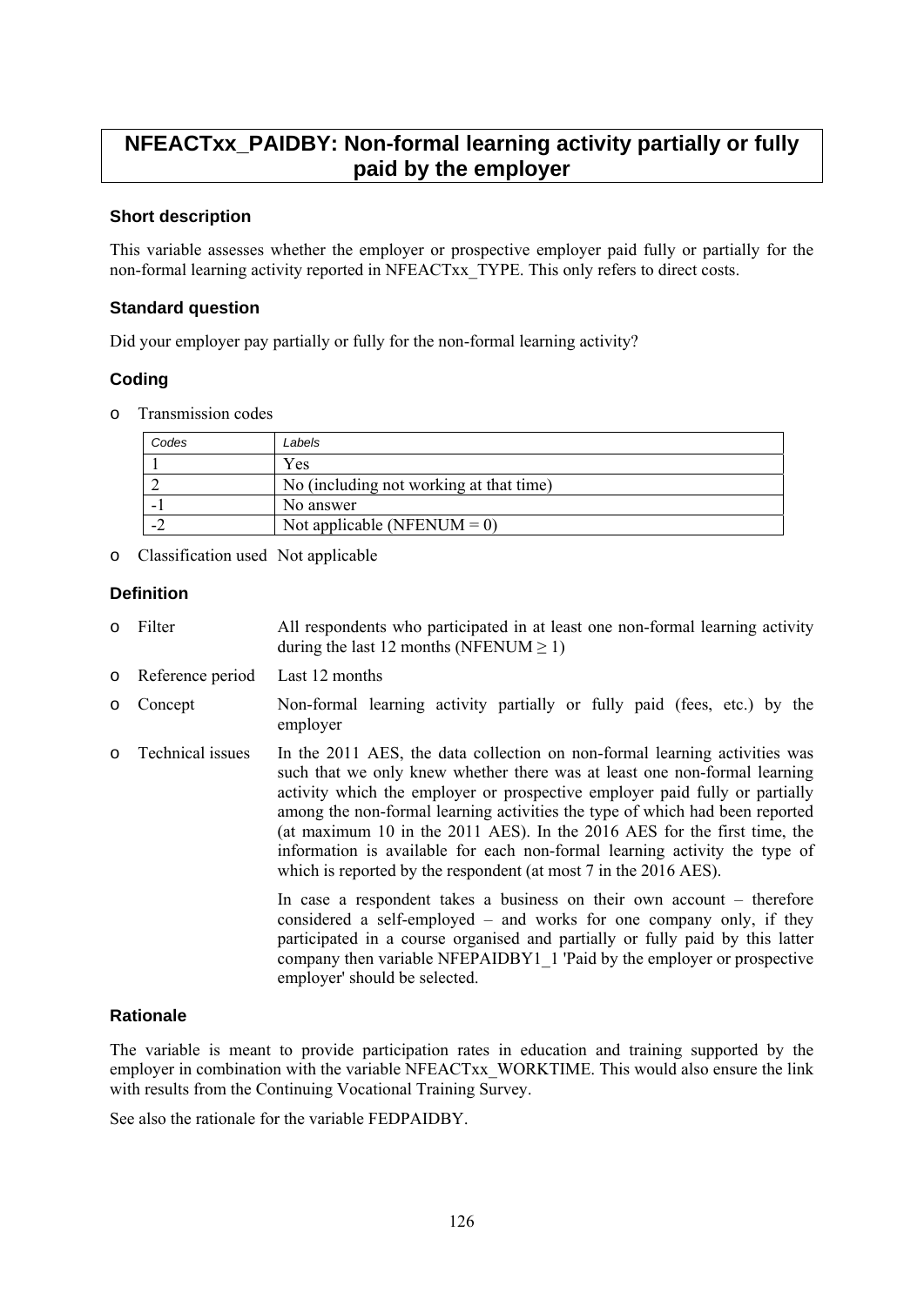# NFEACTxx_PAIDBY: Non-formal learning activity partially or fully paid by the employer

### Short description

This variable assesses whether the employer or prospective employer paid fully or partially for the non-formal learning activity reported in NFEACTxx_TYPE. This only refers to direct costs.

### Standard question

Did your employer pay partially or fully for the non-formal learning activity?

### Coding

- Transmission codes

| Codes | Labels |
|---|---|
| 1 | Yes |
| 2 | No (including not working at that time) |
| -1 | No answer |
| -2 | Not applicable (NFENUM = 0) |

- Classification used Not applicable

### Definition

- Filter: All respondents who participated in at least one non-formal learning activity during the last 12 months (NFENUM ≥ 1)
- Reference period: Last 12 months
- Concept: Non-formal learning activity partially or fully paid (fees, etc.) by the employer
- Technical issues: In the 2011 AES, the data collection on non-formal learning activities was such that we only knew whether there was at least one non-formal learning activity which the employer or prospective employer paid fully or partially among the non-formal learning activities the type of which had been reported (at maximum 10 in the 2011 AES). In the 2016 AES for the first time, the information is available for each non-formal learning activity the type of which is reported by the respondent (at most 7 in the 2016 AES).

  In case a respondent takes a business on their own account – therefore considered a self-employed – and works for one company only, if they participated in a course organised and partially or fully paid by this latter company then variable NFEPAIDBY1_1 'Paid by the employer or prospective employer' should be selected.

### Rationale

The variable is meant to provide participation rates in education and training supported by the employer in combination with the variable NFEACTxx_WORKTIME. This would also ensure the link with results from the Continuing Vocational Training Survey.

See also the rationale for the variable FEDPAIDBY.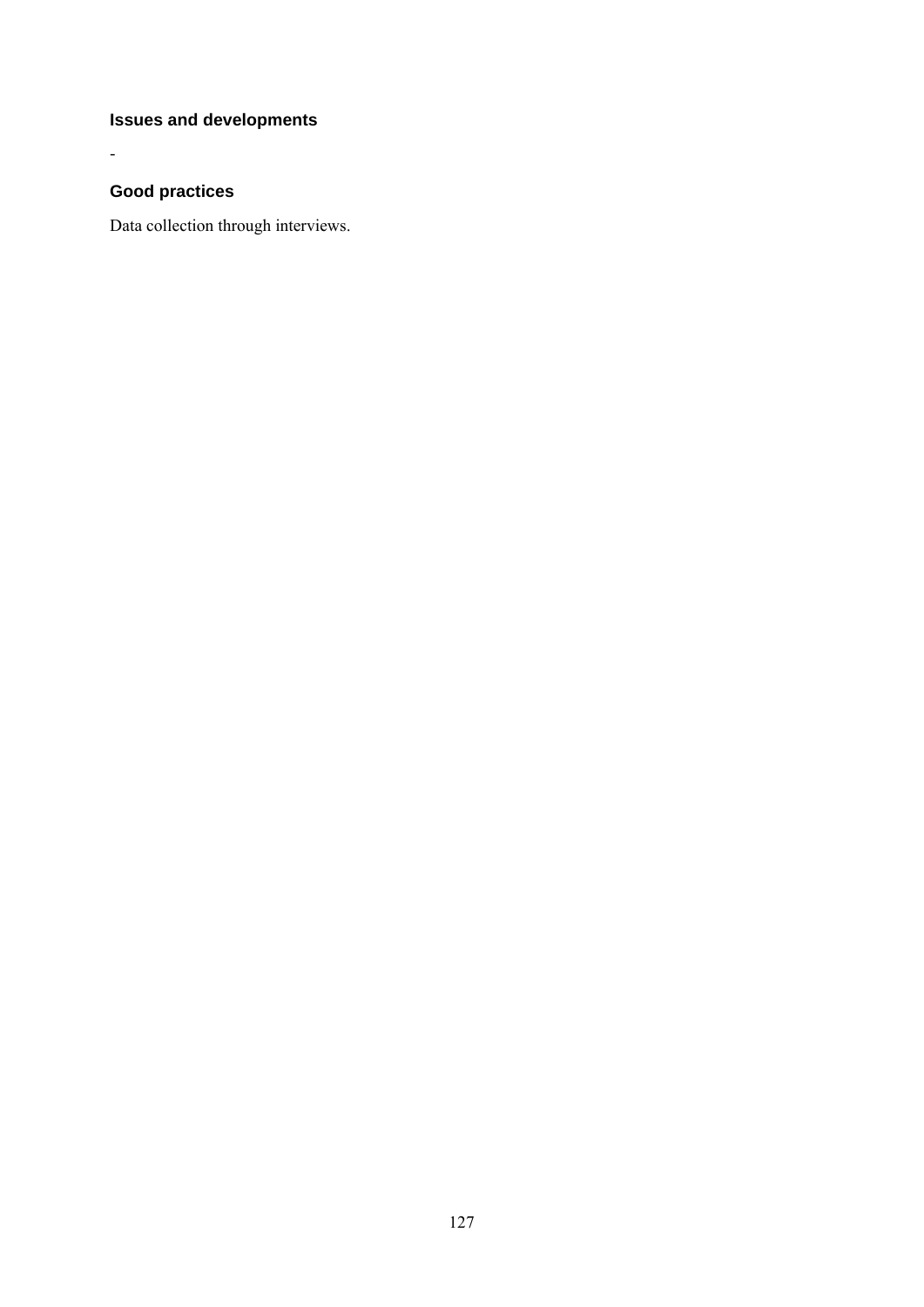### Issues and developments

-

### Good practices

Data collection through interviews.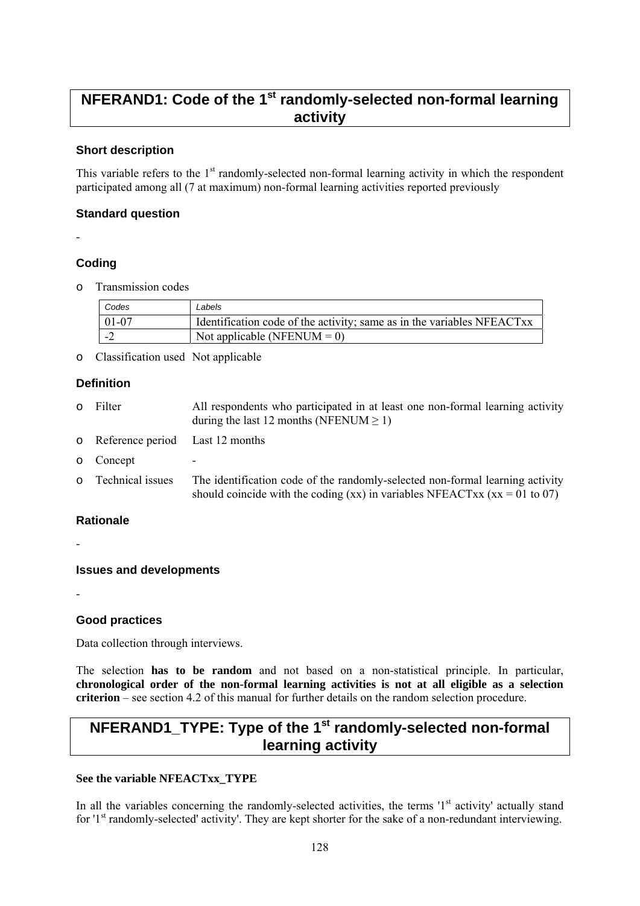# NFERAND1: Code of the 1st randomly-selected non-formal learning activity

### Short description

This variable refers to the 1st randomly-selected non-formal learning activity in which the respondent participated among all (7 at maximum) non-formal learning activities reported previously

### Standard question

-

### Coding

- Transmission codes

| Codes | Labels |
|---|---|
| 01-07 | Identification code of the activity; same as in the variables NFEACTxx |
| -2 | Not applicable (NFENUM = 0) |

- Classification used Not applicable

### Definition

- Filter — All respondents who participated in at least one non-formal learning activity during the last 12 months (NFENUM ≥ 1)
- Reference period — Last 12 months
- Concept — -
- Technical issues — The identification code of the randomly-selected non-formal learning activity should coincide with the coding (xx) in variables NFEACTxx (xx = 01 to 07)

### Rationale

-

### Issues and developments

-

### Good practices

Data collection through interviews.

The selection **has to be random** and not based on a non-statistical principle. In particular, **chronological order of the non-formal learning activities is not at all eligible as a selection criterion** – see section 4.2 of this manual for further details on the random selection procedure.

# NFERAND1_TYPE: Type of the 1st randomly-selected non-formal learning activity

**See the variable NFEACTxx_TYPE**

In all the variables concerning the randomly-selected activities, the terms '1st activity' actually stand for '1st randomly-selected' activity'. They are kept shorter for the sake of a non-redundant interviewing.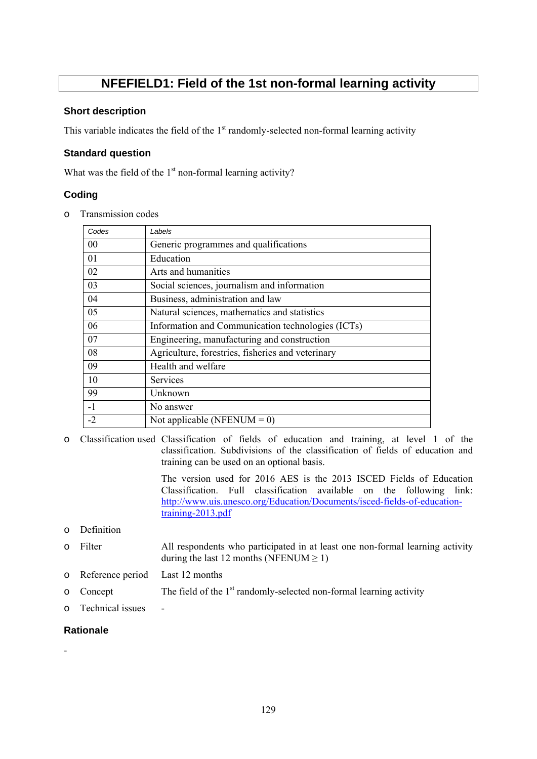# NFEFIELD1: Field of the 1st non-formal learning activity

## Short description

This variable indicates the field of the 1st randomly-selected non-formal learning activity

## Standard question

What was the field of the 1st non-formal learning activity?

## Coding

- Transmission codes

| Codes | Labels |
|---|---|
| 00 | Generic programmes and qualifications |
| 01 | Education |
| 02 | Arts and humanities |
| 03 | Social sciences, journalism and information |
| 04 | Business, administration and law |
| 05 | Natural sciences, mathematics and statistics |
| 06 | Information and Communication technologies (ICTs) |
| 07 | Engineering, manufacturing and construction |
| 08 | Agriculture, forestries, fisheries and veterinary |
| 09 | Health and welfare |
| 10 | Services |
| 99 | Unknown |
| -1 | No answer |
| -2 | Not applicable (NFENUM = 0) |

- Classification used: Classification of fields of education and training, at level 1 of the classification. Subdivisions of the classification of fields of education and training can be used on an optional basis.

  The version used for 2016 AES is the 2013 ISCED Fields of Education Classification. Full classification available on the following link: http://www.uis.unesco.org/Education/Documents/isced-fields-of-education-training-2013.pdf

- Definition
- Filter: All respondents who participated in at least one non-formal learning activity during the last 12 months (NFENUM $\geq$ 1)
- Reference period: Last 12 months
- Concept: The field of the 1st randomly-selected non-formal learning activity
- Technical issues: -

## Rationale

-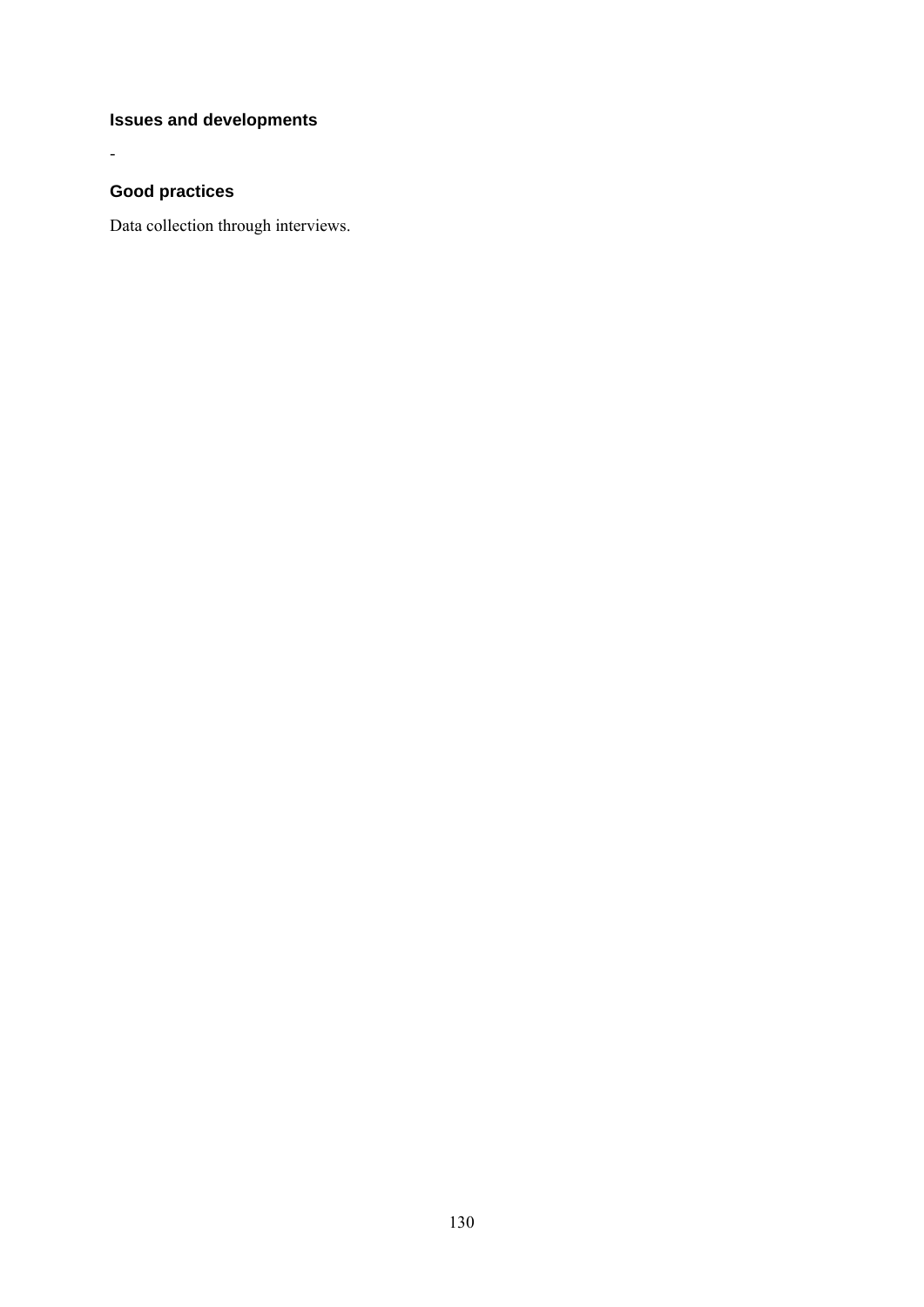### Issues and developments

-

### Good practices

Data collection through interviews.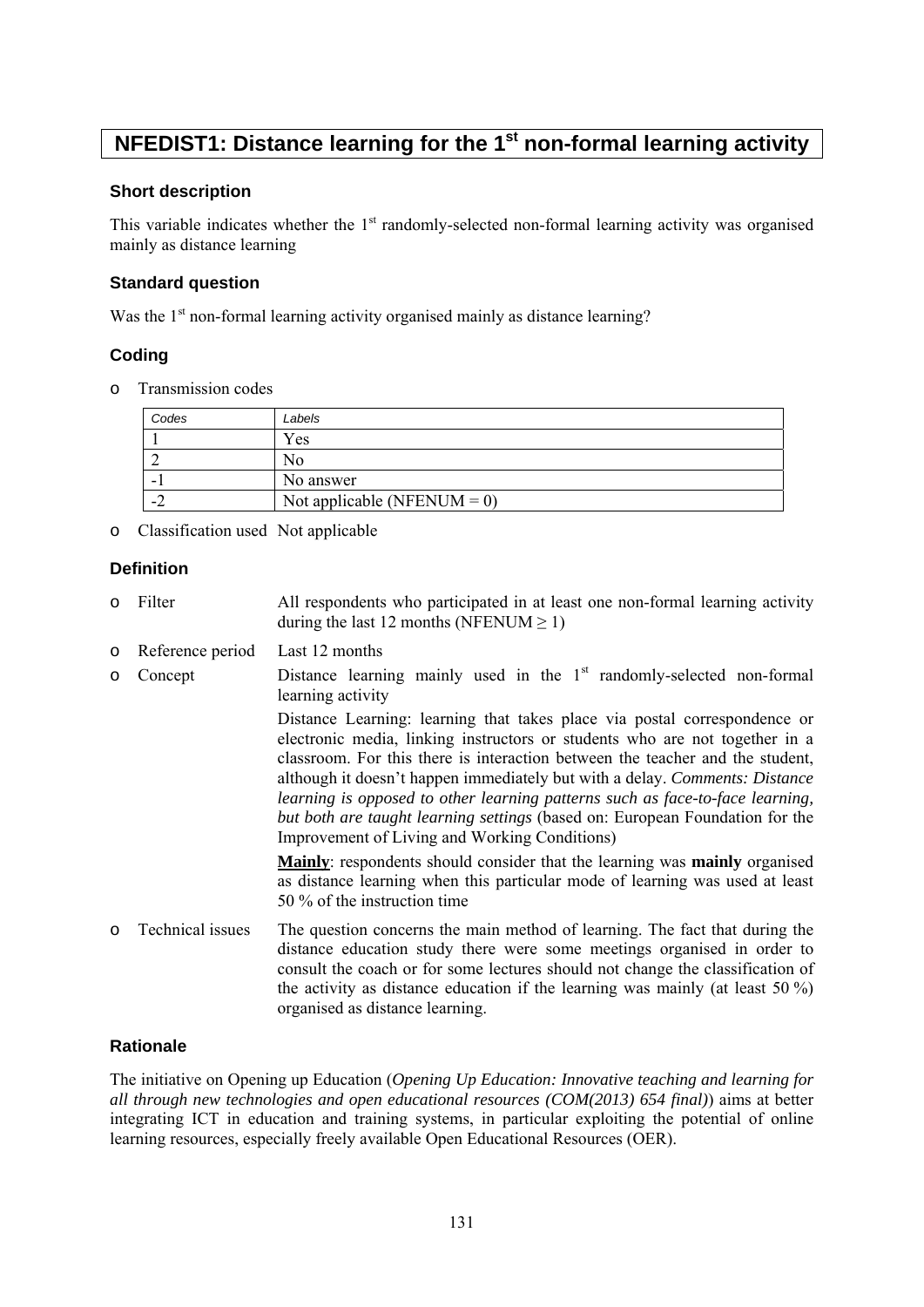# NFEDIST1: Distance learning for the 1st non-formal learning activity

### Short description

This variable indicates whether the 1st randomly-selected non-formal learning activity was organised mainly as distance learning

### Standard question

Was the 1st non-formal learning activity organised mainly as distance learning?

### Coding

- Transmission codes

| Codes | Labels |
|---|---|
| 1 | Yes |
| 2 | No |
| -1 | No answer |
| -2 | Not applicable (NFENUM = 0) |

- Classification used Not applicable

### Definition

- Filter: All respondents who participated in at least one non-formal learning activity during the last 12 months (NFENUM ≥ 1)
- Reference period: Last 12 months
- Concept: Distance learning mainly used in the 1st randomly-selected non-formal learning activity

  Distance Learning: learning that takes place via postal correspondence or electronic media, linking instructors or students who are not together in a classroom. For this there is interaction between the teacher and the student, although it doesn't happen immediately but with a delay. *Comments: Distance learning is opposed to other learning patterns such as face-to-face learning, but both are taught learning settings* (based on: European Foundation for the Improvement of Living and Working Conditions)

  **Mainly**: respondents should consider that the learning was **mainly** organised as distance learning when this particular mode of learning was used at least 50 % of the instruction time
- Technical issues: The question concerns the main method of learning. The fact that during the distance education study there were some meetings organised in order to consult the coach or for some lectures should not change the classification of the activity as distance education if the learning was mainly (at least 50 %) organised as distance learning.

### Rationale

The initiative on Opening up Education (*Opening Up Education: Innovative teaching and learning for all through new technologies and open educational resources (COM(2013) 654 final)*) aims at better integrating ICT in education and training systems, in particular exploiting the potential of online learning resources, especially freely available Open Educational Resources (OER).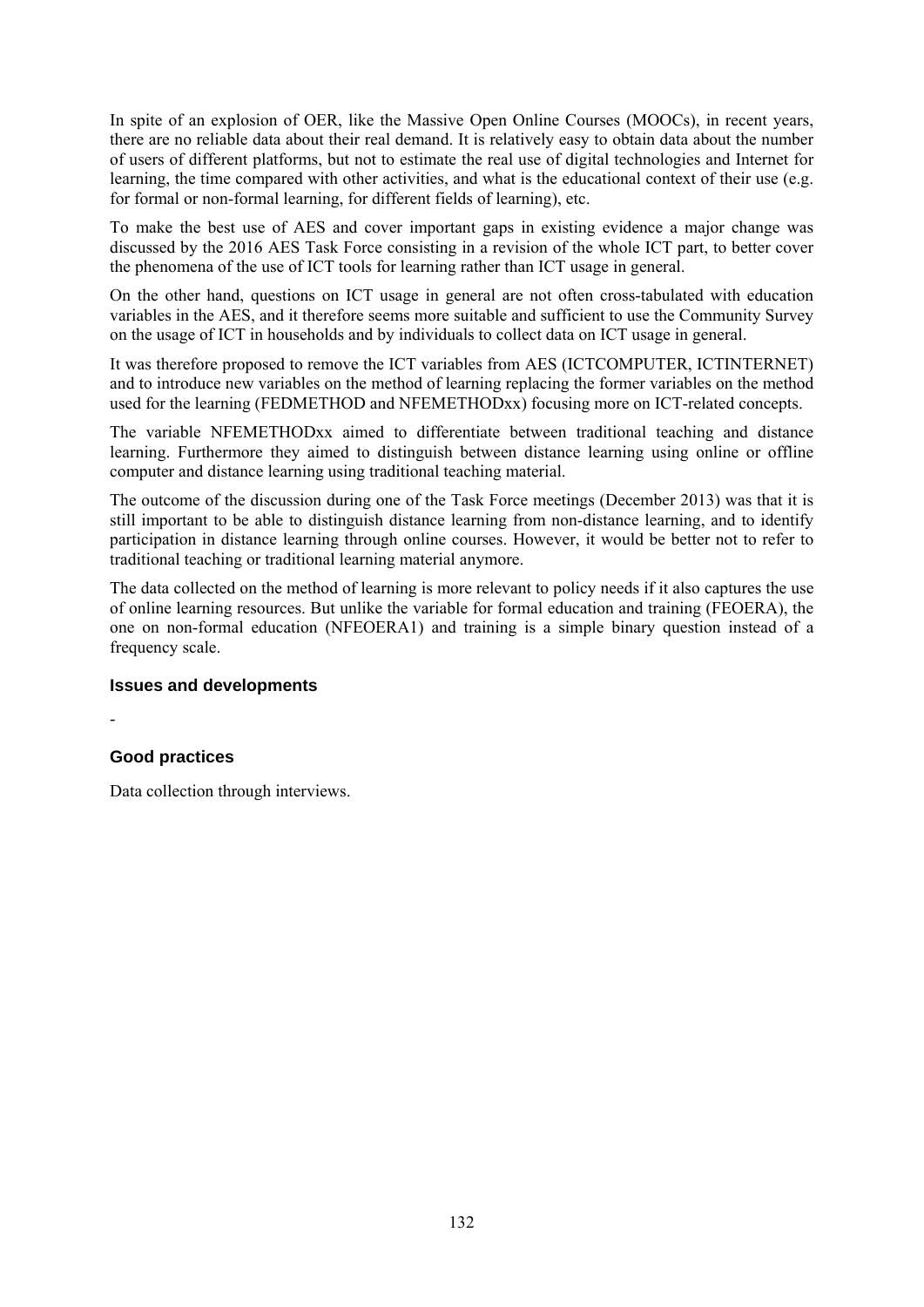In spite of an explosion of OER, like the Massive Open Online Courses (MOOCs), in recent years, there are no reliable data about their real demand. It is relatively easy to obtain data about the number of users of different platforms, but not to estimate the real use of digital technologies and Internet for learning, the time compared with other activities, and what is the educational context of their use (e.g. for formal or non-formal learning, for different fields of learning), etc.

To make the best use of AES and cover important gaps in existing evidence a major change was discussed by the 2016 AES Task Force consisting in a revision of the whole ICT part, to better cover the phenomena of the use of ICT tools for learning rather than ICT usage in general.

On the other hand, questions on ICT usage in general are not often cross-tabulated with education variables in the AES, and it therefore seems more suitable and sufficient to use the Community Survey on the usage of ICT in households and by individuals to collect data on ICT usage in general.

It was therefore proposed to remove the ICT variables from AES (ICTCOMPUTER, ICTINTERNET) and to introduce new variables on the method of learning replacing the former variables on the method used for the learning (FEDMETHOD and NFEMETHODxx) focusing more on ICT-related concepts.

The variable NFEMETHODxx aimed to differentiate between traditional teaching and distance learning. Furthermore they aimed to distinguish between distance learning using online or offline computer and distance learning using traditional teaching material.

The outcome of the discussion during one of the Task Force meetings (December 2013) was that it is still important to be able to distinguish distance learning from non-distance learning, and to identify participation in distance learning through online courses. However, it would be better not to refer to traditional teaching or traditional learning material anymore.

The data collected on the method of learning is more relevant to policy needs if it also captures the use of online learning resources. But unlike the variable for formal education and training (FEOERA), the one on non-formal education (NFEOERA1) and training is a simple binary question instead of a frequency scale.

### Issues and developments

-

### Good practices

Data collection through interviews.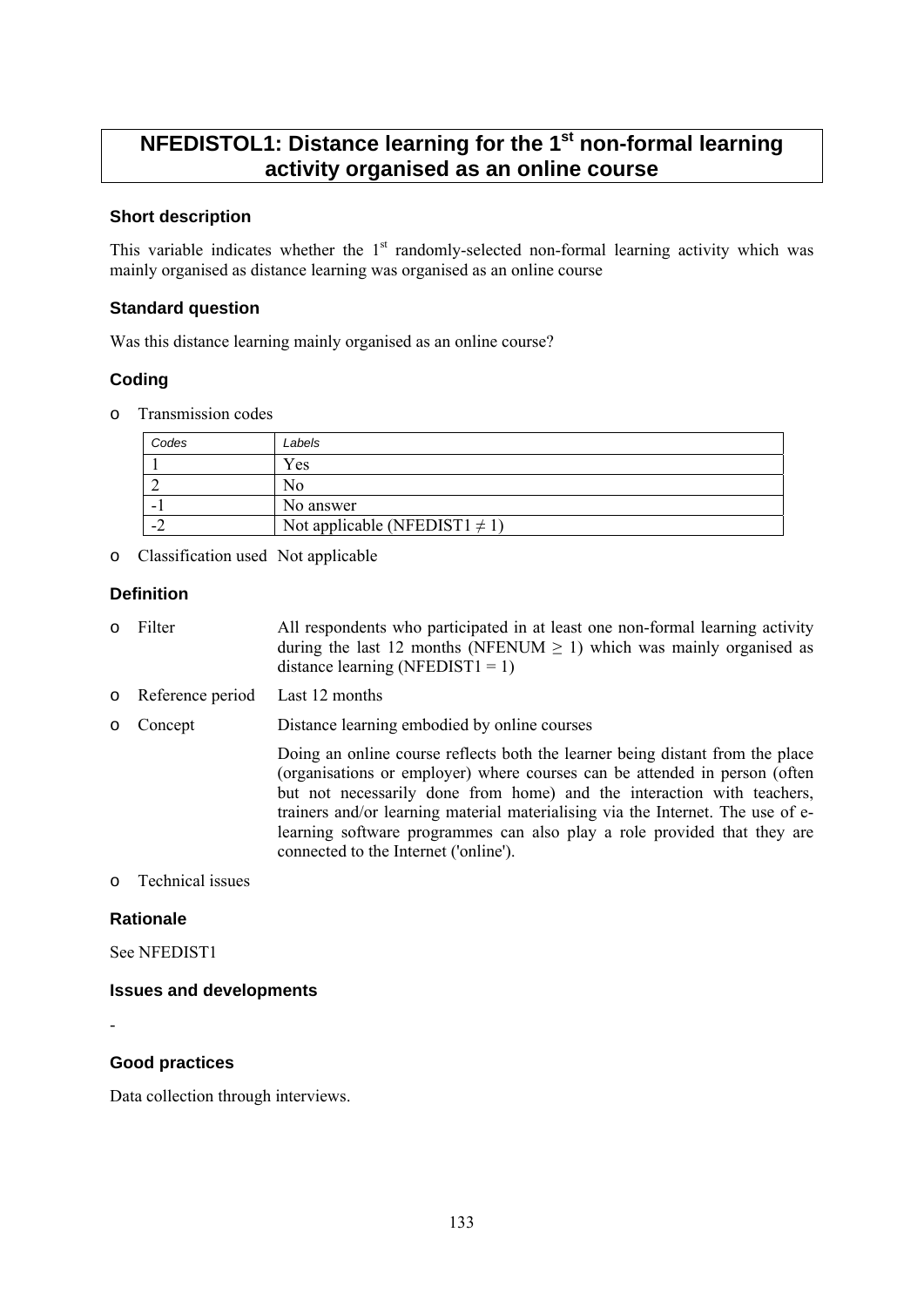# NFEDISTOL1: Distance learning for the 1st non-formal learning activity organised as an online course

### Short description

This variable indicates whether the 1st randomly-selected non-formal learning activity which was mainly organised as distance learning was organised as an online course

### Standard question

Was this distance learning mainly organised as an online course?

### Coding

- Transmission codes

| *Codes* | *Labels* |
|---|---|
| 1 | Yes |
| 2 | No |
| -1 | No answer |
| -2 | Not applicable (NFEDIST1 ≠ 1) |

- Classification used   Not applicable

### Definition

- Filter: All respondents who participated in at least one non-formal learning activity during the last 12 months (NFENUM ≥ 1) which was mainly organised as distance learning (NFEDIST1 = 1)
- Reference period: Last 12 months
- Concept: Distance learning embodied by online courses

  Doing an online course reflects both the learner being distant from the place (organisations or employer) where courses can be attended in person (often but not necessarily done from home) and the interaction with teachers, trainers and/or learning material materialising via the Internet. The use of e-learning software programmes can also play a role provided that they are connected to the Internet ('online').
- Technical issues

### Rationale

See NFEDIST1

### Issues and developments

-

### Good practices

Data collection through interviews.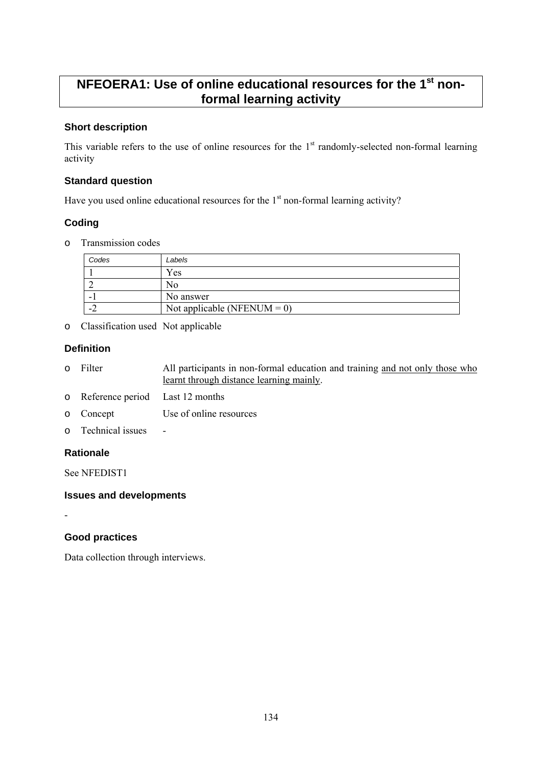# NFEOERA1: Use of online educational resources for the 1st non-formal learning activity

### Short description

This variable refers to the use of online resources for the 1st randomly-selected non-formal learning activity

### Standard question

Have you used online educational resources for the 1st non-formal learning activity?

### Coding

- Transmission codes

| Codes | Labels |
|---|---|
| 1 | Yes |
| 2 | No |
| -1 | No answer |
| -2 | Not applicable (NFENUM = 0) |

- Classification used  Not applicable

### Definition

- Filter  All participants in non-formal education and training and not only those who learnt through distance learning mainly.
- Reference period  Last 12 months
- Concept  Use of online resources
- Technical issues  -

### Rationale

See NFEDIST1

### Issues and developments

-

### Good practices

Data collection through interviews.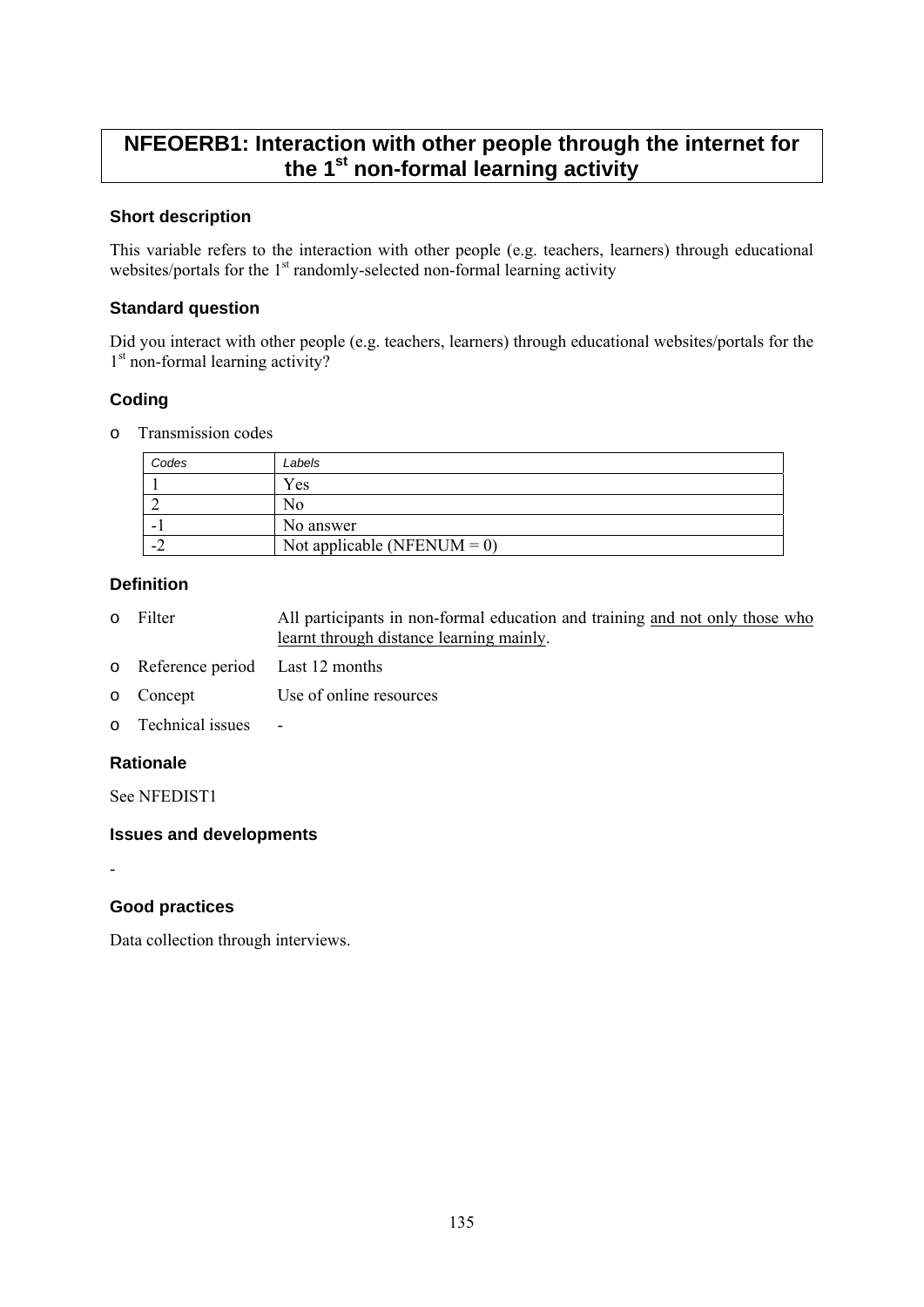# NFEOERB1: Interaction with other people through the internet for the 1st non-formal learning activity

### Short description

This variable refers to the interaction with other people (e.g. teachers, learners) through educational websites/portals for the 1st randomly-selected non-formal learning activity

### Standard question

Did you interact with other people (e.g. teachers, learners) through educational websites/portals for the 1st non-formal learning activity?

### Coding

- Transmission codes

| *Codes* | *Labels* |
|---|---|
| 1 | Yes |
| 2 | No |
| -1 | No answer |
| -2 | Not applicable (NFENUM = 0) |

### Definition

- Filter — All participants in non-formal education and training <u>and not only those who learnt through distance learning mainly</u>.
- Reference period — Last 12 months
- Concept — Use of online resources
- Technical issues — -

### Rationale

See NFEDIST1

### Issues and developments

-

### Good practices

Data collection through interviews.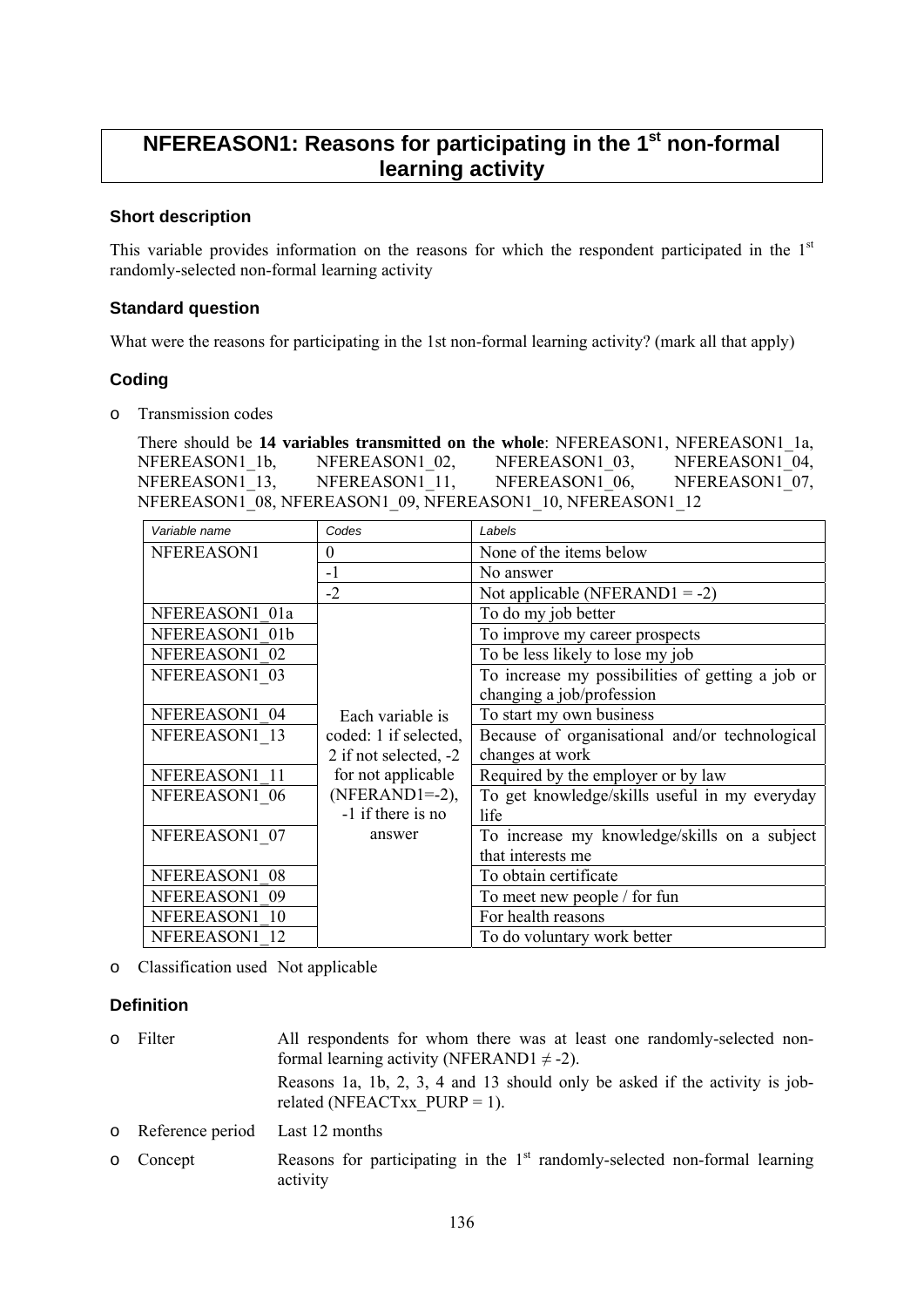# NFEREASON1: Reasons for participating in the 1st non-formal learning activity

### Short description

This variable provides information on the reasons for which the respondent participated in the 1st randomly-selected non-formal learning activity

### Standard question

What were the reasons for participating in the 1st non-formal learning activity? (mark all that apply)

### Coding

- Transmission codes

  There should be **14 variables transmitted on the whole**: NFEREASON1, NFEREASON1_1a, NFEREASON1_1b, NFEREASON1_02, NFEREASON1_03, NFEREASON1_04, NFEREASON1_13, NFEREASON1_11, NFEREASON1_06, NFEREASON1_07, NFEREASON1_08, NFEREASON1_09, NFEREASON1_10, NFEREASON1_12

| *Variable name* | *Codes* | *Labels* |
|---|---|---|
| NFEREASON1 | 0 | None of the items below |
| | -1 | No answer |
| | -2 | Not applicable (NFERAND1 = -2) |
| NFEREASON1_01a | Each variable is coded: 1 if selected, 2 if not selected, -2 for not applicable (NFERAND1=-2), -1 if there is no answer | To do my job better |
| NFEREASON1_01b | | To improve my career prospects |
| NFEREASON1_02 | | To be less likely to lose my job |
| NFEREASON1_03 | | To increase my possibilities of getting a job or changing a job/profession |
| NFEREASON1_04 | | To start my own business |
| NFEREASON1_13 | | Because of organisational and/or technological changes at work |
| NFEREASON1_11 | | Required by the employer or by law |
| NFEREASON1_06 | | To get knowledge/skills useful in my everyday life |
| NFEREASON1_07 | | To increase my knowledge/skills on a subject that interests me |
| NFEREASON1_08 | | To obtain certificate |
| NFEREASON1_09 | | To meet new people / for fun |
| NFEREASON1_10 | | For health reasons |
| NFEREASON1_12 | | To do voluntary work better |

- Classification used Not applicable

### Definition

- Filter: All respondents for whom there was at least one randomly-selected non-formal learning activity (NFERAND1 ≠ -2).

  Reasons 1a, 1b, 2, 3, 4 and 13 should only be asked if the activity is job-related (NFEACTxx_PURP = 1).

- Reference period: Last 12 months
- Concept: Reasons for participating in the 1st randomly-selected non-formal learning activity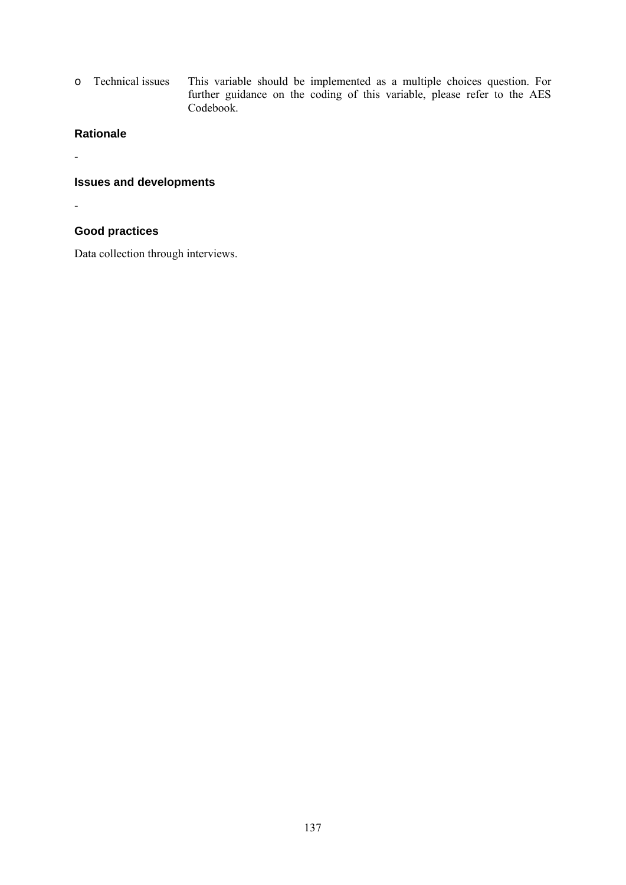- Technical issues: This variable should be implemented as a multiple choices question. For further guidance on the coding of this variable, please refer to the AES Codebook.

### Rationale

-

### Issues and developments

-

### Good practices

Data collection through interviews.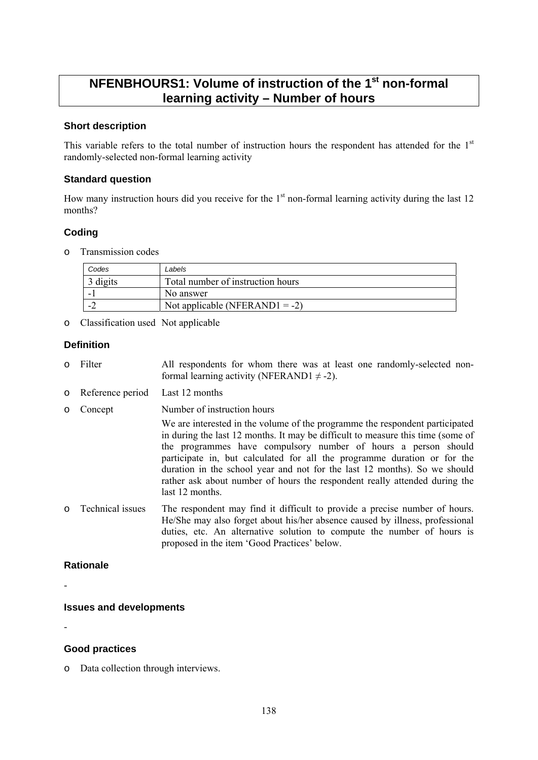# NFENBHOURS1: Volume of instruction of the 1st non-formal learning activity – Number of hours

### Short description

This variable refers to the total number of instruction hours the respondent has attended for the 1st randomly-selected non-formal learning activity

### Standard question

How many instruction hours did you receive for the 1st non-formal learning activity during the last 12 months?

### Coding

- Transmission codes

| Codes | Labels |
|---|---|
| 3 digits | Total number of instruction hours |
| -1 | No answer |
| -2 | Not applicable (NFERAND1 = -2) |

- Classification used  Not applicable

### Definition

- Filter: All respondents for whom there was at least one randomly-selected non-formal learning activity (NFERAND1 ≠ -2).
- Reference period: Last 12 months
- Concept: Number of instruction hours

  We are interested in the volume of the programme the respondent participated in during the last 12 months. It may be difficult to measure this time (some of the programmes have compulsory number of hours a person should participate in, but calculated for all the programme duration or for the duration in the school year and not for the last 12 months). So we should rather ask about number of hours the respondent really attended during the last 12 months.
- Technical issues: The respondent may find it difficult to provide a precise number of hours. He/She may also forget about his/her absence caused by illness, professional duties, etc. An alternative solution to compute the number of hours is proposed in the item 'Good Practices' below.

### Rationale

-

### Issues and developments

-

### Good practices

- Data collection through interviews.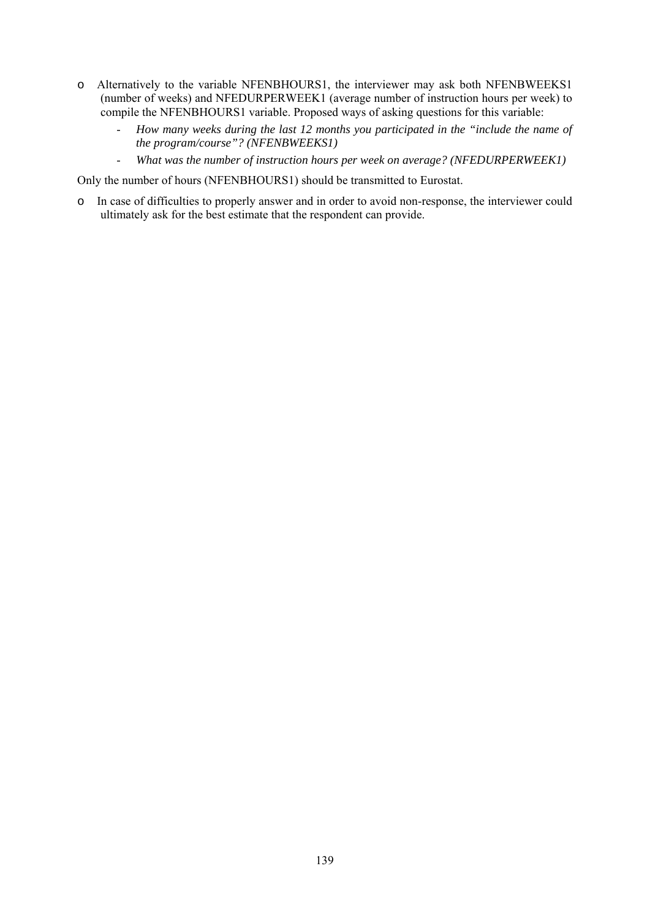- Alternatively to the variable NFENBHOURS1, the interviewer may ask both NFENBWEEKS1 (number of weeks) and NFEDURPERWEEK1 (average number of instruction hours per week) to compile the NFENBHOURS1 variable. Proposed ways of asking questions for this variable:
  - *How many weeks during the last 12 months you participated in the "include the name of the program/course"? (NFENBWEEKS1)*
  - *What was the number of instruction hours per week on average? (NFEDURPERWEEK1)*

Only the number of hours (NFENBHOURS1) should be transmitted to Eurostat.

- In case of difficulties to properly answer and in order to avoid non-response, the interviewer could ultimately ask for the best estimate that the respondent can provide.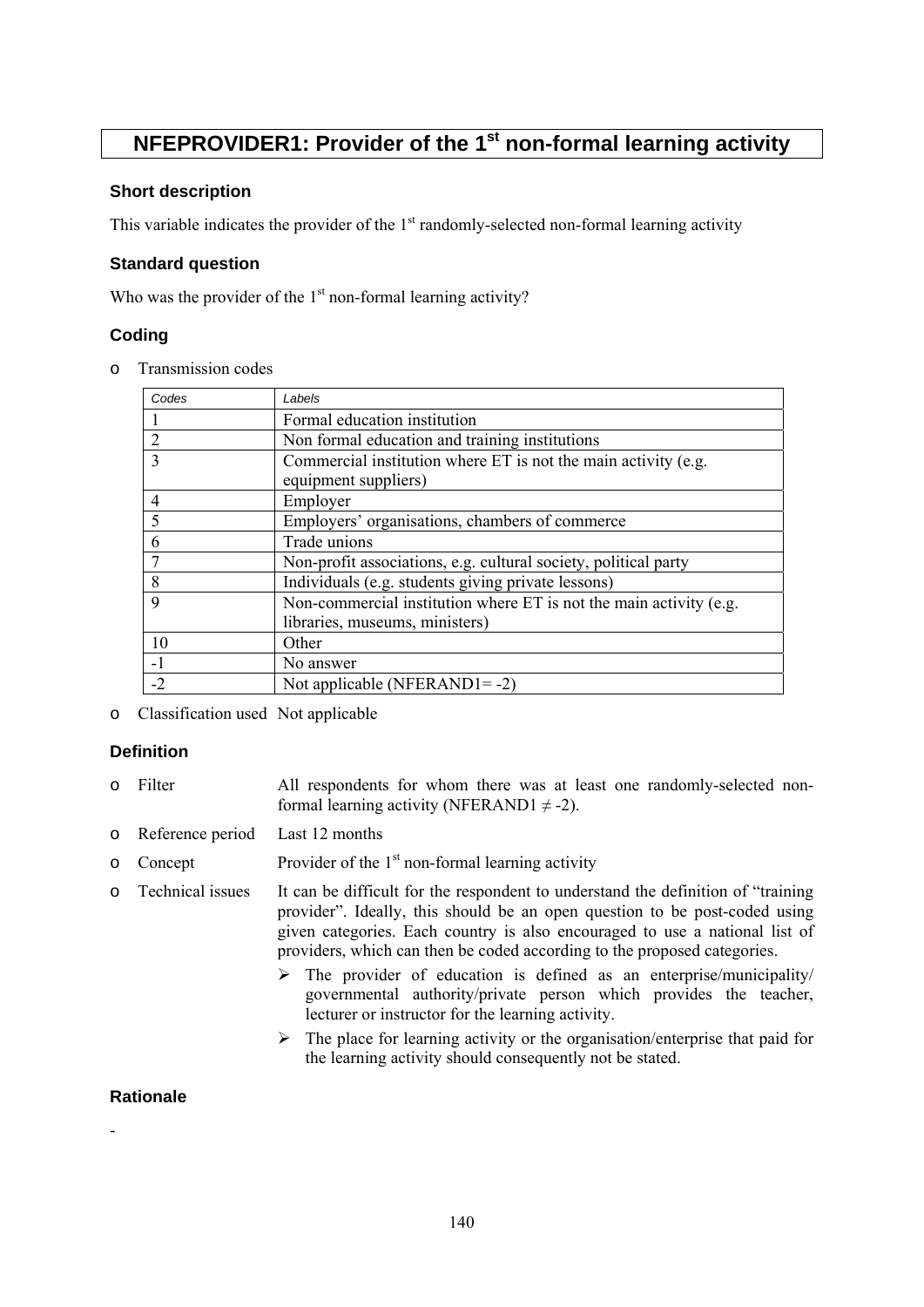# NFEPROVIDER1: Provider of the 1st non-formal learning activity

### Short description

This variable indicates the provider of the 1st randomly-selected non-formal learning activity

### Standard question

Who was the provider of the 1st non-formal learning activity?

### Coding

- Transmission codes

| Codes | Labels |
|---|---|
| 1 | Formal education institution |
| 2 | Non formal education and training institutions |
| 3 | Commercial institution where ET is not the main activity (e.g. equipment suppliers) |
| 4 | Employer |
| 5 | Employers' organisations, chambers of commerce |
| 6 | Trade unions |
| 7 | Non-profit associations, e.g. cultural society, political party |
| 8 | Individuals (e.g. students giving private lessons) |
| 9 | Non-commercial institution where ET is not the main activity (e.g. libraries, museums, ministers) |
| 10 | Other |
| -1 | No answer |
| -2 | Not applicable (NFERAND1= -2) |

- Classification used Not applicable

### Definition

- Filter: All respondents for whom there was at least one randomly-selected non-formal learning activity (NFERAND1 $\neq$ -2).
- Reference period: Last 12 months
- Concept: Provider of the 1st non-formal learning activity
- Technical issues: It can be difficult for the respondent to understand the definition of "training provider". Ideally, this should be an open question to be post-coded using given categories. Each country is also encouraged to use a national list of providers, which can then be coded according to the proposed categories.
  - The provider of education is defined as an enterprise/municipality/ governmental authority/private person which provides the teacher, lecturer or instructor for the learning activity.
  - The place for learning activity or the organisation/enterprise that paid for the learning activity should consequently not be stated.

### Rationale

-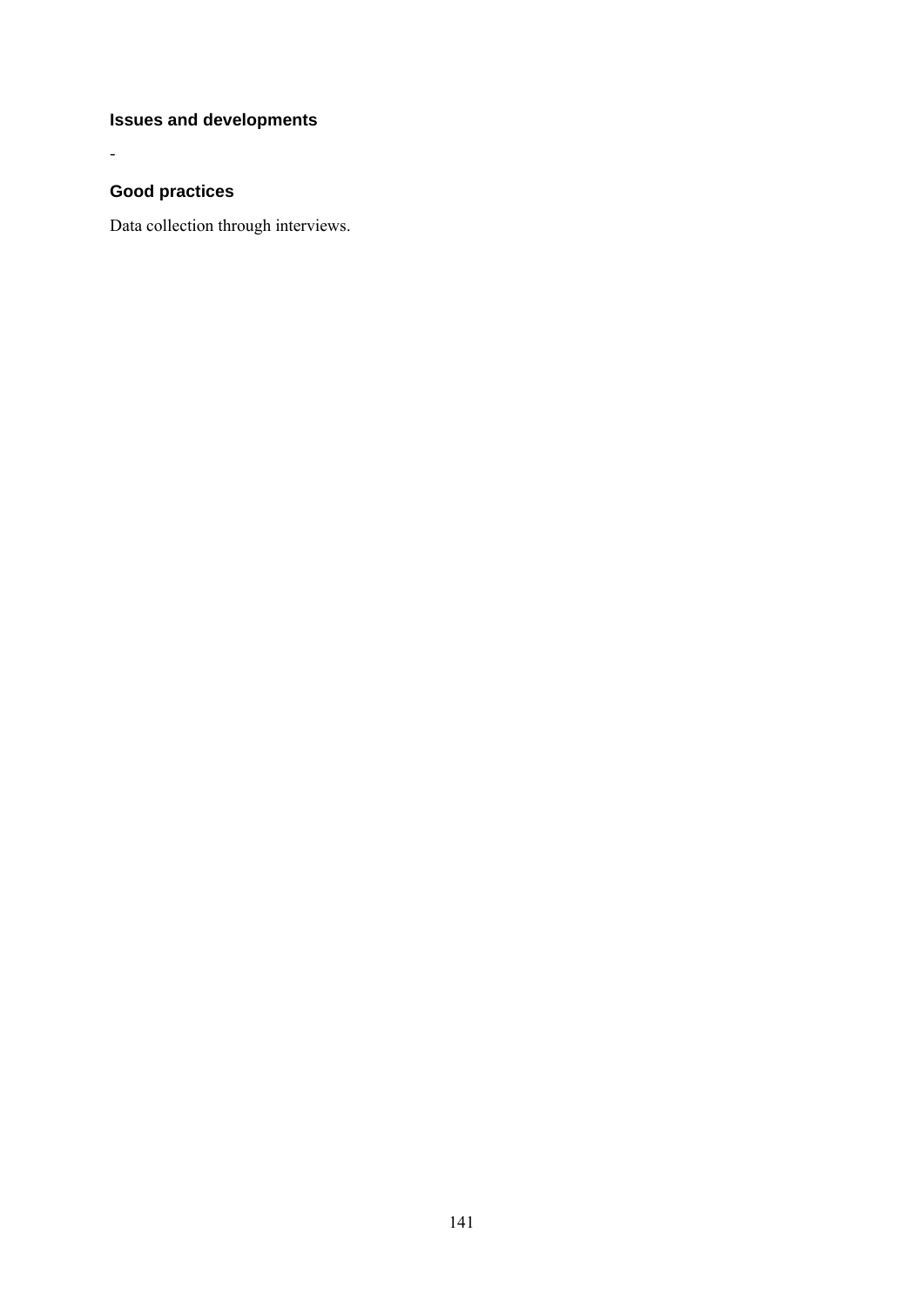### Issues and developments

-

### Good practices

Data collection through interviews.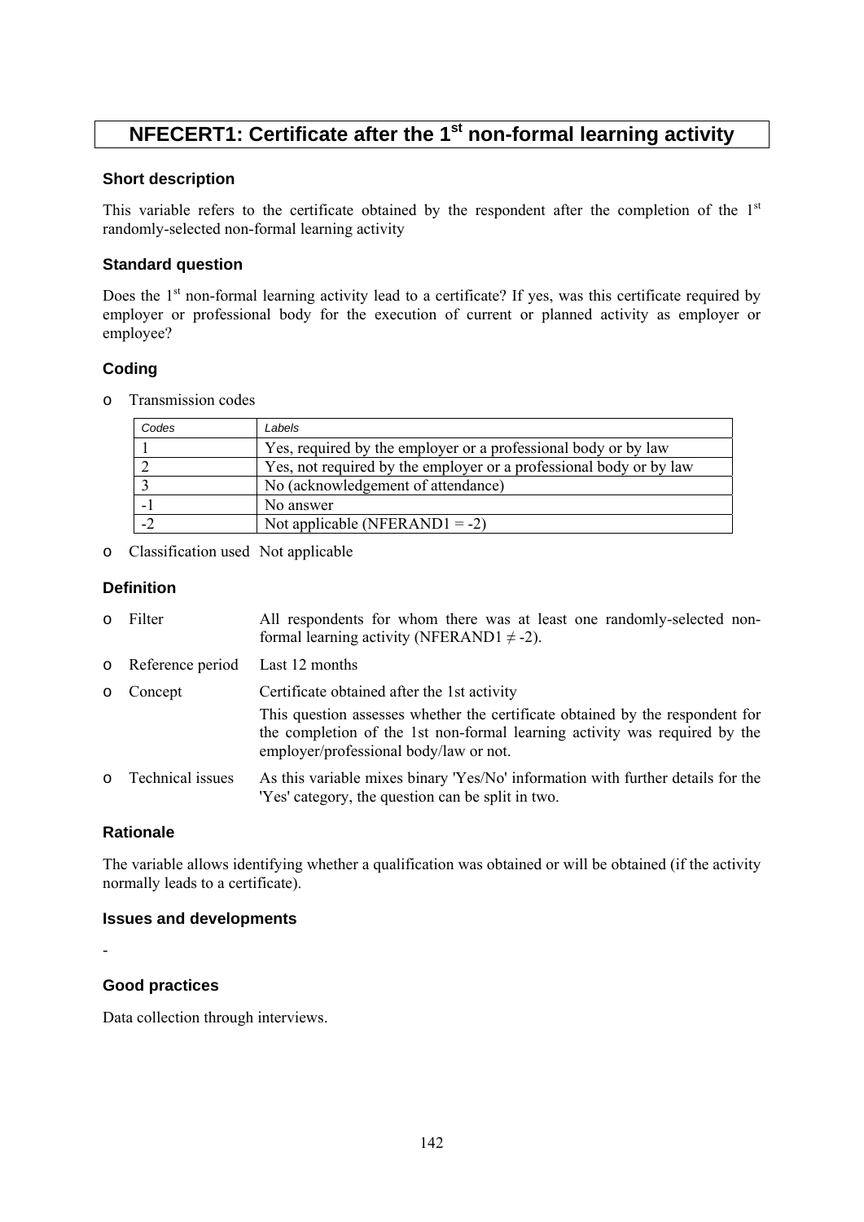# NFECERT1: Certificate after the 1st non-formal learning activity

### Short description

This variable refers to the certificate obtained by the respondent after the completion of the 1st randomly-selected non-formal learning activity

### Standard question

Does the 1st non-formal learning activity lead to a certificate? If yes, was this certificate required by employer or professional body for the execution of current or planned activity as employer or employee?

### Coding

- Transmission codes

| Codes | Labels |
|---|---|
| 1 | Yes, required by the employer or a professional body or by law |
| 2 | Yes, not required by the employer or a professional body or by law |
| 3 | No (acknowledgement of attendance) |
| -1 | No answer |
| -2 | Not applicable (NFERAND1 = -2) |

- Classification used Not applicable

### Definition

- Filter: All respondents for whom there was at least one randomly-selected non-formal learning activity (NFERAND1 ≠ -2).
- Reference period: Last 12 months
- Concept: Certificate obtained after the 1st activity

  This question assesses whether the certificate obtained by the respondent for the completion of the 1st non-formal learning activity was required by the employer/professional body/law or not.
- Technical issues: As this variable mixes binary 'Yes/No' information with further details for the 'Yes' category, the question can be split in two.

### Rationale

The variable allows identifying whether a qualification was obtained or will be obtained (if the activity normally leads to a certificate).

### Issues and developments

-

### Good practices

Data collection through interviews.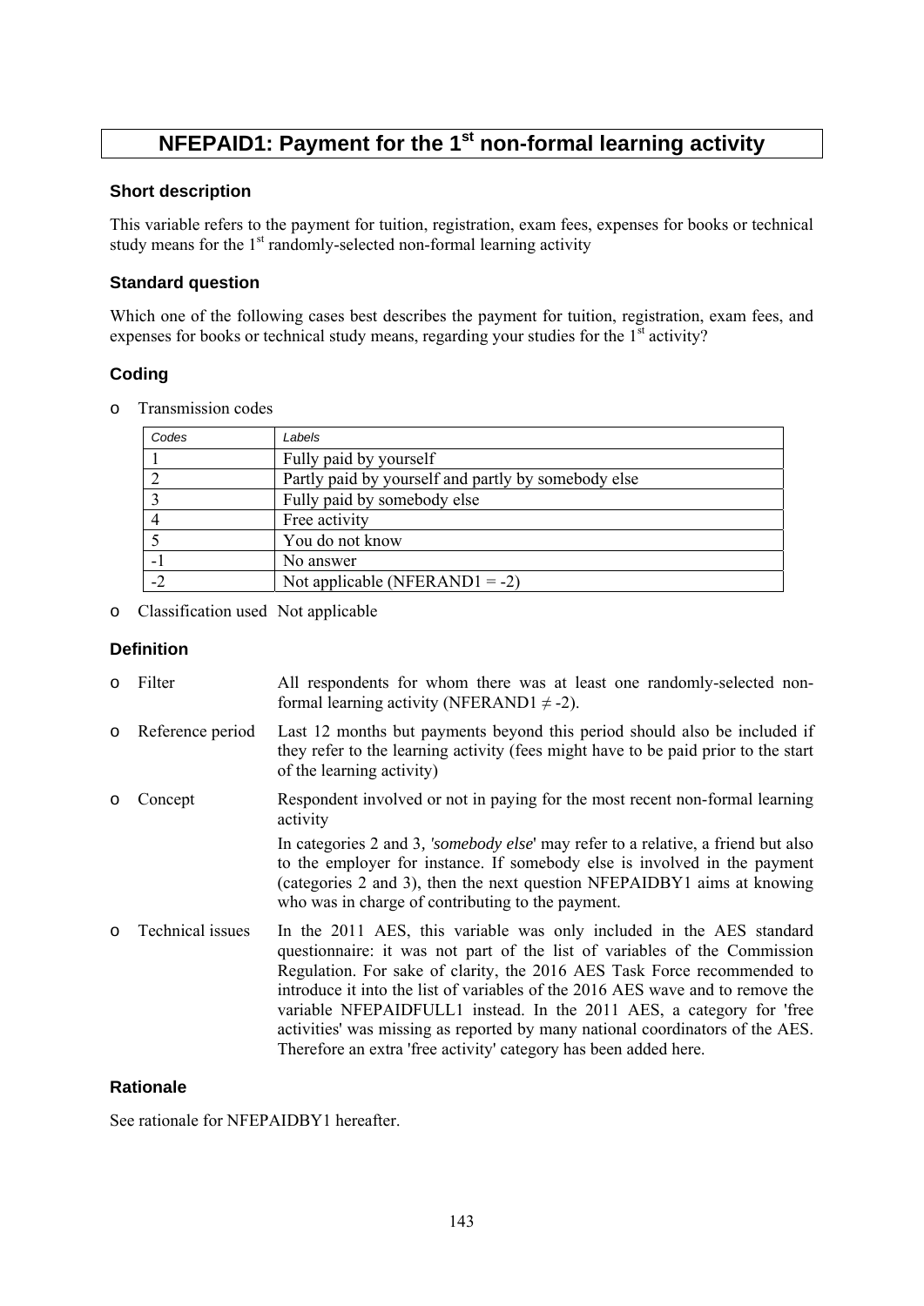# NFEPAID1: Payment for the 1st non-formal learning activity

### Short description

This variable refers to the payment for tuition, registration, exam fees, expenses for books or technical study means for the 1st randomly-selected non-formal learning activity

### Standard question

Which one of the following cases best describes the payment for tuition, registration, exam fees, and expenses for books or technical study means, regarding your studies for the 1st activity?

### Coding

- Transmission codes

| Codes | Labels |
| --- | --- |
| 1 | Fully paid by yourself |
| 2 | Partly paid by yourself and partly by somebody else |
| 3 | Fully paid by somebody else |
| 4 | Free activity |
| 5 | You do not know |
| -1 | No answer |
| -2 | Not applicable (NFERAND1 = -2) |

- Classification used  Not applicable

### Definition

- Filter: All respondents for whom there was at least one randomly-selected non-formal learning activity (NFERAND1 ≠ -2).
- Reference period: Last 12 months but payments beyond this period should also be included if they refer to the learning activity (fees might have to be paid prior to the start of the learning activity)
- Concept: Respondent involved or not in paying for the most recent non-formal learning activity

  In categories 2 and 3, '*somebody else*' may refer to a relative, a friend but also to the employer for instance. If somebody else is involved in the payment (categories 2 and 3), then the next question NFEPAIDBY1 aims at knowing who was in charge of contributing to the payment.
- Technical issues: In the 2011 AES, this variable was only included in the AES standard questionnaire: it was not part of the list of variables of the Commission Regulation. For sake of clarity, the 2016 AES Task Force recommended to introduce it into the list of variables of the 2016 AES wave and to remove the variable NFEPAIDFULL1 instead. In the 2011 AES, a category for 'free activities' was missing as reported by many national coordinators of the AES. Therefore an extra 'free activity' category has been added here.

### Rationale

See rationale for NFEPAIDBY1 hereafter.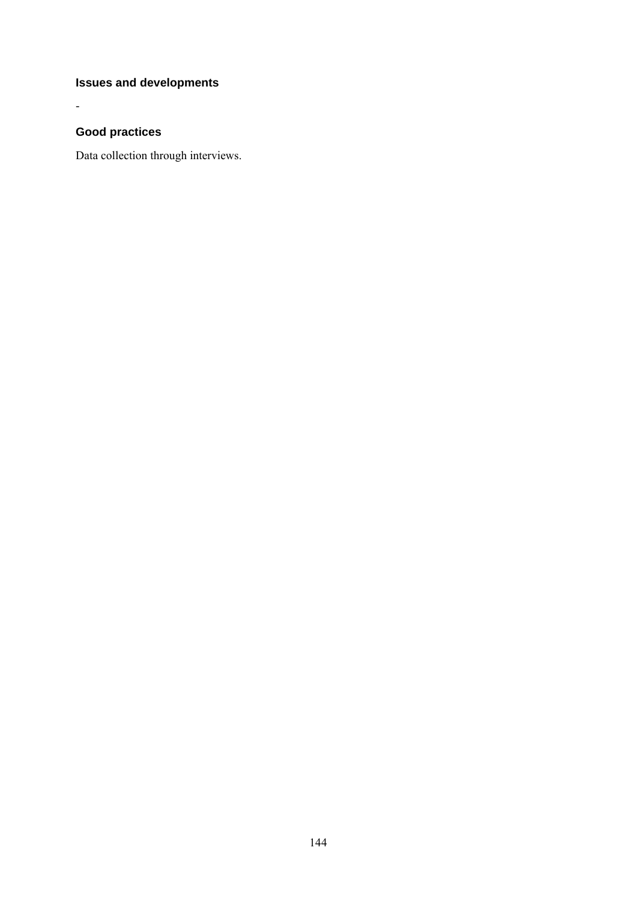### Issues and developments

-

### Good practices

Data collection through interviews.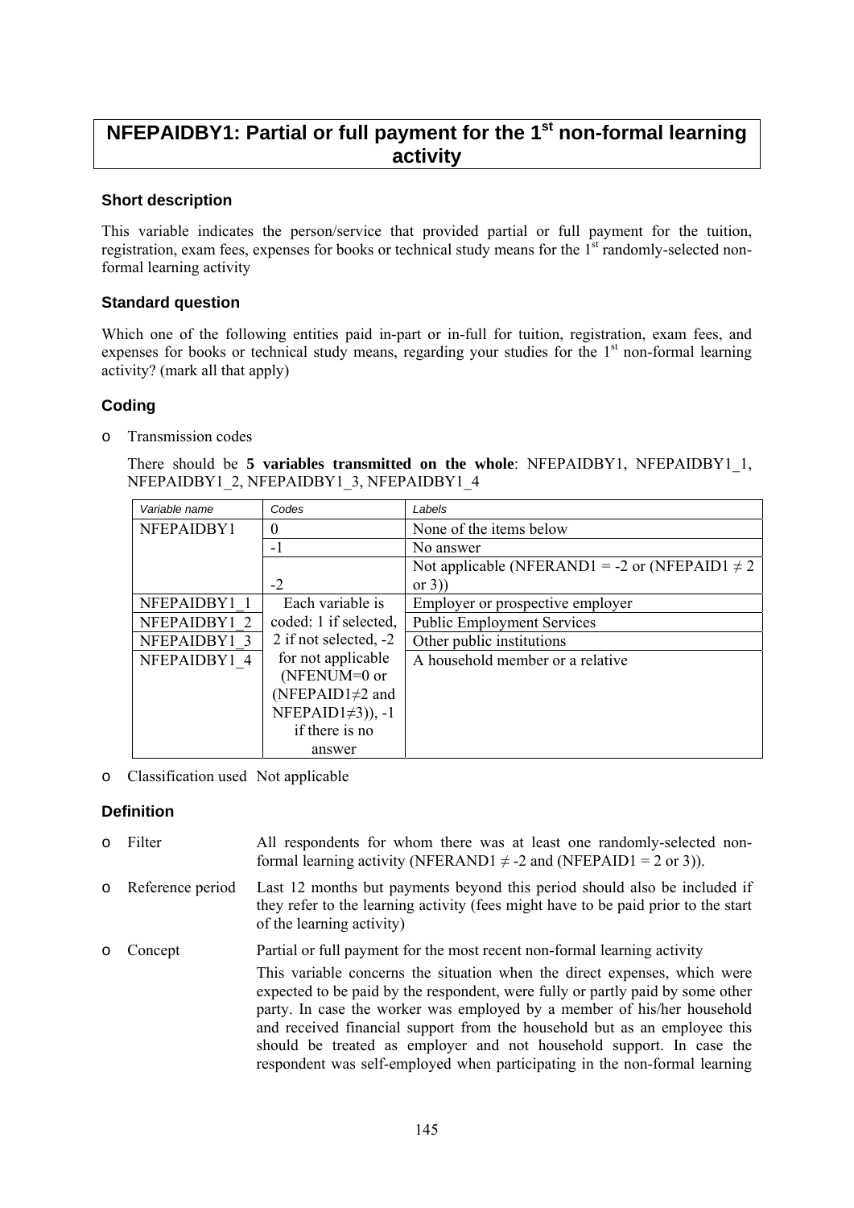# NFEPAIDBY1: Partial or full payment for the 1st non-formal learning activity

### Short description

This variable indicates the person/service that provided partial or full payment for the tuition, registration, exam fees, expenses for books or technical study means for the 1st randomly-selected non-formal learning activity

### Standard question

Which one of the following entities paid in-part or in-full for tuition, registration, exam fees, and expenses for books or technical study means, regarding your studies for the 1st non-formal learning activity? (mark all that apply)

### Coding

- Transmission codes

  There should be **5 variables transmitted on the whole**: NFEPAIDBY1, NFEPAIDBY1_1, NFEPAIDBY1_2, NFEPAIDBY1_3, NFEPAIDBY1_4

| *Variable name* | *Codes* | *Labels* |
|---|---|---|
| NFEPAIDBY1 | 0 | None of the items below |
| | -1 | No answer |
| | -2 | Not applicable (NFERAND1 = -2 or (NFEPAID1 ≠ 2 or 3)) |
| NFEPAIDBY1_1 | Each variable is coded: 1 if selected, 2 if not selected, -2 for not applicable (NFENUM=0 or (NFEPAID1≠2 and NFEPAID1≠3)), -1 if there is no answer | Employer or prospective employer |
| NFEPAIDBY1_2 | | Public Employment Services |
| NFEPAIDBY1_3 | | Other public institutions |
| NFEPAIDBY1_4 | | A household member or a relative |

- Classification used Not applicable

### Definition

- Filter: All respondents for whom there was at least one randomly-selected non-formal learning activity (NFERAND1 ≠ -2 and (NFEPAID1 = 2 or 3)).
- Reference period: Last 12 months but payments beyond this period should also be included if they refer to the learning activity (fees might have to be paid prior to the start of the learning activity)
- Concept: Partial or full payment for the most recent non-formal learning activity

  This variable concerns the situation when the direct expenses, which were expected to be paid by the respondent, were fully or partly paid by some other party. In case the worker was employed by a member of his/her household and received financial support from the household but as an employee this should be treated as employer and not household support. In case the respondent was self-employed when participating in the non-formal learning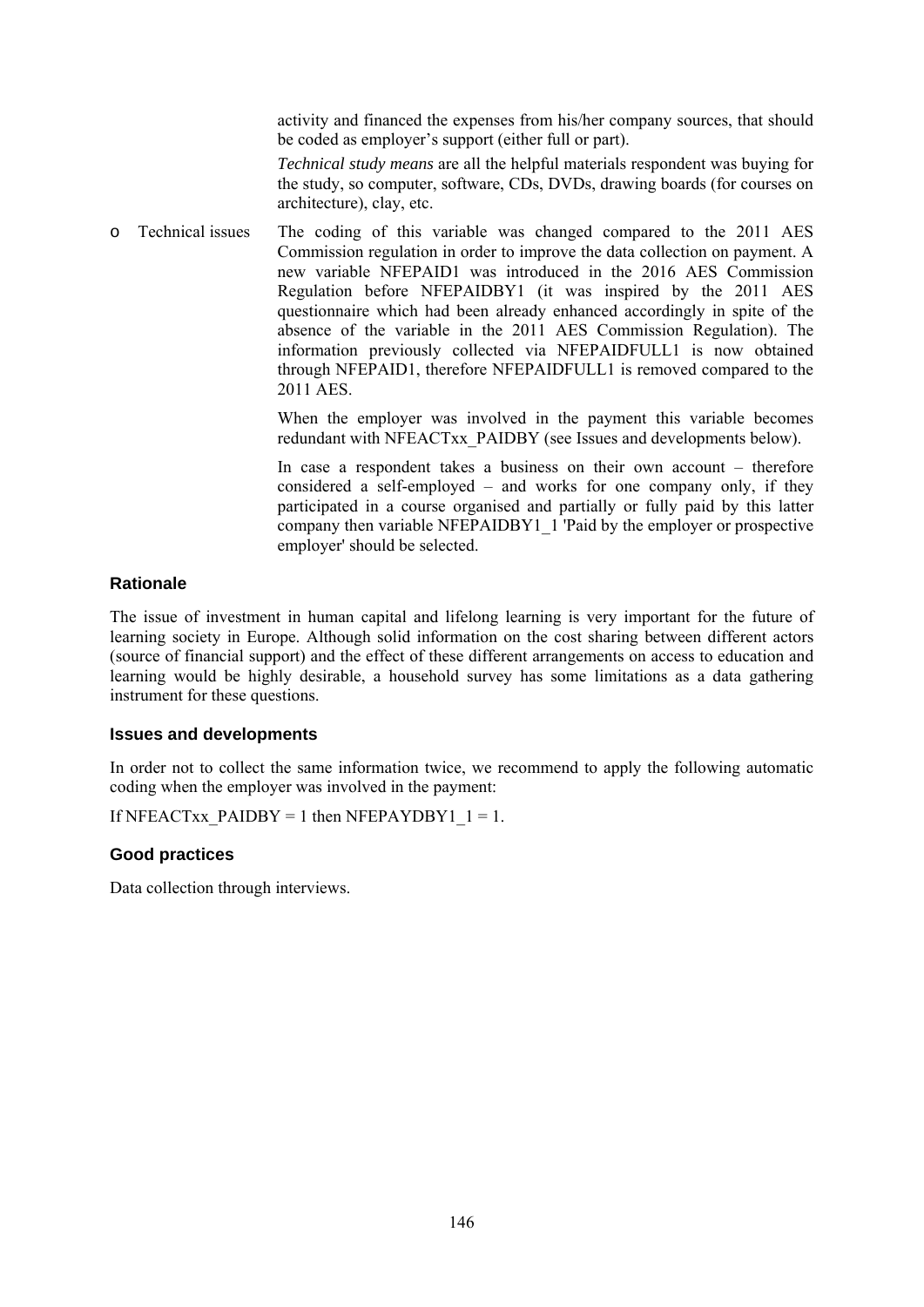activity and financed the expenses from his/her company sources, that should be coded as employer's support (either full or part).

*Technical study means* are all the helpful materials respondent was buying for the study, so computer, software, CDs, DVDs, drawing boards (for courses on architecture), clay, etc.

- Technical issues: The coding of this variable was changed compared to the 2011 AES Commission regulation in order to improve the data collection on payment. A new variable NFEPAID1 was introduced in the 2016 AES Commission Regulation before NFEPAIDBY1 (it was inspired by the 2011 AES questionnaire which had been already enhanced accordingly in spite of the absence of the variable in the 2011 AES Commission Regulation). The information previously collected via NFEPAIDFULL1 is now obtained through NFEPAID1, therefore NFEPAIDFULL1 is removed compared to the 2011 AES.

  When the employer was involved in the payment this variable becomes redundant with NFEACTxx_PAIDBY (see Issues and developments below).

  In case a respondent takes a business on their own account – therefore considered a self-employed – and works for one company only, if they participated in a course organised and partially or fully paid by this latter company then variable NFEPAIDBY1_1 'Paid by the employer or prospective employer' should be selected.

### Rationale

The issue of investment in human capital and lifelong learning is very important for the future of learning society in Europe. Although solid information on the cost sharing between different actors (source of financial support) and the effect of these different arrangements on access to education and learning would be highly desirable, a household survey has some limitations as a data gathering instrument for these questions.

### Issues and developments

In order not to collect the same information twice, we recommend to apply the following automatic coding when the employer was involved in the payment:

If NFEACTxx_PAIDBY = 1 then NFEPAYDBY1_1 = 1.

### Good practices

Data collection through interviews.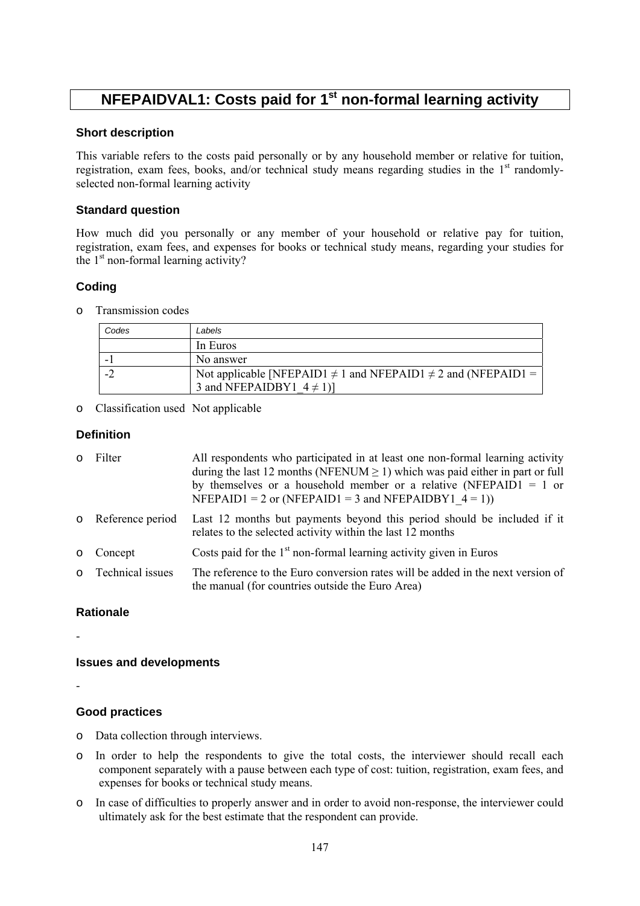# NFEPAIDVAL1: Costs paid for 1st non-formal learning activity

### Short description

This variable refers to the costs paid personally or by any household member or relative for tuition, registration, exam fees, books, and/or technical study means regarding studies in the 1st randomly-selected non-formal learning activity

### Standard question

How much did you personally or any member of your household or relative pay for tuition, registration, exam fees, and expenses for books or technical study means, regarding your studies for the 1st non-formal learning activity?

### Coding

- Transmission codes

| Codes | Labels |
|---|---|
| | In Euros |
| -1 | No answer |
| -2 | Not applicable [NFEPAID1 ≠ 1 and NFEPAID1 ≠ 2 and (NFEPAID1 = 3 and NFEPAIDBY1_4 ≠ 1)] |

- Classification used Not applicable

### Definition

- Filter: All respondents who participated in at least one non-formal learning activity during the last 12 months (NFENUM ≥ 1) which was paid either in part or full by themselves or a household member or a relative (NFEPAID1 = 1 or NFEPAID1 = 2 or (NFEPAID1 = 3 and NFEPAIDBY1_4 = 1))
- Reference period: Last 12 months but payments beyond this period should be included if it relates to the selected activity within the last 12 months
- Concept: Costs paid for the 1st non-formal learning activity given in Euros
- Technical issues: The reference to the Euro conversion rates will be added in the next version of the manual (for countries outside the Euro Area)

### Rationale

-

### Issues and developments

-

### Good practices

- Data collection through interviews.
- In order to help the respondents to give the total costs, the interviewer should recall each component separately with a pause between each type of cost: tuition, registration, exam fees, and expenses for books or technical study means.
- In case of difficulties to properly answer and in order to avoid non-response, the interviewer could ultimately ask for the best estimate that the respondent can provide.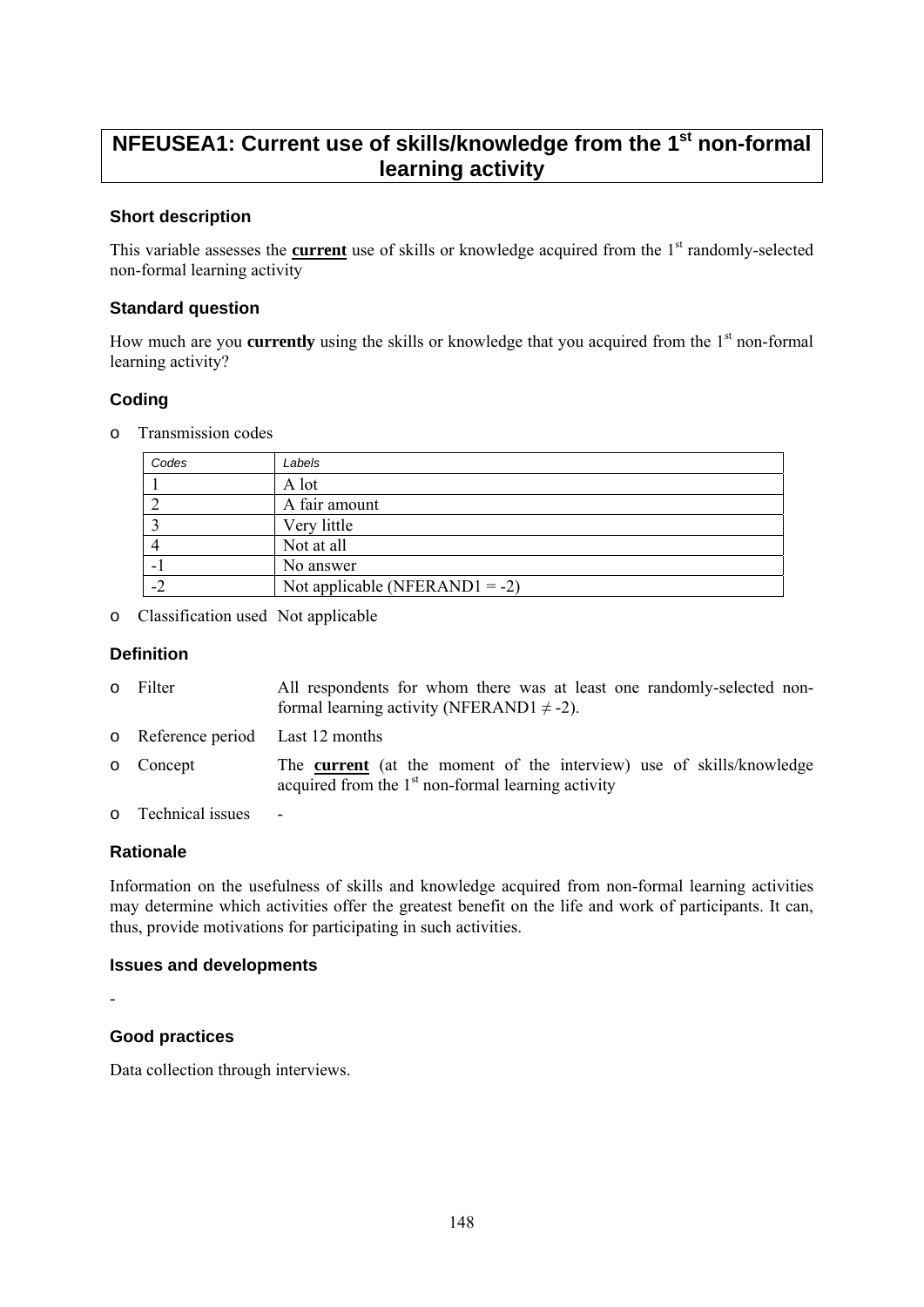# NFEUSEA1: Current use of skills/knowledge from the 1st non-formal learning activity

### Short description

This variable assesses the **current** use of skills or knowledge acquired from the 1st randomly-selected non-formal learning activity

### Standard question

How much are you **currently** using the skills or knowledge that you acquired from the 1st non-formal learning activity?

### Coding

- Transmission codes

| Codes | Labels |
|---|---|
| 1 | A lot |
| 2 | A fair amount |
| 3 | Very little |
| 4 | Not at all |
| -1 | No answer |
| -2 | Not applicable (NFERAND1 = -2) |

- Classification used Not applicable

### Definition

- Filter: All respondents for whom there was at least one randomly-selected non-formal learning activity (NFERAND1 ≠ -2).
- Reference period: Last 12 months
- Concept: The **current** (at the moment of the interview) use of skills/knowledge acquired from the 1st non-formal learning activity
- Technical issues: -

### Rationale

Information on the usefulness of skills and knowledge acquired from non-formal learning activities may determine which activities offer the greatest benefit on the life and work of participants. It can, thus, provide motivations for participating in such activities.

### Issues and developments

-

### Good practices

Data collection through interviews.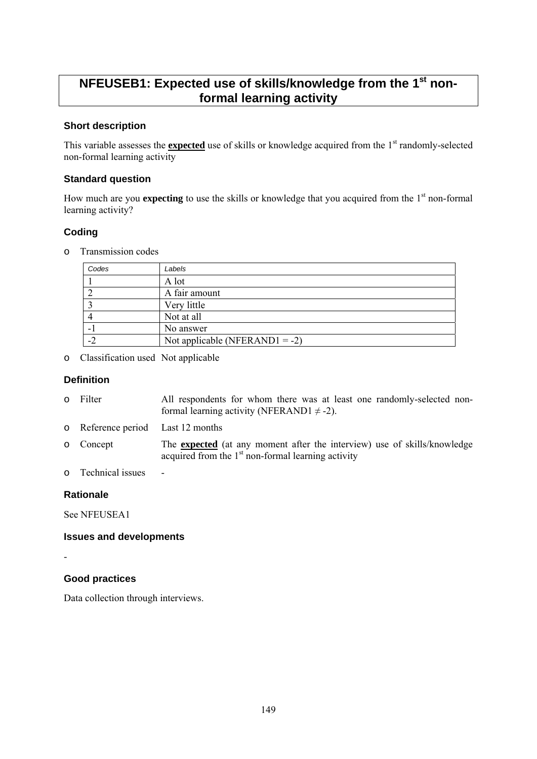# NFEUSEB1: Expected use of skills/knowledge from the 1st non-formal learning activity

### Short description

This variable assesses the **expected** use of skills or knowledge acquired from the 1st randomly-selected non-formal learning activity

### Standard question

How much are you **expecting** to use the skills or knowledge that you acquired from the 1st non-formal learning activity?

### Coding

- Transmission codes

| Codes | Labels |
|---|---|
| 1 | A lot |
| 2 | A fair amount |
| 3 | Very little |
| 4 | Not at all |
| -1 | No answer |
| -2 | Not applicable (NFERAND1 = -2) |

- Classification used Not applicable

### Definition

- Filter: All respondents for whom there was at least one randomly-selected non-formal learning activity (NFERAND1 ≠ -2).
- Reference period: Last 12 months
- Concept: The **expected** (at any moment after the interview) use of skills/knowledge acquired from the 1st non-formal learning activity
- Technical issues: -

### Rationale

See NFEUSEA1

### Issues and developments

-

### Good practices

Data collection through interviews.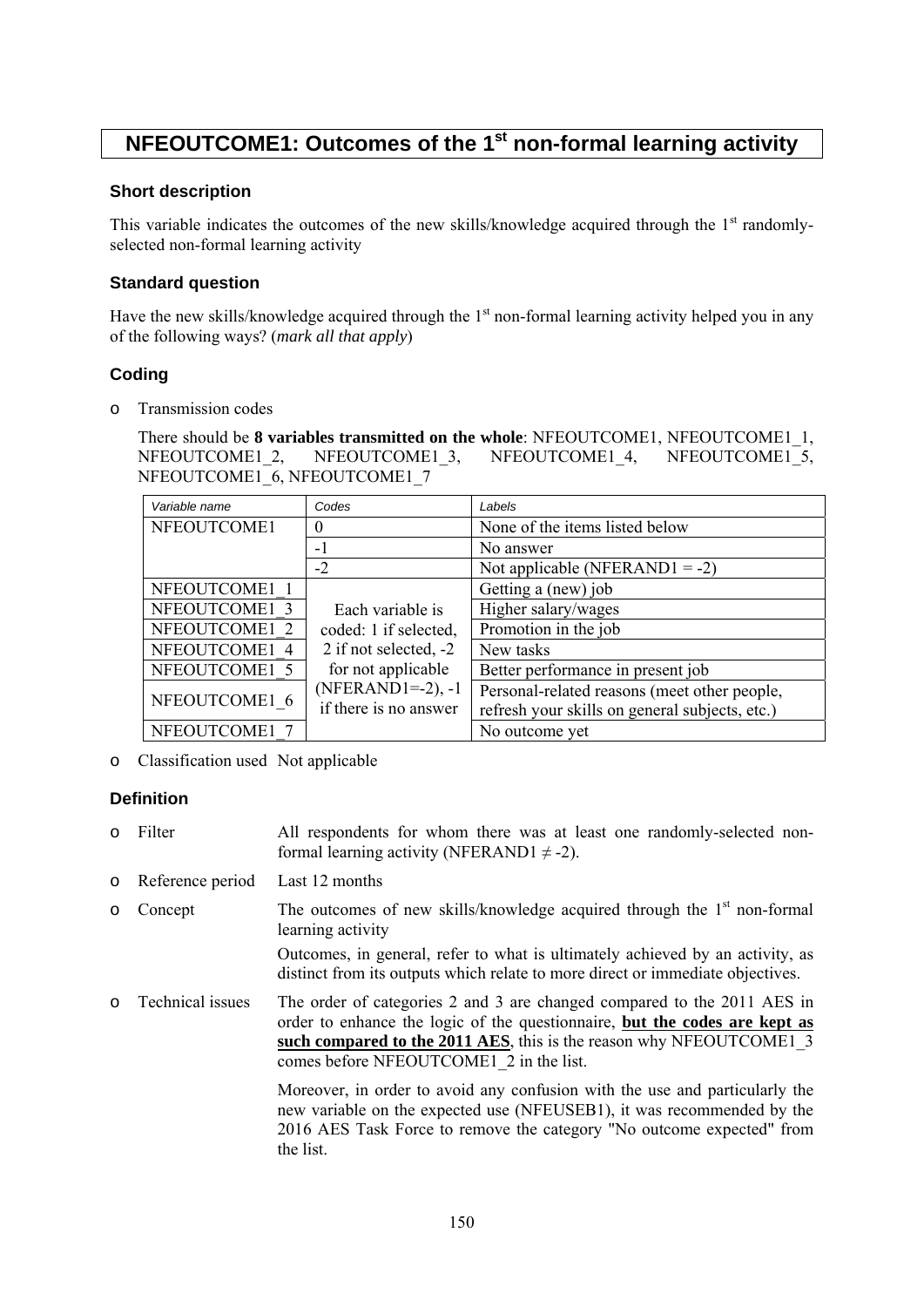# NFEOUTCOME1: Outcomes of the 1st non-formal learning activity

### Short description

This variable indicates the outcomes of the new skills/knowledge acquired through the 1st randomly-selected non-formal learning activity

### Standard question

Have the new skills/knowledge acquired through the 1st non-formal learning activity helped you in any of the following ways? (*mark all that apply*)

### Coding

- Transmission codes

  There should be **8 variables transmitted on the whole**: NFEOUTCOME1, NFEOUTCOME1_1, NFEOUTCOME1_2, NFEOUTCOME1_3, NFEOUTCOME1_4, NFEOUTCOME1_5, NFEOUTCOME1_6, NFEOUTCOME1_7

| *Variable name* | *Codes* | *Labels* |
|---|---|---|
| NFEOUTCOME1 | 0 | None of the items listed below |
| | -1 | No answer |
| | -2 | Not applicable (NFERAND1 = -2) |
| NFEOUTCOME1_1 | Each variable is coded: 1 if selected, 2 if not selected, -2 for not applicable (NFERAND1=-2), -1 if there is no answer | Getting a (new) job |
| NFEOUTCOME1_3 | | Higher salary/wages |
| NFEOUTCOME1_2 | | Promotion in the job |
| NFEOUTCOME1_4 | | New tasks |
| NFEOUTCOME1_5 | | Better performance in present job |
| NFEOUTCOME1_6 | | Personal-related reasons (meet other people, refresh your skills on general subjects, etc.) |
| NFEOUTCOME1_7 | | No outcome yet |

- Classification used Not applicable

### Definition

- Filter — All respondents for whom there was at least one randomly-selected non-formal learning activity (NFERAND1 ≠ -2).
- Reference period — Last 12 months
- Concept — The outcomes of new skills/knowledge acquired through the 1st non-formal learning activity

  Outcomes, in general, refer to what is ultimately achieved by an activity, as distinct from its outputs which relate to more direct or immediate objectives.
- Technical issues — The order of categories 2 and 3 are changed compared to the 2011 AES in order to enhance the logic of the questionnaire, **but the codes are kept as such compared to the 2011 AES**, this is the reason why NFEOUTCOME1_3 comes before NFEOUTCOME1_2 in the list.

  Moreover, in order to avoid any confusion with the use and particularly the new variable on the expected use (NFEUSEB1), it was recommended by the 2016 AES Task Force to remove the category "No outcome expected" from the list.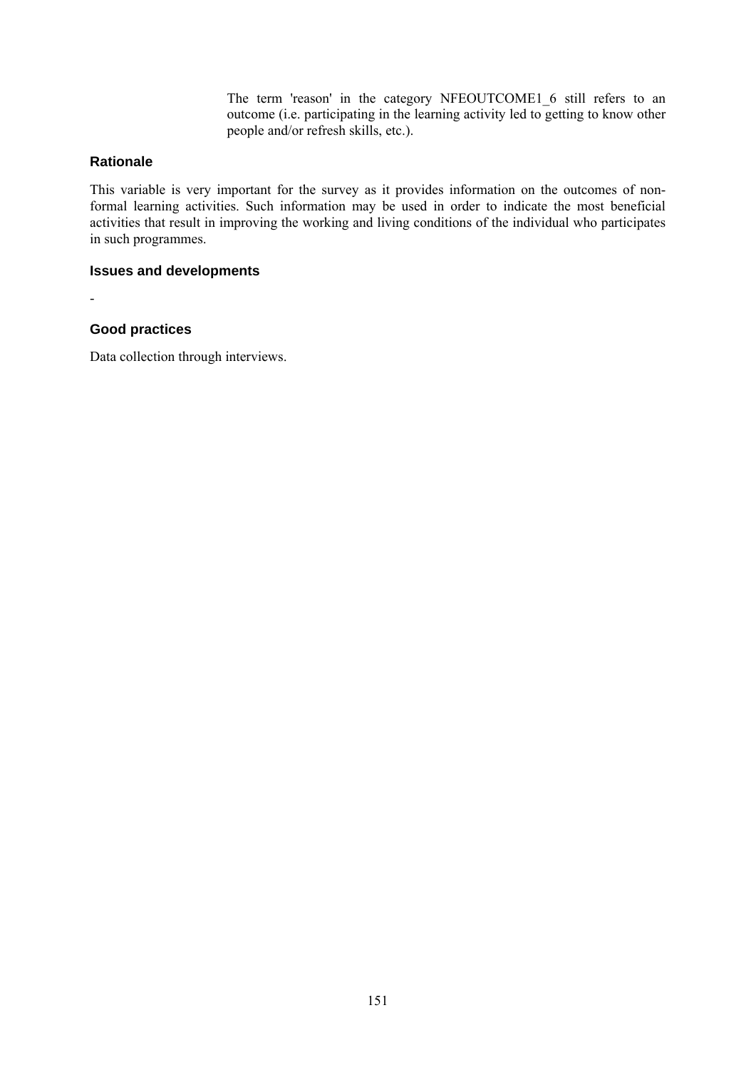The term 'reason' in the category NFEOUTCOME1_6 still refers to an outcome (i.e. participating in the learning activity led to getting to know other people and/or refresh skills, etc.).

### Rationale

This variable is very important for the survey as it provides information on the outcomes of non-formal learning activities. Such information may be used in order to indicate the most beneficial activities that result in improving the working and living conditions of the individual who participates in such programmes.

### Issues and developments

-

### Good practices

Data collection through interviews.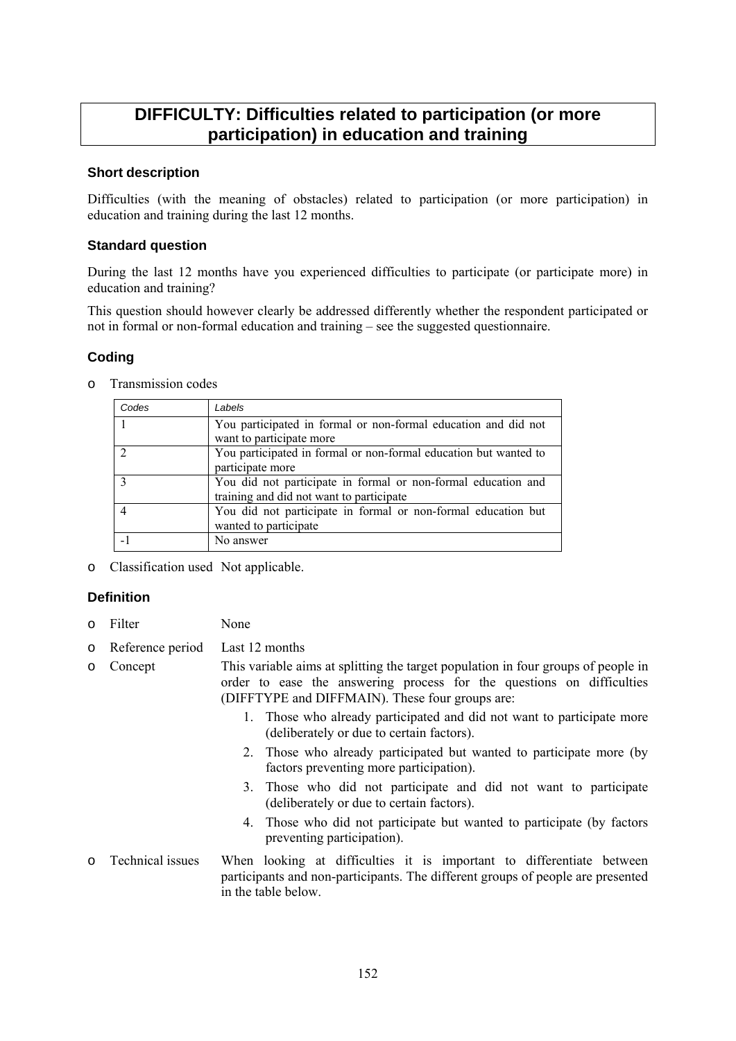# DIFFICULTY: Difficulties related to participation (or more participation) in education and training

### Short description

Difficulties (with the meaning of obstacles) related to participation (or more participation) in education and training during the last 12 months.

### Standard question

During the last 12 months have you experienced difficulties to participate (or participate more) in education and training?

This question should however clearly be addressed differently whether the respondent participated or not in formal or non-formal education and training – see the suggested questionnaire.

### Coding

- Transmission codes

| Codes | Labels |
| --- | --- |
| 1 | You participated in formal or non-formal education and did not want to participate more |
| 2 | You participated in formal or non-formal education but wanted to participate more |
| 3 | You did not participate in formal or non-formal education and training and did not want to participate |
| 4 | You did not participate in formal or non-formal education but wanted to participate |
| -1 | No answer |

- Classification used Not applicable.

### Definition

- Filter None
- Reference period Last 12 months
- Concept This variable aims at splitting the target population in four groups of people in order to ease the answering process for the questions on difficulties (DIFFTYPE and DIFFMAIN). These four groups are:
  1. Those who already participated and did not want to participate more (deliberately or due to certain factors).
  2. Those who already participated but wanted to participate more (by factors preventing more participation).
  3. Those who did not participate and did not want to participate (deliberately or due to certain factors).
  4. Those who did not participate but wanted to participate (by factors preventing participation).
- Technical issues When looking at difficulties it is important to differentiate between participants and non-participants. The different groups of people are presented in the table below.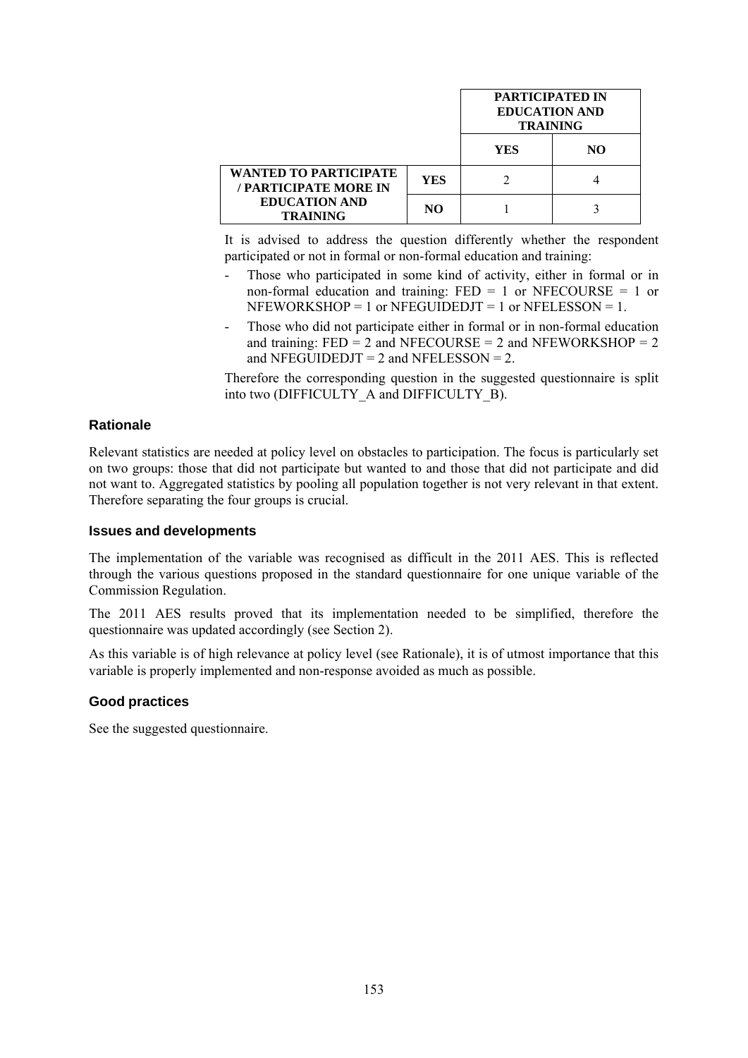| | | PARTICIPATED IN EDUCATION AND TRAINING | |
|---|---|---|---|
| | | **YES** | **NO** |
| **WANTED TO PARTICIPATE / PARTICIPATE MORE IN EDUCATION AND TRAINING** | **YES** | 2 | 4 |
| | **NO** | 1 | 3 |

It is advised to address the question differently whether the respondent participated or not in formal or non-formal education and training:

- Those who participated in some kind of activity, either in formal or in non-formal education and training: FED = 1 or NFECOURSE = 1 or NFEWORKSHOP = 1 or NFEGUIDEDJT = 1 or NFELESSON = 1.
- Those who did not participate either in formal or in non-formal education and training: FED = 2 and NFECOURSE = 2 and NFEWORKSHOP = 2 and NFEGUIDEDJT = 2 and NFELESSON = 2.

Therefore the corresponding question in the suggested questionnaire is split into two (DIFFICULTY_A and DIFFICULTY_B).

### Rationale

Relevant statistics are needed at policy level on obstacles to participation. The focus is particularly set on two groups: those that did not participate but wanted to and those that did not participate and did not want to. Aggregated statistics by pooling all population together is not very relevant in that extent. Therefore separating the four groups is crucial.

### Issues and developments

The implementation of the variable was recognised as difficult in the 2011 AES. This is reflected through the various questions proposed in the standard questionnaire for one unique variable of the Commission Regulation.

The 2011 AES results proved that its implementation needed to be simplified, therefore the questionnaire was updated accordingly (see Section 2).

As this variable is of high relevance at policy level (see Rationale), it is of utmost importance that this variable is properly implemented and non-response avoided as much as possible.

### Good practices

See the suggested questionnaire.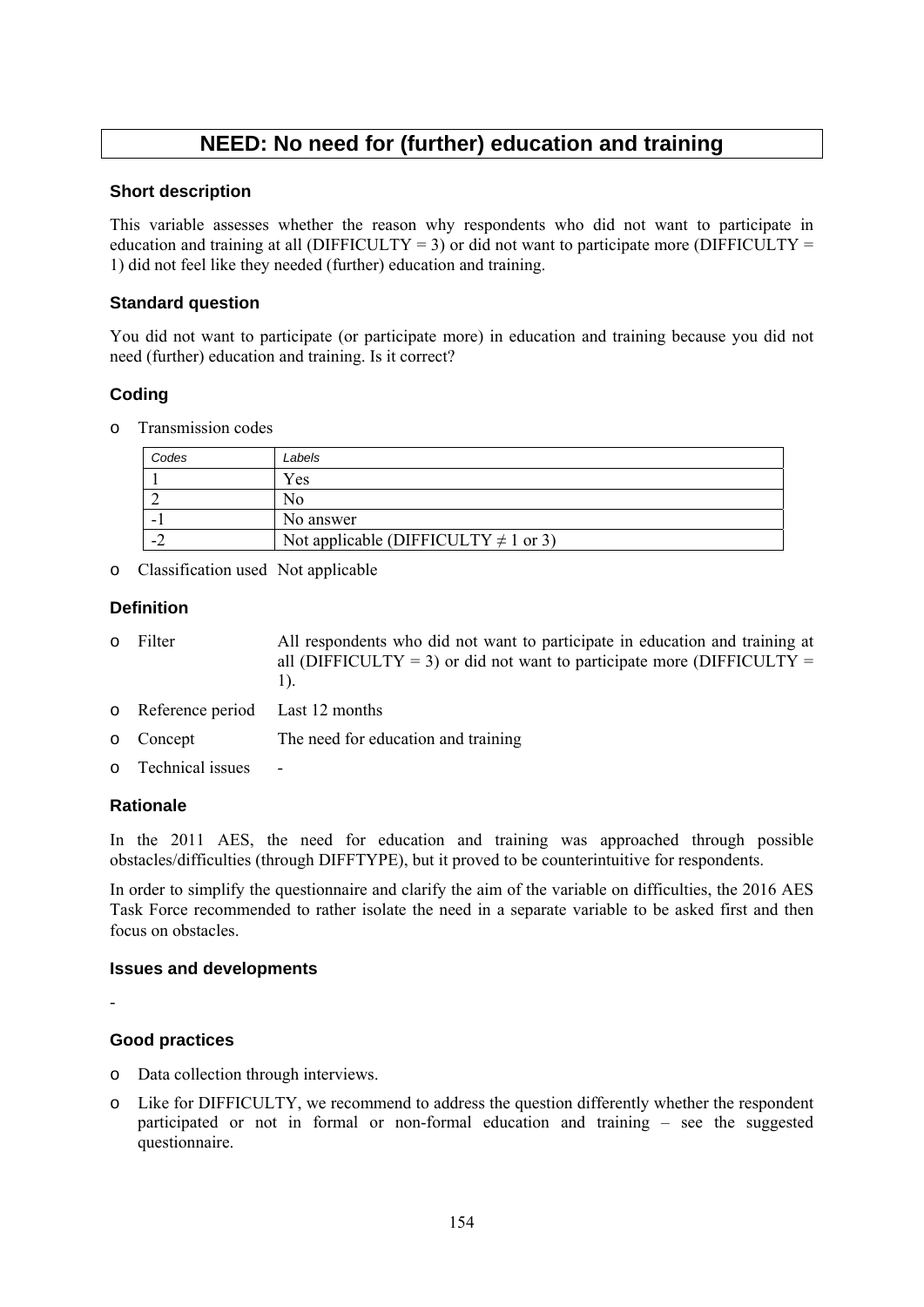# NEED: No need for (further) education and training

### Short description

This variable assesses whether the reason why respondents who did not want to participate in education and training at all (DIFFICULTY = 3) or did not want to participate more (DIFFICULTY = 1) did not feel like they needed (further) education and training.

### Standard question

You did not want to participate (or participate more) in education and training because you did not need (further) education and training. Is it correct?

### Coding

- Transmission codes

| Codes | Labels |
|---|---|
| 1 | Yes |
| 2 | No |
| -1 | No answer |
| -2 | Not applicable (DIFFICULTY ≠ 1 or 3) |

- Classification used Not applicable

### Definition

- Filter All respondents who did not want to participate in education and training at all (DIFFICULTY = 3) or did not want to participate more (DIFFICULTY = 1).
- Reference period Last 12 months
- Concept The need for education and training
- Technical issues -

### Rationale

In the 2011 AES, the need for education and training was approached through possible obstacles/difficulties (through DIFFTYPE), but it proved to be counterintuitive for respondents.

In order to simplify the questionnaire and clarify the aim of the variable on difficulties, the 2016 AES Task Force recommended to rather isolate the need in a separate variable to be asked first and then focus on obstacles.

### Issues and developments

-

### Good practices

- Data collection through interviews.
- Like for DIFFICULTY, we recommend to address the question differently whether the respondent participated or not in formal or non-formal education and training – see the suggested questionnaire.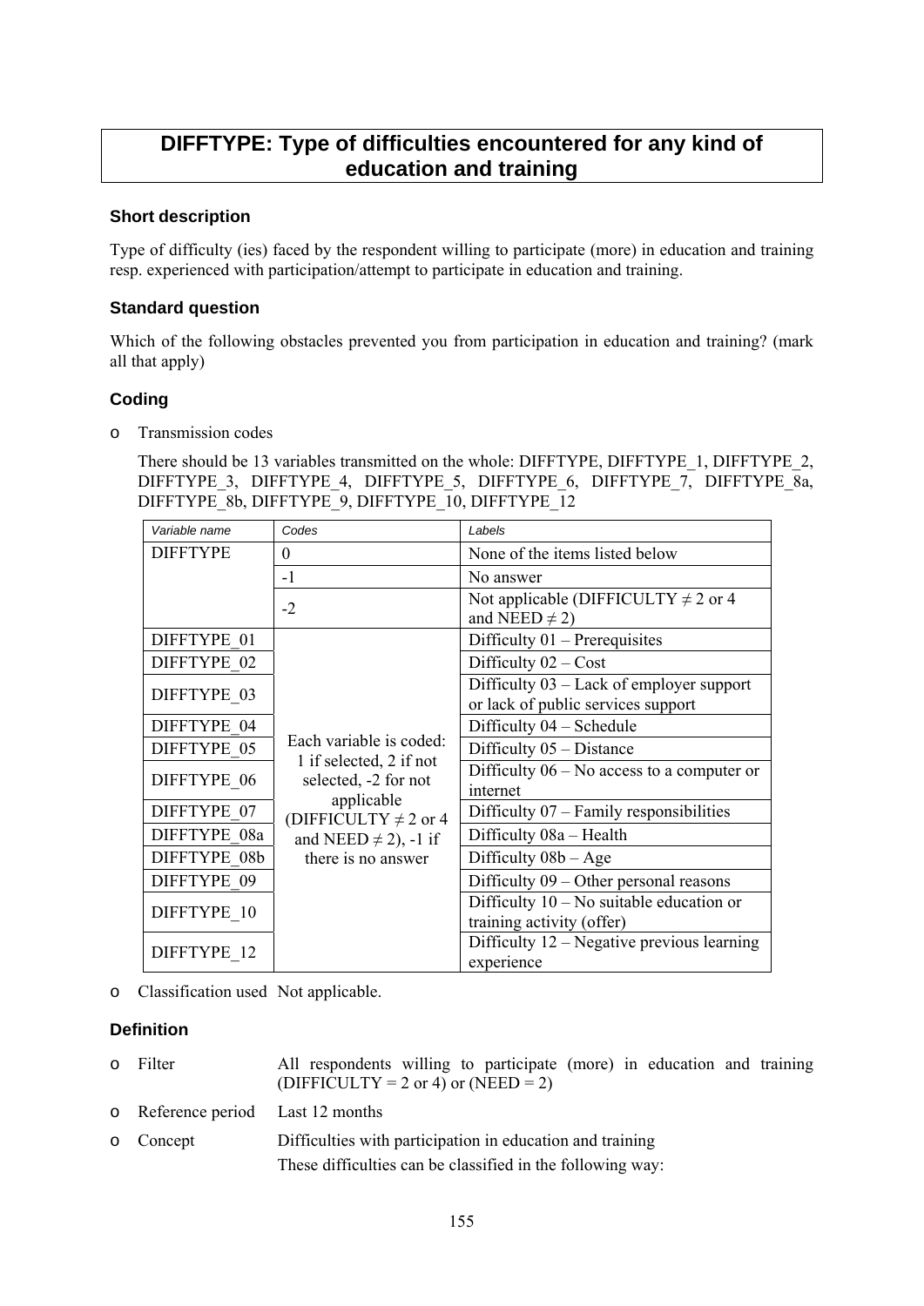# DIFFTYPE: Type of difficulties encountered for any kind of education and training

### Short description

Type of difficulty (ies) faced by the respondent willing to participate (more) in education and training resp. experienced with participation/attempt to participate in education and training.

### Standard question

Which of the following obstacles prevented you from participation in education and training? (mark all that apply)

### Coding

- Transmission codes

  There should be 13 variables transmitted on the whole: DIFFTYPE, DIFFTYPE_1, DIFFTYPE_2, DIFFTYPE_3, DIFFTYPE_4, DIFFTYPE_5, DIFFTYPE_6, DIFFTYPE_7, DIFFTYPE_8a, DIFFTYPE_8b, DIFFTYPE_9, DIFFTYPE_10, DIFFTYPE_12

| *Variable name* | *Codes* | *Labels* |
|---|---|---|
| DIFFTYPE | 0 | None of the items listed below |
| | -1 | No answer |
| | -2 | Not applicable (DIFFICULTY ≠ 2 or 4 and NEED ≠ 2) |
| DIFFTYPE_01 | Each variable is coded: 1 if selected, 2 if not selected, -2 for not applicable (DIFFICULTY ≠ 2 or 4 and NEED ≠ 2), -1 if there is no answer | Difficulty 01 – Prerequisites |
| DIFFTYPE_02 | | Difficulty 02 – Cost |
| DIFFTYPE_03 | | Difficulty 03 – Lack of employer support or lack of public services support |
| DIFFTYPE_04 | | Difficulty 04 – Schedule |
| DIFFTYPE_05 | | Difficulty 05 – Distance |
| DIFFTYPE_06 | | Difficulty 06 – No access to a computer or internet |
| DIFFTYPE_07 | | Difficulty 07 – Family responsibilities |
| DIFFTYPE_08a | | Difficulty 08a – Health |
| DIFFTYPE_08b | | Difficulty 08b – Age |
| DIFFTYPE_09 | | Difficulty 09 – Other personal reasons |
| DIFFTYPE_10 | | Difficulty 10 – No suitable education or training activity (offer) |
| DIFFTYPE_12 | | Difficulty 12 – Negative previous learning experience |

- Classification used  Not applicable.

### Definition

- Filter  All respondents willing to participate (more) in education and training (DIFFICULTY = 2 or 4) or (NEED = 2)
- Reference period  Last 12 months
- Concept  Difficulties with participation in education and training

  These difficulties can be classified in the following way: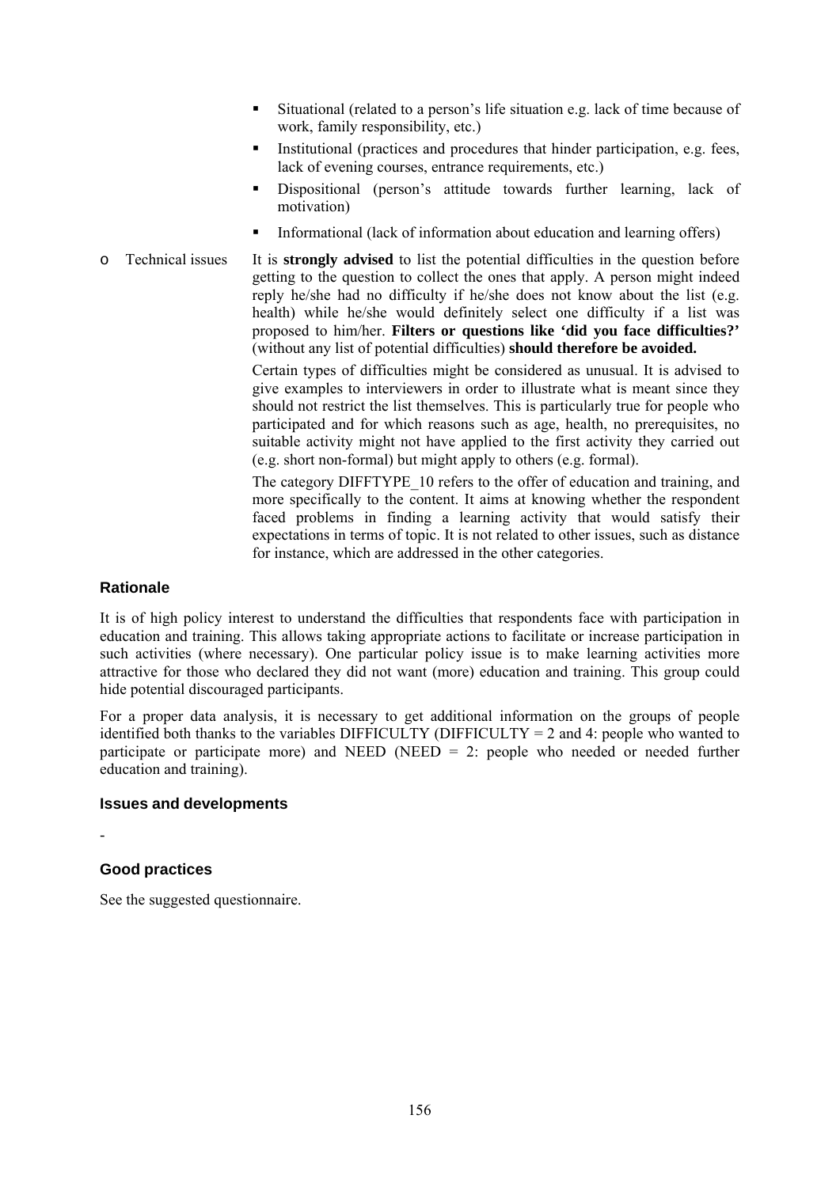- Situational (related to a person's life situation e.g. lack of time because of work, family responsibility, etc.)
- Institutional (practices and procedures that hinder participation, e.g. fees, lack of evening courses, entrance requirements, etc.)
- Dispositional (person's attitude towards further learning, lack of motivation)
- Informational (lack of information about education and learning offers)

- Technical issues

  It is **strongly advised** to list the potential difficulties in the question before getting to the question to collect the ones that apply. A person might indeed reply he/she had no difficulty if he/she does not know about the list (e.g. health) while he/she would definitely select one difficulty if a list was proposed to him/her. **Filters or questions like 'did you face difficulties?'** (without any list of potential difficulties) **should therefore be avoided.**

  Certain types of difficulties might be considered as unusual. It is advised to give examples to interviewers in order to illustrate what is meant since they should not restrict the list themselves. This is particularly true for people who participated and for which reasons such as age, health, no prerequisites, no suitable activity might not have applied to the first activity they carried out (e.g. short non-formal) but might apply to others (e.g. formal).

  The category DIFFTYPE_10 refers to the offer of education and training, and more specifically to the content. It aims at knowing whether the respondent faced problems in finding a learning activity that would satisfy their expectations in terms of topic. It is not related to other issues, such as distance for instance, which are addressed in the other categories.

### Rationale

It is of high policy interest to understand the difficulties that respondents face with participation in education and training. This allows taking appropriate actions to facilitate or increase participation in such activities (where necessary). One particular policy issue is to make learning activities more attractive for those who declared they did not want (more) education and training. This group could hide potential discouraged participants.

For a proper data analysis, it is necessary to get additional information on the groups of people identified both thanks to the variables DIFFICULTY (DIFFICULTY = 2 and 4: people who wanted to participate or participate more) and NEED (NEED = 2: people who needed or needed further education and training).

### Issues and developments

-

### Good practices

See the suggested questionnaire.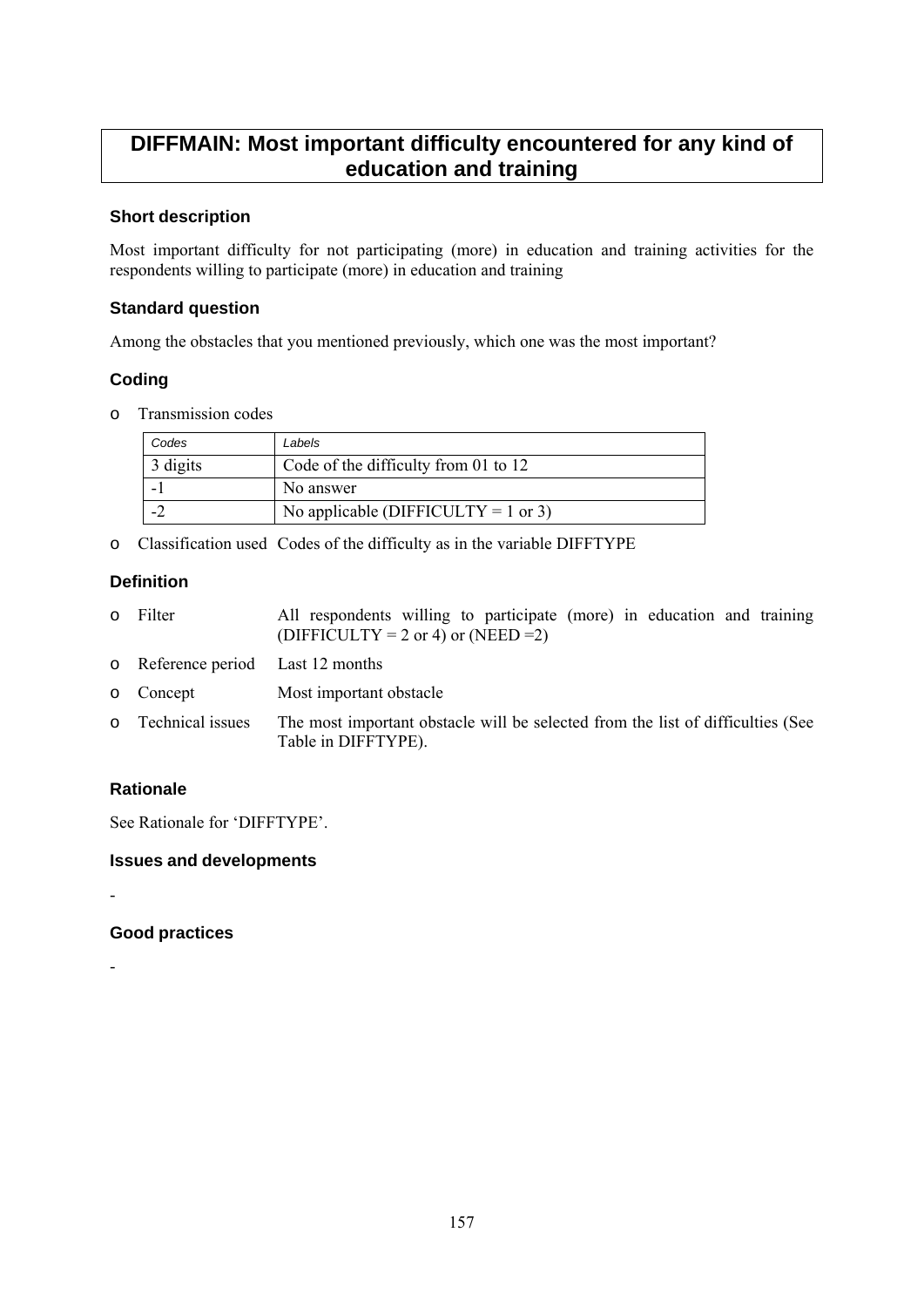# DIFFMAIN: Most important difficulty encountered for any kind of education and training

### Short description

Most important difficulty for not participating (more) in education and training activities for the respondents willing to participate (more) in education and training

### Standard question

Among the obstacles that you mentioned previously, which one was the most important?

### Coding

- Transmission codes

| *Codes* | *Labels* |
|---|---|
| 3 digits | Code of the difficulty from 01 to 12 |
| -1 | No answer |
| -2 | No applicable (DIFFICULTY = 1 or 3) |

- Classification used Codes of the difficulty as in the variable DIFFTYPE

### Definition

- Filter: All respondents willing to participate (more) in education and training (DIFFICULTY = 2 or 4) or (NEED =2)
- Reference period: Last 12 months
- Concept: Most important obstacle
- Technical issues: The most important obstacle will be selected from the list of difficulties (See Table in DIFFTYPE).

### Rationale

See Rationale for 'DIFFTYPE'.

### Issues and developments

-

### Good practices

-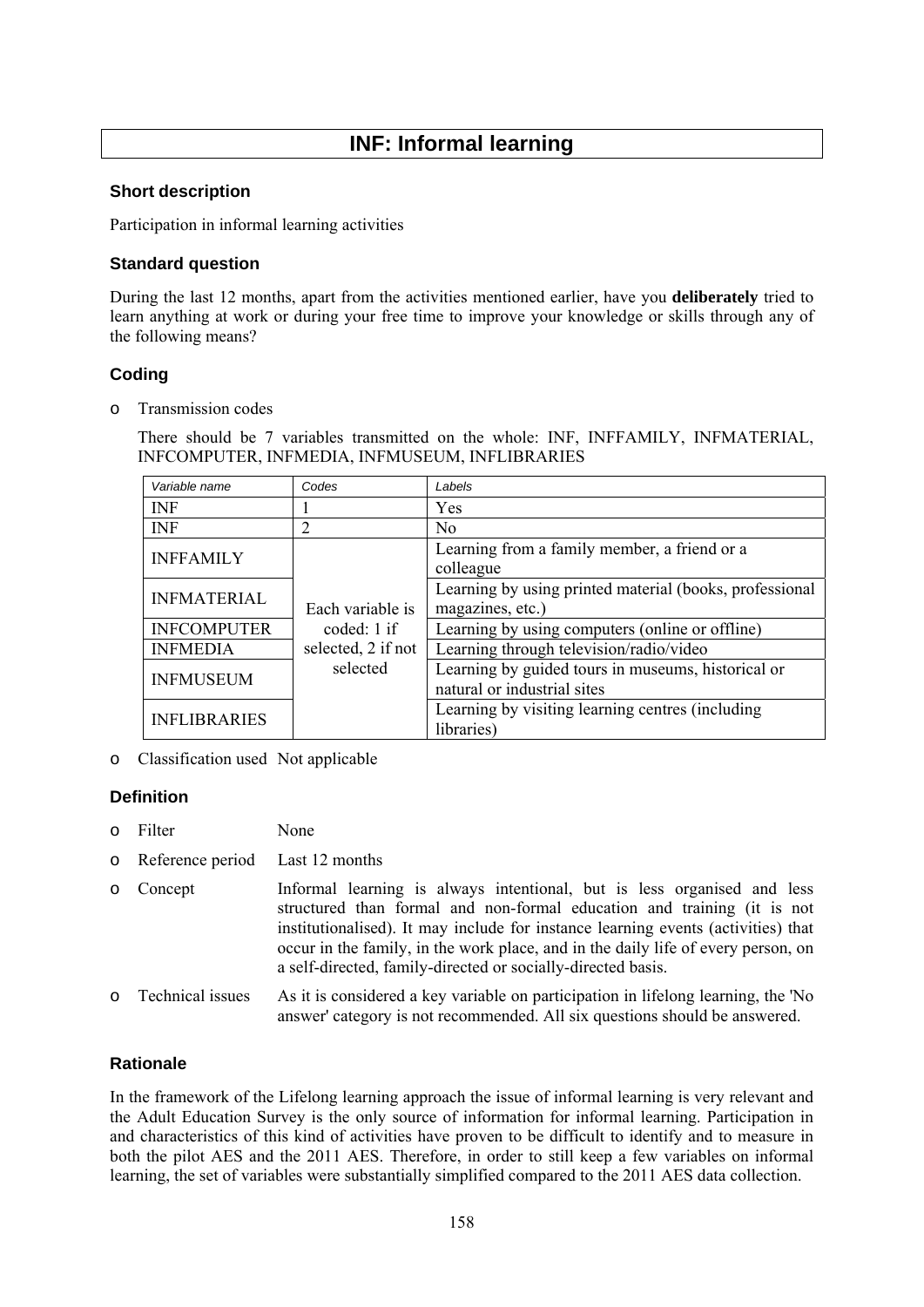# INF: Informal learning

### Short description

Participation in informal learning activities

### Standard question

During the last 12 months, apart from the activities mentioned earlier, have you **deliberately** tried to learn anything at work or during your free time to improve your knowledge or skills through any of the following means?

### Coding

- Transmission codes

  There should be 7 variables transmitted on the whole: INF, INFFAMILY, INFMATERIAL, INFCOMPUTER, INFMEDIA, INFMUSEUM, INFLIBRARIES

| Variable name | Codes | Labels |
|---|---|---|
| INF | 1 | Yes |
| INF | 2 | No |
| INFFAMILY | Each variable is coded: 1 if selected, 2 if not selected | Learning from a family member, a friend or a colleague |
| INFMATERIAL | | Learning by using printed material (books, professional magazines, etc.) |
| INFCOMPUTER | | Learning by using computers (online or offline) |
| INFMEDIA | | Learning through television/radio/video |
| INFMUSEUM | | Learning by guided tours in museums, historical or natural or industrial sites |
| INFLIBRARIES | | Learning by visiting learning centres (including libraries) |

- Classification used Not applicable

### Definition

- Filter: None
- Reference period: Last 12 months
- Concept: Informal learning is always intentional, but is less organised and less structured than formal and non-formal education and training (it is not institutionalised). It may include for instance learning events (activities) that occur in the family, in the work place, and in the daily life of every person, on a self-directed, family-directed or socially-directed basis.
- Technical issues: As it is considered a key variable on participation in lifelong learning, the 'No answer' category is not recommended. All six questions should be answered.

### Rationale

In the framework of the Lifelong learning approach the issue of informal learning is very relevant and the Adult Education Survey is the only source of information for informal learning. Participation in and characteristics of this kind of activities have proven to be difficult to identify and to measure in both the pilot AES and the 2011 AES. Therefore, in order to still keep a few variables on informal learning, the set of variables were substantially simplified compared to the 2011 AES data collection.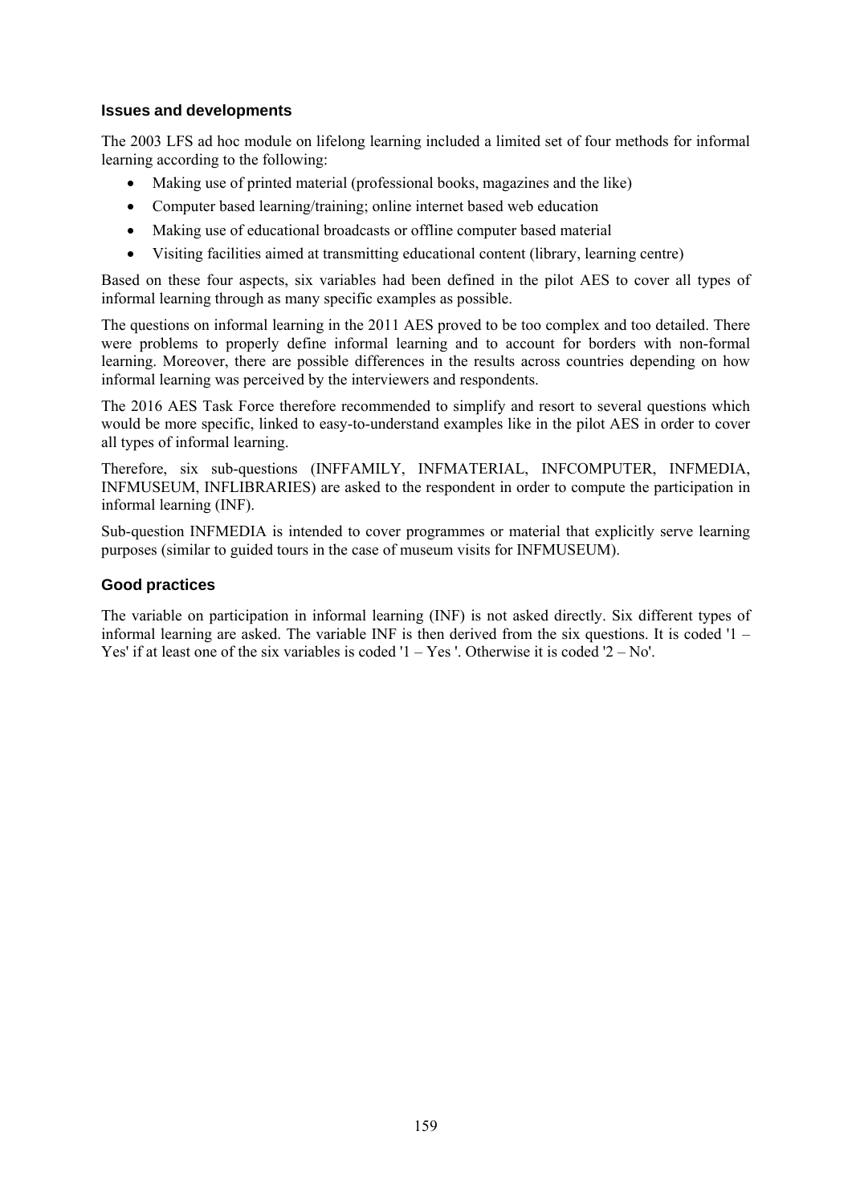### Issues and developments

The 2003 LFS ad hoc module on lifelong learning included a limited set of four methods for informal learning according to the following:

- Making use of printed material (professional books, magazines and the like)
- Computer based learning/training; online internet based web education
- Making use of educational broadcasts or offline computer based material
- Visiting facilities aimed at transmitting educational content (library, learning centre)

Based on these four aspects, six variables had been defined in the pilot AES to cover all types of informal learning through as many specific examples as possible.

The questions on informal learning in the 2011 AES proved to be too complex and too detailed. There were problems to properly define informal learning and to account for borders with non-formal learning. Moreover, there are possible differences in the results across countries depending on how informal learning was perceived by the interviewers and respondents.

The 2016 AES Task Force therefore recommended to simplify and resort to several questions which would be more specific, linked to easy-to-understand examples like in the pilot AES in order to cover all types of informal learning.

Therefore, six sub-questions (INFFAMILY, INFMATERIAL, INFCOMPUTER, INFMEDIA, INFMUSEUM, INFLIBRARIES) are asked to the respondent in order to compute the participation in informal learning (INF).

Sub-question INFMEDIA is intended to cover programmes or material that explicitly serve learning purposes (similar to guided tours in the case of museum visits for INFMUSEUM).

### Good practices

The variable on participation in informal learning (INF) is not asked directly. Six different types of informal learning are asked. The variable INF is then derived from the six questions. It is coded '1 – Yes' if at least one of the six variables is coded '1 – Yes '. Otherwise it is coded '2 – No'.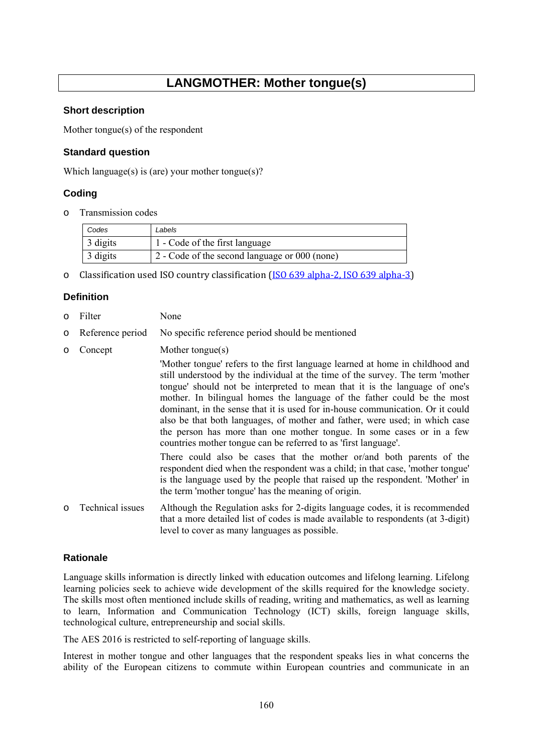# LANGMOTHER: Mother tongue(s)

### Short description

Mother tongue(s) of the respondent

### Standard question

Which language(s) is (are) your mother tongue(s)?

### Coding

- Transmission codes

| Codes | Labels |
|---|---|
| 3 digits | 1 - Code of the first language |
| 3 digits | 2 - Code of the second language or 000 (none) |

- Classification used ISO country classification (ISO 639 alpha-2, ISO 639 alpha-3)

### Definition

- Filter — None
- Reference period — No specific reference period should be mentioned
- Concept — Mother tongue(s)

  'Mother tongue' refers to the first language learned at home in childhood and still understood by the individual at the time of the survey. The term 'mother tongue' should not be interpreted to mean that it is the language of one's mother. In bilingual homes the language of the father could be the most dominant, in the sense that it is used for in-house communication. Or it could also be that both languages, of mother and father, were used; in which case the person has more than one mother tongue. In some cases or in a few countries mother tongue can be referred to as 'first language'.

  There could also be cases that the mother or/and both parents of the respondent died when the respondent was a child; in that case, 'mother tongue' is the language used by the people that raised up the respondent. 'Mother' in the term 'mother tongue' has the meaning of origin.

- Technical issues — Although the Regulation asks for 2-digits language codes, it is recommended that a more detailed list of codes is made available to respondents (at 3-digit) level to cover as many languages as possible.

### Rationale

Language skills information is directly linked with education outcomes and lifelong learning. Lifelong learning policies seek to achieve wide development of the skills required for the knowledge society. The skills most often mentioned include skills of reading, writing and mathematics, as well as learning to learn, Information and Communication Technology (ICT) skills, foreign language skills, technological culture, entrepreneurship and social skills.

The AES 2016 is restricted to self-reporting of language skills.

Interest in mother tongue and other languages that the respondent speaks lies in what concerns the ability of the European citizens to commute within European countries and communicate in an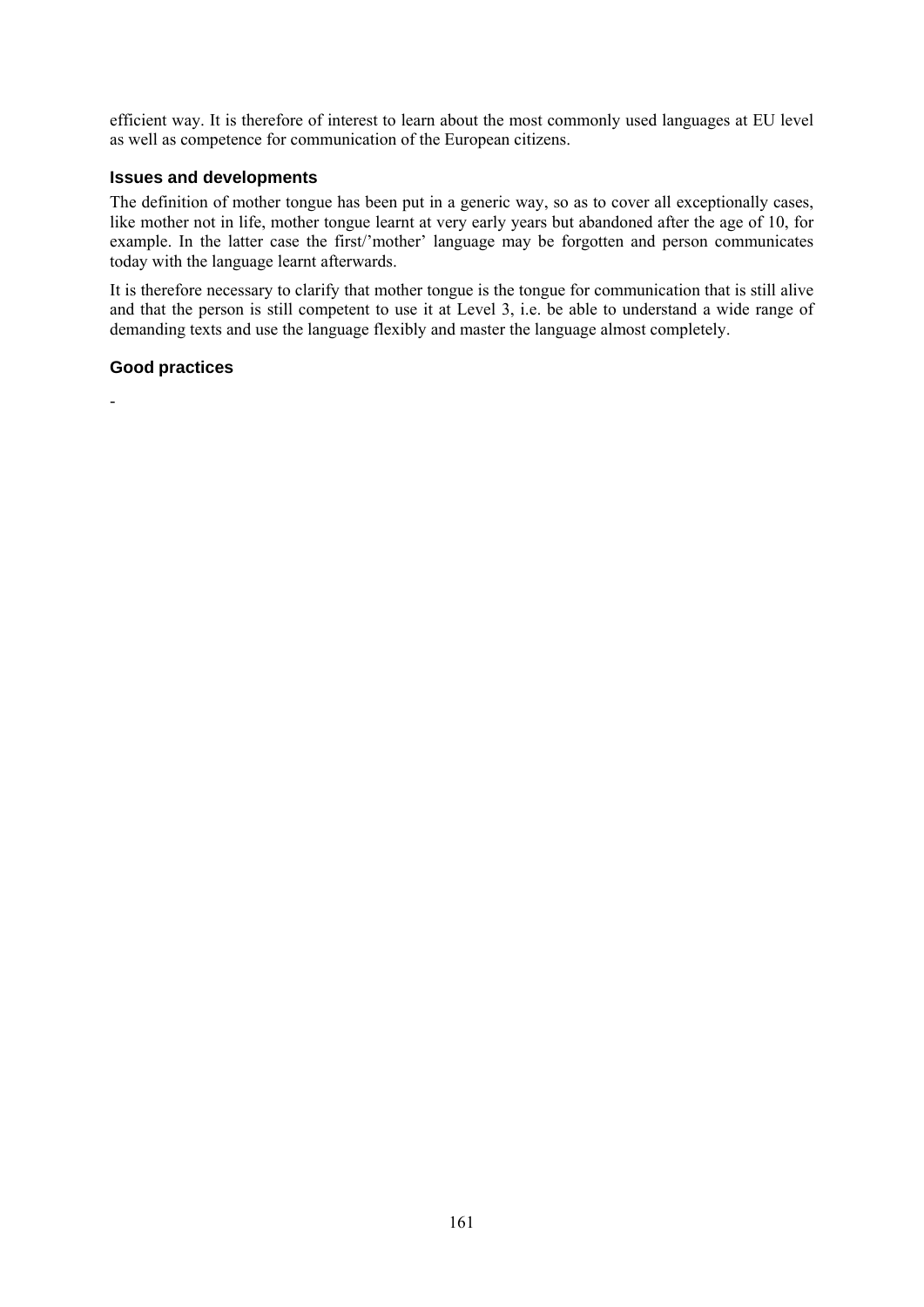efficient way. It is therefore of interest to learn about the most commonly used languages at EU level as well as competence for communication of the European citizens.

### Issues and developments

The definition of mother tongue has been put in a generic way, so as to cover all exceptionally cases, like mother not in life, mother tongue learnt at very early years but abandoned after the age of 10, for example. In the latter case the first/'mother' language may be forgotten and person communicates today with the language learnt afterwards.

It is therefore necessary to clarify that mother tongue is the tongue for communication that is still alive and that the person is still competent to use it at Level 3, i.e. be able to understand a wide range of demanding texts and use the language flexibly and master the language almost completely.

### Good practices

-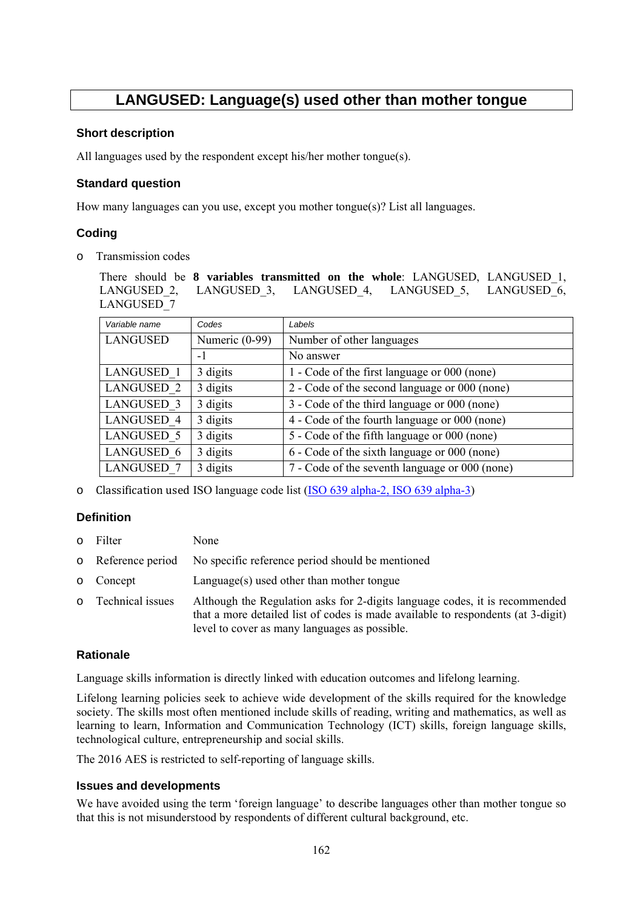# LANGUSED: Language(s) used other than mother tongue

### Short description

All languages used by the respondent except his/her mother tongue(s).

### Standard question

How many languages can you use, except you mother tongue(s)? List all languages.

### Coding

- Transmission codes

  There should be **8 variables transmitted on the whole**: LANGUSED, LANGUSED_1, LANGUSED_2, LANGUSED_3, LANGUSED_4, LANGUSED_5, LANGUSED_6, LANGUSED_7

| *Variable name* | *Codes* | *Labels* |
|---|---|---|
| LANGUSED | Numeric (0-99) | Number of other languages |
| | -1 | No answer |
| LANGUSED_1 | 3 digits | 1 - Code of the first language or 000 (none) |
| LANGUSED_2 | 3 digits | 2 - Code of the second language or 000 (none) |
| LANGUSED_3 | 3 digits | 3 - Code of the third language or 000 (none) |
| LANGUSED_4 | 3 digits | 4 - Code of the fourth language or 000 (none) |
| LANGUSED_5 | 3 digits | 5 - Code of the fifth language or 000 (none) |
| LANGUSED_6 | 3 digits | 6 - Code of the sixth language or 000 (none) |
| LANGUSED_7 | 3 digits | 7 - Code of the seventh language or 000 (none) |

- Classification used ISO language code list (ISO 639 alpha-2, ISO 639 alpha-3)

### Definition

- Filter: None
- Reference period: No specific reference period should be mentioned
- Concept: Language(s) used other than mother tongue
- Technical issues: Although the Regulation asks for 2-digits language codes, it is recommended that a more detailed list of codes is made available to respondents (at 3-digit) level to cover as many languages as possible.

### Rationale

Language skills information is directly linked with education outcomes and lifelong learning.

Lifelong learning policies seek to achieve wide development of the skills required for the knowledge society. The skills most often mentioned include skills of reading, writing and mathematics, as well as learning to learn, Information and Communication Technology (ICT) skills, foreign language skills, technological culture, entrepreneurship and social skills.

The 2016 AES is restricted to self-reporting of language skills.

### Issues and developments

We have avoided using the term 'foreign language' to describe languages other than mother tongue so that this is not misunderstood by respondents of different cultural background, etc.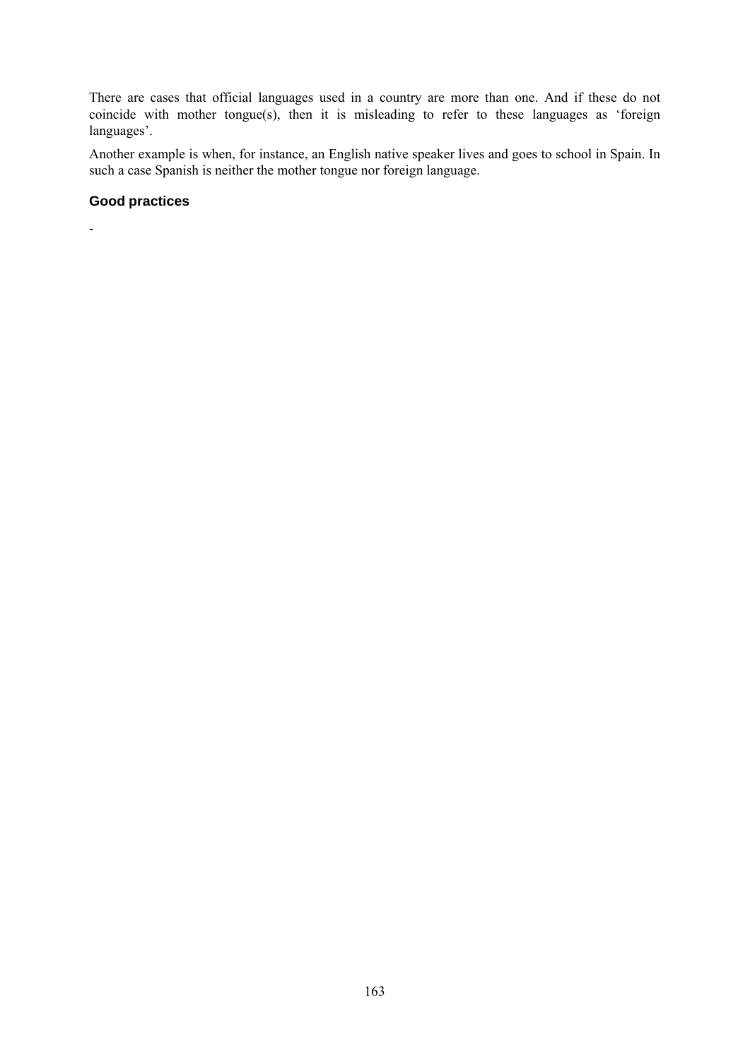There are cases that official languages used in a country are more than one. And if these do not coincide with mother tongue(s), then it is misleading to refer to these languages as 'foreign languages'.

Another example is when, for instance, an English native speaker lives and goes to school in Spain. In such a case Spanish is neither the mother tongue nor foreign language.

### Good practices

-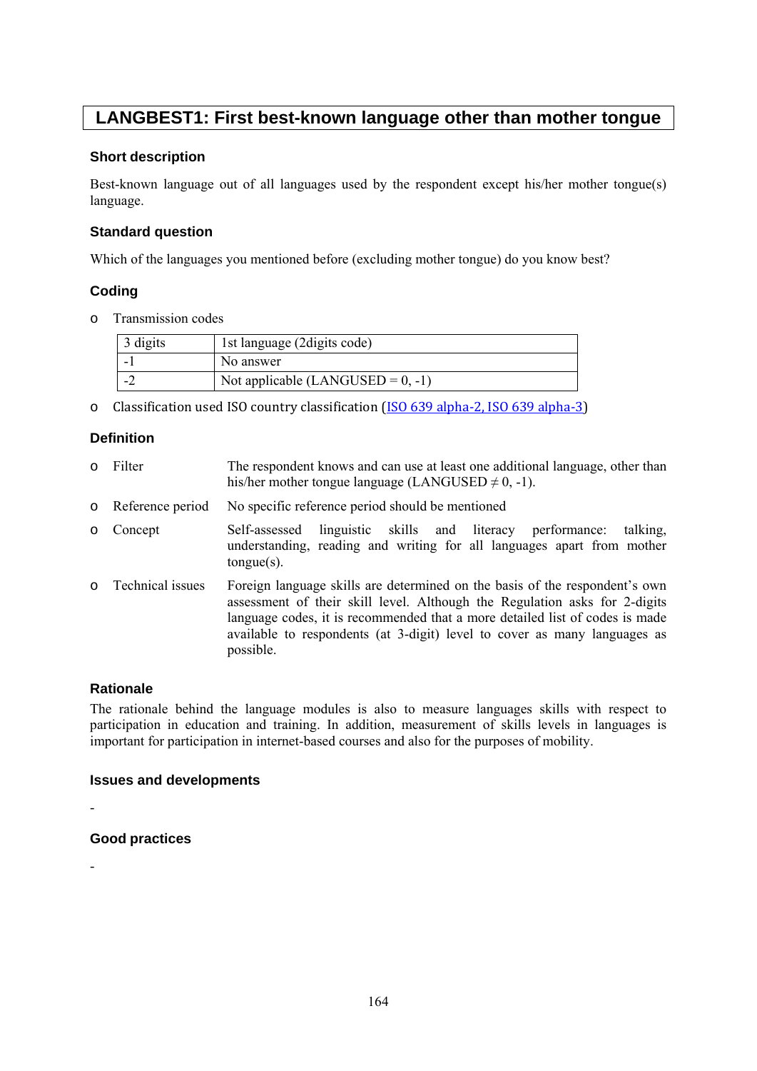# LANGBEST1: First best-known language other than mother tongue

### Short description

Best-known language out of all languages used by the respondent except his/her mother tongue(s) language.

### Standard question

Which of the languages you mentioned before (excluding mother tongue) do you know best?

### Coding

- Transmission codes

| 3 digits | 1st language (2digits code) |
|---|---|
| -1 | No answer |
| -2 | Not applicable (LANGUSED = 0, -1) |

- Classification used ISO country classification (ISO 639 alpha-2, ISO 639 alpha-3)

### Definition

- Filter — The respondent knows and can use at least one additional language, other than his/her mother tongue language (LANGUSED ≠ 0, -1).
- Reference period — No specific reference period should be mentioned
- Concept — Self-assessed linguistic skills and literacy performance: talking, understanding, reading and writing for all languages apart from mother tongue(s).
- Technical issues — Foreign language skills are determined on the basis of the respondent's own assessment of their skill level. Although the Regulation asks for 2-digits language codes, it is recommended that a more detailed list of codes is made available to respondents (at 3-digit) level to cover as many languages as possible.

### Rationale

The rationale behind the language modules is also to measure languages skills with respect to participation in education and training. In addition, measurement of skills levels in languages is important for participation in internet-based courses and also for the purposes of mobility.

### Issues and developments

-

### Good practices

-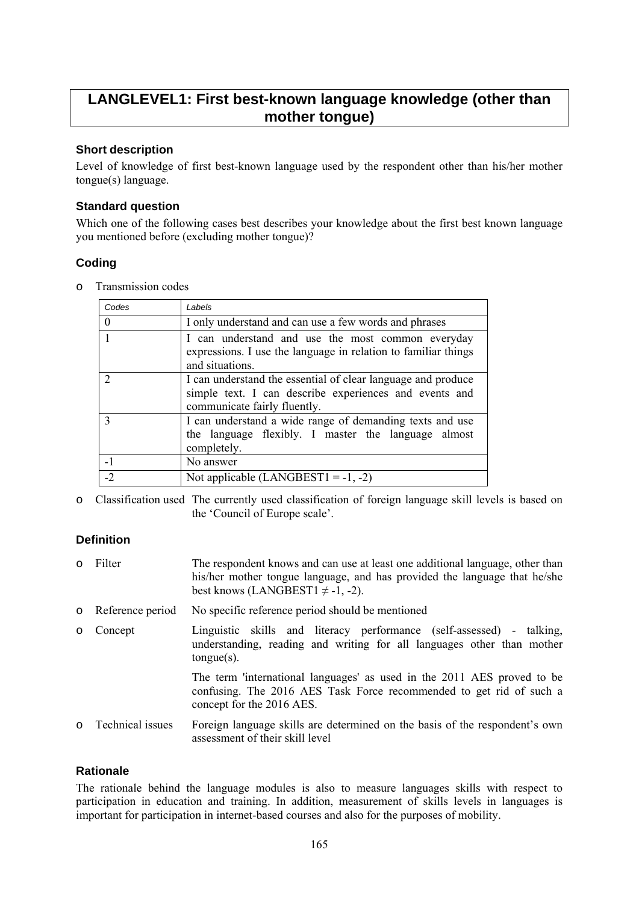# LANGLEVEL1: First best-known language knowledge (other than mother tongue)

### Short description

Level of knowledge of first best-known language used by the respondent other than his/her mother tongue(s) language.

### Standard question

Which one of the following cases best describes your knowledge about the first best known language you mentioned before (excluding mother tongue)?

### Coding

- Transmission codes

| *Codes* | *Labels* |
|---|---|
| 0 | I only understand and can use a few words and phrases |
| 1 | I can understand and use the most common everyday expressions. I use the language in relation to familiar things and situations. |
| 2 | I can understand the essential of clear language and produce simple text. I can describe experiences and events and communicate fairly fluently. |
| 3 | I can understand a wide range of demanding texts and use the language flexibly. I master the language almost completely. |
| -1 | No answer |
| -2 | Not applicable (LANGBEST1 = -1, -2) |

- Classification used: The currently used classification of foreign language skill levels is based on the 'Council of Europe scale'.

### Definition

- Filter: The respondent knows and can use at least one additional language, other than his/her mother tongue language, and has provided the language that he/she best knows (LANGBEST1 ≠ -1, -2).
- Reference period: No specific reference period should be mentioned
- Concept: Linguistic skills and literacy performance (self-assessed) - talking, understanding, reading and writing for all languages other than mother tongue(s).

  The term 'international languages' as used in the 2011 AES proved to be confusing. The 2016 AES Task Force recommended to get rid of such a concept for the 2016 AES.
- Technical issues: Foreign language skills are determined on the basis of the respondent's own assessment of their skill level

### Rationale

The rationale behind the language modules is also to measure languages skills with respect to participation in education and training. In addition, measurement of skills levels in languages is important for participation in internet-based courses and also for the purposes of mobility.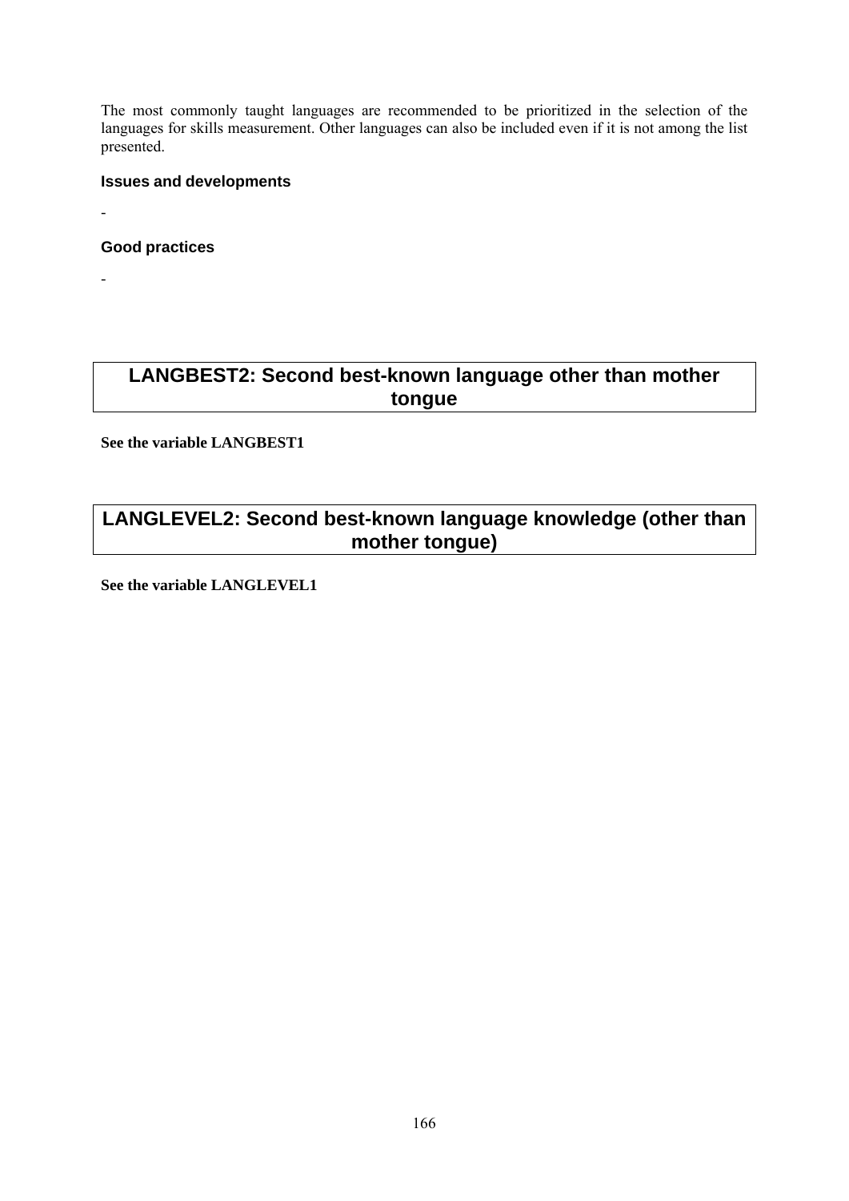The most commonly taught languages are recommended to be prioritized in the selection of the languages for skills measurement. Other languages can also be included even if it is not among the list presented.

### Issues and developments

-

### Good practices

-

## LANGBEST2: Second best-known language other than mother tongue

**See the variable LANGBEST1**

## LANGLEVEL2: Second best-known language knowledge (other than mother tongue)

**See the variable LANGLEVEL1**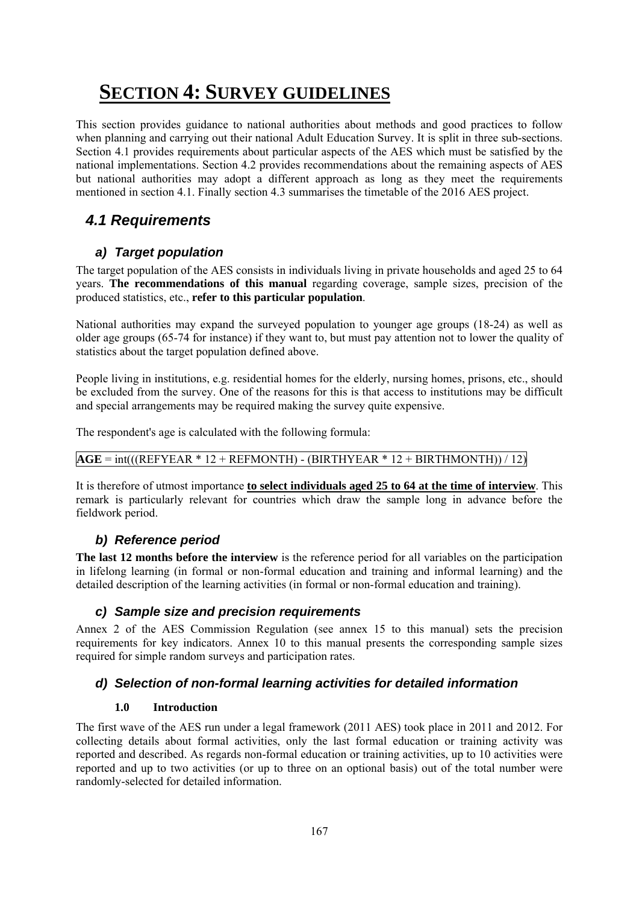# SECTION 4: SURVEY GUIDELINES

This section provides guidance to national authorities about methods and good practices to follow when planning and carrying out their national Adult Education Survey. It is split in three sub-sections. Section 4.1 provides requirements about particular aspects of the AES which must be satisfied by the national implementations. Section 4.2 provides recommendations about the remaining aspects of AES but national authorities may adopt a different approach as long as they meet the requirements mentioned in section 4.1. Finally section 4.3 summarises the timetable of the 2016 AES project.

## 4.1 Requirements

### a) Target population

The target population of the AES consists in individuals living in private households and aged 25 to 64 years. **The recommendations of this manual** regarding coverage, sample sizes, precision of the produced statistics, etc., **refer to this particular population**.

National authorities may expand the surveyed population to younger age groups (18-24) as well as older age groups (65-74 for instance) if they want to, but must pay attention not to lower the quality of statistics about the target population defined above.

People living in institutions, e.g. residential homes for the elderly, nursing homes, prisons, etc., should be excluded from the survey. One of the reasons for this is that access to institutions may be difficult and special arrangements may be required making the survey quite expensive.

The respondent's age is calculated with the following formula:

**AGE** = int(((REFYEAR * 12 + REFMONTH) - (BIRTHYEAR * 12 + BIRTHMONTH)) / 12)

It is therefore of utmost importance **to select individuals aged 25 to 64 at the time of interview**. This remark is particularly relevant for countries which draw the sample long in advance before the fieldwork period.

### b) Reference period

**The last 12 months before the interview** is the reference period for all variables on the participation in lifelong learning (in formal or non-formal education and training and informal learning) and the detailed description of the learning activities (in formal or non-formal education and training).

### c) Sample size and precision requirements

Annex 2 of the AES Commission Regulation (see annex 15 to this manual) sets the precision requirements for key indicators. Annex 10 to this manual presents the corresponding sample sizes required for simple random surveys and participation rates.

### d) Selection of non-formal learning activities for detailed information

#### 1.0 Introduction

The first wave of the AES run under a legal framework (2011 AES) took place in 2011 and 2012. For collecting details about formal activities, only the last formal education or training activity was reported and described. As regards non-formal education or training activities, up to 10 activities were reported and up to two activities (or up to three on an optional basis) out of the total number were randomly-selected for detailed information.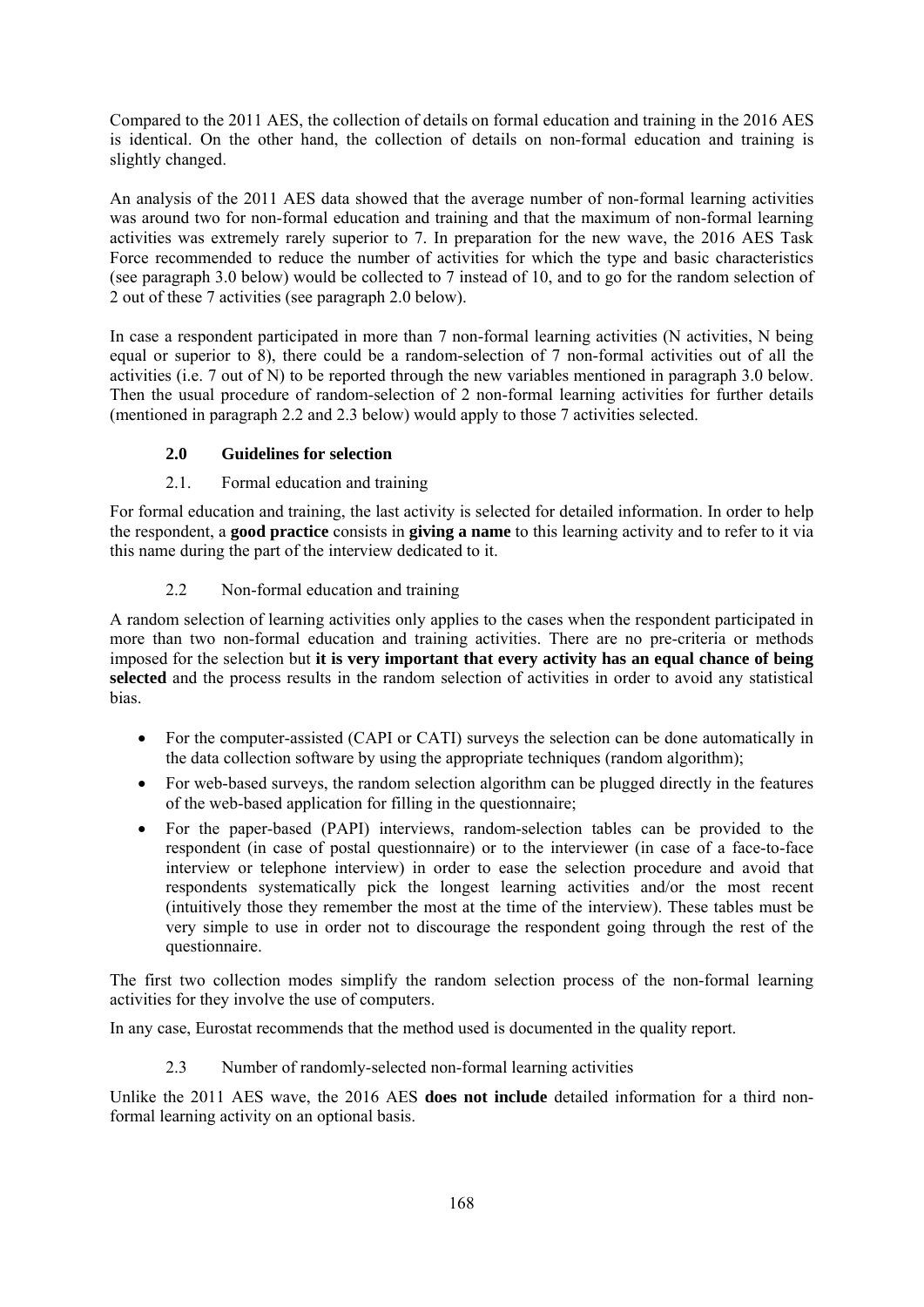Compared to the 2011 AES, the collection of details on formal education and training in the 2016 AES is identical. On the other hand, the collection of details on non-formal education and training is slightly changed.

An analysis of the 2011 AES data showed that the average number of non-formal learning activities was around two for non-formal education and training and that the maximum of non-formal learning activities was extremely rarely superior to 7. In preparation for the new wave, the 2016 AES Task Force recommended to reduce the number of activities for which the type and basic characteristics (see paragraph 3.0 below) would be collected to 7 instead of 10, and to go for the random selection of 2 out of these 7 activities (see paragraph 2.0 below).

In case a respondent participated in more than 7 non-formal learning activities (N activities, N being equal or superior to 8), there could be a random-selection of 7 non-formal activities out of all the activities (i.e. 7 out of N) to be reported through the new variables mentioned in paragraph 3.0 below. Then the usual procedure of random-selection of 2 non-formal learning activities for further details (mentioned in paragraph 2.2 and 2.3 below) would apply to those 7 activities selected.

### 2.0 Guidelines for selection

#### 2.1. Formal education and training

For formal education and training, the last activity is selected for detailed information. In order to help the respondent, a **good practice** consists in **giving a name** to this learning activity and to refer to it via this name during the part of the interview dedicated to it.

#### 2.2 Non-formal education and training

A random selection of learning activities only applies to the cases when the respondent participated in more than two non-formal education and training activities. There are no pre-criteria or methods imposed for the selection but **it is very important that every activity has an equal chance of being selected** and the process results in the random selection of activities in order to avoid any statistical bias.

- For the computer-assisted (CAPI or CATI) surveys the selection can be done automatically in the data collection software by using the appropriate techniques (random algorithm);
- For web-based surveys, the random selection algorithm can be plugged directly in the features of the web-based application for filling in the questionnaire;
- For the paper-based (PAPI) interviews, random-selection tables can be provided to the respondent (in case of postal questionnaire) or to the interviewer (in case of a face-to-face interview or telephone interview) in order to ease the selection procedure and avoid that respondents systematically pick the longest learning activities and/or the most recent (intuitively those they remember the most at the time of the interview). These tables must be very simple to use in order not to discourage the respondent going through the rest of the questionnaire.

The first two collection modes simplify the random selection process of the non-formal learning activities for they involve the use of computers.

In any case, Eurostat recommends that the method used is documented in the quality report.

#### 2.3 Number of randomly-selected non-formal learning activities

Unlike the 2011 AES wave, the 2016 AES **does not include** detailed information for a third non-formal learning activity on an optional basis.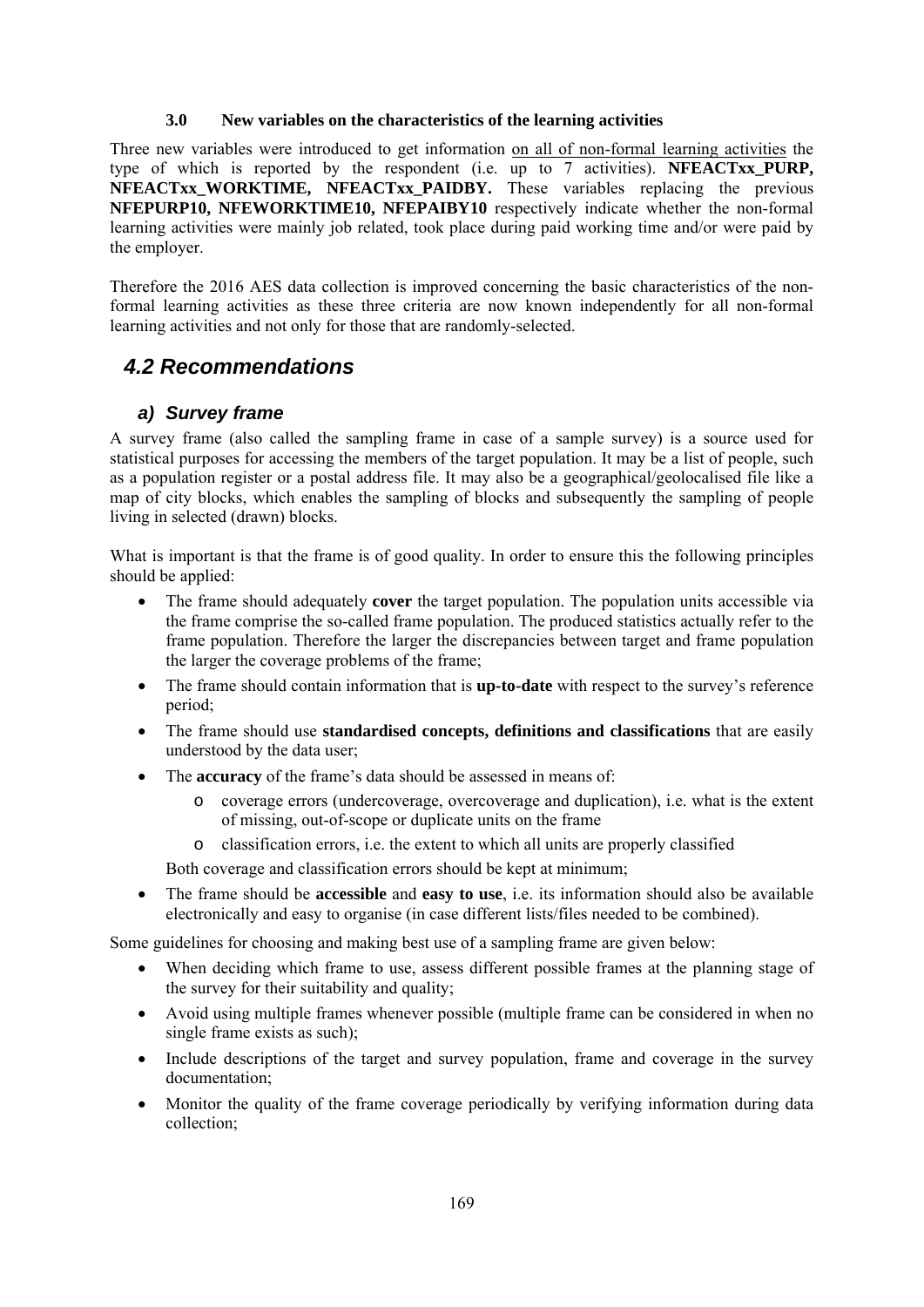**3.0 New variables on the characteristics of the learning activities**

Three new variables were introduced to get information on all of non-formal learning activities the type of which is reported by the respondent (i.e. up to 7 activities). **NFEACTxx_PURP, NFEACTxx_WORKTIME, NFEACTxx_PAIDBY.** These variables replacing the previous **NFEPURP10, NFEWORKTIME10, NFEPAIBY10** respectively indicate whether the non-formal learning activities were mainly job related, took place during paid working time and/or were paid by the employer.

Therefore the 2016 AES data collection is improved concerning the basic characteristics of the non-formal learning activities as these three criteria are now known independently for all non-formal learning activities and not only for those that are randomly-selected.

## *4.2 Recommendations*

### *a) Survey frame*

A survey frame (also called the sampling frame in case of a sample survey) is a source used for statistical purposes for accessing the members of the target population. It may be a list of people, such as a population register or a postal address file. It may also be a geographical/geolocalised file like a map of city blocks, which enables the sampling of blocks and subsequently the sampling of people living in selected (drawn) blocks.

What is important is that the frame is of good quality. In order to ensure this the following principles should be applied:

- The frame should adequately **cover** the target population. The population units accessible via the frame comprise the so-called frame population. The produced statistics actually refer to the frame population. Therefore the larger the discrepancies between target and frame population the larger the coverage problems of the frame;
- The frame should contain information that is **up-to-date** with respect to the survey's reference period;
- The frame should use **standardised concepts, definitions and classifications** that are easily understood by the data user;
- The **accuracy** of the frame's data should be assessed in means of:
  - coverage errors (undercoverage, overcoverage and duplication), i.e. what is the extent of missing, out-of-scope or duplicate units on the frame
  - classification errors, i.e. the extent to which all units are properly classified

  Both coverage and classification errors should be kept at minimum;
- The frame should be **accessible** and **easy to use**, i.e. its information should also be available electronically and easy to organise (in case different lists/files needed to be combined).

Some guidelines for choosing and making best use of a sampling frame are given below:

- When deciding which frame to use, assess different possible frames at the planning stage of the survey for their suitability and quality;
- Avoid using multiple frames whenever possible (multiple frame can be considered in when no single frame exists as such);
- Include descriptions of the target and survey population, frame and coverage in the survey documentation;
- Monitor the quality of the frame coverage periodically by verifying information during data collection;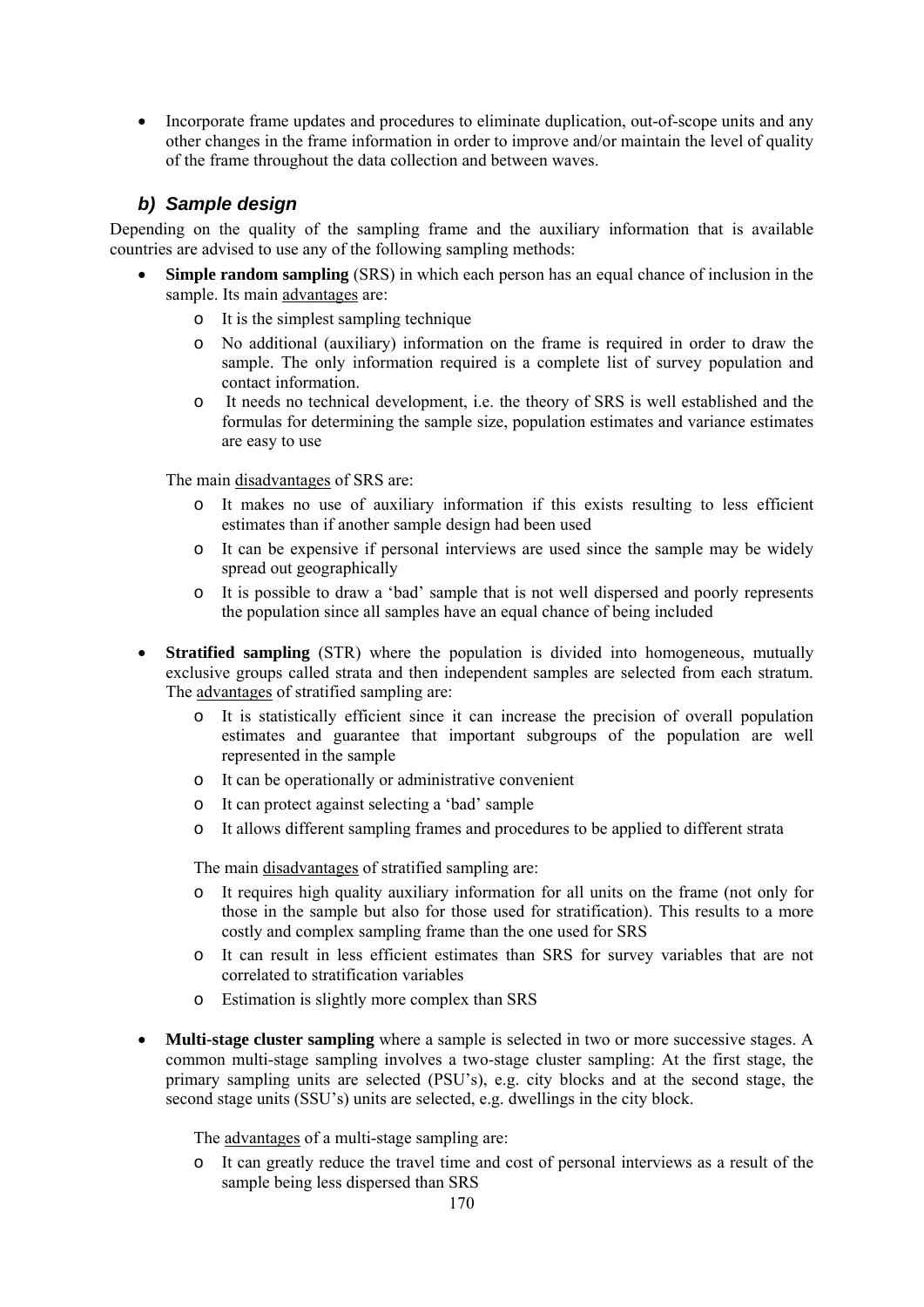- Incorporate frame updates and procedures to eliminate duplication, out-of-scope units and any other changes in the frame information in order to improve and/or maintain the level of quality of the frame throughout the data collection and between waves.

### *b) Sample design*

Depending on the quality of the sampling frame and the auxiliary information that is available countries are advised to use any of the following sampling methods:

- **Simple random sampling** (SRS) in which each person has an equal chance of inclusion in the sample. Its main advantages are:
  - It is the simplest sampling technique
  - No additional (auxiliary) information on the frame is required in order to draw the sample. The only information required is a complete list of survey population and contact information.
  - It needs no technical development, i.e. the theory of SRS is well established and the formulas for determining the sample size, population estimates and variance estimates are easy to use

  The main disadvantages of SRS are:
  - It makes no use of auxiliary information if this exists resulting to less efficient estimates than if another sample design had been used
  - It can be expensive if personal interviews are used since the sample may be widely spread out geographically
  - It is possible to draw a 'bad' sample that is not well dispersed and poorly represents the population since all samples have an equal chance of being included

- **Stratified sampling** (STR) where the population is divided into homogeneous, mutually exclusive groups called strata and then independent samples are selected from each stratum. The advantages of stratified sampling are:
  - It is statistically efficient since it can increase the precision of overall population estimates and guarantee that important subgroups of the population are well represented in the sample
  - It can be operationally or administrative convenient
  - It can protect against selecting a 'bad' sample
  - It allows different sampling frames and procedures to be applied to different strata

  The main disadvantages of stratified sampling are:
  - It requires high quality auxiliary information for all units on the frame (not only for those in the sample but also for those used for stratification). This results to a more costly and complex sampling frame than the one used for SRS
  - It can result in less efficient estimates than SRS for survey variables that are not correlated to stratification variables
  - Estimation is slightly more complex than SRS

- **Multi-stage cluster sampling** where a sample is selected in two or more successive stages. A common multi-stage sampling involves a two-stage cluster sampling: At the first stage, the primary sampling units are selected (PSU's), e.g. city blocks and at the second stage, the second stage units (SSU's) units are selected, e.g. dwellings in the city block.

  The advantages of a multi-stage sampling are:
  - It can greatly reduce the travel time and cost of personal interviews as a result of the sample being less dispersed than SRS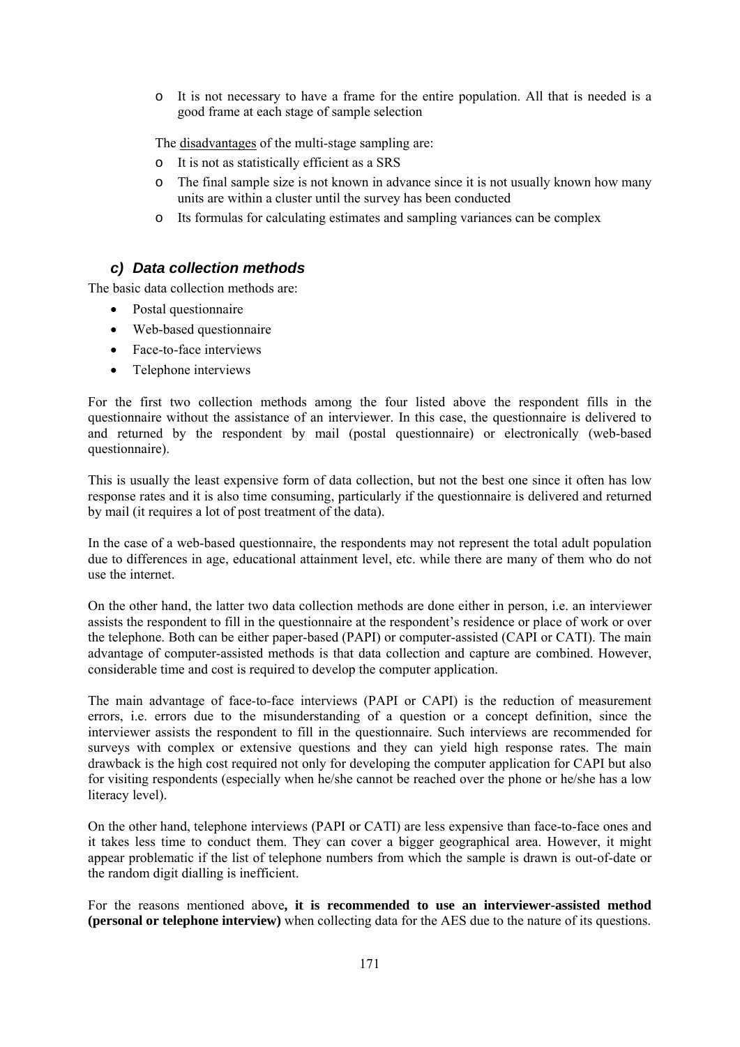- It is not necessary to have a frame for the entire population. All that is needed is a good frame at each stage of sample selection

The disadvantages of the multi-stage sampling are:

- It is not as statistically efficient as a SRS
- The final sample size is not known in advance since it is not usually known how many units are within a cluster until the survey has been conducted
- Its formulas for calculating estimates and sampling variances can be complex

### *c) Data collection methods*

The basic data collection methods are:

- Postal questionnaire
- Web-based questionnaire
- Face-to-face interviews
- Telephone interviews

For the first two collection methods among the four listed above the respondent fills in the questionnaire without the assistance of an interviewer. In this case, the questionnaire is delivered to and returned by the respondent by mail (postal questionnaire) or electronically (web-based questionnaire).

This is usually the least expensive form of data collection, but not the best one since it often has low response rates and it is also time consuming, particularly if the questionnaire is delivered and returned by mail (it requires a lot of post treatment of the data).

In the case of a web-based questionnaire, the respondents may not represent the total adult population due to differences in age, educational attainment level, etc. while there are many of them who do not use the internet.

On the other hand, the latter two data collection methods are done either in person, i.e. an interviewer assists the respondent to fill in the questionnaire at the respondent's residence or place of work or over the telephone. Both can be either paper-based (PAPI) or computer-assisted (CAPI or CATI). The main advantage of computer-assisted methods is that data collection and capture are combined. However, considerable time and cost is required to develop the computer application.

The main advantage of face-to-face interviews (PAPI or CAPI) is the reduction of measurement errors, i.e. errors due to the misunderstanding of a question or a concept definition, since the interviewer assists the respondent to fill in the questionnaire. Such interviews are recommended for surveys with complex or extensive questions and they can yield high response rates. The main drawback is the high cost required not only for developing the computer application for CAPI but also for visiting respondents (especially when he/she cannot be reached over the phone or he/she has a low literacy level).

On the other hand, telephone interviews (PAPI or CATI) are less expensive than face-to-face ones and it takes less time to conduct them. They can cover a bigger geographical area. However, it might appear problematic if the list of telephone numbers from which the sample is drawn is out-of-date or the random digit dialling is inefficient.

For the reasons mentioned above**, it is recommended to use an interviewer-assisted method (personal or telephone interview)** when collecting data for the AES due to the nature of its questions.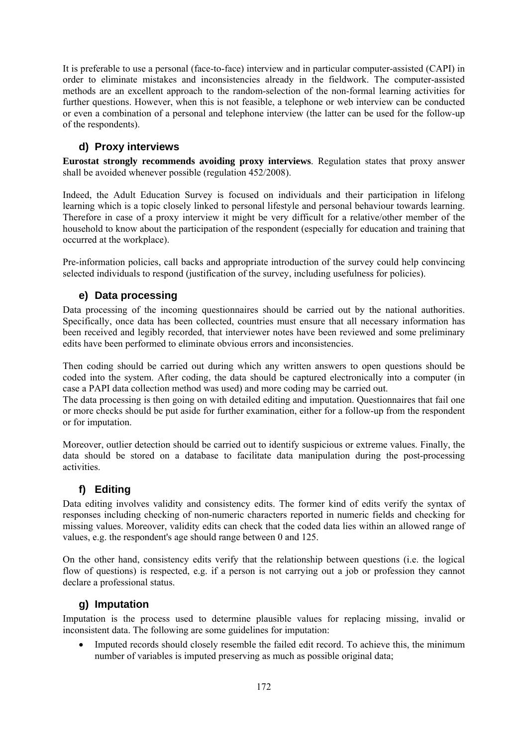It is preferable to use a personal (face-to-face) interview and in particular computer-assisted (CAPI) in order to eliminate mistakes and inconsistencies already in the fieldwork. The computer-assisted methods are an excellent approach to the random-selection of the non-formal learning activities for further questions. However, when this is not feasible, a telephone or web interview can be conducted or even a combination of a personal and telephone interview (the latter can be used for the follow-up of the respondents).

### d) Proxy interviews

**Eurostat strongly recommends avoiding proxy interviews**. Regulation states that proxy answer shall be avoided whenever possible (regulation 452/2008).

Indeed, the Adult Education Survey is focused on individuals and their participation in lifelong learning which is a topic closely linked to personal lifestyle and personal behaviour towards learning. Therefore in case of a proxy interview it might be very difficult for a relative/other member of the household to know about the participation of the respondent (especially for education and training that occurred at the workplace).

Pre-information policies, call backs and appropriate introduction of the survey could help convincing selected individuals to respond (justification of the survey, including usefulness for policies).

### e) Data processing

Data processing of the incoming questionnaires should be carried out by the national authorities. Specifically, once data has been collected, countries must ensure that all necessary information has been received and legibly recorded, that interviewer notes have been reviewed and some preliminary edits have been performed to eliminate obvious errors and inconsistencies.

Then coding should be carried out during which any written answers to open questions should be coded into the system. After coding, the data should be captured electronically into a computer (in case a PAPI data collection method was used) and more coding may be carried out.
The data processing is then going on with detailed editing and imputation. Questionnaires that fail one or more checks should be put aside for further examination, either for a follow-up from the respondent or for imputation.

Moreover, outlier detection should be carried out to identify suspicious or extreme values. Finally, the data should be stored on a database to facilitate data manipulation during the post-processing activities.

### f) Editing

Data editing involves validity and consistency edits. The former kind of edits verify the syntax of responses including checking of non-numeric characters reported in numeric fields and checking for missing values. Moreover, validity edits can check that the coded data lies within an allowed range of values, e.g. the respondent's age should range between 0 and 125.

On the other hand, consistency edits verify that the relationship between questions (i.e. the logical flow of questions) is respected, e.g. if a person is not carrying out a job or profession they cannot declare a professional status.

### g) Imputation

Imputation is the process used to determine plausible values for replacing missing, invalid or inconsistent data. The following are some guidelines for imputation:

- Imputed records should closely resemble the failed edit record. To achieve this, the minimum number of variables is imputed preserving as much as possible original data;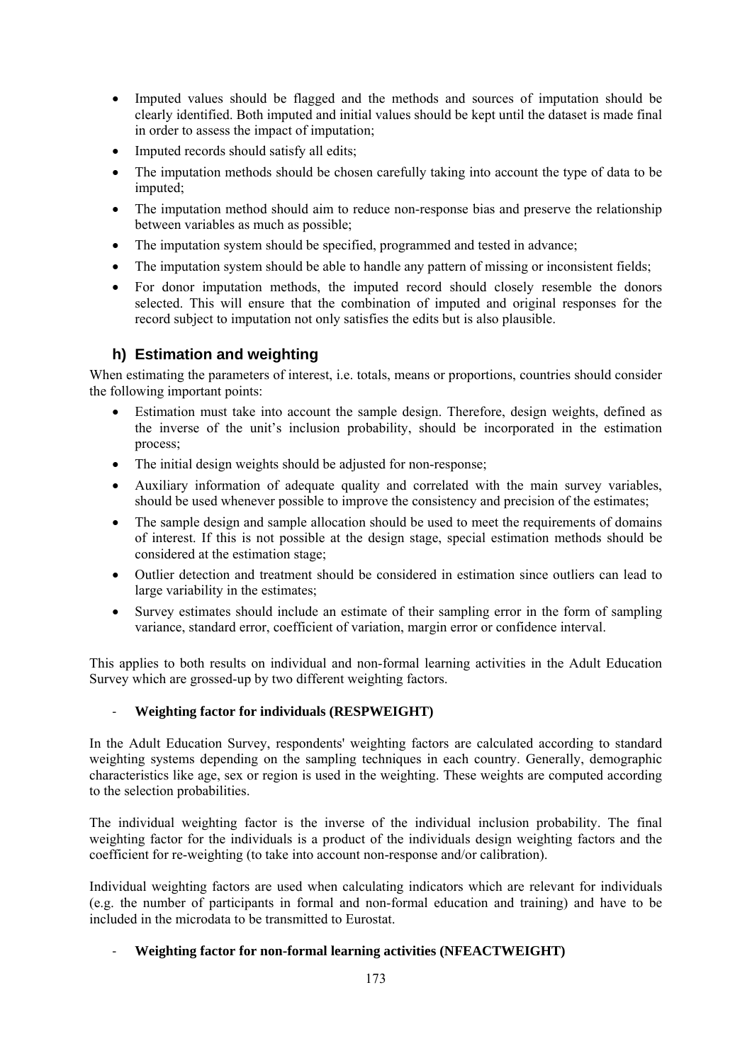- Imputed values should be flagged and the methods and sources of imputation should be clearly identified. Both imputed and initial values should be kept until the dataset is made final in order to assess the impact of imputation;
- Imputed records should satisfy all edits;
- The imputation methods should be chosen carefully taking into account the type of data to be imputed;
- The imputation method should aim to reduce non-response bias and preserve the relationship between variables as much as possible;
- The imputation system should be specified, programmed and tested in advance;
- The imputation system should be able to handle any pattern of missing or inconsistent fields;
- For donor imputation methods, the imputed record should closely resemble the donors selected. This will ensure that the combination of imputed and original responses for the record subject to imputation not only satisfies the edits but is also plausible.

### h) Estimation and weighting

When estimating the parameters of interest, i.e. totals, means or proportions, countries should consider the following important points:

- Estimation must take into account the sample design. Therefore, design weights, defined as the inverse of the unit's inclusion probability, should be incorporated in the estimation process;
- The initial design weights should be adjusted for non-response;
- Auxiliary information of adequate quality and correlated with the main survey variables, should be used whenever possible to improve the consistency and precision of the estimates;
- The sample design and sample allocation should be used to meet the requirements of domains of interest. If this is not possible at the design stage, special estimation methods should be considered at the estimation stage;
- Outlier detection and treatment should be considered in estimation since outliers can lead to large variability in the estimates;
- Survey estimates should include an estimate of their sampling error in the form of sampling variance, standard error, coefficient of variation, margin error or confidence interval.

This applies to both results on individual and non-formal learning activities in the Adult Education Survey which are grossed-up by two different weighting factors.

- **Weighting factor for individuals (RESPWEIGHT)**

In the Adult Education Survey, respondents' weighting factors are calculated according to standard weighting systems depending on the sampling techniques in each country. Generally, demographic characteristics like age, sex or region is used in the weighting. These weights are computed according to the selection probabilities.

The individual weighting factor is the inverse of the individual inclusion probability. The final weighting factor for the individuals is a product of the individuals design weighting factors and the coefficient for re-weighting (to take into account non-response and/or calibration).

Individual weighting factors are used when calculating indicators which are relevant for individuals (e.g. the number of participants in formal and non-formal education and training) and have to be included in the microdata to be transmitted to Eurostat.

- **Weighting factor for non-formal learning activities (NFEACTWEIGHT)**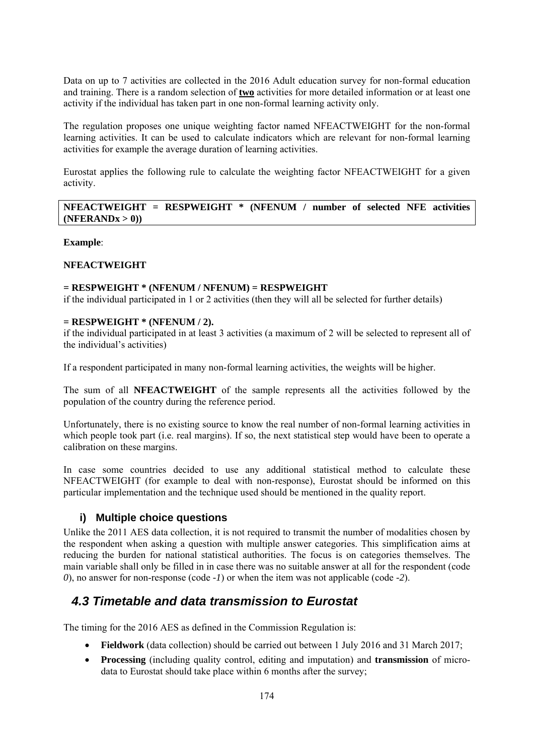Data on up to 7 activities are collected in the 2016 Adult education survey for non-formal education and training. There is a random selection of **two** activities for more detailed information or at least one activity if the individual has taken part in one non-formal learning activity only.

The regulation proposes one unique weighting factor named NFEACTWEIGHT for the non-formal learning activities. It can be used to calculate indicators which are relevant for non-formal learning activities for example the average duration of learning activities.

Eurostat applies the following rule to calculate the weighting factor NFEACTWEIGHT for a given activity.

**NFEACTWEIGHT = RESPWEIGHT * (NFENUM / number of selected NFE activities (NFERANDx > 0))**

**Example**:

**NFEACTWEIGHT**

**= RESPWEIGHT * (NFENUM / NFENUM) = RESPWEIGHT**
if the individual participated in 1 or 2 activities (then they will all be selected for further details)

**= RESPWEIGHT * (NFENUM / 2).**
if the individual participated in at least 3 activities (a maximum of 2 will be selected to represent all of the individual's activities)

If a respondent participated in many non-formal learning activities, the weights will be higher.

The sum of all **NFEACTWEIGHT** of the sample represents all the activities followed by the population of the country during the reference period.

Unfortunately, there is no existing source to know the real number of non-formal learning activities in which people took part (i.e. real margins). If so, the next statistical step would have been to operate a calibration on these margins.

In case some countries decided to use any additional statistical method to calculate these NFEACTWEIGHT (for example to deal with non-response), Eurostat should be informed on this particular implementation and the technique used should be mentioned in the quality report.

### i) Multiple choice questions

Unlike the 2011 AES data collection, it is not required to transmit the number of modalities chosen by the respondent when asking a question with multiple answer categories. This simplification aims at reducing the burden for national statistical authorities. The focus is on categories themselves. The main variable shall only be filled in in case there was no suitable answer at all for the respondent (code *0*), no answer for non-response (code *-1*) or when the item was not applicable (code *-2*).

## *4.3 Timetable and data transmission to Eurostat*

The timing for the 2016 AES as defined in the Commission Regulation is:

- **Fieldwork** (data collection) should be carried out between 1 July 2016 and 31 March 2017;
- **Processing** (including quality control, editing and imputation) and **transmission** of micro-data to Eurostat should take place within 6 months after the survey;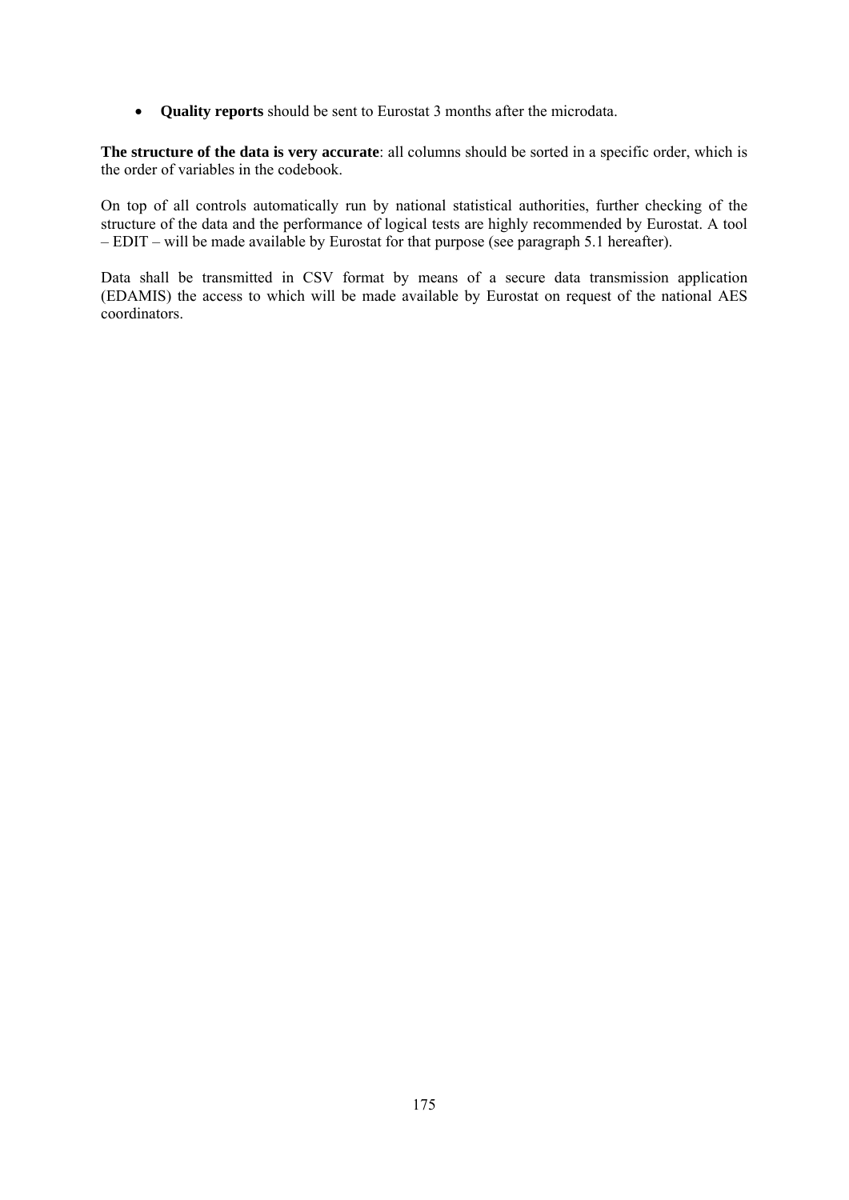- **Quality reports** should be sent to Eurostat 3 months after the microdata.

**The structure of the data is very accurate**: all columns should be sorted in a specific order, which is the order of variables in the codebook.

On top of all controls automatically run by national statistical authorities, further checking of the structure of the data and the performance of logical tests are highly recommended by Eurostat. A tool – EDIT – will be made available by Eurostat for that purpose (see paragraph 5.1 hereafter).

Data shall be transmitted in CSV format by means of a secure data transmission application (EDAMIS) the access to which will be made available by Eurostat on request of the national AES coordinators.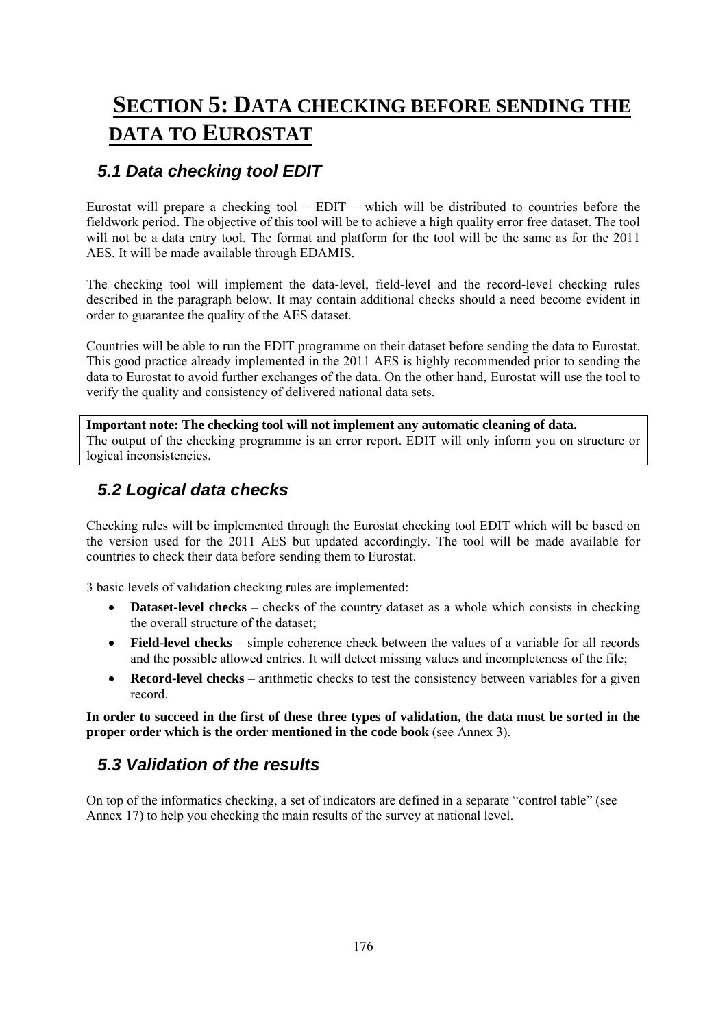# SECTION 5: DATA CHECKING BEFORE SENDING THE DATA TO EUROSTAT

## *5.1 Data checking tool EDIT*

Eurostat will prepare a checking tool – EDIT – which will be distributed to countries before the fieldwork period. The objective of this tool will be to achieve a high quality error free dataset. The tool will not be a data entry tool. The format and platform for the tool will be the same as for the 2011 AES. It will be made available through EDAMIS.

The checking tool will implement the data-level, field-level and the record-level checking rules described in the paragraph below. It may contain additional checks should a need become evident in order to guarantee the quality of the AES dataset.

Countries will be able to run the EDIT programme on their dataset before sending the data to Eurostat. This good practice already implemented in the 2011 AES is highly recommended prior to sending the data to Eurostat to avoid further exchanges of the data. On the other hand, Eurostat will use the tool to verify the quality and consistency of delivered national data sets.

**Important note: The checking tool will not implement any automatic cleaning of data.**
The output of the checking programme is an error report. EDIT will only inform you on structure or logical inconsistencies.

## *5.2 Logical data checks*

Checking rules will be implemented through the Eurostat checking tool EDIT which will be based on the version used for the 2011 AES but updated accordingly. The tool will be made available for countries to check their data before sending them to Eurostat.

3 basic levels of validation checking rules are implemented:

- **Dataset-level checks** – checks of the country dataset as a whole which consists in checking the overall structure of the dataset;
- **Field-level checks** – simple coherence check between the values of a variable for all records and the possible allowed entries. It will detect missing values and incompleteness of the file;
- **Record-level checks** – arithmetic checks to test the consistency between variables for a given record.

**In order to succeed in the first of these three types of validation, the data must be sorted in the proper order which is the order mentioned in the code book** (see Annex 3).

## *5.3 Validation of the results*

On top of the informatics checking, a set of indicators are defined in a separate "control table" (see Annex 17) to help you checking the main results of the survey at national level.